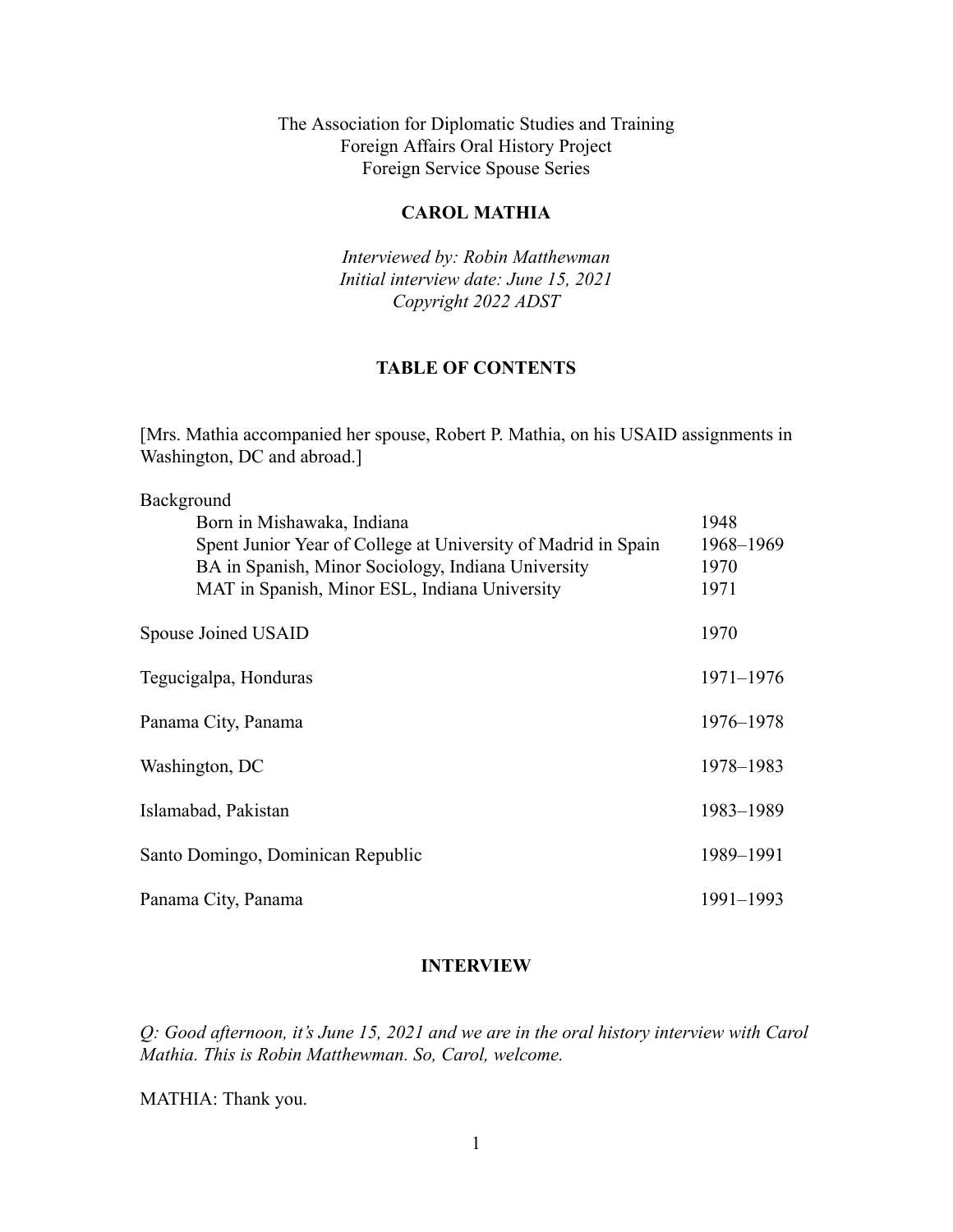The Association for Diplomatic Studies and Training
Foreign Affairs Oral History Project
Foreign Service Spouse Series

# CAROL MATHIA

*Interviewed by: Robin Matthewman*
*Initial interview date: June 15, 2021*
*Copyright 2022 ADST*

## TABLE OF CONTENTS

[Mrs. Mathia accompanied her spouse, Robert P. Mathia, on his USAID assignments in Washington, DC and abroad.]

| | |
|---|---|
| **Background** | |
| Born in Mishawaka, Indiana | 1948 |
| Spent Junior Year of College at University of Madrid in Spain | 1968–1969 |
| BA in Spanish, Minor Sociology, Indiana University | 1970 |
| MAT in Spanish, Minor ESL, Indiana University | 1971 |
| Spouse Joined USAID | 1970 |
| Tegucigalpa, Honduras | 1971–1976 |
| Panama City, Panama | 1976–1978 |
| Washington, DC | 1978–1983 |
| Islamabad, Pakistan | 1983–1989 |
| Santo Domingo, Dominican Republic | 1989–1991 |
| Panama City, Panama | 1991–1993 |

## INTERVIEW

*Q: Good afternoon, it's June 15, 2021 and we are in the oral history interview with Carol Mathia. This is Robin Matthewman. So, Carol, welcome.*

MATHIA: Thank you.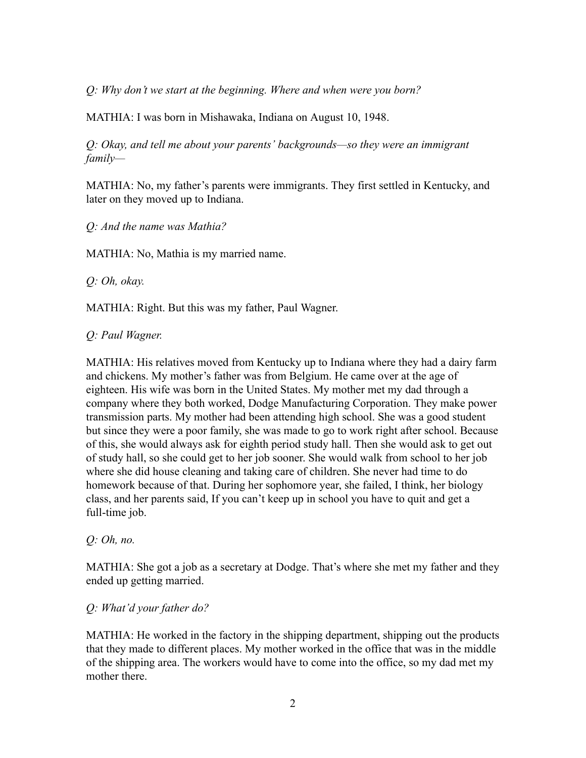*Q: Why don't we start at the beginning. Where and when were you born?*

MATHIA: I was born in Mishawaka, Indiana on August 10, 1948.

*Q: Okay, and tell me about your parents' backgrounds—so they were an immigrant family—*

MATHIA: No, my father's parents were immigrants. They first settled in Kentucky, and later on they moved up to Indiana.

*Q: And the name was Mathia?*

MATHIA: No, Mathia is my married name.

*Q: Oh, okay.*

MATHIA: Right. But this was my father, Paul Wagner.

*Q: Paul Wagner.*

MATHIA: His relatives moved from Kentucky up to Indiana where they had a dairy farm and chickens. My mother's father was from Belgium. He came over at the age of eighteen. His wife was born in the United States. My mother met my dad through a company where they both worked, Dodge Manufacturing Corporation. They make power transmission parts. My mother had been attending high school. She was a good student but since they were a poor family, she was made to go to work right after school. Because of this, she would always ask for eighth period study hall. Then she would ask to get out of study hall, so she could get to her job sooner. She would walk from school to her job where she did house cleaning and taking care of children. She never had time to do homework because of that. During her sophomore year, she failed, I think, her biology class, and her parents said, If you can't keep up in school you have to quit and get a full-time job.

*Q: Oh, no.*

MATHIA: She got a job as a secretary at Dodge. That's where she met my father and they ended up getting married.

*Q: What'd your father do?*

MATHIA: He worked in the factory in the shipping department, shipping out the products that they made to different places. My mother worked in the office that was in the middle of the shipping area. The workers would have to come into the office, so my dad met my mother there.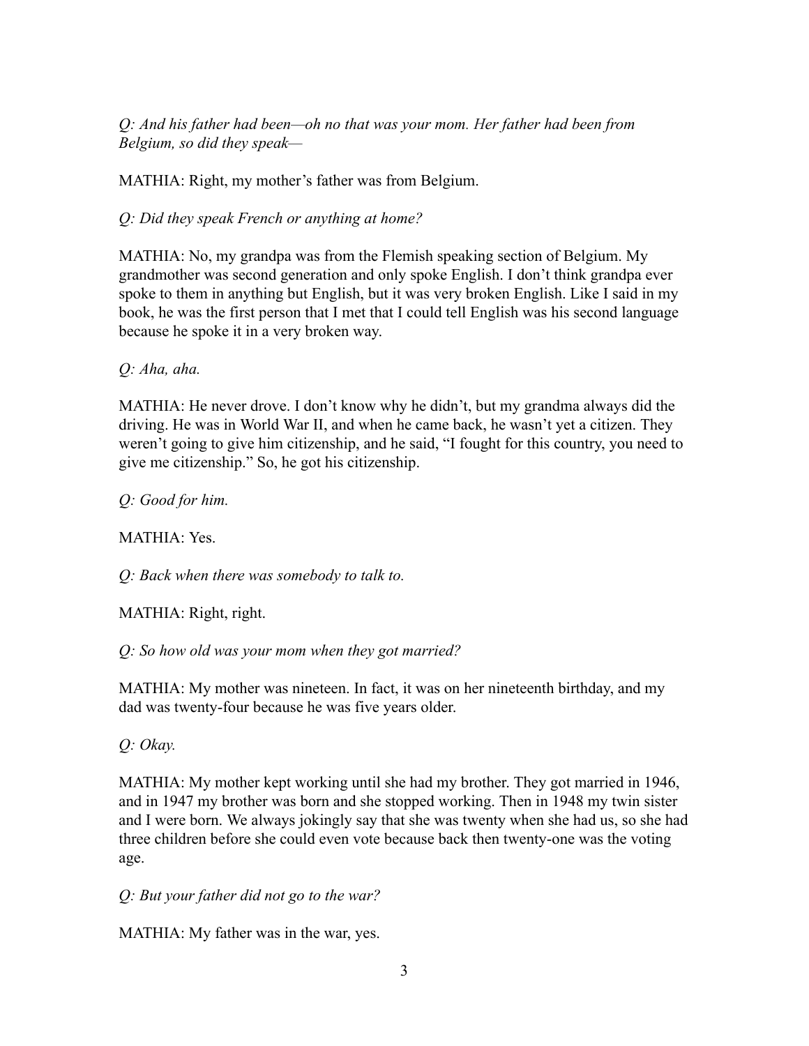*Q: And his father had been—oh no that was your mom. Her father had been from Belgium, so did they speak—*

MATHIA: Right, my mother's father was from Belgium.

*Q: Did they speak French or anything at home?*

MATHIA: No, my grandpa was from the Flemish speaking section of Belgium. My grandmother was second generation and only spoke English. I don't think grandpa ever spoke to them in anything but English, but it was very broken English. Like I said in my book, he was the first person that I met that I could tell English was his second language because he spoke it in a very broken way.

*Q: Aha, aha.*

MATHIA: He never drove. I don't know why he didn't, but my grandma always did the driving. He was in World War II, and when he came back, he wasn't yet a citizen. They weren't going to give him citizenship, and he said, "I fought for this country, you need to give me citizenship." So, he got his citizenship.

*Q: Good for him.*

MATHIA: Yes.

*Q: Back when there was somebody to talk to.*

MATHIA: Right, right.

*Q: So how old was your mom when they got married?*

MATHIA: My mother was nineteen. In fact, it was on her nineteenth birthday, and my dad was twenty-four because he was five years older.

*Q: Okay.*

MATHIA: My mother kept working until she had my brother. They got married in 1946, and in 1947 my brother was born and she stopped working. Then in 1948 my twin sister and I were born. We always jokingly say that she was twenty when she had us, so she had three children before she could even vote because back then twenty-one was the voting age.

*Q: But your father did not go to the war?*

MATHIA: My father was in the war, yes.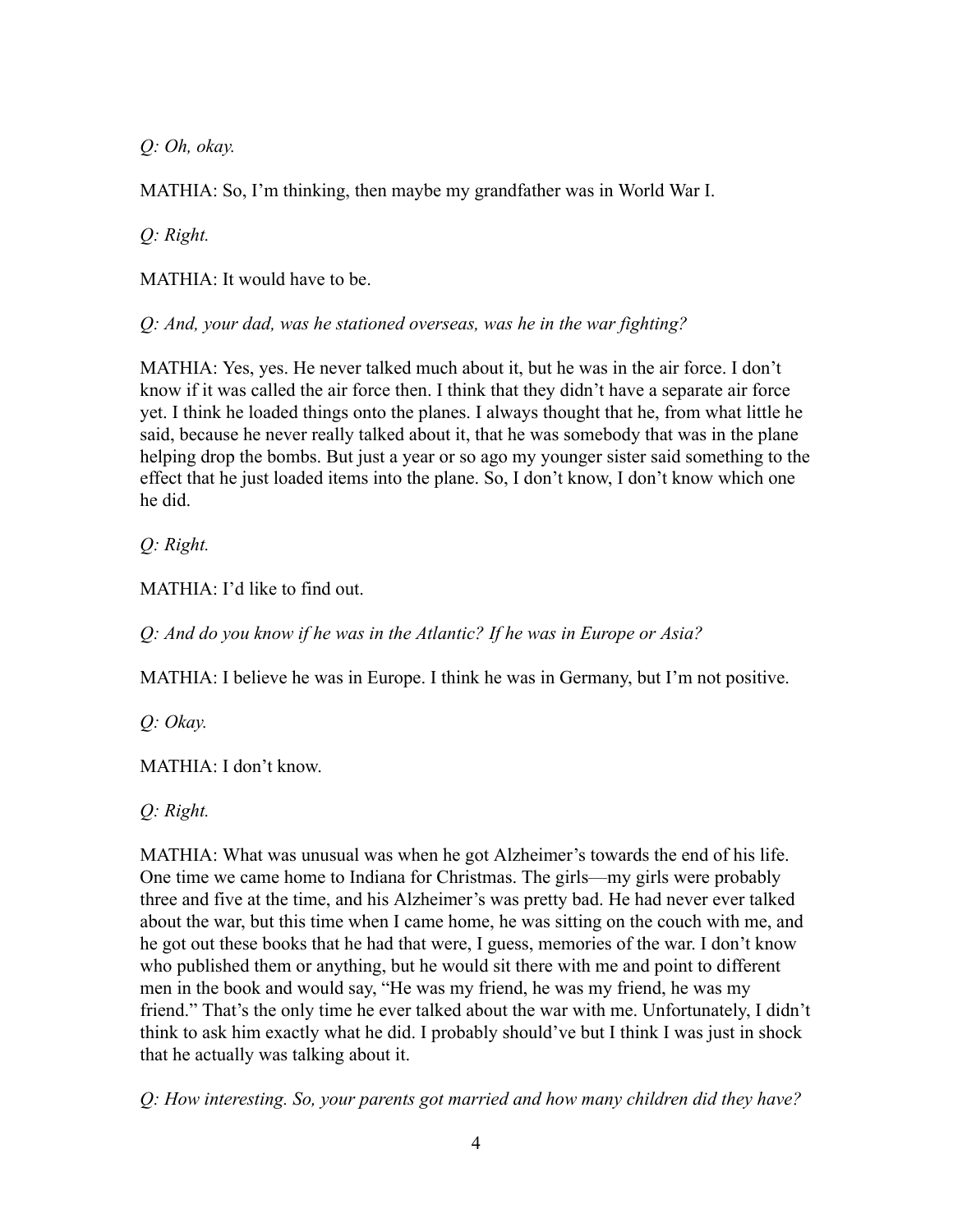*Q: Oh, okay.*

MATHIA: So, I'm thinking, then maybe my grandfather was in World War I.

*Q: Right.*

MATHIA: It would have to be.

*Q: And, your dad, was he stationed overseas, was he in the war fighting?*

MATHIA: Yes, yes. He never talked much about it, but he was in the air force. I don't know if it was called the air force then. I think that they didn't have a separate air force yet. I think he loaded things onto the planes. I always thought that he, from what little he said, because he never really talked about it, that he was somebody that was in the plane helping drop the bombs. But just a year or so ago my younger sister said something to the effect that he just loaded items into the plane. So, I don't know, I don't know which one he did.

*Q: Right.*

MATHIA: I'd like to find out.

*Q: And do you know if he was in the Atlantic? If he was in Europe or Asia?*

MATHIA: I believe he was in Europe. I think he was in Germany, but I'm not positive.

*Q: Okay.*

MATHIA: I don't know.

*Q: Right.*

MATHIA: What was unusual was when he got Alzheimer's towards the end of his life. One time we came home to Indiana for Christmas. The girls—my girls were probably three and five at the time, and his Alzheimer's was pretty bad. He had never ever talked about the war, but this time when I came home, he was sitting on the couch with me, and he got out these books that he had that were, I guess, memories of the war. I don't know who published them or anything, but he would sit there with me and point to different men in the book and would say, "He was my friend, he was my friend, he was my friend." That's the only time he ever talked about the war with me. Unfortunately, I didn't think to ask him exactly what he did. I probably should've but I think I was just in shock that he actually was talking about it.

*Q: How interesting. So, your parents got married and how many children did they have?*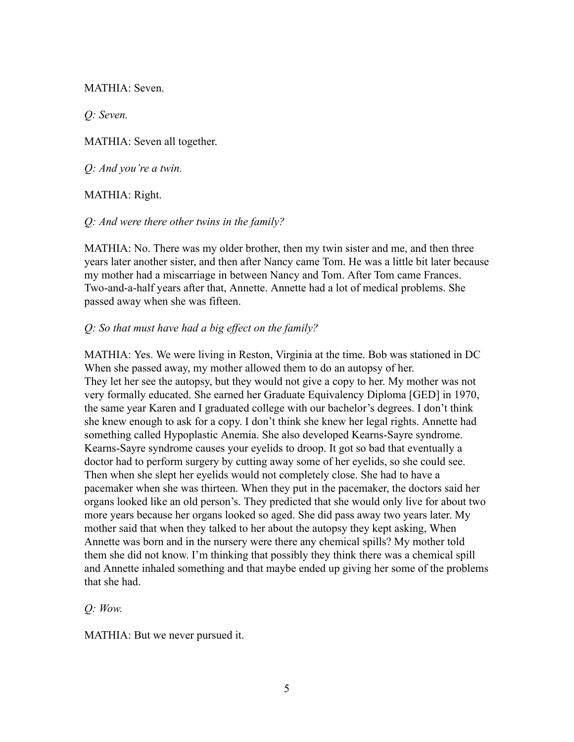MATHIA: Seven.

*Q: Seven.*

MATHIA: Seven all together.

*Q: And you're a twin.*

MATHIA: Right.

*Q: And were there other twins in the family?*

MATHIA: No. There was my older brother, then my twin sister and me, and then three years later another sister, and then after Nancy came Tom. He was a little bit later because my mother had a miscarriage in between Nancy and Tom. After Tom came Frances. Two-and-a-half years after that, Annette. Annette had a lot of medical problems. She passed away when she was fifteen.

*Q: So that must have had a big effect on the family?*

MATHIA: Yes. We were living in Reston, Virginia at the time. Bob was stationed in DC When she passed away, my mother allowed them to do an autopsy of her.
They let her see the autopsy, but they would not give a copy to her. My mother was not very formally educated. She earned her Graduate Equivalency Diploma [GED] in 1970, the same year Karen and I graduated college with our bachelor's degrees. I don't think she knew enough to ask for a copy. I don't think she knew her legal rights. Annette had something called Hypoplastic Anemia. She also developed Kearns-Sayre syndrome. Kearns-Sayre syndrome causes your eyelids to droop. It got so bad that eventually a doctor had to perform surgery by cutting away some of her eyelids, so she could see. Then when she slept her eyelids would not completely close. She had to have a pacemaker when she was thirteen. When they put in the pacemaker, the doctors said her organs looked like an old person's. They predicted that she would only live for about two more years because her organs looked so aged. She did pass away two years later. My mother said that when they talked to her about the autopsy they kept asking, When Annette was born and in the nursery were there any chemical spills? My mother told them she did not know. I'm thinking that possibly they think there was a chemical spill and Annette inhaled something and that maybe ended up giving her some of the problems that she had.

*Q: Wow.*

MATHIA: But we never pursued it.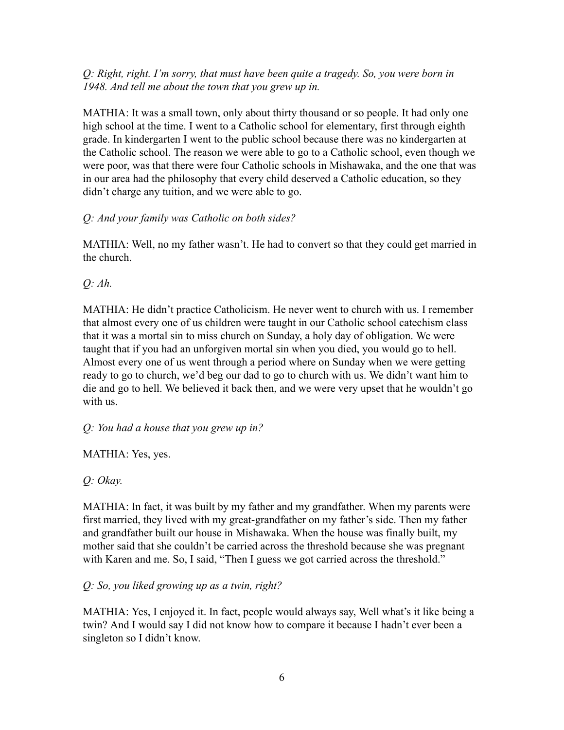*Q: Right, right. I'm sorry, that must have been quite a tragedy. So, you were born in 1948. And tell me about the town that you grew up in.*

MATHIA: It was a small town, only about thirty thousand or so people. It had only one high school at the time. I went to a Catholic school for elementary, first through eighth grade. In kindergarten I went to the public school because there was no kindergarten at the Catholic school. The reason we were able to go to a Catholic school, even though we were poor, was that there were four Catholic schools in Mishawaka, and the one that was in our area had the philosophy that every child deserved a Catholic education, so they didn't charge any tuition, and we were able to go.

*Q: And your family was Catholic on both sides?*

MATHIA: Well, no my father wasn't. He had to convert so that they could get married in the church.

*Q: Ah.*

MATHIA: He didn't practice Catholicism. He never went to church with us. I remember that almost every one of us children were taught in our Catholic school catechism class that it was a mortal sin to miss church on Sunday, a holy day of obligation. We were taught that if you had an unforgiven mortal sin when you died, you would go to hell. Almost every one of us went through a period where on Sunday when we were getting ready to go to church, we'd beg our dad to go to church with us. We didn't want him to die and go to hell. We believed it back then, and we were very upset that he wouldn't go with us.

*Q: You had a house that you grew up in?*

MATHIA: Yes, yes.

*Q: Okay.*

MATHIA: In fact, it was built by my father and my grandfather. When my parents were first married, they lived with my great-grandfather on my father's side. Then my father and grandfather built our house in Mishawaka. When the house was finally built, my mother said that she couldn't be carried across the threshold because she was pregnant with Karen and me. So, I said, "Then I guess we got carried across the threshold."

*Q: So, you liked growing up as a twin, right?*

MATHIA: Yes, I enjoyed it. In fact, people would always say, Well what's it like being a twin? And I would say I did not know how to compare it because I hadn't ever been a singleton so I didn't know.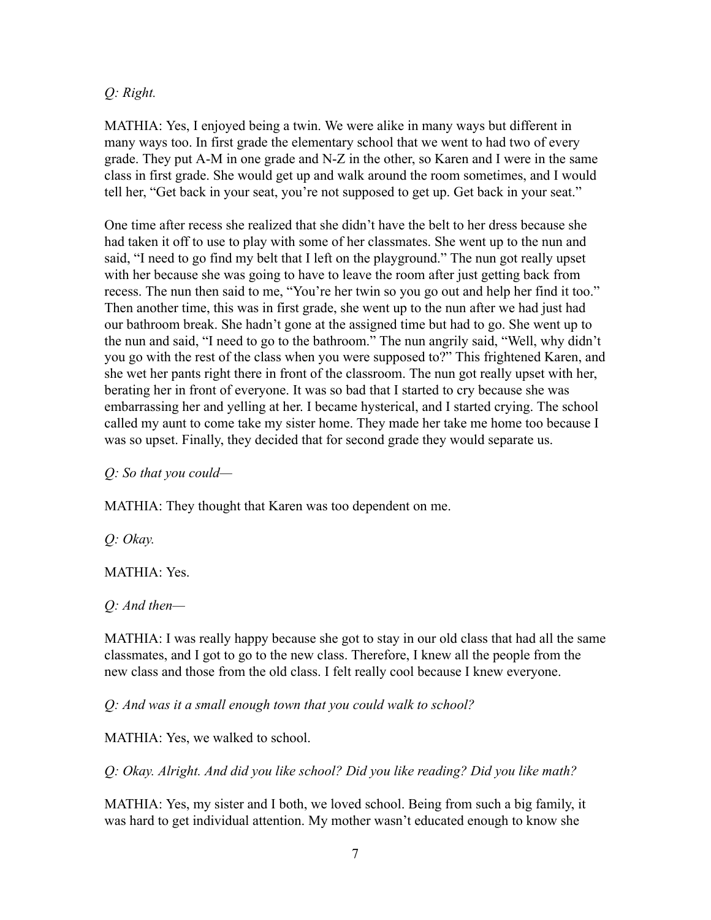*Q: Right.*

MATHIA: Yes, I enjoyed being a twin. We were alike in many ways but different in many ways too. In first grade the elementary school that we went to had two of every grade. They put A-M in one grade and N-Z in the other, so Karen and I were in the same class in first grade. She would get up and walk around the room sometimes, and I would tell her, "Get back in your seat, you're not supposed to get up. Get back in your seat."

One time after recess she realized that she didn't have the belt to her dress because she had taken it off to use to play with some of her classmates. She went up to the nun and said, "I need to go find my belt that I left on the playground." The nun got really upset with her because she was going to have to leave the room after just getting back from recess. The nun then said to me, "You're her twin so you go out and help her find it too." Then another time, this was in first grade, she went up to the nun after we had just had our bathroom break. She hadn't gone at the assigned time but had to go. She went up to the nun and said, "I need to go to the bathroom." The nun angrily said, "Well, why didn't you go with the rest of the class when you were supposed to?" This frightened Karen, and she wet her pants right there in front of the classroom. The nun got really upset with her, berating her in front of everyone. It was so bad that I started to cry because she was embarrassing her and yelling at her. I became hysterical, and I started crying. The school called my aunt to come take my sister home. They made her take me home too because I was so upset. Finally, they decided that for second grade they would separate us.

*Q: So that you could—*

MATHIA: They thought that Karen was too dependent on me.

*Q: Okay.*

MATHIA: Yes.

*Q: And then—*

MATHIA: I was really happy because she got to stay in our old class that had all the same classmates, and I got to go to the new class. Therefore, I knew all the people from the new class and those from the old class. I felt really cool because I knew everyone.

*Q: And was it a small enough town that you could walk to school?*

MATHIA: Yes, we walked to school.

*Q: Okay. Alright. And did you like school? Did you like reading? Did you like math?*

MATHIA: Yes, my sister and I both, we loved school. Being from such a big family, it was hard to get individual attention. My mother wasn't educated enough to know she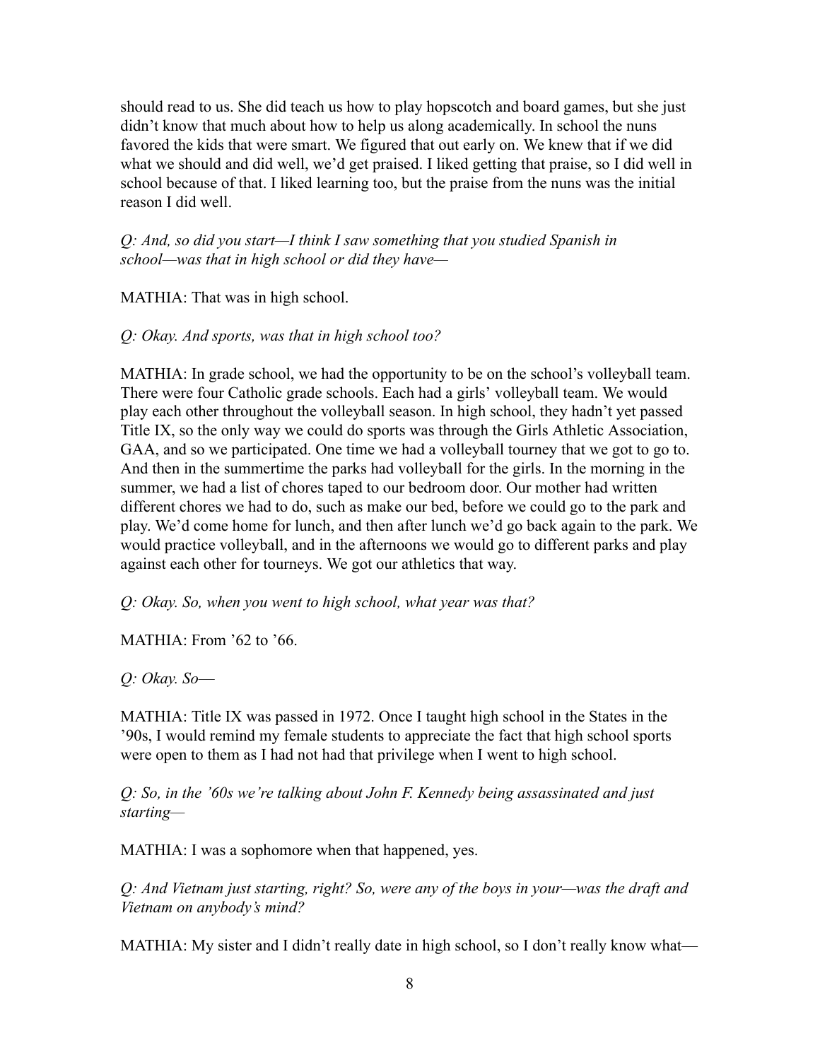should read to us. She did teach us how to play hopscotch and board games, but she just didn't know that much about how to help us along academically. In school the nuns favored the kids that were smart. We figured that out early on. We knew that if we did what we should and did well, we'd get praised. I liked getting that praise, so I did well in school because of that. I liked learning too, but the praise from the nuns was the initial reason I did well.

*Q: And, so did you start—I think I saw something that you studied Spanish in school—was that in high school or did they have—*

MATHIA: That was in high school.

*Q: Okay. And sports, was that in high school too?*

MATHIA: In grade school, we had the opportunity to be on the school's volleyball team. There were four Catholic grade schools. Each had a girls' volleyball team. We would play each other throughout the volleyball season. In high school, they hadn't yet passed Title IX, so the only way we could do sports was through the Girls Athletic Association, GAA, and so we participated. One time we had a volleyball tourney that we got to go to. And then in the summertime the parks had volleyball for the girls. In the morning in the summer, we had a list of chores taped to our bedroom door. Our mother had written different chores we had to do, such as make our bed, before we could go to the park and play. We'd come home for lunch, and then after lunch we'd go back again to the park. We would practice volleyball, and in the afternoons we would go to different parks and play against each other for tourneys. We got our athletics that way.

*Q: Okay. So, when you went to high school, what year was that?*

MATHIA: From '62 to '66.

*Q: Okay. So—*

MATHIA: Title IX was passed in 1972. Once I taught high school in the States in the '90s, I would remind my female students to appreciate the fact that high school sports were open to them as I had not had that privilege when I went to high school.

*Q: So, in the '60s we're talking about John F. Kennedy being assassinated and just starting—*

MATHIA: I was a sophomore when that happened, yes.

*Q: And Vietnam just starting, right? So, were any of the boys in your—was the draft and Vietnam on anybody's mind?*

MATHIA: My sister and I didn't really date in high school, so I don't really know what—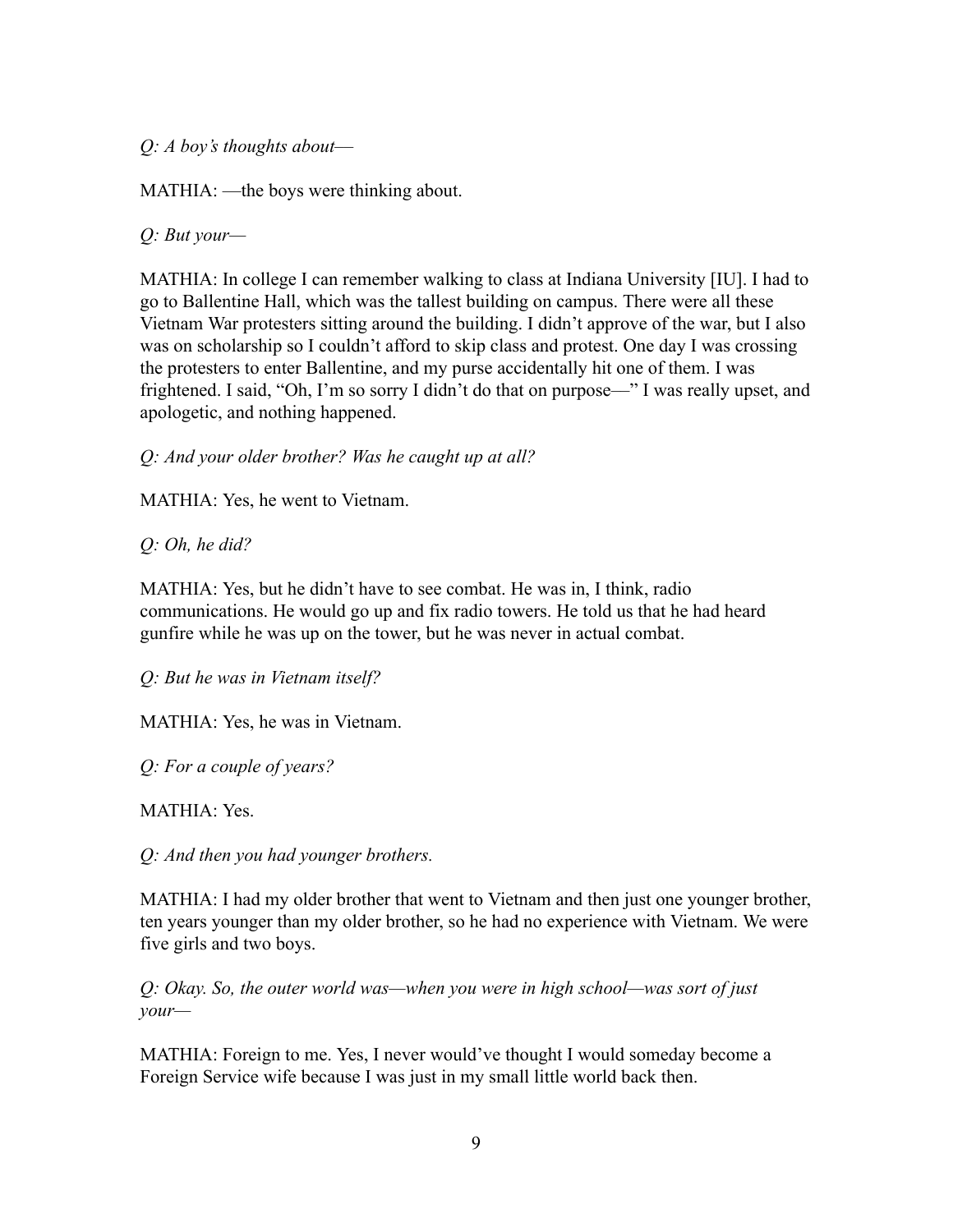*Q: A boy's thoughts about—*

MATHIA: —the boys were thinking about.

*Q: But your—*

MATHIA: In college I can remember walking to class at Indiana University [IU]. I had to go to Ballentine Hall, which was the tallest building on campus. There were all these Vietnam War protesters sitting around the building. I didn't approve of the war, but I also was on scholarship so I couldn't afford to skip class and protest. One day I was crossing the protesters to enter Ballentine, and my purse accidentally hit one of them. I was frightened. I said, "Oh, I'm so sorry I didn't do that on purpose—" I was really upset, and apologetic, and nothing happened.

*Q: And your older brother? Was he caught up at all?*

MATHIA: Yes, he went to Vietnam.

*Q: Oh, he did?*

MATHIA: Yes, but he didn't have to see combat. He was in, I think, radio communications. He would go up and fix radio towers. He told us that he had heard gunfire while he was up on the tower, but he was never in actual combat.

*Q: But he was in Vietnam itself?*

MATHIA: Yes, he was in Vietnam.

*Q: For a couple of years?*

MATHIA: Yes.

*Q: And then you had younger brothers.*

MATHIA: I had my older brother that went to Vietnam and then just one younger brother, ten years younger than my older brother, so he had no experience with Vietnam. We were five girls and two boys.

*Q: Okay. So, the outer world was—when you were in high school—was sort of just your—*

MATHIA: Foreign to me. Yes, I never would've thought I would someday become a Foreign Service wife because I was just in my small little world back then.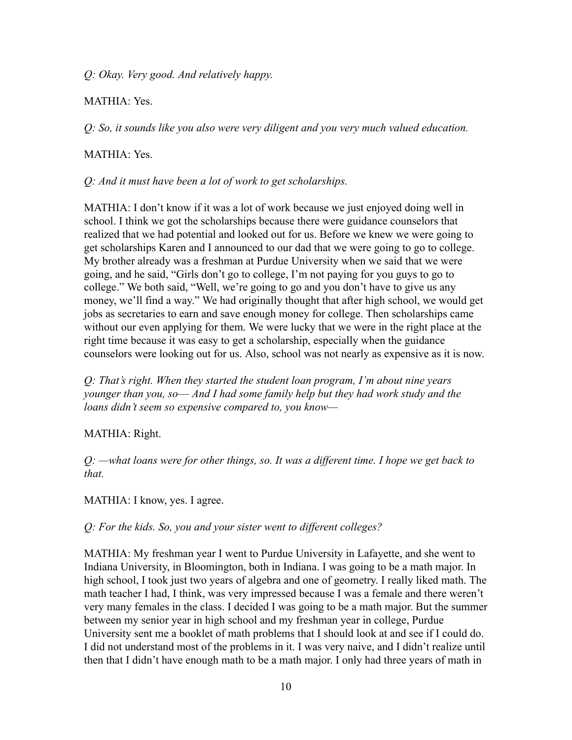*Q: Okay. Very good. And relatively happy.*

MATHIA: Yes.

*Q: So, it sounds like you also were very diligent and you very much valued education.*

MATHIA: Yes.

*Q: And it must have been a lot of work to get scholarships.*

MATHIA: I don't know if it was a lot of work because we just enjoyed doing well in school. I think we got the scholarships because there were guidance counselors that realized that we had potential and looked out for us. Before we knew we were going to get scholarships Karen and I announced to our dad that we were going to go to college. My brother already was a freshman at Purdue University when we said that we were going, and he said, "Girls don't go to college, I'm not paying for you guys to go to college." We both said, "Well, we're going to go and you don't have to give us any money, we'll find a way." We had originally thought that after high school, we would get jobs as secretaries to earn and save enough money for college. Then scholarships came without our even applying for them. We were lucky that we were in the right place at the right time because it was easy to get a scholarship, especially when the guidance counselors were looking out for us. Also, school was not nearly as expensive as it is now.

*Q: That's right. When they started the student loan program, I'm about nine years younger than you, so— And I had some family help but they had work study and the loans didn't seem so expensive compared to, you know—*

MATHIA: Right.

*Q: —what loans were for other things, so. It was a different time. I hope we get back to that.*

MATHIA: I know, yes. I agree.

*Q: For the kids. So, you and your sister went to different colleges?*

MATHIA: My freshman year I went to Purdue University in Lafayette, and she went to Indiana University, in Bloomington, both in Indiana. I was going to be a math major. In high school, I took just two years of algebra and one of geometry. I really liked math. The math teacher I had, I think, was very impressed because I was a female and there weren't very many females in the class. I decided I was going to be a math major. But the summer between my senior year in high school and my freshman year in college, Purdue University sent me a booklet of math problems that I should look at and see if I could do. I did not understand most of the problems in it. I was very naive, and I didn't realize until then that I didn't have enough math to be a math major. I only had three years of math in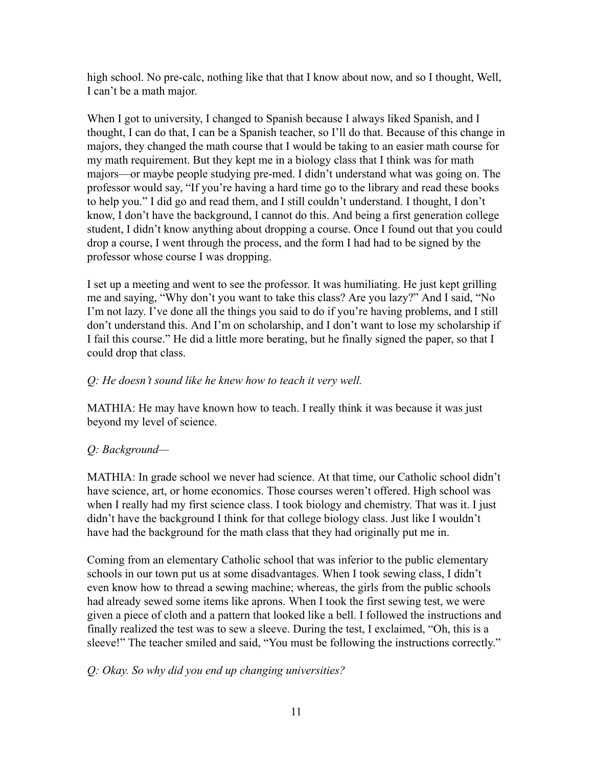high school. No pre-calc, nothing like that that I know about now, and so I thought, Well, I can't be a math major.

When I got to university, I changed to Spanish because I always liked Spanish, and I thought, I can do that, I can be a Spanish teacher, so I'll do that. Because of this change in majors, they changed the math course that I would be taking to an easier math course for my math requirement. But they kept me in a biology class that I think was for math majors—or maybe people studying pre-med. I didn't understand what was going on. The professor would say, "If you're having a hard time go to the library and read these books to help you." I did go and read them, and I still couldn't understand. I thought, I don't know, I don't have the background, I cannot do this. And being a first generation college student, I didn't know anything about dropping a course. Once I found out that you could drop a course, I went through the process, and the form I had had to be signed by the professor whose course I was dropping.

I set up a meeting and went to see the professor. It was humiliating. He just kept grilling me and saying, "Why don't you want to take this class? Are you lazy?" And I said, "No I'm not lazy. I've done all the things you said to do if you're having problems, and I still don't understand this. And I'm on scholarship, and I don't want to lose my scholarship if I fail this course." He did a little more berating, but he finally signed the paper, so that I could drop that class.

*Q: He doesn't sound like he knew how to teach it very well.*

MATHIA: He may have known how to teach. I really think it was because it was just beyond my level of science.

*Q: Background—*

MATHIA: In grade school we never had science. At that time, our Catholic school didn't have science, art, or home economics. Those courses weren't offered. High school was when I really had my first science class. I took biology and chemistry. That was it. I just didn't have the background I think for that college biology class. Just like I wouldn't have had the background for the math class that they had originally put me in.

Coming from an elementary Catholic school that was inferior to the public elementary schools in our town put us at some disadvantages. When I took sewing class, I didn't even know how to thread a sewing machine; whereas, the girls from the public schools had already sewed some items like aprons. When I took the first sewing test, we were given a piece of cloth and a pattern that looked like a bell. I followed the instructions and finally realized the test was to sew a sleeve. During the test, I exclaimed, "Oh, this is a sleeve!" The teacher smiled and said, "You must be following the instructions correctly."

*Q: Okay. So why did you end up changing universities?*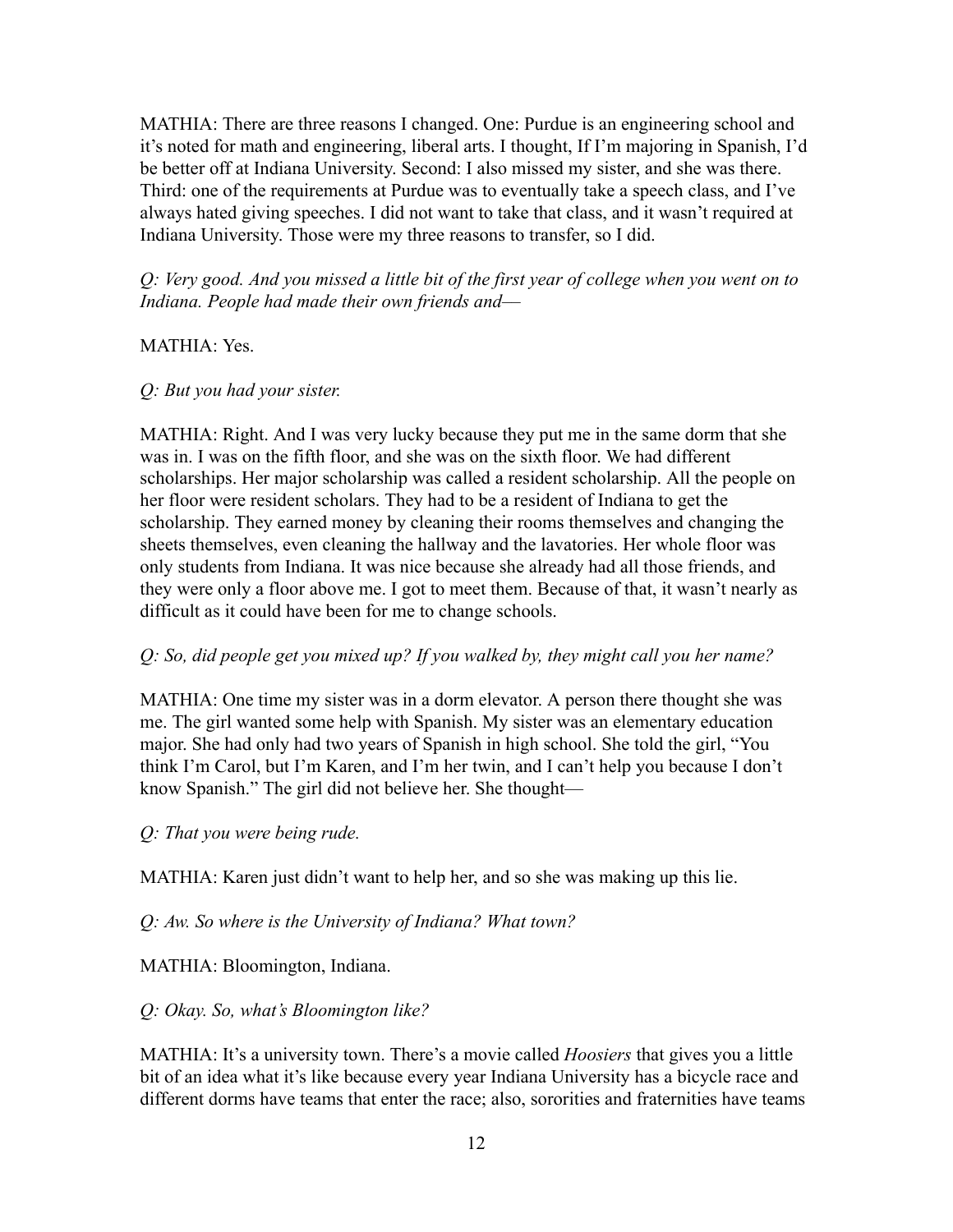MATHIA: There are three reasons I changed. One: Purdue is an engineering school and it's noted for math and engineering, liberal arts. I thought, If I'm majoring in Spanish, I'd be better off at Indiana University. Second: I also missed my sister, and she was there. Third: one of the requirements at Purdue was to eventually take a speech class, and I've always hated giving speeches. I did not want to take that class, and it wasn't required at Indiana University. Those were my three reasons to transfer, so I did.

*Q: Very good. And you missed a little bit of the first year of college when you went on to Indiana. People had made their own friends and—*

MATHIA: Yes.

*Q: But you had your sister.*

MATHIA: Right. And I was very lucky because they put me in the same dorm that she was in. I was on the fifth floor, and she was on the sixth floor. We had different scholarships. Her major scholarship was called a resident scholarship. All the people on her floor were resident scholars. They had to be a resident of Indiana to get the scholarship. They earned money by cleaning their rooms themselves and changing the sheets themselves, even cleaning the hallway and the lavatories. Her whole floor was only students from Indiana. It was nice because she already had all those friends, and they were only a floor above me. I got to meet them. Because of that, it wasn't nearly as difficult as it could have been for me to change schools.

*Q: So, did people get you mixed up? If you walked by, they might call you her name?*

MATHIA: One time my sister was in a dorm elevator. A person there thought she was me. The girl wanted some help with Spanish. My sister was an elementary education major. She had only had two years of Spanish in high school. She told the girl, "You think I'm Carol, but I'm Karen, and I'm her twin, and I can't help you because I don't know Spanish." The girl did not believe her. She thought—

*Q: That you were being rude.*

MATHIA: Karen just didn't want to help her, and so she was making up this lie.

*Q: Aw. So where is the University of Indiana? What town?*

MATHIA: Bloomington, Indiana.

*Q: Okay. So, what's Bloomington like?*

MATHIA: It's a university town. There's a movie called *Hoosiers* that gives you a little bit of an idea what it's like because every year Indiana University has a bicycle race and different dorms have teams that enter the race; also, sororities and fraternities have teams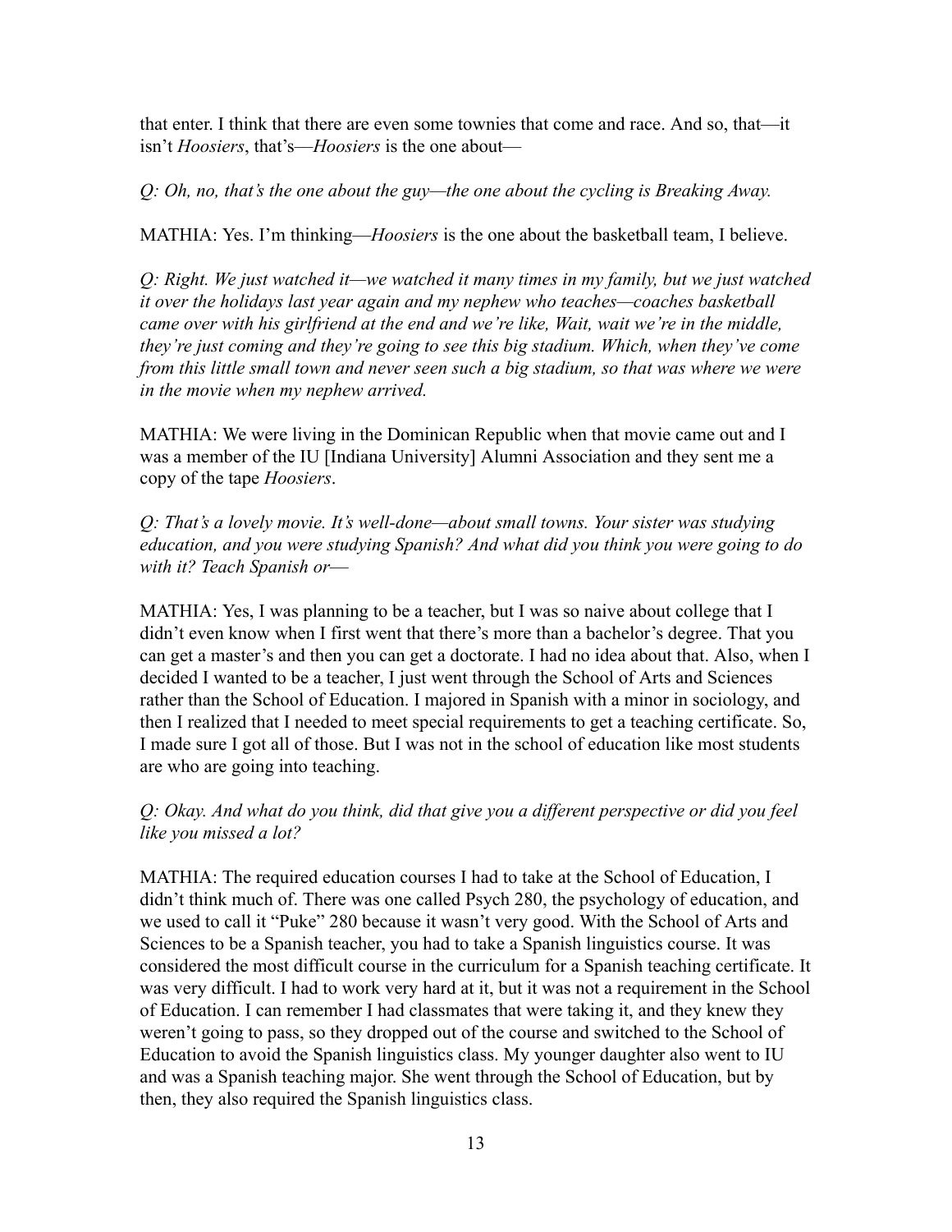that enter. I think that there are even some townies that come and race. And so, that—it isn't *Hoosiers*, that's—*Hoosiers* is the one about—

*Q: Oh, no, that's the one about the guy—the one about the cycling is Breaking Away.*

MATHIA: Yes. I'm thinking—*Hoosiers* is the one about the basketball team, I believe.

*Q: Right. We just watched it—we watched it many times in my family, but we just watched it over the holidays last year again and my nephew who teaches—coaches basketball came over with his girlfriend at the end and we're like, Wait, wait we're in the middle, they're just coming and they're going to see this big stadium. Which, when they've come from this little small town and never seen such a big stadium, so that was where we were in the movie when my nephew arrived.*

MATHIA: We were living in the Dominican Republic when that movie came out and I was a member of the IU [Indiana University] Alumni Association and they sent me a copy of the tape *Hoosiers*.

*Q: That's a lovely movie. It's well-done—about small towns. Your sister was studying education, and you were studying Spanish? And what did you think you were going to do with it? Teach Spanish or—*

MATHIA: Yes, I was planning to be a teacher, but I was so naive about college that I didn't even know when I first went that there's more than a bachelor's degree. That you can get a master's and then you can get a doctorate. I had no idea about that. Also, when I decided I wanted to be a teacher, I just went through the School of Arts and Sciences rather than the School of Education. I majored in Spanish with a minor in sociology, and then I realized that I needed to meet special requirements to get a teaching certificate. So, I made sure I got all of those. But I was not in the school of education like most students are who are going into teaching.

*Q: Okay. And what do you think, did that give you a different perspective or did you feel like you missed a lot?*

MATHIA: The required education courses I had to take at the School of Education, I didn't think much of. There was one called Psych 280, the psychology of education, and we used to call it "Puke" 280 because it wasn't very good. With the School of Arts and Sciences to be a Spanish teacher, you had to take a Spanish linguistics course. It was considered the most difficult course in the curriculum for a Spanish teaching certificate. It was very difficult. I had to work very hard at it, but it was not a requirement in the School of Education. I can remember I had classmates that were taking it, and they knew they weren't going to pass, so they dropped out of the course and switched to the School of Education to avoid the Spanish linguistics class. My younger daughter also went to IU and was a Spanish teaching major. She went through the School of Education, but by then, they also required the Spanish linguistics class.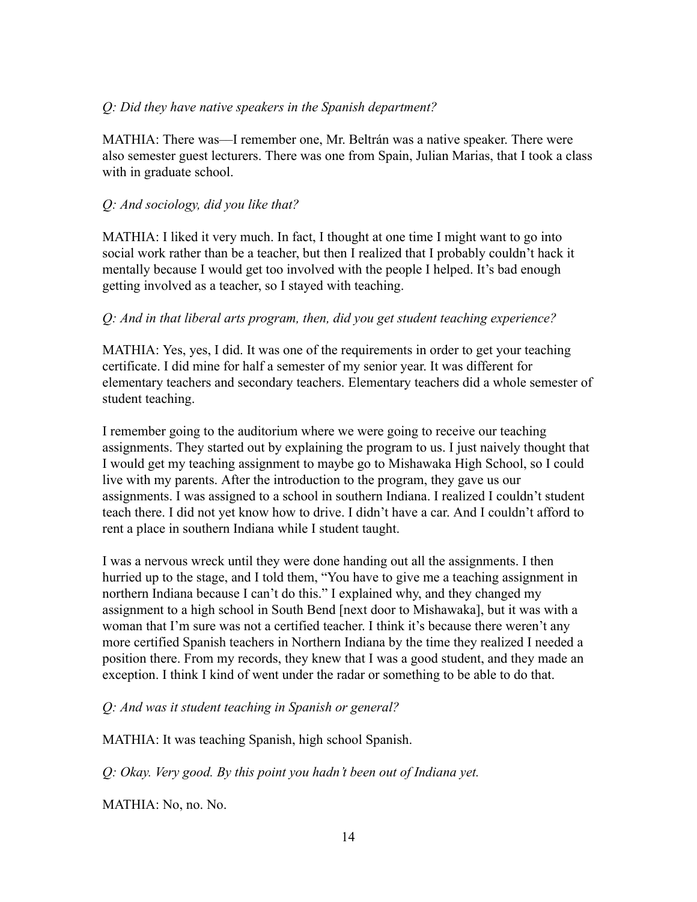*Q: Did they have native speakers in the Spanish department?*

MATHIA: There was—I remember one, Mr. Beltrán was a native speaker. There were also semester guest lecturers. There was one from Spain, Julian Marias, that I took a class with in graduate school.

*Q: And sociology, did you like that?*

MATHIA: I liked it very much. In fact, I thought at one time I might want to go into social work rather than be a teacher, but then I realized that I probably couldn't hack it mentally because I would get too involved with the people I helped. It's bad enough getting involved as a teacher, so I stayed with teaching.

*Q: And in that liberal arts program, then, did you get student teaching experience?*

MATHIA: Yes, yes, I did. It was one of the requirements in order to get your teaching certificate. I did mine for half a semester of my senior year. It was different for elementary teachers and secondary teachers. Elementary teachers did a whole semester of student teaching.

I remember going to the auditorium where we were going to receive our teaching assignments. They started out by explaining the program to us. I just naively thought that I would get my teaching assignment to maybe go to Mishawaka High School, so I could live with my parents. After the introduction to the program, they gave us our assignments. I was assigned to a school in southern Indiana. I realized I couldn't student teach there. I did not yet know how to drive. I didn't have a car. And I couldn't afford to rent a place in southern Indiana while I student taught.

I was a nervous wreck until they were done handing out all the assignments. I then hurried up to the stage, and I told them, "You have to give me a teaching assignment in northern Indiana because I can't do this." I explained why, and they changed my assignment to a high school in South Bend [next door to Mishawaka], but it was with a woman that I'm sure was not a certified teacher. I think it's because there weren't any more certified Spanish teachers in Northern Indiana by the time they realized I needed a position there. From my records, they knew that I was a good student, and they made an exception. I think I kind of went under the radar or something to be able to do that.

*Q: And was it student teaching in Spanish or general?*

MATHIA: It was teaching Spanish, high school Spanish.

*Q: Okay. Very good. By this point you hadn't been out of Indiana yet.*

MATHIA: No, no. No.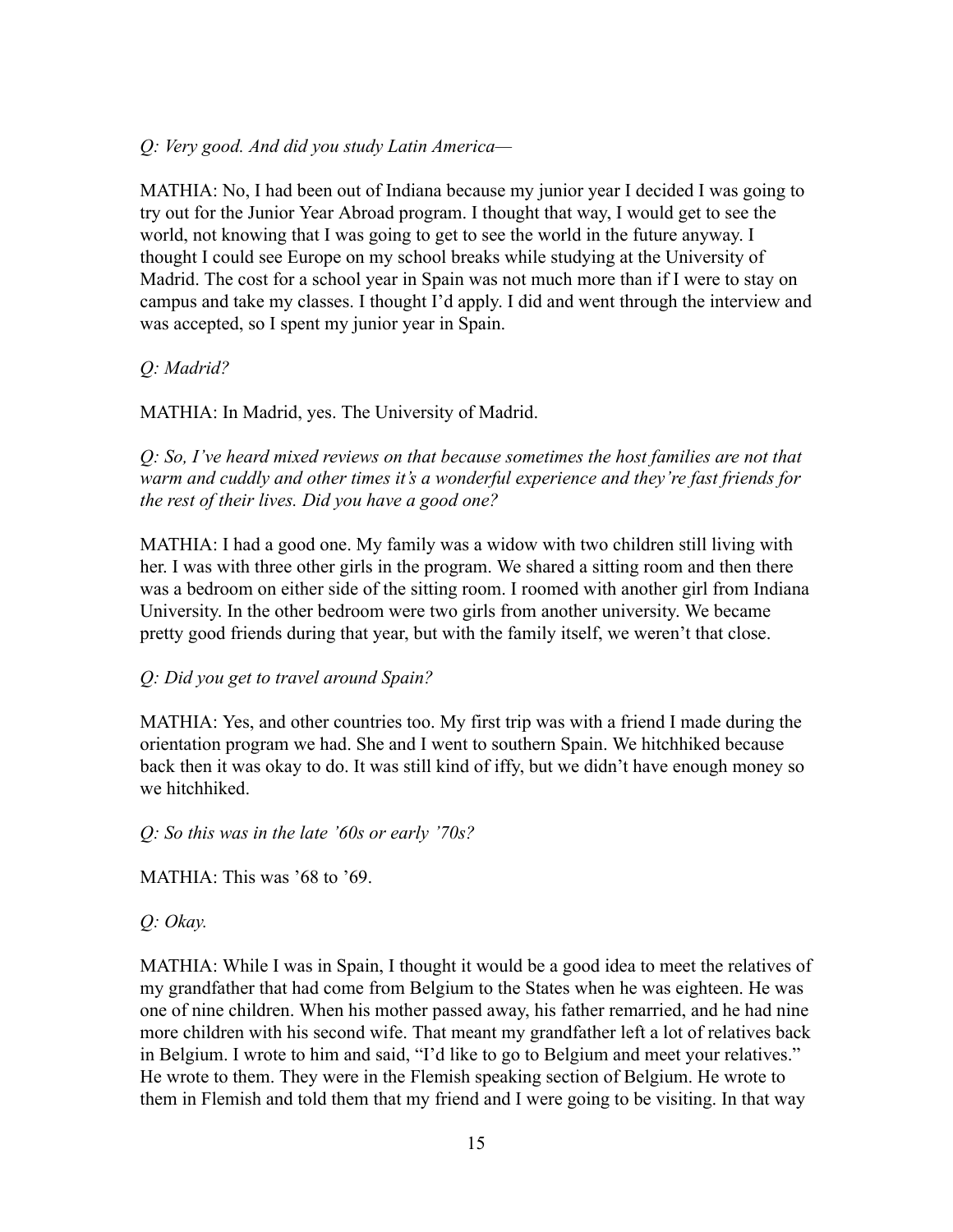*Q: Very good. And did you study Latin America—*

MATHIA: No, I had been out of Indiana because my junior year I decided I was going to try out for the Junior Year Abroad program. I thought that way, I would get to see the world, not knowing that I was going to get to see the world in the future anyway. I thought I could see Europe on my school breaks while studying at the University of Madrid. The cost for a school year in Spain was not much more than if I were to stay on campus and take my classes. I thought I'd apply. I did and went through the interview and was accepted, so I spent my junior year in Spain.

*Q: Madrid?*

MATHIA: In Madrid, yes. The University of Madrid.

*Q: So, I've heard mixed reviews on that because sometimes the host families are not that warm and cuddly and other times it's a wonderful experience and they're fast friends for the rest of their lives. Did you have a good one?*

MATHIA: I had a good one. My family was a widow with two children still living with her. I was with three other girls in the program. We shared a sitting room and then there was a bedroom on either side of the sitting room. I roomed with another girl from Indiana University. In the other bedroom were two girls from another university. We became pretty good friends during that year, but with the family itself, we weren't that close.

*Q: Did you get to travel around Spain?*

MATHIA: Yes, and other countries too. My first trip was with a friend I made during the orientation program we had. She and I went to southern Spain. We hitchhiked because back then it was okay to do. It was still kind of iffy, but we didn't have enough money so we hitchhiked.

*Q: So this was in the late '60s or early '70s?*

MATHIA: This was '68 to '69.

*Q: Okay.*

MATHIA: While I was in Spain, I thought it would be a good idea to meet the relatives of my grandfather that had come from Belgium to the States when he was eighteen. He was one of nine children. When his mother passed away, his father remarried, and he had nine more children with his second wife. That meant my grandfather left a lot of relatives back in Belgium. I wrote to him and said, "I'd like to go to Belgium and meet your relatives." He wrote to them. They were in the Flemish speaking section of Belgium. He wrote to them in Flemish and told them that my friend and I were going to be visiting. In that way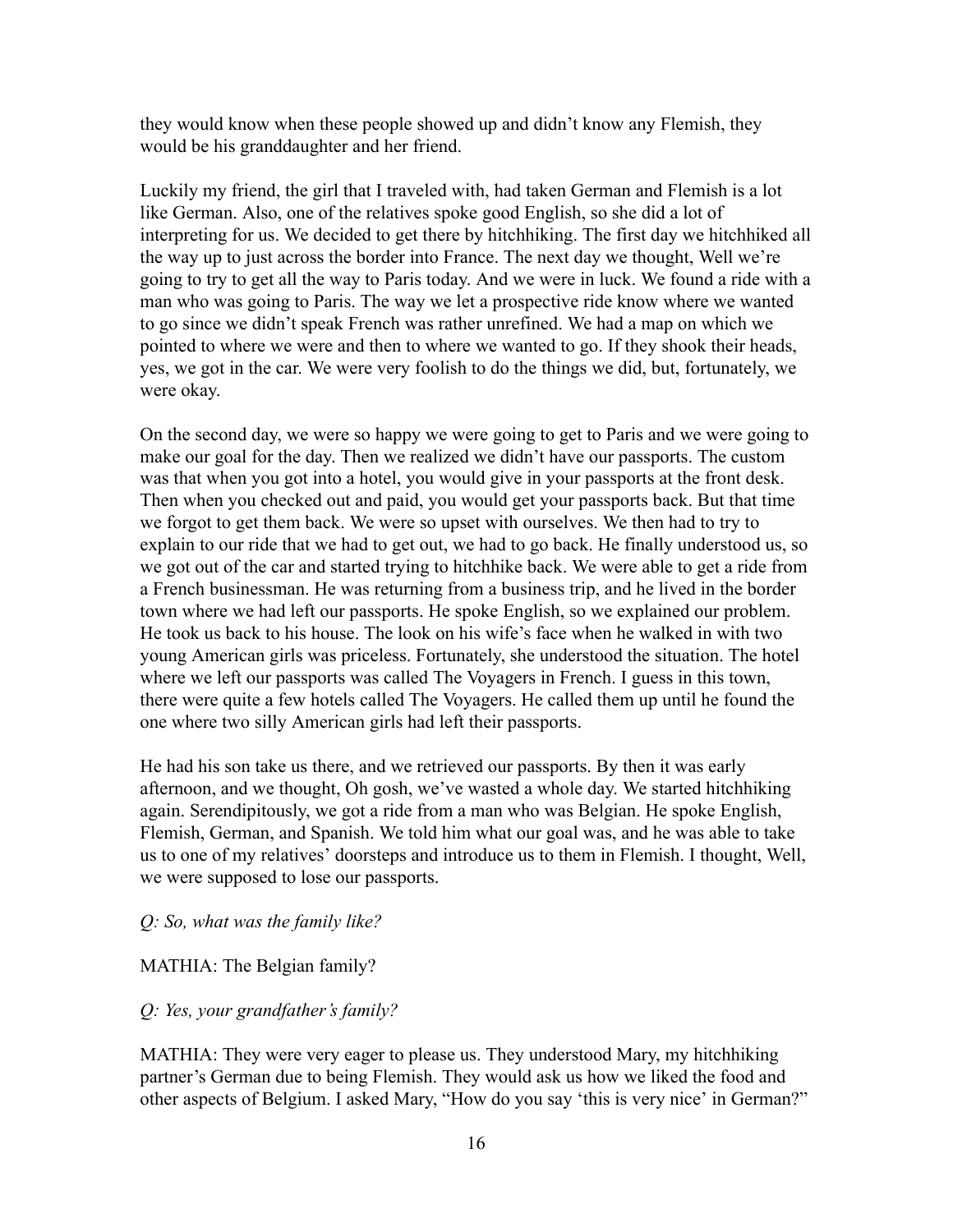they would know when these people showed up and didn't know any Flemish, they would be his granddaughter and her friend.

Luckily my friend, the girl that I traveled with, had taken German and Flemish is a lot like German. Also, one of the relatives spoke good English, so she did a lot of interpreting for us. We decided to get there by hitchhiking. The first day we hitchhiked all the way up to just across the border into France. The next day we thought, Well we're going to try to get all the way to Paris today. And we were in luck. We found a ride with a man who was going to Paris. The way we let a prospective ride know where we wanted to go since we didn't speak French was rather unrefined. We had a map on which we pointed to where we were and then to where we wanted to go. If they shook their heads, yes, we got in the car. We were very foolish to do the things we did, but, fortunately, we were okay.

On the second day, we were so happy we were going to get to Paris and we were going to make our goal for the day. Then we realized we didn't have our passports. The custom was that when you got into a hotel, you would give in your passports at the front desk. Then when you checked out and paid, you would get your passports back. But that time we forgot to get them back. We were so upset with ourselves. We then had to try to explain to our ride that we had to get out, we had to go back. He finally understood us, so we got out of the car and started trying to hitchhike back. We were able to get a ride from a French businessman. He was returning from a business trip, and he lived in the border town where we had left our passports. He spoke English, so we explained our problem. He took us back to his house. The look on his wife's face when he walked in with two young American girls was priceless. Fortunately, she understood the situation. The hotel where we left our passports was called The Voyagers in French. I guess in this town, there were quite a few hotels called The Voyagers. He called them up until he found the one where two silly American girls had left their passports.

He had his son take us there, and we retrieved our passports. By then it was early afternoon, and we thought, Oh gosh, we've wasted a whole day. We started hitchhiking again. Serendipitously, we got a ride from a man who was Belgian. He spoke English, Flemish, German, and Spanish. We told him what our goal was, and he was able to take us to one of my relatives' doorsteps and introduce us to them in Flemish. I thought, Well, we were supposed to lose our passports.

*Q: So, what was the family like?*

MATHIA: The Belgian family?

*Q: Yes, your grandfather's family?*

MATHIA: They were very eager to please us. They understood Mary, my hitchhiking partner's German due to being Flemish. They would ask us how we liked the food and other aspects of Belgium. I asked Mary, "How do you say 'this is very nice' in German?"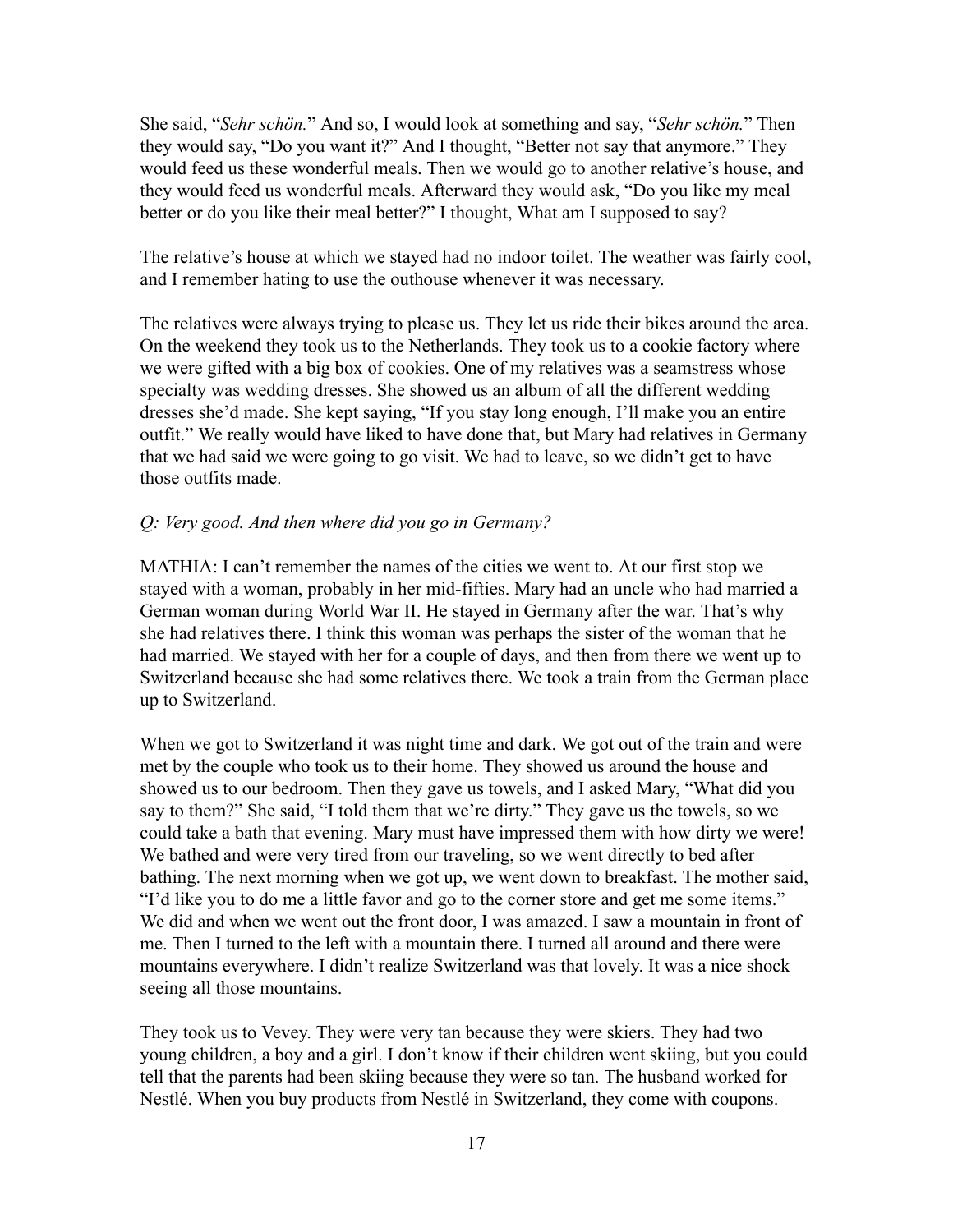She said, "*Sehr schön.*" And so, I would look at something and say, "*Sehr schön.*" Then they would say, "Do you want it?" And I thought, "Better not say that anymore." They would feed us these wonderful meals. Then we would go to another relative's house, and they would feed us wonderful meals. Afterward they would ask, "Do you like my meal better or do you like their meal better?" I thought, What am I supposed to say?

The relative's house at which we stayed had no indoor toilet. The weather was fairly cool, and I remember hating to use the outhouse whenever it was necessary.

The relatives were always trying to please us. They let us ride their bikes around the area. On the weekend they took us to the Netherlands. They took us to a cookie factory where we were gifted with a big box of cookies. One of my relatives was a seamstress whose specialty was wedding dresses. She showed us an album of all the different wedding dresses she'd made. She kept saying, "If you stay long enough, I'll make you an entire outfit." We really would have liked to have done that, but Mary had relatives in Germany that we had said we were going to go visit. We had to leave, so we didn't get to have those outfits made.

*Q: Very good. And then where did you go in Germany?*

MATHIA: I can't remember the names of the cities we went to. At our first stop we stayed with a woman, probably in her mid-fifties. Mary had an uncle who had married a German woman during World War II. He stayed in Germany after the war. That's why she had relatives there. I think this woman was perhaps the sister of the woman that he had married. We stayed with her for a couple of days, and then from there we went up to Switzerland because she had some relatives there. We took a train from the German place up to Switzerland.

When we got to Switzerland it was night time and dark. We got out of the train and were met by the couple who took us to their home. They showed us around the house and showed us to our bedroom. Then they gave us towels, and I asked Mary, "What did you say to them?" She said, "I told them that we're dirty." They gave us the towels, so we could take a bath that evening. Mary must have impressed them with how dirty we were! We bathed and were very tired from our traveling, so we went directly to bed after bathing. The next morning when we got up, we went down to breakfast. The mother said, "I'd like you to do me a little favor and go to the corner store and get me some items." We did and when we went out the front door, I was amazed. I saw a mountain in front of me. Then I turned to the left with a mountain there. I turned all around and there were mountains everywhere. I didn't realize Switzerland was that lovely. It was a nice shock seeing all those mountains.

They took us to Vevey. They were very tan because they were skiers. They had two young children, a boy and a girl. I don't know if their children went skiing, but you could tell that the parents had been skiing because they were so tan. The husband worked for Nestlé. When you buy products from Nestlé in Switzerland, they come with coupons.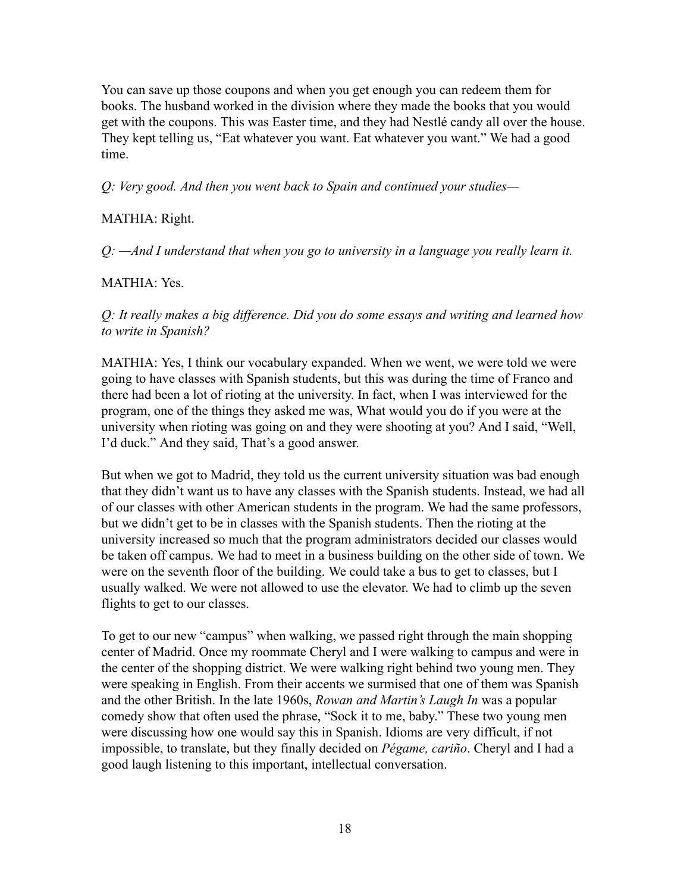You can save up those coupons and when you get enough you can redeem them for books. The husband worked in the division where they made the books that you would get with the coupons. This was Easter time, and they had Nestlé candy all over the house. They kept telling us, "Eat whatever you want. Eat whatever you want." We had a good time.

*Q: Very good. And then you went back to Spain and continued your studies—*

MATHIA: Right.

*Q: —And I understand that when you go to university in a language you really learn it.*

MATHIA: Yes.

*Q: It really makes a big difference. Did you do some essays and writing and learned how to write in Spanish?*

MATHIA: Yes, I think our vocabulary expanded. When we went, we were told we were going to have classes with Spanish students, but this was during the time of Franco and there had been a lot of rioting at the university. In fact, when I was interviewed for the program, one of the things they asked me was, What would you do if you were at the university when rioting was going on and they were shooting at you? And I said, "Well, I'd duck." And they said, That's a good answer.

But when we got to Madrid, they told us the current university situation was bad enough that they didn't want us to have any classes with the Spanish students. Instead, we had all of our classes with other American students in the program. We had the same professors, but we didn't get to be in classes with the Spanish students. Then the rioting at the university increased so much that the program administrators decided our classes would be taken off campus. We had to meet in a business building on the other side of town. We were on the seventh floor of the building. We could take a bus to get to classes, but I usually walked. We were not allowed to use the elevator. We had to climb up the seven flights to get to our classes.

To get to our new "campus" when walking, we passed right through the main shopping center of Madrid. Once my roommate Cheryl and I were walking to campus and were in the center of the shopping district. We were walking right behind two young men. They were speaking in English. From their accents we surmised that one of them was Spanish and the other British. In the late 1960s, *Rowan and Martin's Laugh In* was a popular comedy show that often used the phrase, "Sock it to me, baby." These two young men were discussing how one would say this in Spanish. Idioms are very difficult, if not impossible, to translate, but they finally decided on *Pégame, cariño*. Cheryl and I had a good laugh listening to this important, intellectual conversation.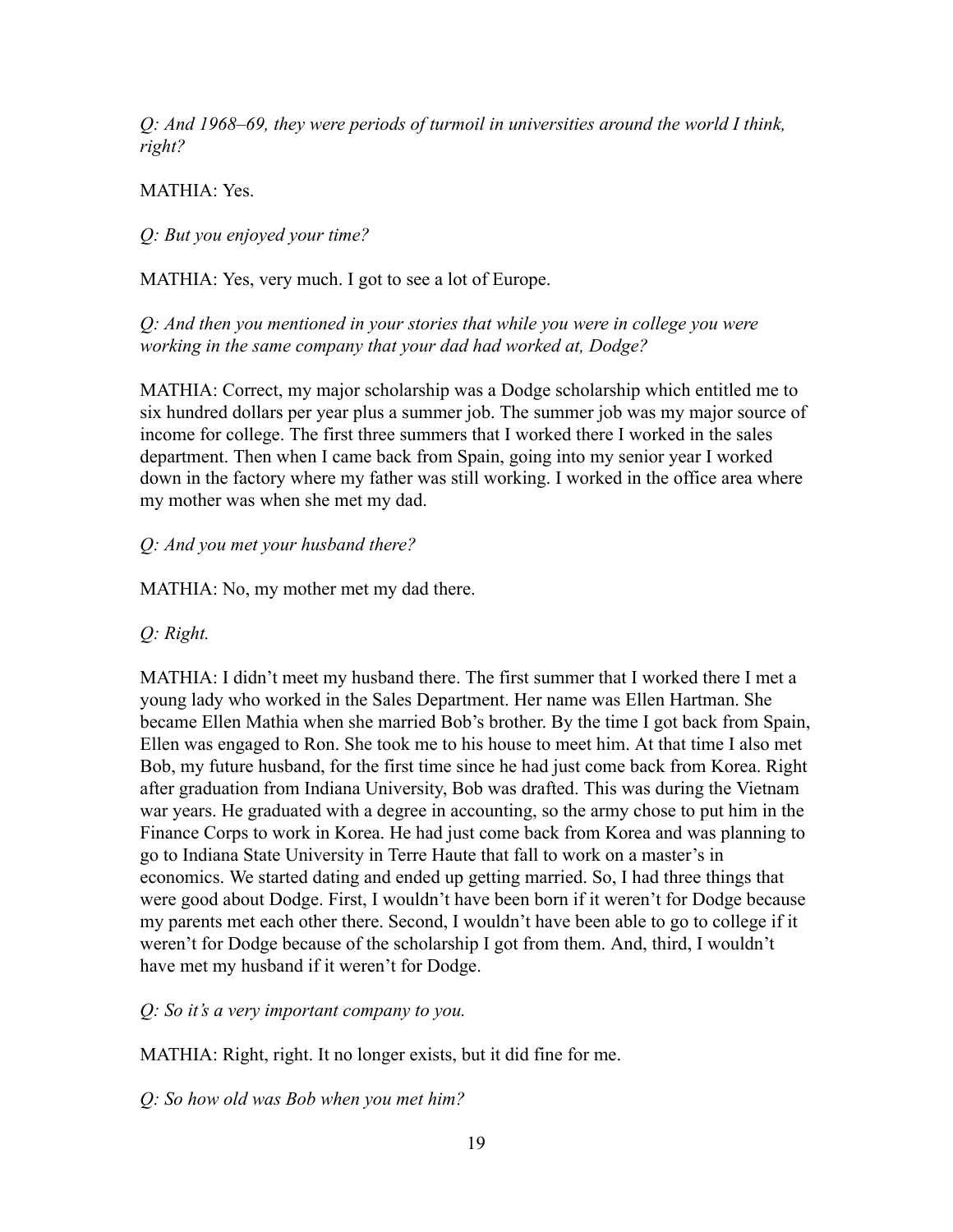*Q: And 1968–69, they were periods of turmoil in universities around the world I think, right?*

MATHIA: Yes.

*Q: But you enjoyed your time?*

MATHIA: Yes, very much. I got to see a lot of Europe.

*Q: And then you mentioned in your stories that while you were in college you were working in the same company that your dad had worked at, Dodge?*

MATHIA: Correct, my major scholarship was a Dodge scholarship which entitled me to six hundred dollars per year plus a summer job. The summer job was my major source of income for college. The first three summers that I worked there I worked in the sales department. Then when I came back from Spain, going into my senior year I worked down in the factory where my father was still working. I worked in the office area where my mother was when she met my dad.

*Q: And you met your husband there?*

MATHIA: No, my mother met my dad there.

*Q: Right.*

MATHIA: I didn't meet my husband there. The first summer that I worked there I met a young lady who worked in the Sales Department. Her name was Ellen Hartman. She became Ellen Mathia when she married Bob's brother. By the time I got back from Spain, Ellen was engaged to Ron. She took me to his house to meet him. At that time I also met Bob, my future husband, for the first time since he had just come back from Korea. Right after graduation from Indiana University, Bob was drafted. This was during the Vietnam war years. He graduated with a degree in accounting, so the army chose to put him in the Finance Corps to work in Korea. He had just come back from Korea and was planning to go to Indiana State University in Terre Haute that fall to work on a master's in economics. We started dating and ended up getting married. So, I had three things that were good about Dodge. First, I wouldn't have been born if it weren't for Dodge because my parents met each other there. Second, I wouldn't have been able to go to college if it weren't for Dodge because of the scholarship I got from them. And, third, I wouldn't have met my husband if it weren't for Dodge.

*Q: So it's a very important company to you.*

MATHIA: Right, right. It no longer exists, but it did fine for me.

*Q: So how old was Bob when you met him?*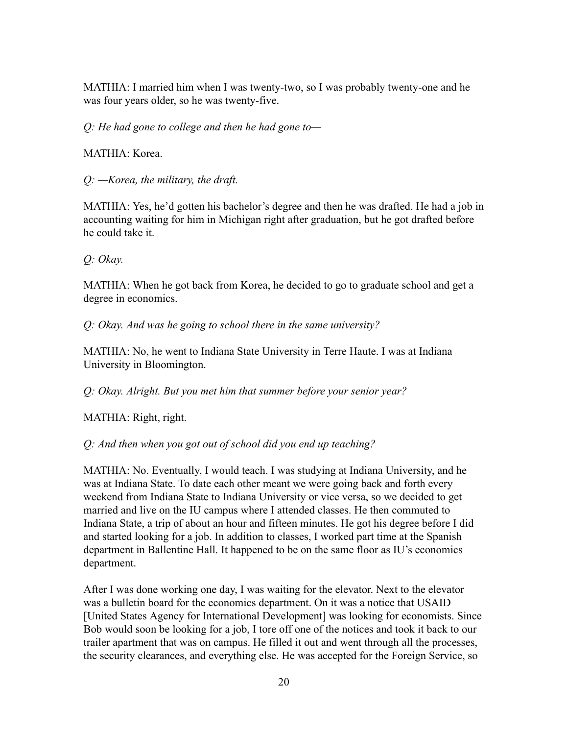MATHIA: I married him when I was twenty-two, so I was probably twenty-one and he was four years older, so he was twenty-five.

*Q: He had gone to college and then he had gone to—*

MATHIA: Korea.

*Q: —Korea, the military, the draft.*

MATHIA: Yes, he'd gotten his bachelor's degree and then he was drafted. He had a job in accounting waiting for him in Michigan right after graduation, but he got drafted before he could take it.

*Q: Okay.*

MATHIA: When he got back from Korea, he decided to go to graduate school and get a degree in economics.

*Q: Okay. And was he going to school there in the same university?*

MATHIA: No, he went to Indiana State University in Terre Haute. I was at Indiana University in Bloomington.

*Q: Okay. Alright. But you met him that summer before your senior year?*

MATHIA: Right, right.

*Q: And then when you got out of school did you end up teaching?*

MATHIA: No. Eventually, I would teach. I was studying at Indiana University, and he was at Indiana State. To date each other meant we were going back and forth every weekend from Indiana State to Indiana University or vice versa, so we decided to get married and live on the IU campus where I attended classes. He then commuted to Indiana State, a trip of about an hour and fifteen minutes. He got his degree before I did and started looking for a job. In addition to classes, I worked part time at the Spanish department in Ballentine Hall. It happened to be on the same floor as IU's economics department.

After I was done working one day, I was waiting for the elevator. Next to the elevator was a bulletin board for the economics department. On it was a notice that USAID [United States Agency for International Development] was looking for economists. Since Bob would soon be looking for a job, I tore off one of the notices and took it back to our trailer apartment that was on campus. He filled it out and went through all the processes, the security clearances, and everything else. He was accepted for the Foreign Service, so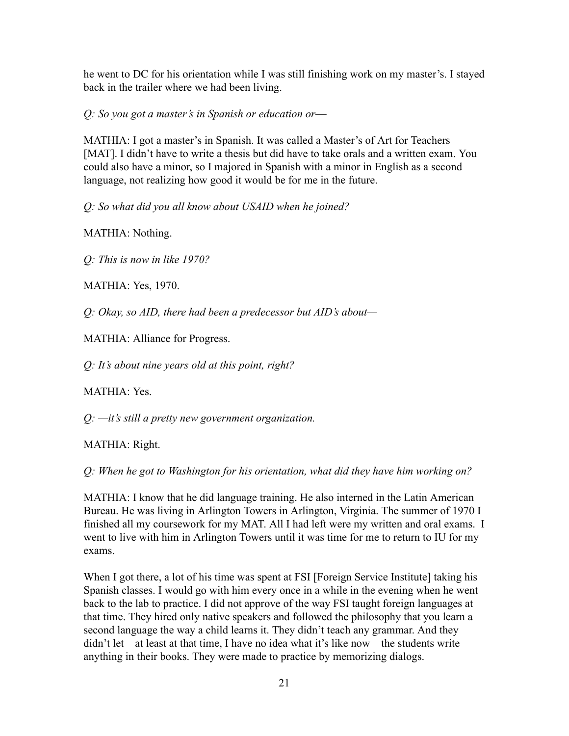he went to DC for his orientation while I was still finishing work on my master's. I stayed back in the trailer where we had been living.

*Q: So you got a master's in Spanish or education or—*

MATHIA: I got a master's in Spanish. It was called a Master's of Art for Teachers [MAT]. I didn't have to write a thesis but did have to take orals and a written exam. You could also have a minor, so I majored in Spanish with a minor in English as a second language, not realizing how good it would be for me in the future.

*Q: So what did you all know about USAID when he joined?*

MATHIA: Nothing.

*Q: This is now in like 1970?*

MATHIA: Yes, 1970.

*Q: Okay, so AID, there had been a predecessor but AID's about—*

MATHIA: Alliance for Progress.

*Q: It's about nine years old at this point, right?*

MATHIA: Yes.

*Q: —it's still a pretty new government organization.*

MATHIA: Right.

*Q: When he got to Washington for his orientation, what did they have him working on?*

MATHIA: I know that he did language training. He also interned in the Latin American Bureau. He was living in Arlington Towers in Arlington, Virginia. The summer of 1970 I finished all my coursework for my MAT. All I had left were my written and oral exams. I went to live with him in Arlington Towers until it was time for me to return to IU for my exams.

When I got there, a lot of his time was spent at FSI [Foreign Service Institute] taking his Spanish classes. I would go with him every once in a while in the evening when he went back to the lab to practice. I did not approve of the way FSI taught foreign languages at that time. They hired only native speakers and followed the philosophy that you learn a second language the way a child learns it. They didn't teach any grammar. And they didn't let—at least at that time, I have no idea what it's like now—the students write anything in their books. They were made to practice by memorizing dialogs.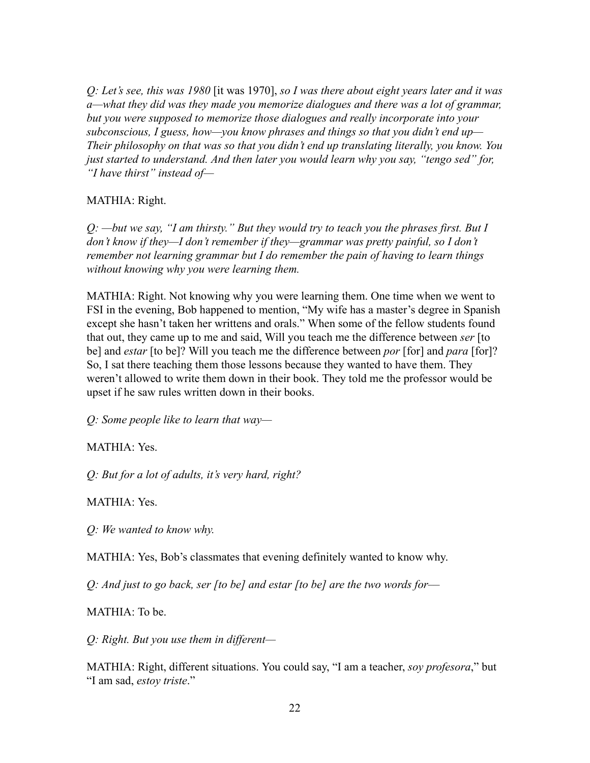*Q: Let's see, this was 1980* [it was 1970], *so I was there about eight years later and it was a—what they did was they made you memorize dialogues and there was a lot of grammar, but you were supposed to memorize those dialogues and really incorporate into your subconscious, I guess, how—you know phrases and things so that you didn't end up—Their philosophy on that was so that you didn't end up translating literally, you know. You just started to understand. And then later you would learn why you say, "tengo sed" for, "I have thirst" instead of—*

MATHIA: Right.

*Q: —but we say, "I am thirsty." But they would try to teach you the phrases first. But I don't know if they—I don't remember if they—grammar was pretty painful, so I don't remember not learning grammar but I do remember the pain of having to learn things without knowing why you were learning them.*

MATHIA: Right. Not knowing why you were learning them. One time when we went to FSI in the evening, Bob happened to mention, "My wife has a master's degree in Spanish except she hasn't taken her writtens and orals." When some of the fellow students found that out, they came up to me and said, Will you teach me the difference between *ser* [to be] and *estar* [to be]? Will you teach me the difference between *por* [for] and *para* [for]? So, I sat there teaching them those lessons because they wanted to have them. They weren't allowed to write them down in their book. They told me the professor would be upset if he saw rules written down in their books.

*Q: Some people like to learn that way—*

MATHIA: Yes.

*Q: But for a lot of adults, it's very hard, right?*

MATHIA: Yes.

*Q: We wanted to know why.*

MATHIA: Yes, Bob's classmates that evening definitely wanted to know why.

*Q: And just to go back, ser [to be] and estar [to be] are the two words for—*

MATHIA: To be.

*Q: Right. But you use them in different—*

MATHIA: Right, different situations. You could say, "I am a teacher, *soy profesora*," but "I am sad, *estoy triste*."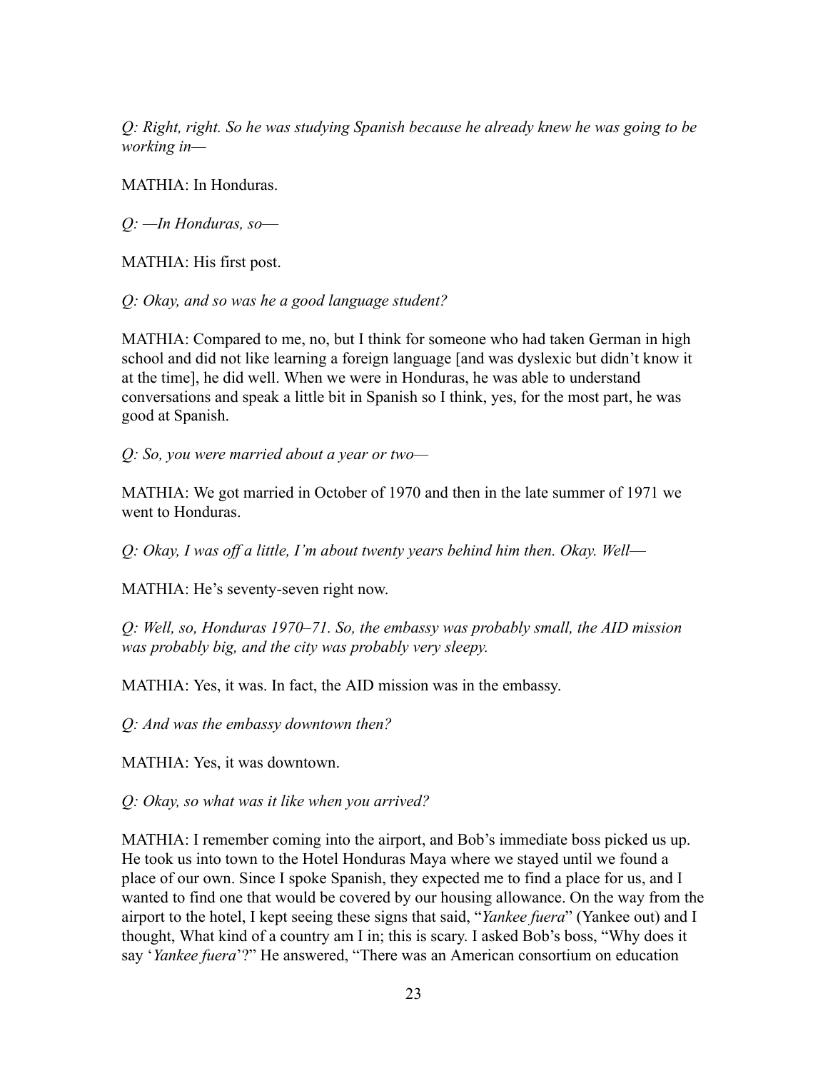*Q: Right, right. So he was studying Spanish because he already knew he was going to be working in—*

MATHIA: In Honduras.

*Q: —In Honduras, so—*

MATHIA: His first post.

*Q: Okay, and so was he a good language student?*

MATHIA: Compared to me, no, but I think for someone who had taken German in high school and did not like learning a foreign language [and was dyslexic but didn't know it at the time], he did well. When we were in Honduras, he was able to understand conversations and speak a little bit in Spanish so I think, yes, for the most part, he was good at Spanish.

*Q: So, you were married about a year or two—*

MATHIA: We got married in October of 1970 and then in the late summer of 1971 we went to Honduras.

*Q: Okay, I was off a little, I'm about twenty years behind him then. Okay. Well—*

MATHIA: He's seventy-seven right now.

*Q: Well, so, Honduras 1970–71. So, the embassy was probably small, the AID mission was probably big, and the city was probably very sleepy.*

MATHIA: Yes, it was. In fact, the AID mission was in the embassy.

*Q: And was the embassy downtown then?*

MATHIA: Yes, it was downtown.

*Q: Okay, so what was it like when you arrived?*

MATHIA: I remember coming into the airport, and Bob's immediate boss picked us up. He took us into town to the Hotel Honduras Maya where we stayed until we found a place of our own. Since I spoke Spanish, they expected me to find a place for us, and I wanted to find one that would be covered by our housing allowance. On the way from the airport to the hotel, I kept seeing these signs that said, "*Yankee fuera*" (Yankee out) and I thought, What kind of a country am I in; this is scary. I asked Bob's boss, "Why does it say '*Yankee fuera*'?" He answered, "There was an American consortium on education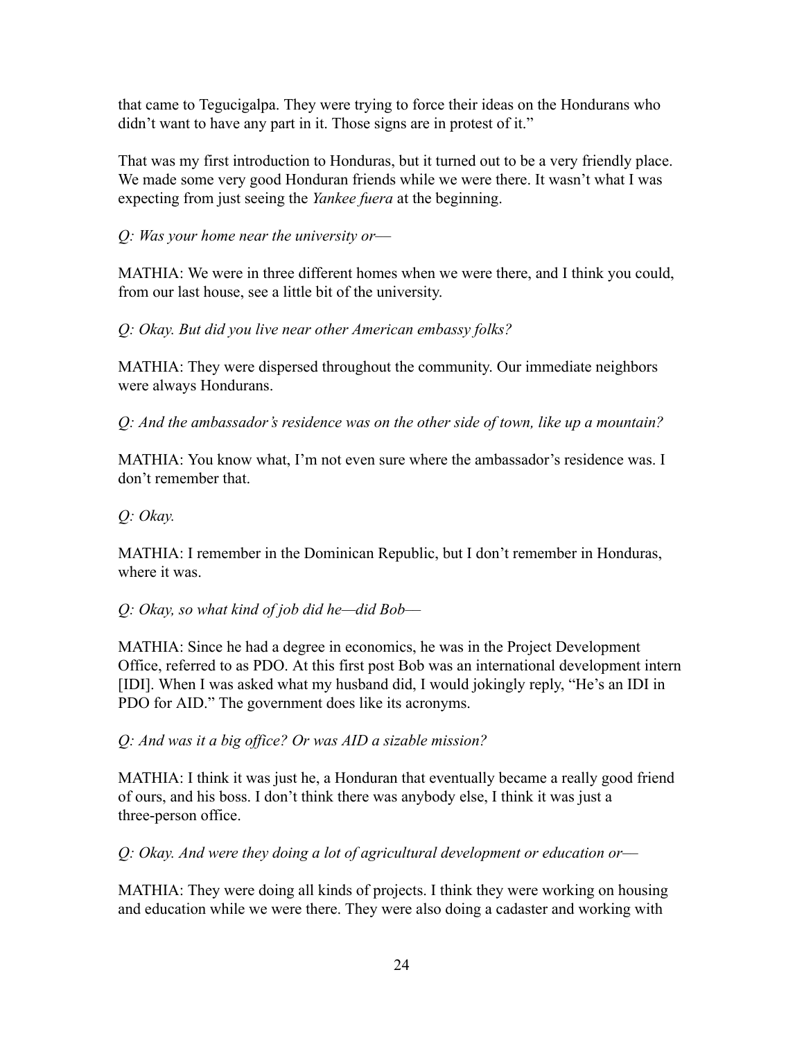that came to Tegucigalpa. They were trying to force their ideas on the Hondurans who didn't want to have any part in it. Those signs are in protest of it."

That was my first introduction to Honduras, but it turned out to be a very friendly place. We made some very good Honduran friends while we were there. It wasn't what I was expecting from just seeing the *Yankee fuera* at the beginning.

*Q: Was your home near the university or—*

MATHIA: We were in three different homes when we were there, and I think you could, from our last house, see a little bit of the university.

*Q: Okay. But did you live near other American embassy folks?*

MATHIA: They were dispersed throughout the community. Our immediate neighbors were always Hondurans.

*Q: And the ambassador's residence was on the other side of town, like up a mountain?*

MATHIA: You know what, I'm not even sure where the ambassador's residence was. I don't remember that.

*Q: Okay.*

MATHIA: I remember in the Dominican Republic, but I don't remember in Honduras, where it was.

*Q: Okay, so what kind of job did he—did Bob—*

MATHIA: Since he had a degree in economics, he was in the Project Development Office, referred to as PDO. At this first post Bob was an international development intern [IDI]. When I was asked what my husband did, I would jokingly reply, "He's an IDI in PDO for AID." The government does like its acronyms.

*Q: And was it a big office? Or was AID a sizable mission?*

MATHIA: I think it was just he, a Honduran that eventually became a really good friend of ours, and his boss. I don't think there was anybody else, I think it was just a three-person office.

*Q: Okay. And were they doing a lot of agricultural development or education or—*

MATHIA: They were doing all kinds of projects. I think they were working on housing and education while we were there. They were also doing a cadaster and working with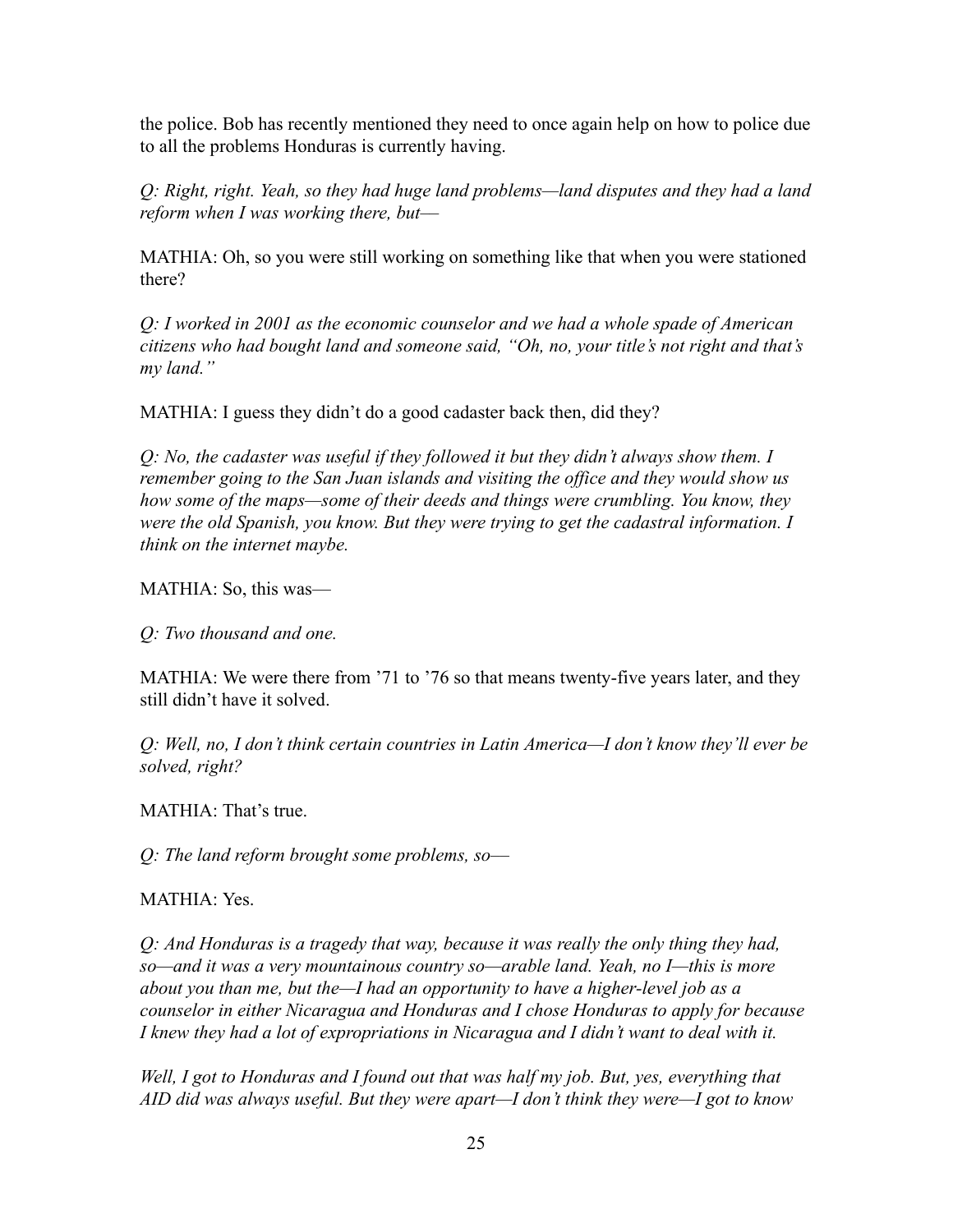the police. Bob has recently mentioned they need to once again help on how to police due to all the problems Honduras is currently having.

*Q: Right, right. Yeah, so they had huge land problems—land disputes and they had a land reform when I was working there, but—*

MATHIA: Oh, so you were still working on something like that when you were stationed there?

*Q: I worked in 2001 as the economic counselor and we had a whole spade of American citizens who had bought land and someone said, "Oh, no, your title's not right and that's my land."*

MATHIA: I guess they didn't do a good cadaster back then, did they?

*Q: No, the cadaster was useful if they followed it but they didn't always show them. I remember going to the San Juan islands and visiting the office and they would show us how some of the maps—some of their deeds and things were crumbling. You know, they were the old Spanish, you know. But they were trying to get the cadastral information. I think on the internet maybe.*

MATHIA: So, this was—

*Q: Two thousand and one.*

MATHIA: We were there from '71 to '76 so that means twenty-five years later, and they still didn't have it solved.

*Q: Well, no, I don't think certain countries in Latin America—I don't know they'll ever be solved, right?*

MATHIA: That's true.

*Q: The land reform brought some problems, so—*

MATHIA: Yes.

*Q: And Honduras is a tragedy that way, because it was really the only thing they had, so—and it was a very mountainous country so—arable land. Yeah, no I—this is more about you than me, but the—I had an opportunity to have a higher-level job as a counselor in either Nicaragua and Honduras and I chose Honduras to apply for because I knew they had a lot of expropriations in Nicaragua and I didn't want to deal with it.*

*Well, I got to Honduras and I found out that was half my job. But, yes, everything that AID did was always useful. But they were apart—I don't think they were—I got to know*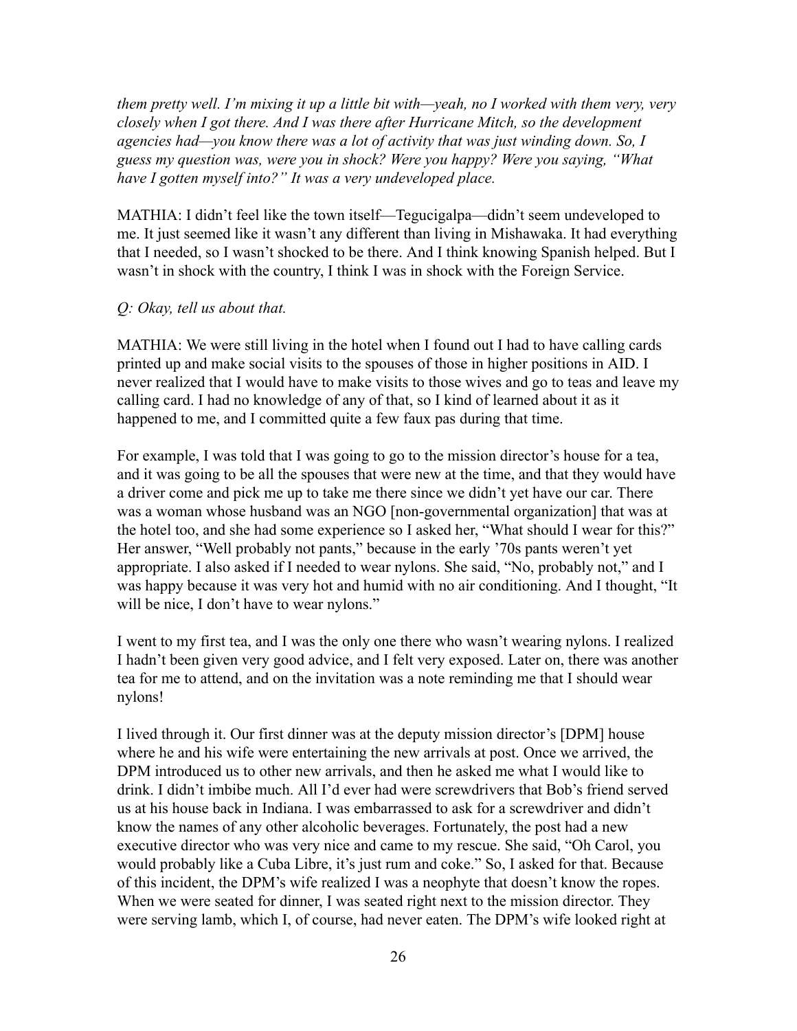*them pretty well. I'm mixing it up a little bit with—yeah, no I worked with them very, very closely when I got there. And I was there after Hurricane Mitch, so the development agencies had—you know there was a lot of activity that was just winding down. So, I guess my question was, were you in shock? Were you happy? Were you saying, "What have I gotten myself into?" It was a very undeveloped place.*

MATHIA: I didn't feel like the town itself—Tegucigalpa—didn't seem undeveloped to me. It just seemed like it wasn't any different than living in Mishawaka. It had everything that I needed, so I wasn't shocked to be there. And I think knowing Spanish helped. But I wasn't in shock with the country, I think I was in shock with the Foreign Service.

*Q: Okay, tell us about that.*

MATHIA: We were still living in the hotel when I found out I had to have calling cards printed up and make social visits to the spouses of those in higher positions in AID. I never realized that I would have to make visits to those wives and go to teas and leave my calling card. I had no knowledge of any of that, so I kind of learned about it as it happened to me, and I committed quite a few faux pas during that time.

For example, I was told that I was going to go to the mission director's house for a tea, and it was going to be all the spouses that were new at the time, and that they would have a driver come and pick me up to take me there since we didn't yet have our car. There was a woman whose husband was an NGO [non-governmental organization] that was at the hotel too, and she had some experience so I asked her, "What should I wear for this?" Her answer, "Well probably not pants," because in the early '70s pants weren't yet appropriate. I also asked if I needed to wear nylons. She said, "No, probably not," and I was happy because it was very hot and humid with no air conditioning. And I thought, "It will be nice, I don't have to wear nylons."

I went to my first tea, and I was the only one there who wasn't wearing nylons. I realized I hadn't been given very good advice, and I felt very exposed. Later on, there was another tea for me to attend, and on the invitation was a note reminding me that I should wear nylons!

I lived through it. Our first dinner was at the deputy mission director's [DPM] house where he and his wife were entertaining the new arrivals at post. Once we arrived, the DPM introduced us to other new arrivals, and then he asked me what I would like to drink. I didn't imbibe much. All I'd ever had were screwdrivers that Bob's friend served us at his house back in Indiana. I was embarrassed to ask for a screwdriver and didn't know the names of any other alcoholic beverages. Fortunately, the post had a new executive director who was very nice and came to my rescue. She said, "Oh Carol, you would probably like a Cuba Libre, it's just rum and coke." So, I asked for that. Because of this incident, the DPM's wife realized I was a neophyte that doesn't know the ropes. When we were seated for dinner, I was seated right next to the mission director. They were serving lamb, which I, of course, had never eaten. The DPM's wife looked right at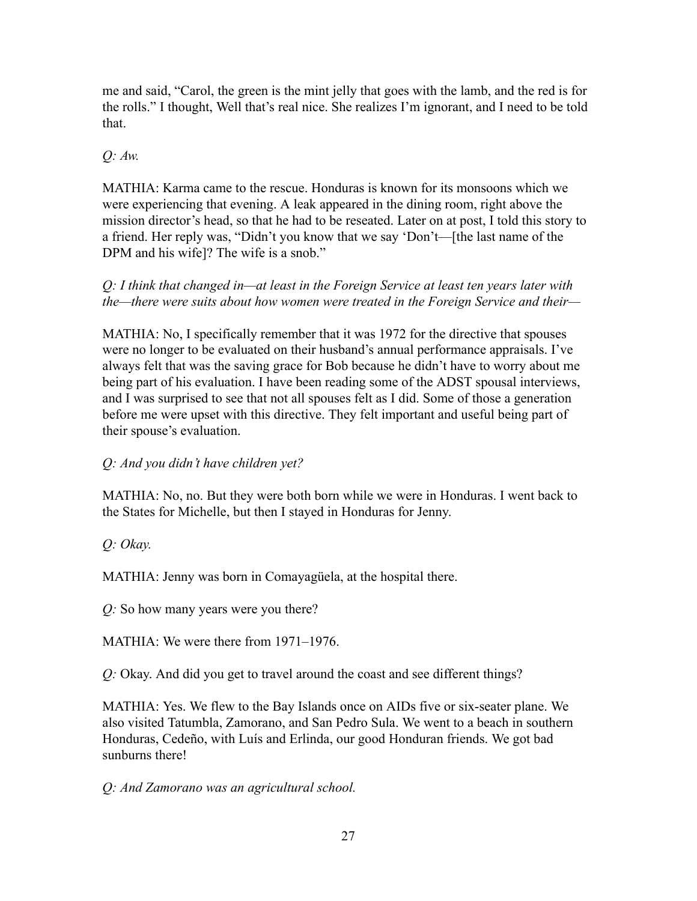me and said, "Carol, the green is the mint jelly that goes with the lamb, and the red is for the rolls." I thought, Well that's real nice. She realizes I'm ignorant, and I need to be told that.

*Q: Aw.*

MATHIA: Karma came to the rescue. Honduras is known for its monsoons which we were experiencing that evening. A leak appeared in the dining room, right above the mission director's head, so that he had to be reseated. Later on at post, I told this story to a friend. Her reply was, "Didn't you know that we say 'Don't—[the last name of the DPM and his wife]? The wife is a snob."

*Q: I think that changed in—at least in the Foreign Service at least ten years later with the—there were suits about how women were treated in the Foreign Service and their—*

MATHIA: No, I specifically remember that it was 1972 for the directive that spouses were no longer to be evaluated on their husband's annual performance appraisals. I've always felt that was the saving grace for Bob because he didn't have to worry about me being part of his evaluation. I have been reading some of the ADST spousal interviews, and I was surprised to see that not all spouses felt as I did. Some of those a generation before me were upset with this directive. They felt important and useful being part of their spouse's evaluation.

*Q: And you didn't have children yet?*

MATHIA: No, no. But they were both born while we were in Honduras. I went back to the States for Michelle, but then I stayed in Honduras for Jenny.

*Q: Okay.*

MATHIA: Jenny was born in Comayagüela, at the hospital there.

*Q:* So how many years were you there?

MATHIA: We were there from 1971–1976.

*Q:* Okay. And did you get to travel around the coast and see different things?

MATHIA: Yes. We flew to the Bay Islands once on AIDs five or six-seater plane. We also visited Tatumbla, Zamorano, and San Pedro Sula. We went to a beach in southern Honduras, Cedeño, with Luís and Erlinda, our good Honduran friends. We got bad sunburns there!

*Q: And Zamorano was an agricultural school.*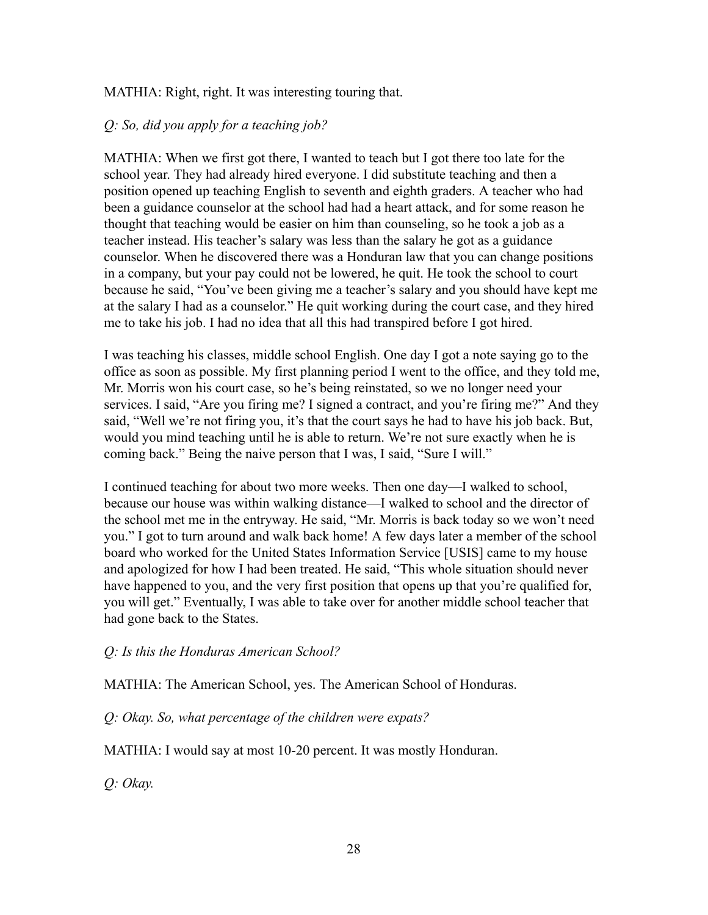MATHIA: Right, right. It was interesting touring that.

*Q: So, did you apply for a teaching job?*

MATHIA: When we first got there, I wanted to teach but I got there too late for the school year. They had already hired everyone. I did substitute teaching and then a position opened up teaching English to seventh and eighth graders. A teacher who had been a guidance counselor at the school had had a heart attack, and for some reason he thought that teaching would be easier on him than counseling, so he took a job as a teacher instead. His teacher's salary was less than the salary he got as a guidance counselor. When he discovered there was a Honduran law that you can change positions in a company, but your pay could not be lowered, he quit. He took the school to court because he said, "You've been giving me a teacher's salary and you should have kept me at the salary I had as a counselor." He quit working during the court case, and they hired me to take his job. I had no idea that all this had transpired before I got hired.

I was teaching his classes, middle school English. One day I got a note saying go to the office as soon as possible. My first planning period I went to the office, and they told me, Mr. Morris won his court case, so he's being reinstated, so we no longer need your services. I said, "Are you firing me? I signed a contract, and you're firing me?" And they said, "Well we're not firing you, it's that the court says he had to have his job back. But, would you mind teaching until he is able to return. We're not sure exactly when he is coming back." Being the naive person that I was, I said, "Sure I will."

I continued teaching for about two more weeks. Then one day—I walked to school, because our house was within walking distance—I walked to school and the director of the school met me in the entryway. He said, "Mr. Morris is back today so we won't need you." I got to turn around and walk back home! A few days later a member of the school board who worked for the United States Information Service [USIS] came to my house and apologized for how I had been treated. He said, "This whole situation should never have happened to you, and the very first position that opens up that you're qualified for, you will get." Eventually, I was able to take over for another middle school teacher that had gone back to the States.

*Q: Is this the Honduras American School?*

MATHIA: The American School, yes. The American School of Honduras.

*Q: Okay. So, what percentage of the children were expats?*

MATHIA: I would say at most 10-20 percent. It was mostly Honduran.

*Q: Okay.*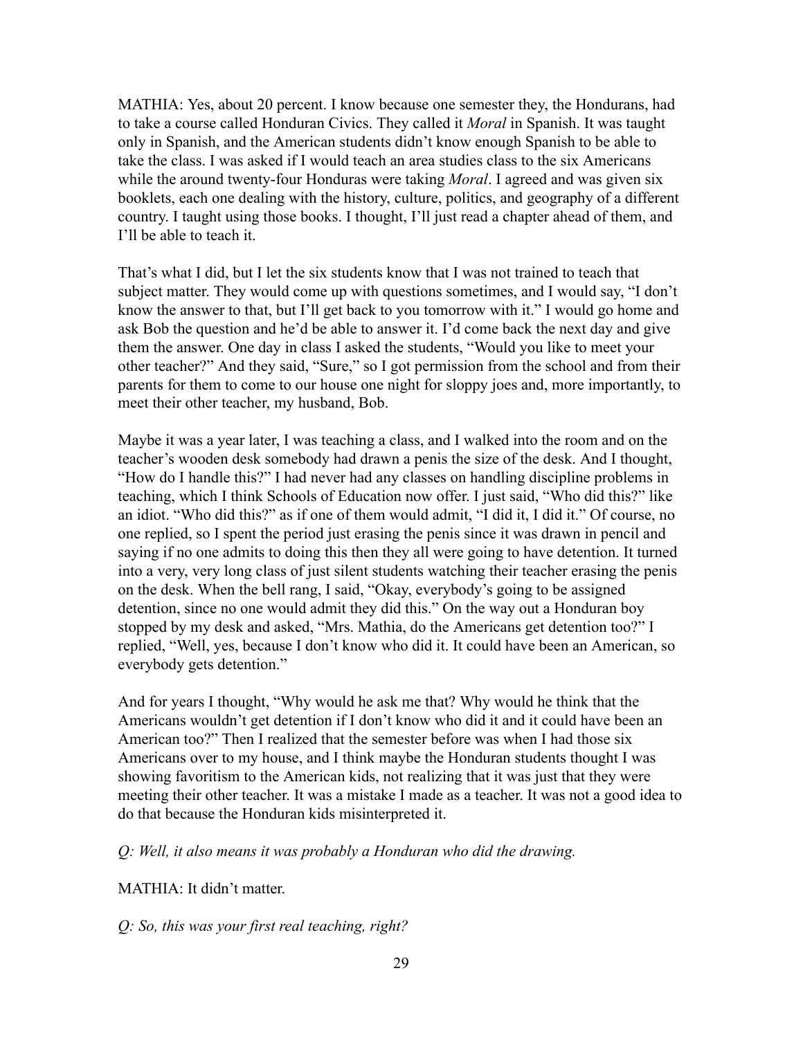MATHIA: Yes, about 20 percent. I know because one semester they, the Hondurans, had to take a course called Honduran Civics. They called it *Moral* in Spanish. It was taught only in Spanish, and the American students didn't know enough Spanish to be able to take the class. I was asked if I would teach an area studies class to the six Americans while the around twenty-four Honduras were taking *Moral*. I agreed and was given six booklets, each one dealing with the history, culture, politics, and geography of a different country. I taught using those books. I thought, I'll just read a chapter ahead of them, and I'll be able to teach it.

That's what I did, but I let the six students know that I was not trained to teach that subject matter. They would come up with questions sometimes, and I would say, "I don't know the answer to that, but I'll get back to you tomorrow with it." I would go home and ask Bob the question and he'd be able to answer it. I'd come back the next day and give them the answer. One day in class I asked the students, "Would you like to meet your other teacher?" And they said, "Sure," so I got permission from the school and from their parents for them to come to our house one night for sloppy joes and, more importantly, to meet their other teacher, my husband, Bob.

Maybe it was a year later, I was teaching a class, and I walked into the room and on the teacher's wooden desk somebody had drawn a penis the size of the desk. And I thought, "How do I handle this?" I had never had any classes on handling discipline problems in teaching, which I think Schools of Education now offer. I just said, "Who did this?" like an idiot. "Who did this?" as if one of them would admit, "I did it, I did it." Of course, no one replied, so I spent the period just erasing the penis since it was drawn in pencil and saying if no one admits to doing this then they all were going to have detention. It turned into a very, very long class of just silent students watching their teacher erasing the penis on the desk. When the bell rang, I said, "Okay, everybody's going to be assigned detention, since no one would admit they did this." On the way out a Honduran boy stopped by my desk and asked, "Mrs. Mathia, do the Americans get detention too?" I replied, "Well, yes, because I don't know who did it. It could have been an American, so everybody gets detention."

And for years I thought, "Why would he ask me that? Why would he think that the Americans wouldn't get detention if I don't know who did it and it could have been an American too?" Then I realized that the semester before was when I had those six Americans over to my house, and I think maybe the Honduran students thought I was showing favoritism to the American kids, not realizing that it was just that they were meeting their other teacher. It was a mistake I made as a teacher. It was not a good idea to do that because the Honduran kids misinterpreted it.

*Q: Well, it also means it was probably a Honduran who did the drawing.*

MATHIA: It didn't matter.

*Q: So, this was your first real teaching, right?*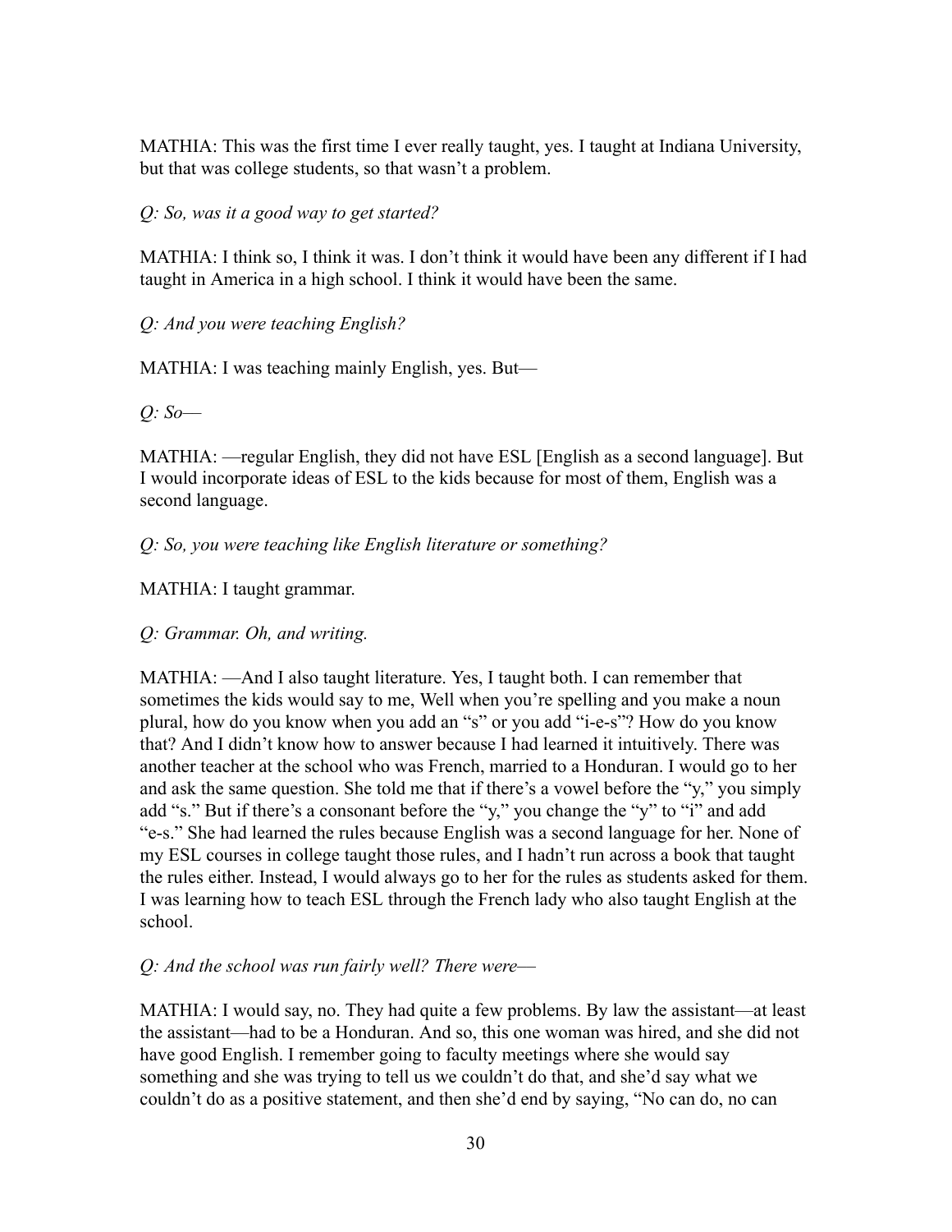MATHIA: This was the first time I ever really taught, yes. I taught at Indiana University, but that was college students, so that wasn't a problem.

*Q: So, was it a good way to get started?*

MATHIA: I think so, I think it was. I don't think it would have been any different if I had taught in America in a high school. I think it would have been the same.

*Q: And you were teaching English?*

MATHIA: I was teaching mainly English, yes. But—

*Q: So—*

MATHIA: —regular English, they did not have ESL [English as a second language]. But I would incorporate ideas of ESL to the kids because for most of them, English was a second language.

*Q: So, you were teaching like English literature or something?*

MATHIA: I taught grammar.

*Q: Grammar. Oh, and writing.*

MATHIA: —And I also taught literature. Yes, I taught both. I can remember that sometimes the kids would say to me, Well when you're spelling and you make a noun plural, how do you know when you add an "s" or you add "i-e-s"? How do you know that? And I didn't know how to answer because I had learned it intuitively. There was another teacher at the school who was French, married to a Honduran. I would go to her and ask the same question. She told me that if there's a vowel before the "y," you simply add "s." But if there's a consonant before the "y," you change the "y" to "i" and add "e-s." She had learned the rules because English was a second language for her. None of my ESL courses in college taught those rules, and I hadn't run across a book that taught the rules either. Instead, I would always go to her for the rules as students asked for them. I was learning how to teach ESL through the French lady who also taught English at the school.

*Q: And the school was run fairly well? There were—*

MATHIA: I would say, no. They had quite a few problems. By law the assistant—at least the assistant—had to be a Honduran. And so, this one woman was hired, and she did not have good English. I remember going to faculty meetings where she would say something and she was trying to tell us we couldn't do that, and she'd say what we couldn't do as a positive statement, and then she'd end by saying, "No can do, no can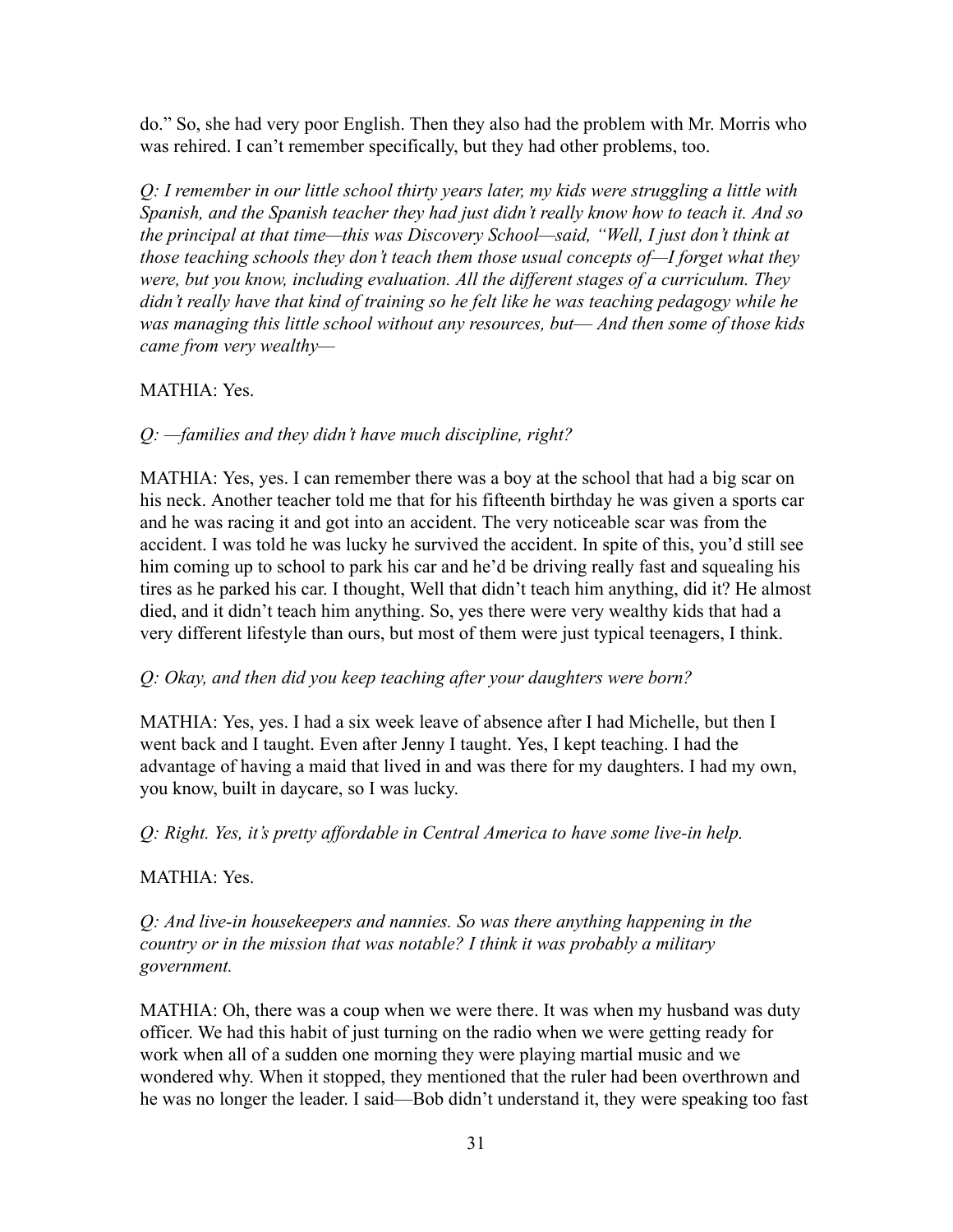do." So, she had very poor English. Then they also had the problem with Mr. Morris who was rehired. I can't remember specifically, but they had other problems, too.

*Q: I remember in our little school thirty years later, my kids were struggling a little with Spanish, and the Spanish teacher they had just didn't really know how to teach it. And so the principal at that time—this was Discovery School—said, "Well, I just don't think at those teaching schools they don't teach them those usual concepts of—I forget what they were, but you know, including evaluation. All the different stages of a curriculum. They didn't really have that kind of training so he felt like he was teaching pedagogy while he was managing this little school without any resources, but— And then some of those kids came from very wealthy—*

MATHIA: Yes.

*Q: —families and they didn't have much discipline, right?*

MATHIA: Yes, yes. I can remember there was a boy at the school that had a big scar on his neck. Another teacher told me that for his fifteenth birthday he was given a sports car and he was racing it and got into an accident. The very noticeable scar was from the accident. I was told he was lucky he survived the accident. In spite of this, you'd still see him coming up to school to park his car and he'd be driving really fast and squealing his tires as he parked his car. I thought, Well that didn't teach him anything, did it? He almost died, and it didn't teach him anything. So, yes there were very wealthy kids that had a very different lifestyle than ours, but most of them were just typical teenagers, I think.

*Q: Okay, and then did you keep teaching after your daughters were born?*

MATHIA: Yes, yes. I had a six week leave of absence after I had Michelle, but then I went back and I taught. Even after Jenny I taught. Yes, I kept teaching. I had the advantage of having a maid that lived in and was there for my daughters. I had my own, you know, built in daycare, so I was lucky.

*Q: Right. Yes, it's pretty affordable in Central America to have some live-in help.*

MATHIA: Yes.

*Q: And live-in housekeepers and nannies. So was there anything happening in the country or in the mission that was notable? I think it was probably a military government.*

MATHIA: Oh, there was a coup when we were there. It was when my husband was duty officer. We had this habit of just turning on the radio when we were getting ready for work when all of a sudden one morning they were playing martial music and we wondered why. When it stopped, they mentioned that the ruler had been overthrown and he was no longer the leader. I said—Bob didn't understand it, they were speaking too fast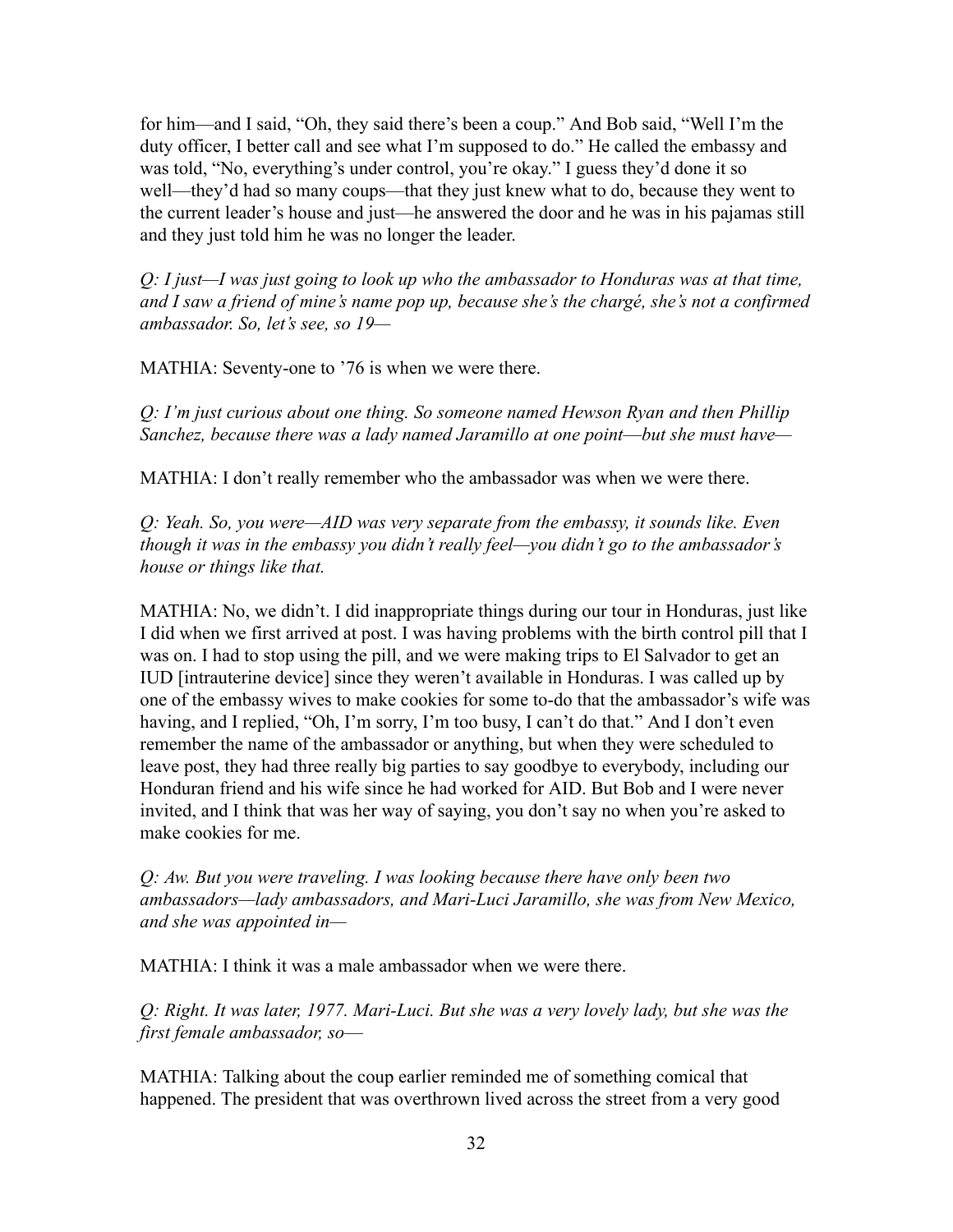for him—and I said, "Oh, they said there's been a coup." And Bob said, "Well I'm the duty officer, I better call and see what I'm supposed to do." He called the embassy and was told, "No, everything's under control, you're okay." I guess they'd done it so well—they'd had so many coups—that they just knew what to do, because they went to the current leader's house and just—he answered the door and he was in his pajamas still and they just told him he was no longer the leader.

*Q: I just—I was just going to look up who the ambassador to Honduras was at that time, and I saw a friend of mine's name pop up, because she's the chargé, she's not a confirmed ambassador. So, let's see, so 19—*

MATHIA: Seventy-one to '76 is when we were there.

*Q: I'm just curious about one thing. So someone named Hewson Ryan and then Phillip Sanchez, because there was a lady named Jaramillo at one point—but she must have—*

MATHIA: I don't really remember who the ambassador was when we were there.

*Q: Yeah. So, you were—AID was very separate from the embassy, it sounds like. Even though it was in the embassy you didn't really feel—you didn't go to the ambassador's house or things like that.*

MATHIA: No, we didn't. I did inappropriate things during our tour in Honduras, just like I did when we first arrived at post. I was having problems with the birth control pill that I was on. I had to stop using the pill, and we were making trips to El Salvador to get an IUD [intrauterine device] since they weren't available in Honduras. I was called up by one of the embassy wives to make cookies for some to-do that the ambassador's wife was having, and I replied, "Oh, I'm sorry, I'm too busy, I can't do that." And I don't even remember the name of the ambassador or anything, but when they were scheduled to leave post, they had three really big parties to say goodbye to everybody, including our Honduran friend and his wife since he had worked for AID. But Bob and I were never invited, and I think that was her way of saying, you don't say no when you're asked to make cookies for me.

*Q: Aw. But you were traveling. I was looking because there have only been two ambassadors—lady ambassadors, and Mari-Luci Jaramillo, she was from New Mexico, and she was appointed in—*

MATHIA: I think it was a male ambassador when we were there.

*Q: Right. It was later, 1977. Mari-Luci. But she was a very lovely lady, but she was the first female ambassador, so—*

MATHIA: Talking about the coup earlier reminded me of something comical that happened. The president that was overthrown lived across the street from a very good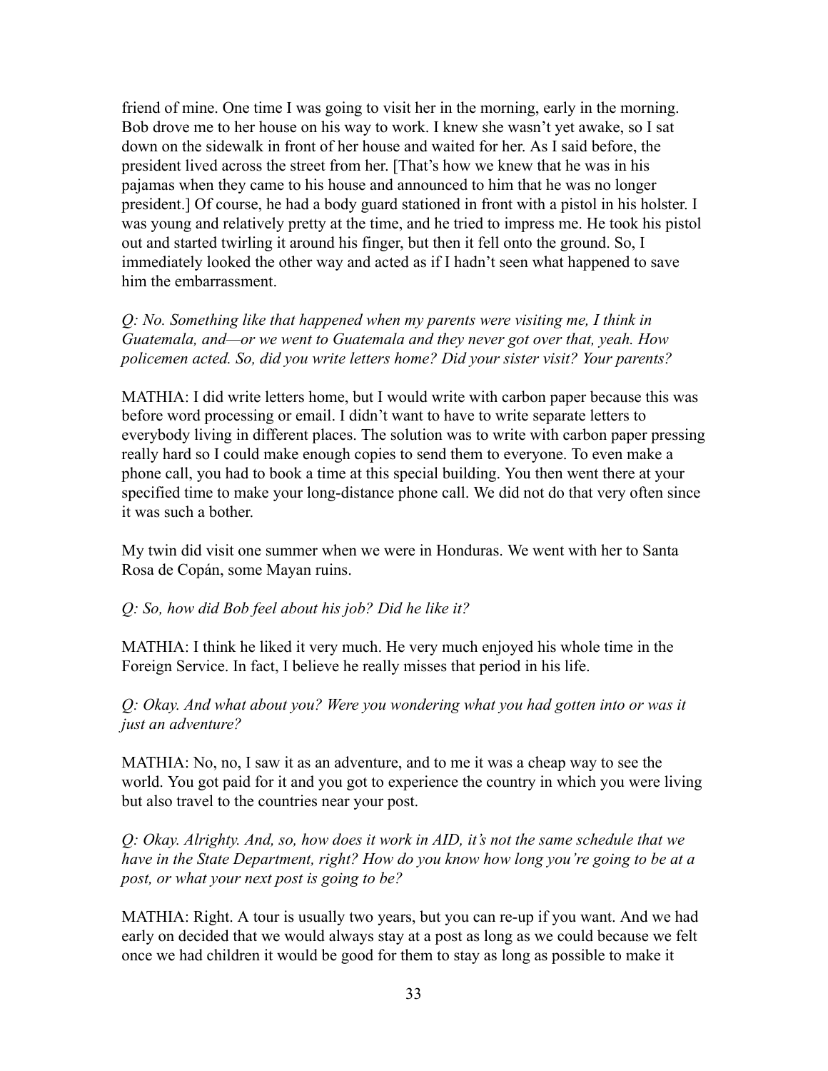friend of mine. One time I was going to visit her in the morning, early in the morning. Bob drove me to her house on his way to work. I knew she wasn't yet awake, so I sat down on the sidewalk in front of her house and waited for her. As I said before, the president lived across the street from her. [That's how we knew that he was in his pajamas when they came to his house and announced to him that he was no longer president.] Of course, he had a body guard stationed in front with a pistol in his holster. I was young and relatively pretty at the time, and he tried to impress me. He took his pistol out and started twirling it around his finger, but then it fell onto the ground. So, I immediately looked the other way and acted as if I hadn't seen what happened to save him the embarrassment.

*Q: No. Something like that happened when my parents were visiting me, I think in Guatemala, and—or we went to Guatemala and they never got over that, yeah. How policemen acted. So, did you write letters home? Did your sister visit? Your parents?*

MATHIA: I did write letters home, but I would write with carbon paper because this was before word processing or email. I didn't want to have to write separate letters to everybody living in different places. The solution was to write with carbon paper pressing really hard so I could make enough copies to send them to everyone. To even make a phone call, you had to book a time at this special building. You then went there at your specified time to make your long-distance phone call. We did not do that very often since it was such a bother.

My twin did visit one summer when we were in Honduras. We went with her to Santa Rosa de Copán, some Mayan ruins.

*Q: So, how did Bob feel about his job? Did he like it?*

MATHIA: I think he liked it very much. He very much enjoyed his whole time in the Foreign Service. In fact, I believe he really misses that period in his life.

*Q: Okay. And what about you? Were you wondering what you had gotten into or was it just an adventure?*

MATHIA: No, no, I saw it as an adventure, and to me it was a cheap way to see the world. You got paid for it and you got to experience the country in which you were living but also travel to the countries near your post.

*Q: Okay. Alrighty. And, so, how does it work in AID, it's not the same schedule that we have in the State Department, right? How do you know how long you're going to be at a post, or what your next post is going to be?*

MATHIA: Right. A tour is usually two years, but you can re-up if you want. And we had early on decided that we would always stay at a post as long as we could because we felt once we had children it would be good for them to stay as long as possible to make it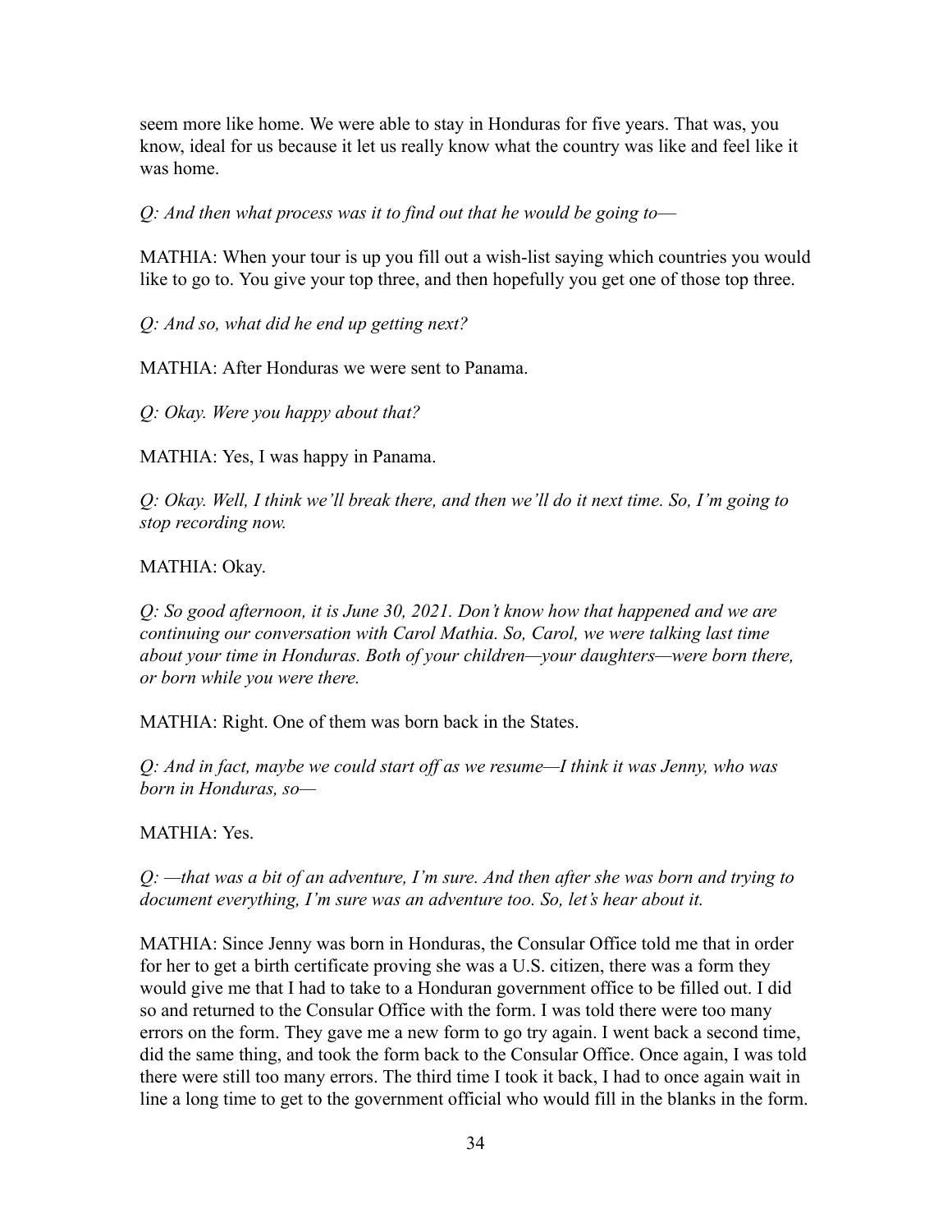seem more like home. We were able to stay in Honduras for five years. That was, you know, ideal for us because it let us really know what the country was like and feel like it was home.

*Q: And then what process was it to find out that he would be going to—*

MATHIA: When your tour is up you fill out a wish-list saying which countries you would like to go to. You give your top three, and then hopefully you get one of those top three.

*Q: And so, what did he end up getting next?*

MATHIA: After Honduras we were sent to Panama.

*Q: Okay. Were you happy about that?*

MATHIA: Yes, I was happy in Panama.

*Q: Okay. Well, I think we'll break there, and then we'll do it next time. So, I'm going to stop recording now.*

MATHIA: Okay.

*Q: So good afternoon, it is June 30, 2021. Don't know how that happened and we are continuing our conversation with Carol Mathia. So, Carol, we were talking last time about your time in Honduras. Both of your children—your daughters—were born there, or born while you were there.*

MATHIA: Right. One of them was born back in the States.

*Q: And in fact, maybe we could start off as we resume—I think it was Jenny, who was born in Honduras, so—*

MATHIA: Yes.

*Q: —that was a bit of an adventure, I'm sure. And then after she was born and trying to document everything, I'm sure was an adventure too. So, let's hear about it.*

MATHIA: Since Jenny was born in Honduras, the Consular Office told me that in order for her to get a birth certificate proving she was a U.S. citizen, there was a form they would give me that I had to take to a Honduran government office to be filled out. I did so and returned to the Consular Office with the form. I was told there were too many errors on the form. They gave me a new form to go try again. I went back a second time, did the same thing, and took the form back to the Consular Office. Once again, I was told there were still too many errors. The third time I took it back, I had to once again wait in line a long time to get to the government official who would fill in the blanks in the form.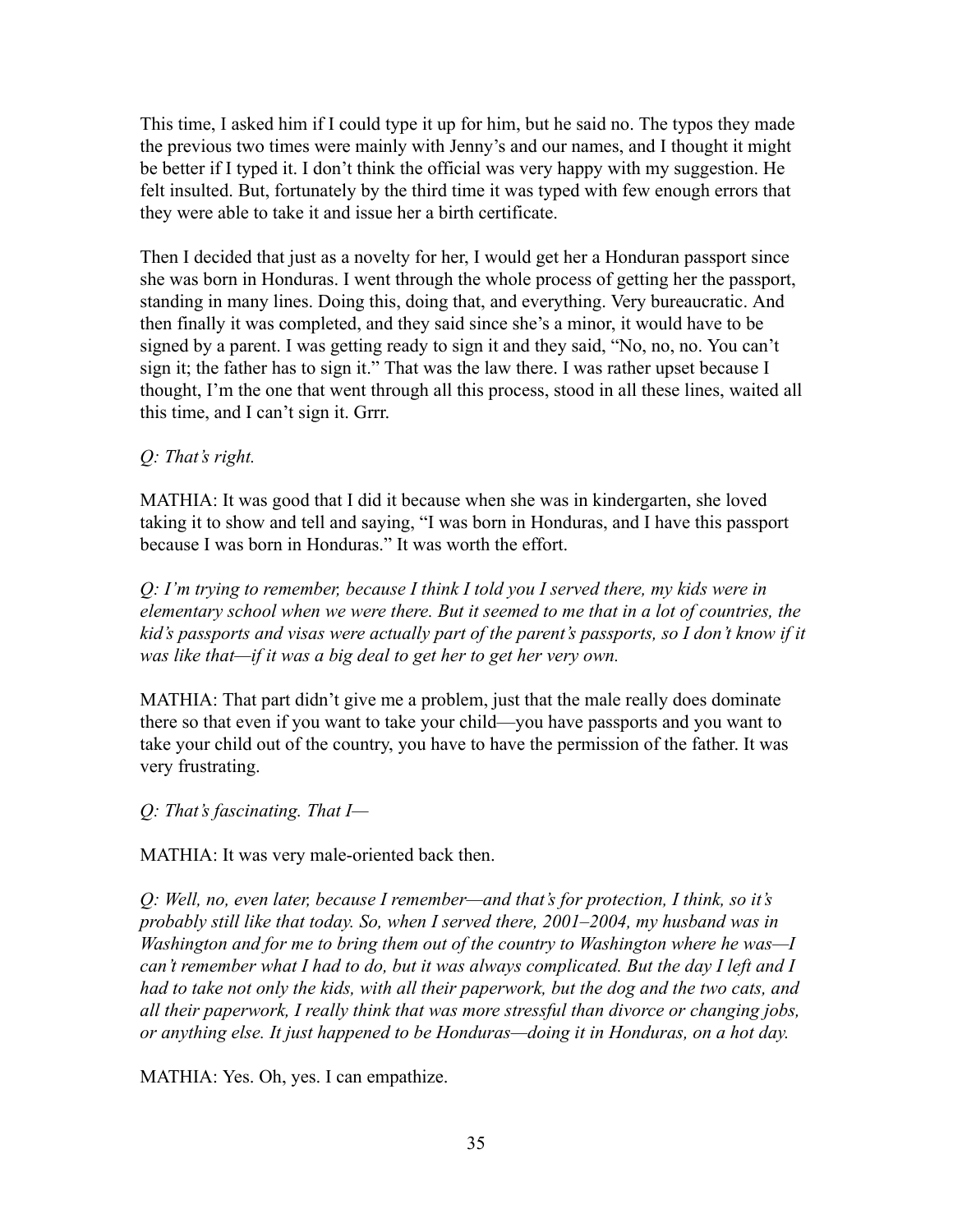This time, I asked him if I could type it up for him, but he said no. The typos they made the previous two times were mainly with Jenny's and our names, and I thought it might be better if I typed it. I don't think the official was very happy with my suggestion. He felt insulted. But, fortunately by the third time it was typed with few enough errors that they were able to take it and issue her a birth certificate.

Then I decided that just as a novelty for her, I would get her a Honduran passport since she was born in Honduras. I went through the whole process of getting her the passport, standing in many lines. Doing this, doing that, and everything. Very bureaucratic. And then finally it was completed, and they said since she's a minor, it would have to be signed by a parent. I was getting ready to sign it and they said, "No, no, no. You can't sign it; the father has to sign it." That was the law there. I was rather upset because I thought, I'm the one that went through all this process, stood in all these lines, waited all this time, and I can't sign it. Grrr.

*Q: That's right.*

MATHIA: It was good that I did it because when she was in kindergarten, she loved taking it to show and tell and saying, "I was born in Honduras, and I have this passport because I was born in Honduras." It was worth the effort.

*Q: I'm trying to remember, because I think I told you I served there, my kids were in elementary school when we were there. But it seemed to me that in a lot of countries, the kid's passports and visas were actually part of the parent's passports, so I don't know if it was like that—if it was a big deal to get her to get her very own.*

MATHIA: That part didn't give me a problem, just that the male really does dominate there so that even if you want to take your child—you have passports and you want to take your child out of the country, you have to have the permission of the father. It was very frustrating.

*Q: That's fascinating. That I—*

MATHIA: It was very male-oriented back then.

*Q: Well, no, even later, because I remember—and that's for protection, I think, so it's probably still like that today. So, when I served there, 2001–2004, my husband was in Washington and for me to bring them out of the country to Washington where he was—I can't remember what I had to do, but it was always complicated. But the day I left and I had to take not only the kids, with all their paperwork, but the dog and the two cats, and all their paperwork, I really think that was more stressful than divorce or changing jobs, or anything else. It just happened to be Honduras—doing it in Honduras, on a hot day.*

MATHIA: Yes. Oh, yes. I can empathize.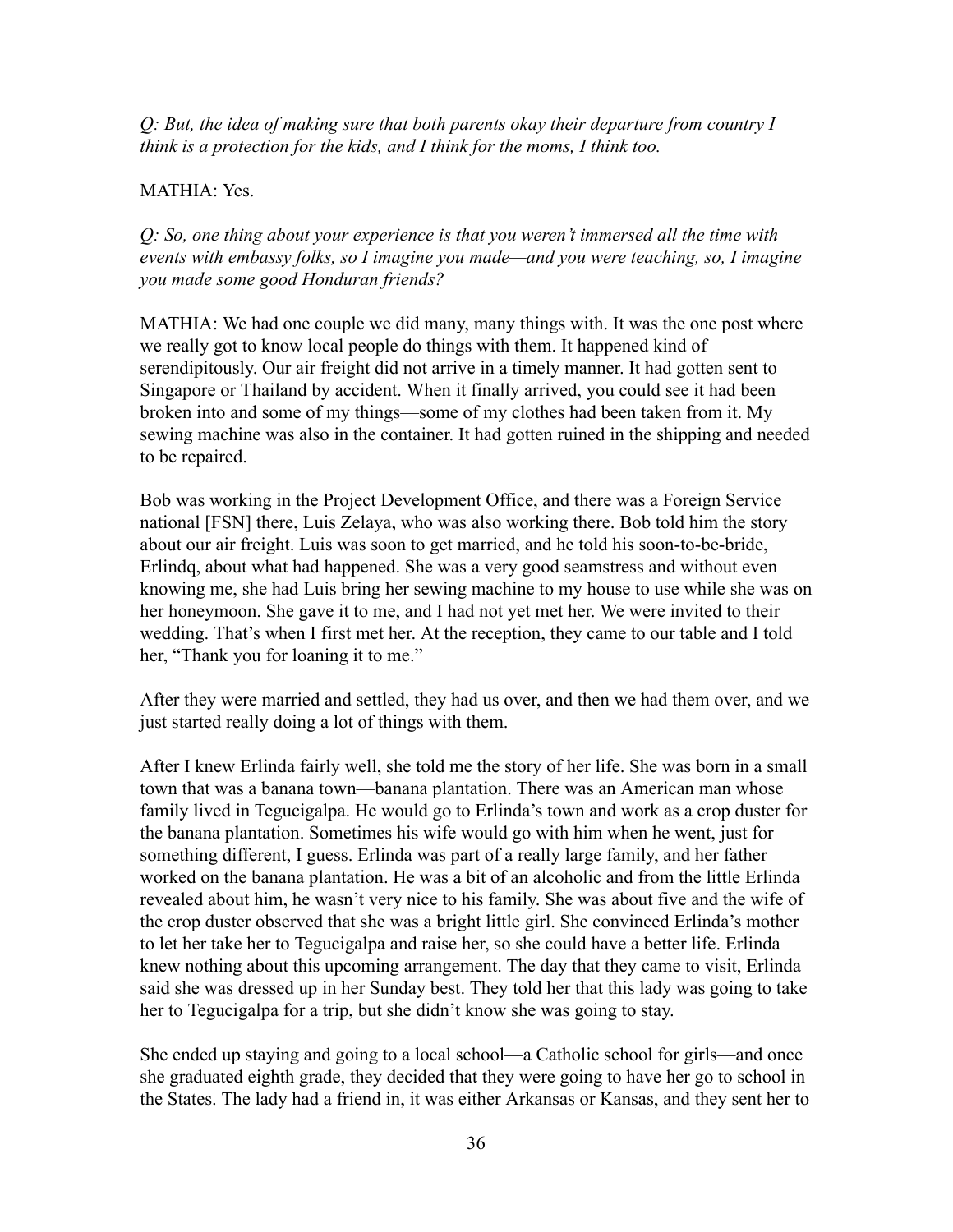*Q: But, the idea of making sure that both parents okay their departure from country I think is a protection for the kids, and I think for the moms, I think too.*

MATHIA: Yes.

*Q: So, one thing about your experience is that you weren't immersed all the time with events with embassy folks, so I imagine you made—and you were teaching, so, I imagine you made some good Honduran friends?*

MATHIA: We had one couple we did many, many things with. It was the one post where we really got to know local people do things with them. It happened kind of serendipitously. Our air freight did not arrive in a timely manner. It had gotten sent to Singapore or Thailand by accident. When it finally arrived, you could see it had been broken into and some of my things—some of my clothes had been taken from it. My sewing machine was also in the container. It had gotten ruined in the shipping and needed to be repaired.

Bob was working in the Project Development Office, and there was a Foreign Service national [FSN] there, Luis Zelaya, who was also working there. Bob told him the story about our air freight. Luis was soon to get married, and he told his soon-to-be-bride, Erlindq, about what had happened. She was a very good seamstress and without even knowing me, she had Luis bring her sewing machine to my house to use while she was on her honeymoon. She gave it to me, and I had not yet met her. We were invited to their wedding. That's when I first met her. At the reception, they came to our table and I told her, "Thank you for loaning it to me."

After they were married and settled, they had us over, and then we had them over, and we just started really doing a lot of things with them.

After I knew Erlinda fairly well, she told me the story of her life. She was born in a small town that was a banana town—banana plantation. There was an American man whose family lived in Tegucigalpa. He would go to Erlinda's town and work as a crop duster for the banana plantation. Sometimes his wife would go with him when he went, just for something different, I guess. Erlinda was part of a really large family, and her father worked on the banana plantation. He was a bit of an alcoholic and from the little Erlinda revealed about him, he wasn't very nice to his family. She was about five and the wife of the crop duster observed that she was a bright little girl. She convinced Erlinda's mother to let her take her to Tegucigalpa and raise her, so she could have a better life. Erlinda knew nothing about this upcoming arrangement. The day that they came to visit, Erlinda said she was dressed up in her Sunday best. They told her that this lady was going to take her to Tegucigalpa for a trip, but she didn't know she was going to stay.

She ended up staying and going to a local school—a Catholic school for girls—and once she graduated eighth grade, they decided that they were going to have her go to school in the States. The lady had a friend in, it was either Arkansas or Kansas, and they sent her to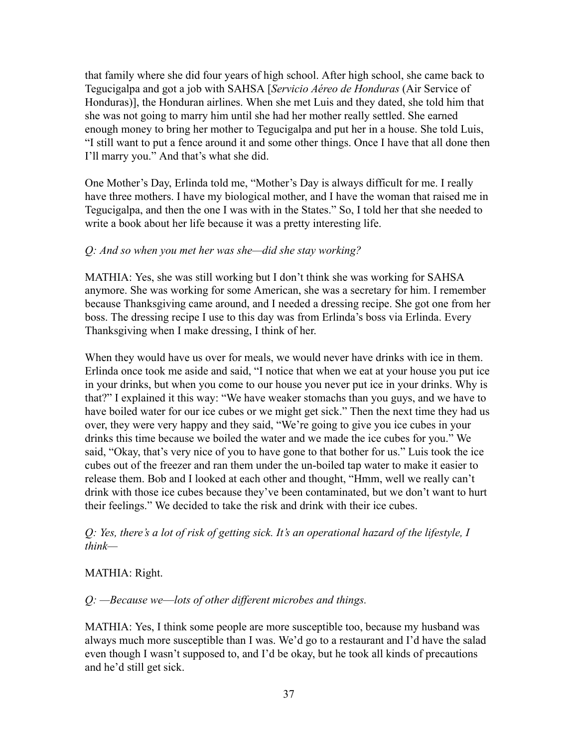that family where she did four years of high school. After high school, she came back to Tegucigalpa and got a job with SAHSA [*Servicio Aéreo de Honduras* (Air Service of Honduras)], the Honduran airlines. When she met Luis and they dated, she told him that she was not going to marry him until she had her mother really settled. She earned enough money to bring her mother to Tegucigalpa and put her in a house. She told Luis, "I still want to put a fence around it and some other things. Once I have that all done then I'll marry you." And that's what she did.

One Mother's Day, Erlinda told me, "Mother's Day is always difficult for me. I really have three mothers. I have my biological mother, and I have the woman that raised me in Tegucigalpa, and then the one I was with in the States." So, I told her that she needed to write a book about her life because it was a pretty interesting life.

*Q: And so when you met her was she—did she stay working?*

MATHIA: Yes, she was still working but I don't think she was working for SAHSA anymore. She was working for some American, she was a secretary for him. I remember because Thanksgiving came around, and I needed a dressing recipe. She got one from her boss. The dressing recipe I use to this day was from Erlinda's boss via Erlinda. Every Thanksgiving when I make dressing, I think of her.

When they would have us over for meals, we would never have drinks with ice in them. Erlinda once took me aside and said, "I notice that when we eat at your house you put ice in your drinks, but when you come to our house you never put ice in your drinks. Why is that?" I explained it this way: "We have weaker stomachs than you guys, and we have to have boiled water for our ice cubes or we might get sick." Then the next time they had us over, they were very happy and they said, "We're going to give you ice cubes in your drinks this time because we boiled the water and we made the ice cubes for you." We said, "Okay, that's very nice of you to have gone to that bother for us." Luis took the ice cubes out of the freezer and ran them under the un-boiled tap water to make it easier to release them. Bob and I looked at each other and thought, "Hmm, well we really can't drink with those ice cubes because they've been contaminated, but we don't want to hurt their feelings." We decided to take the risk and drink with their ice cubes.

*Q: Yes, there's a lot of risk of getting sick. It's an operational hazard of the lifestyle, I think—*

MATHIA: Right.

*Q: —Because we—lots of other different microbes and things.*

MATHIA: Yes, I think some people are more susceptible too, because my husband was always much more susceptible than I was. We'd go to a restaurant and I'd have the salad even though I wasn't supposed to, and I'd be okay, but he took all kinds of precautions and he'd still get sick.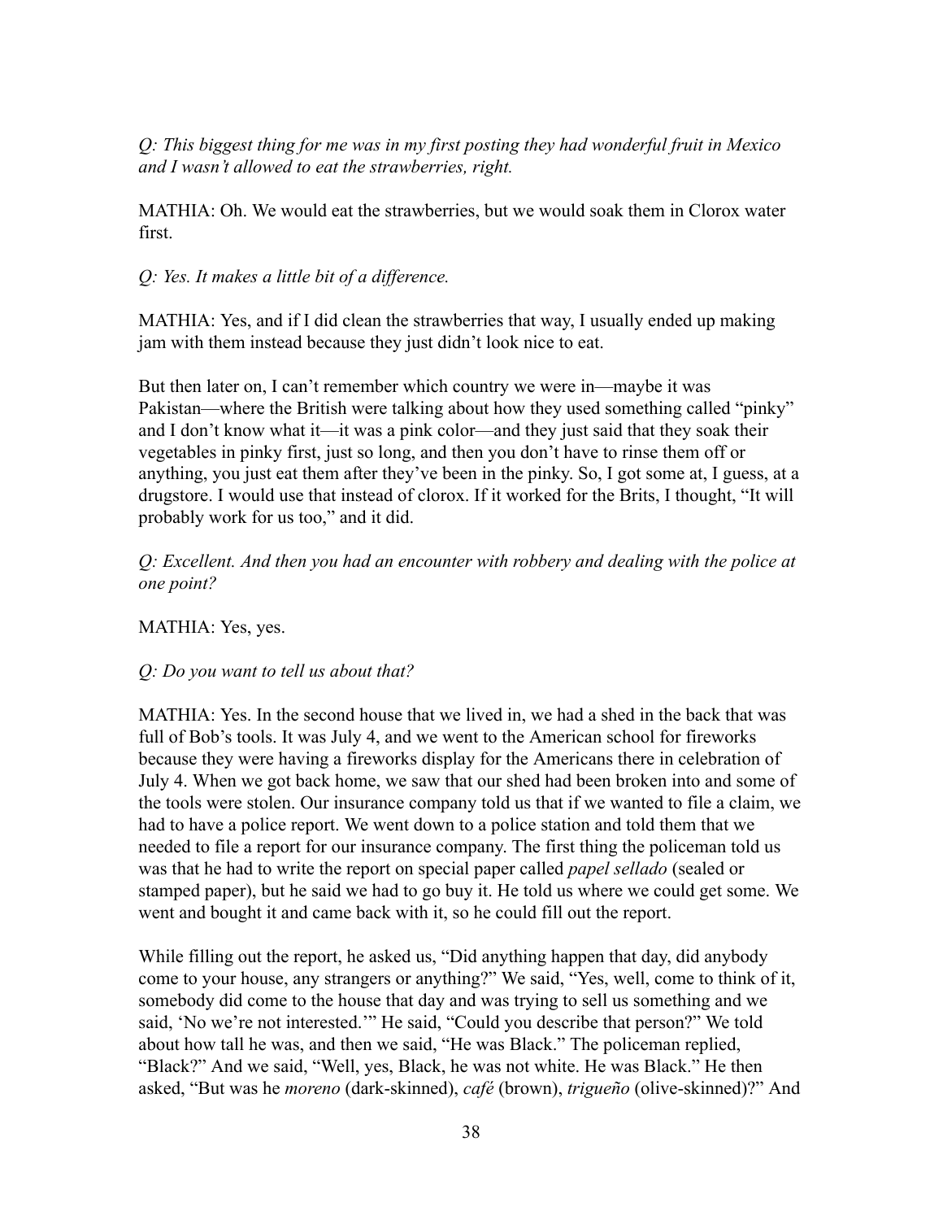*Q: This biggest thing for me was in my first posting they had wonderful fruit in Mexico and I wasn't allowed to eat the strawberries, right.*

MATHIA: Oh. We would eat the strawberries, but we would soak them in Clorox water first.

*Q: Yes. It makes a little bit of a difference.*

MATHIA: Yes, and if I did clean the strawberries that way, I usually ended up making jam with them instead because they just didn't look nice to eat.

But then later on, I can't remember which country we were in—maybe it was Pakistan—where the British were talking about how they used something called "pinky" and I don't know what it—it was a pink color—and they just said that they soak their vegetables in pinky first, just so long, and then you don't have to rinse them off or anything, you just eat them after they've been in the pinky. So, I got some at, I guess, at a drugstore. I would use that instead of clorox. If it worked for the Brits, I thought, "It will probably work for us too," and it did.

*Q: Excellent. And then you had an encounter with robbery and dealing with the police at one point?*

MATHIA: Yes, yes.

*Q: Do you want to tell us about that?*

MATHIA: Yes. In the second house that we lived in, we had a shed in the back that was full of Bob's tools. It was July 4, and we went to the American school for fireworks because they were having a fireworks display for the Americans there in celebration of July 4. When we got back home, we saw that our shed had been broken into and some of the tools were stolen. Our insurance company told us that if we wanted to file a claim, we had to have a police report. We went down to a police station and told them that we needed to file a report for our insurance company. The first thing the policeman told us was that he had to write the report on special paper called *papel sellado* (sealed or stamped paper), but he said we had to go buy it. He told us where we could get some. We went and bought it and came back with it, so he could fill out the report.

While filling out the report, he asked us, "Did anything happen that day, did anybody come to your house, any strangers or anything?" We said, "Yes, well, come to think of it, somebody did come to the house that day and was trying to sell us something and we said, 'No we're not interested.'" He said, "Could you describe that person?" We told about how tall he was, and then we said, "He was Black." The policeman replied, "Black?" And we said, "Well, yes, Black, he was not white. He was Black." He then asked, "But was he *moreno* (dark-skinned), *café* (brown), *trigueño* (olive-skinned)?" And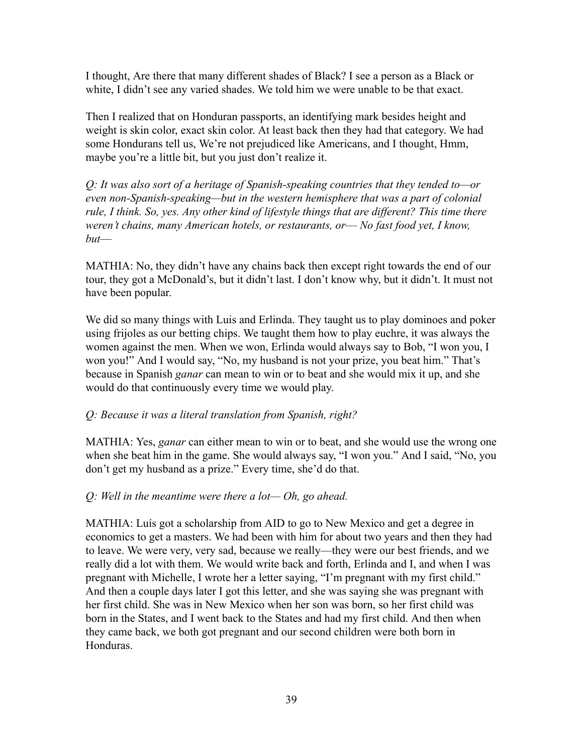I thought, Are there that many different shades of Black? I see a person as a Black or white, I didn't see any varied shades. We told him we were unable to be that exact.

Then I realized that on Honduran passports, an identifying mark besides height and weight is skin color, exact skin color. At least back then they had that category. We had some Hondurans tell us, We're not prejudiced like Americans, and I thought, Hmm, maybe you're a little bit, but you just don't realize it.

*Q: It was also sort of a heritage of Spanish-speaking countries that they tended to—or even non-Spanish-speaking—but in the western hemisphere that was a part of colonial rule, I think. So, yes. Any other kind of lifestyle things that are different? This time there weren't chains, many American hotels, or restaurants, or— No fast food yet, I know, but—*

MATHIA: No, they didn't have any chains back then except right towards the end of our tour, they got a McDonald's, but it didn't last. I don't know why, but it didn't. It must not have been popular.

We did so many things with Luis and Erlinda. They taught us to play dominoes and poker using frijoles as our betting chips. We taught them how to play euchre, it was always the women against the men. When we won, Erlinda would always say to Bob, "I won you, I won you!" And I would say, "No, my husband is not your prize, you beat him." That's because in Spanish *ganar* can mean to win or to beat and she would mix it up, and she would do that continuously every time we would play.

*Q: Because it was a literal translation from Spanish, right?*

MATHIA: Yes, *ganar* can either mean to win or to beat, and she would use the wrong one when she beat him in the game. She would always say, "I won you." And I said, "No, you don't get my husband as a prize." Every time, she'd do that.

*Q: Well in the meantime were there a lot— Oh, go ahead.*

MATHIA: Luís got a scholarship from AID to go to New Mexico and get a degree in economics to get a masters. We had been with him for about two years and then they had to leave. We were very, very sad, because we really—they were our best friends, and we really did a lot with them. We would write back and forth, Erlinda and I, and when I was pregnant with Michelle, I wrote her a letter saying, "I'm pregnant with my first child." And then a couple days later I got this letter, and she was saying she was pregnant with her first child. She was in New Mexico when her son was born, so her first child was born in the States, and I went back to the States and had my first child. And then when they came back, we both got pregnant and our second children were both born in Honduras.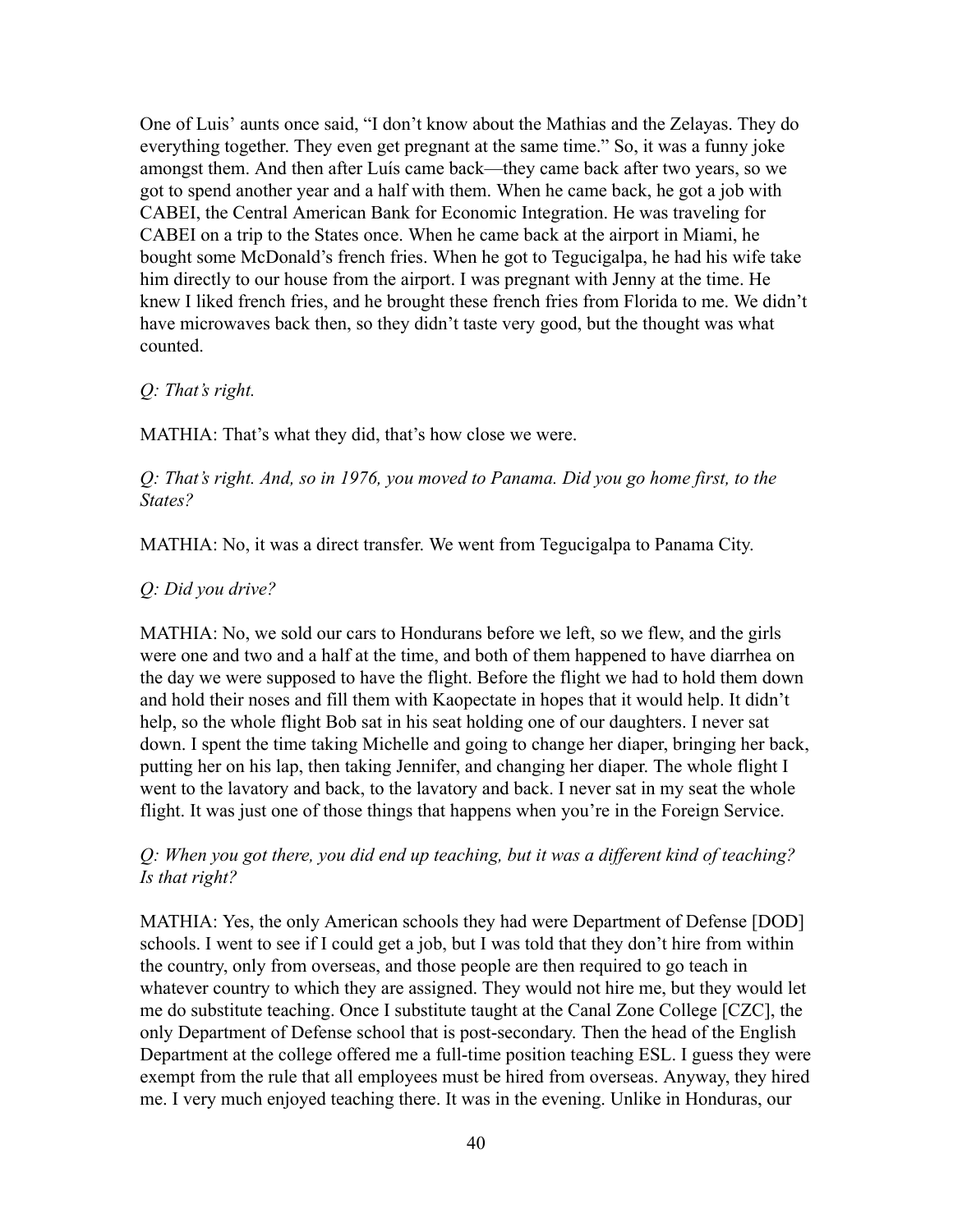One of Luis' aunts once said, "I don't know about the Mathias and the Zelayas. They do everything together. They even get pregnant at the same time." So, it was a funny joke amongst them. And then after Luís came back—they came back after two years, so we got to spend another year and a half with them. When he came back, he got a job with CABEI, the Central American Bank for Economic Integration. He was traveling for CABEI on a trip to the States once. When he came back at the airport in Miami, he bought some McDonald's french fries. When he got to Tegucigalpa, he had his wife take him directly to our house from the airport. I was pregnant with Jenny at the time. He knew I liked french fries, and he brought these french fries from Florida to me. We didn't have microwaves back then, so they didn't taste very good, but the thought was what counted.

*Q: That's right.*

MATHIA: That's what they did, that's how close we were.

*Q: That's right. And, so in 1976, you moved to Panama. Did you go home first, to the States?*

MATHIA: No, it was a direct transfer. We went from Tegucigalpa to Panama City.

*Q: Did you drive?*

MATHIA: No, we sold our cars to Hondurans before we left, so we flew, and the girls were one and two and a half at the time, and both of them happened to have diarrhea on the day we were supposed to have the flight. Before the flight we had to hold them down and hold their noses and fill them with Kaopectate in hopes that it would help. It didn't help, so the whole flight Bob sat in his seat holding one of our daughters. I never sat down. I spent the time taking Michelle and going to change her diaper, bringing her back, putting her on his lap, then taking Jennifer, and changing her diaper. The whole flight I went to the lavatory and back, to the lavatory and back. I never sat in my seat the whole flight. It was just one of those things that happens when you're in the Foreign Service.

*Q: When you got there, you did end up teaching, but it was a different kind of teaching? Is that right?*

MATHIA: Yes, the only American schools they had were Department of Defense [DOD] schools. I went to see if I could get a job, but I was told that they don't hire from within the country, only from overseas, and those people are then required to go teach in whatever country to which they are assigned. They would not hire me, but they would let me do substitute teaching. Once I substitute taught at the Canal Zone College [CZC], the only Department of Defense school that is post-secondary. Then the head of the English Department at the college offered me a full-time position teaching ESL. I guess they were exempt from the rule that all employees must be hired from overseas. Anyway, they hired me. I very much enjoyed teaching there. It was in the evening. Unlike in Honduras, our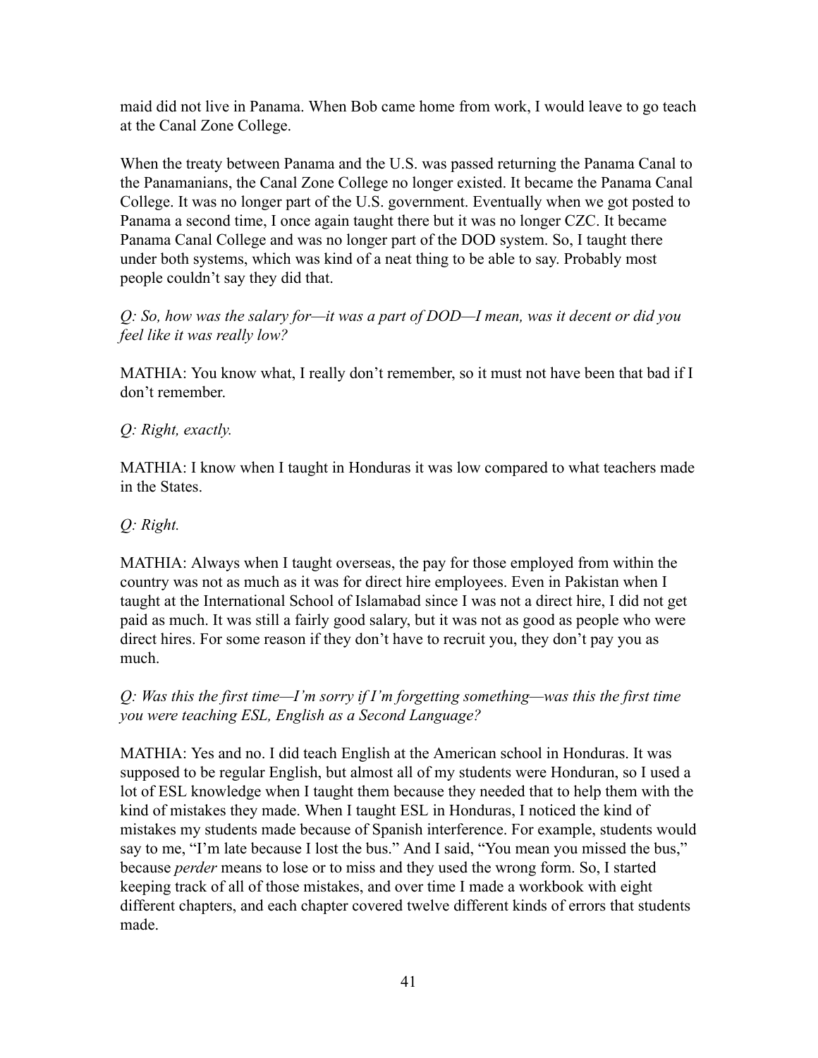maid did not live in Panama. When Bob came home from work, I would leave to go teach at the Canal Zone College.

When the treaty between Panama and the U.S. was passed returning the Panama Canal to the Panamanians, the Canal Zone College no longer existed. It became the Panama Canal College. It was no longer part of the U.S. government. Eventually when we got posted to Panama a second time, I once again taught there but it was no longer CZC. It became Panama Canal College and was no longer part of the DOD system. So, I taught there under both systems, which was kind of a neat thing to be able to say. Probably most people couldn't say they did that.

*Q: So, how was the salary for—it was a part of DOD—I mean, was it decent or did you feel like it was really low?*

MATHIA: You know what, I really don't remember, so it must not have been that bad if I don't remember.

*Q: Right, exactly.*

MATHIA: I know when I taught in Honduras it was low compared to what teachers made in the States.

*Q: Right.*

MATHIA: Always when I taught overseas, the pay for those employed from within the country was not as much as it was for direct hire employees. Even in Pakistan when I taught at the International School of Islamabad since I was not a direct hire, I did not get paid as much. It was still a fairly good salary, but it was not as good as people who were direct hires. For some reason if they don't have to recruit you, they don't pay you as much.

*Q: Was this the first time—I'm sorry if I'm forgetting something—was this the first time you were teaching ESL, English as a Second Language?*

MATHIA: Yes and no. I did teach English at the American school in Honduras. It was supposed to be regular English, but almost all of my students were Honduran, so I used a lot of ESL knowledge when I taught them because they needed that to help them with the kind of mistakes they made. When I taught ESL in Honduras, I noticed the kind of mistakes my students made because of Spanish interference. For example, students would say to me, "I'm late because I lost the bus." And I said, "You mean you missed the bus," because *perder* means to lose or to miss and they used the wrong form. So, I started keeping track of all of those mistakes, and over time I made a workbook with eight different chapters, and each chapter covered twelve different kinds of errors that students made.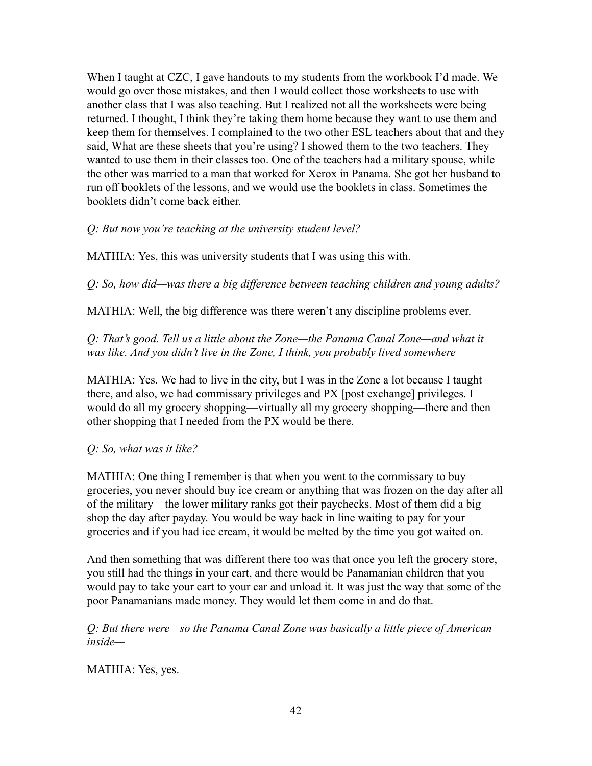When I taught at CZC, I gave handouts to my students from the workbook I'd made. We would go over those mistakes, and then I would collect those worksheets to use with another class that I was also teaching. But I realized not all the worksheets were being returned. I thought, I think they're taking them home because they want to use them and keep them for themselves. I complained to the two other ESL teachers about that and they said, What are these sheets that you're using? I showed them to the two teachers. They wanted to use them in their classes too. One of the teachers had a military spouse, while the other was married to a man that worked for Xerox in Panama. She got her husband to run off booklets of the lessons, and we would use the booklets in class. Sometimes the booklets didn't come back either.

*Q: But now you're teaching at the university student level?*

MATHIA: Yes, this was university students that I was using this with.

*Q: So, how did—was there a big difference between teaching children and young adults?*

MATHIA: Well, the big difference was there weren't any discipline problems ever.

*Q: That's good. Tell us a little about the Zone—the Panama Canal Zone—and what it was like. And you didn't live in the Zone, I think, you probably lived somewhere—*

MATHIA: Yes. We had to live in the city, but I was in the Zone a lot because I taught there, and also, we had commissary privileges and PX [post exchange] privileges. I would do all my grocery shopping—virtually all my grocery shopping—there and then other shopping that I needed from the PX would be there.

*Q: So, what was it like?*

MATHIA: One thing I remember is that when you went to the commissary to buy groceries, you never should buy ice cream or anything that was frozen on the day after all of the military—the lower military ranks got their paychecks. Most of them did a big shop the day after payday. You would be way back in line waiting to pay for your groceries and if you had ice cream, it would be melted by the time you got waited on.

And then something that was different there too was that once you left the grocery store, you still had the things in your cart, and there would be Panamanian children that you would pay to take your cart to your car and unload it. It was just the way that some of the poor Panamanians made money. They would let them come in and do that.

*Q: But there were—so the Panama Canal Zone was basically a little piece of American inside—*

MATHIA: Yes, yes.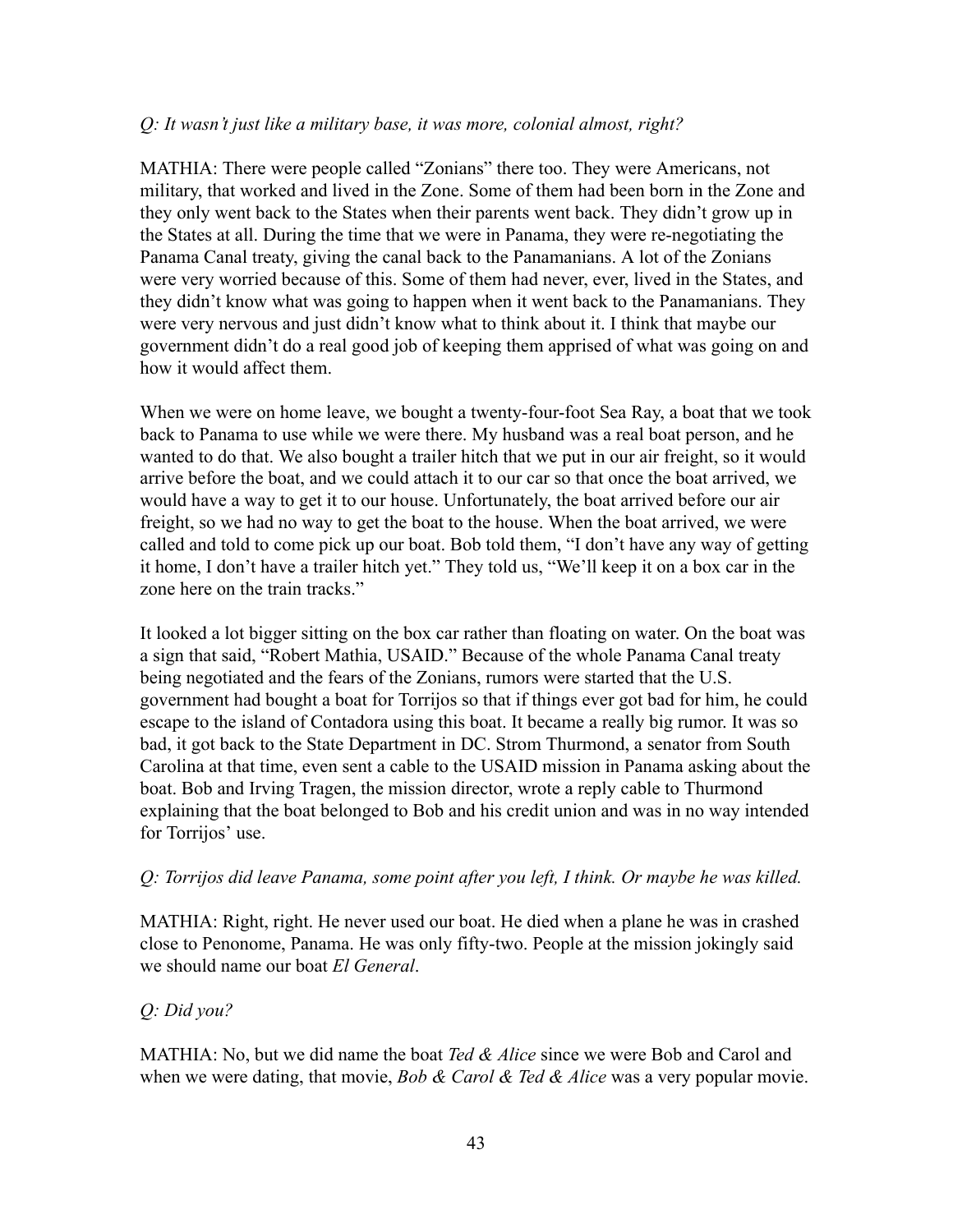*Q: It wasn't just like a military base, it was more, colonial almost, right?*

MATHIA: There were people called "Zonians" there too. They were Americans, not military, that worked and lived in the Zone. Some of them had been born in the Zone and they only went back to the States when their parents went back. They didn't grow up in the States at all. During the time that we were in Panama, they were re-negotiating the Panama Canal treaty, giving the canal back to the Panamanians. A lot of the Zonians were very worried because of this. Some of them had never, ever, lived in the States, and they didn't know what was going to happen when it went back to the Panamanians. They were very nervous and just didn't know what to think about it. I think that maybe our government didn't do a real good job of keeping them apprised of what was going on and how it would affect them.

When we were on home leave, we bought a twenty-four-foot Sea Ray, a boat that we took back to Panama to use while we were there. My husband was a real boat person, and he wanted to do that. We also bought a trailer hitch that we put in our air freight, so it would arrive before the boat, and we could attach it to our car so that once the boat arrived, we would have a way to get it to our house. Unfortunately, the boat arrived before our air freight, so we had no way to get the boat to the house. When the boat arrived, we were called and told to come pick up our boat. Bob told them, "I don't have any way of getting it home, I don't have a trailer hitch yet." They told us, "We'll keep it on a box car in the zone here on the train tracks."

It looked a lot bigger sitting on the box car rather than floating on water. On the boat was a sign that said, "Robert Mathia, USAID." Because of the whole Panama Canal treaty being negotiated and the fears of the Zonians, rumors were started that the U.S. government had bought a boat for Torrijos so that if things ever got bad for him, he could escape to the island of Contadora using this boat. It became a really big rumor. It was so bad, it got back to the State Department in DC. Strom Thurmond, a senator from South Carolina at that time, even sent a cable to the USAID mission in Panama asking about the boat. Bob and Irving Tragen, the mission director, wrote a reply cable to Thurmond explaining that the boat belonged to Bob and his credit union and was in no way intended for Torrijos' use.

*Q: Torrijos did leave Panama, some point after you left, I think. Or maybe he was killed.*

MATHIA: Right, right. He never used our boat. He died when a plane he was in crashed close to Penonome, Panama. He was only fifty-two. People at the mission jokingly said we should name our boat *El General*.

*Q: Did you?*

MATHIA: No, but we did name the boat *Ted & Alice* since we were Bob and Carol and when we were dating, that movie, *Bob & Carol & Ted & Alice* was a very popular movie.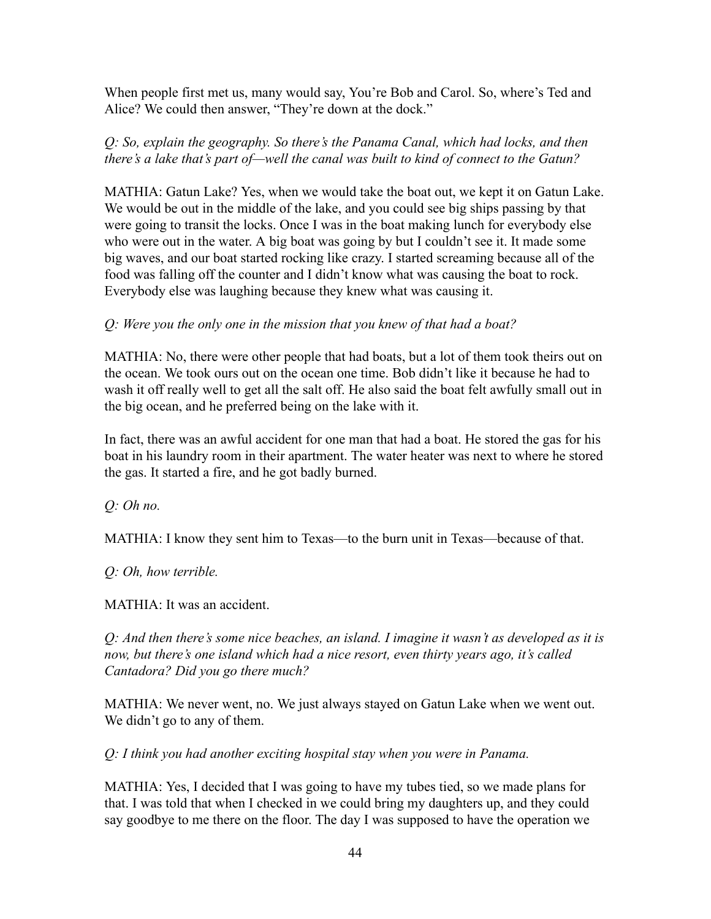When people first met us, many would say, You're Bob and Carol. So, where's Ted and Alice? We could then answer, "They're down at the dock."

*Q: So, explain the geography. So there's the Panama Canal, which had locks, and then there's a lake that's part of—well the canal was built to kind of connect to the Gatun?*

MATHIA: Gatun Lake? Yes, when we would take the boat out, we kept it on Gatun Lake. We would be out in the middle of the lake, and you could see big ships passing by that were going to transit the locks. Once I was in the boat making lunch for everybody else who were out in the water. A big boat was going by but I couldn't see it. It made some big waves, and our boat started rocking like crazy. I started screaming because all of the food was falling off the counter and I didn't know what was causing the boat to rock. Everybody else was laughing because they knew what was causing it.

*Q: Were you the only one in the mission that you knew of that had a boat?*

MATHIA: No, there were other people that had boats, but a lot of them took theirs out on the ocean. We took ours out on the ocean one time. Bob didn't like it because he had to wash it off really well to get all the salt off. He also said the boat felt awfully small out in the big ocean, and he preferred being on the lake with it.

In fact, there was an awful accident for one man that had a boat. He stored the gas for his boat in his laundry room in their apartment. The water heater was next to where he stored the gas. It started a fire, and he got badly burned.

*Q: Oh no.*

MATHIA: I know they sent him to Texas—to the burn unit in Texas—because of that.

*Q: Oh, how terrible.*

MATHIA: It was an accident.

*Q: And then there's some nice beaches, an island. I imagine it wasn't as developed as it is now, but there's one island which had a nice resort, even thirty years ago, it's called Cantadora? Did you go there much?*

MATHIA: We never went, no. We just always stayed on Gatun Lake when we went out. We didn't go to any of them.

*Q: I think you had another exciting hospital stay when you were in Panama.*

MATHIA: Yes, I decided that I was going to have my tubes tied, so we made plans for that. I was told that when I checked in we could bring my daughters up, and they could say goodbye to me there on the floor. The day I was supposed to have the operation we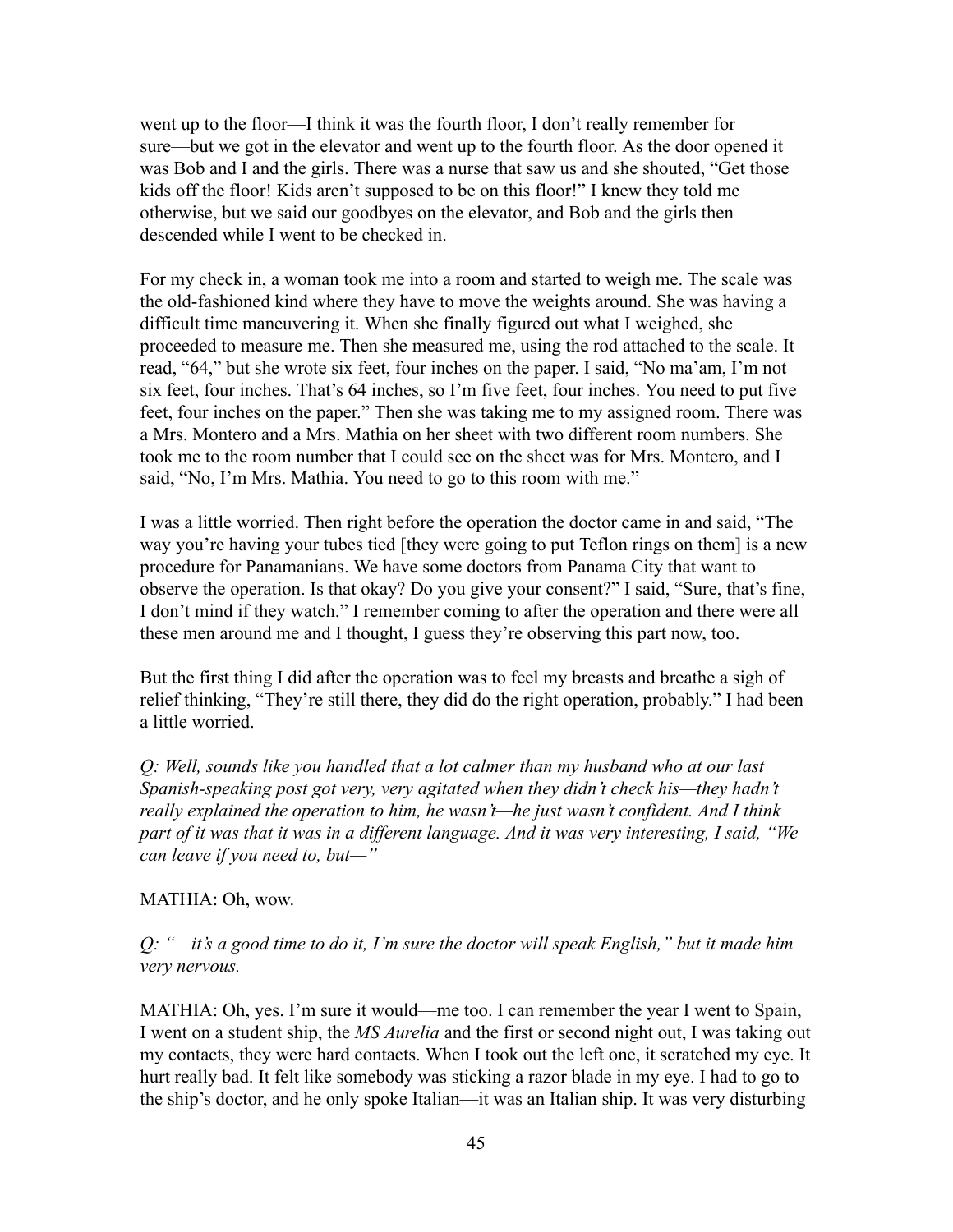went up to the floor—I think it was the fourth floor, I don't really remember for sure—but we got in the elevator and went up to the fourth floor. As the door opened it was Bob and I and the girls. There was a nurse that saw us and she shouted, "Get those kids off the floor! Kids aren't supposed to be on this floor!" I knew they told me otherwise, but we said our goodbyes on the elevator, and Bob and the girls then descended while I went to be checked in.

For my check in, a woman took me into a room and started to weigh me. The scale was the old-fashioned kind where they have to move the weights around. She was having a difficult time maneuvering it. When she finally figured out what I weighed, she proceeded to measure me. Then she measured me, using the rod attached to the scale. It read, "64," but she wrote six feet, four inches on the paper. I said, "No ma'am, I'm not six feet, four inches. That's 64 inches, so I'm five feet, four inches. You need to put five feet, four inches on the paper." Then she was taking me to my assigned room. There was a Mrs. Montero and a Mrs. Mathia on her sheet with two different room numbers. She took me to the room number that I could see on the sheet was for Mrs. Montero, and I said, "No, I'm Mrs. Mathia. You need to go to this room with me."

I was a little worried. Then right before the operation the doctor came in and said, "The way you're having your tubes tied [they were going to put Teflon rings on them] is a new procedure for Panamanians. We have some doctors from Panama City that want to observe the operation. Is that okay? Do you give your consent?" I said, "Sure, that's fine, I don't mind if they watch." I remember coming to after the operation and there were all these men around me and I thought, I guess they're observing this part now, too.

But the first thing I did after the operation was to feel my breasts and breathe a sigh of relief thinking, "They're still there, they did do the right operation, probably." I had been a little worried.

*Q: Well, sounds like you handled that a lot calmer than my husband who at our last Spanish-speaking post got very, very agitated when they didn't check his—they hadn't really explained the operation to him, he wasn't—he just wasn't confident. And I think part of it was that it was in a different language. And it was very interesting, I said, "We can leave if you need to, but—"*

MATHIA: Oh, wow.

*Q: "—it's a good time to do it, I'm sure the doctor will speak English," but it made him very nervous.*

MATHIA: Oh, yes. I'm sure it would—me too. I can remember the year I went to Spain, I went on a student ship, the *MS Aurelia* and the first or second night out, I was taking out my contacts, they were hard contacts. When I took out the left one, it scratched my eye. It hurt really bad. It felt like somebody was sticking a razor blade in my eye. I had to go to the ship's doctor, and he only spoke Italian—it was an Italian ship. It was very disturbing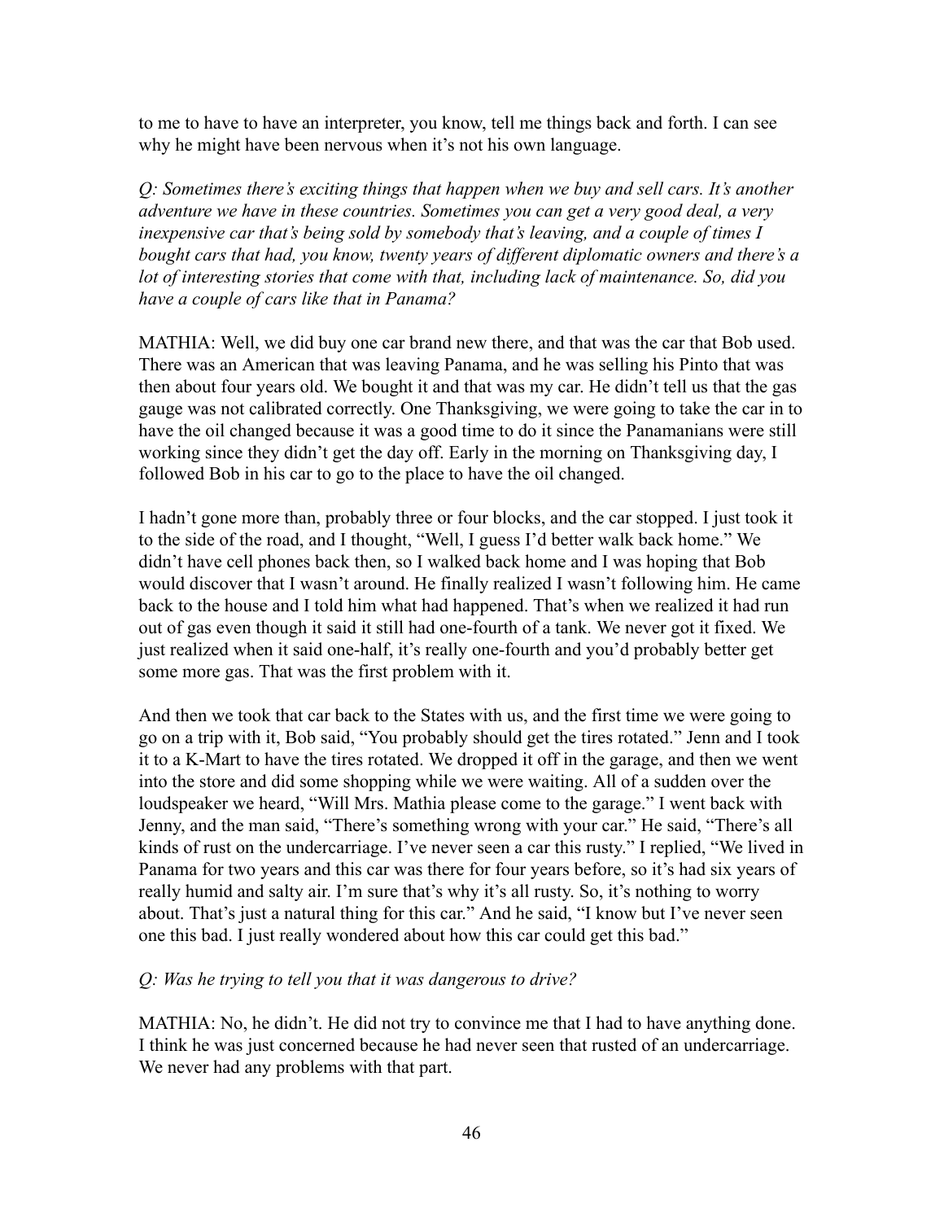to me to have to have an interpreter, you know, tell me things back and forth. I can see why he might have been nervous when it's not his own language.

*Q: Sometimes there's exciting things that happen when we buy and sell cars. It's another adventure we have in these countries. Sometimes you can get a very good deal, a very inexpensive car that's being sold by somebody that's leaving, and a couple of times I bought cars that had, you know, twenty years of different diplomatic owners and there's a lot of interesting stories that come with that, including lack of maintenance. So, did you have a couple of cars like that in Panama?*

MATHIA: Well, we did buy one car brand new there, and that was the car that Bob used. There was an American that was leaving Panama, and he was selling his Pinto that was then about four years old. We bought it and that was my car. He didn't tell us that the gas gauge was not calibrated correctly. One Thanksgiving, we were going to take the car in to have the oil changed because it was a good time to do it since the Panamanians were still working since they didn't get the day off. Early in the morning on Thanksgiving day, I followed Bob in his car to go to the place to have the oil changed.

I hadn't gone more than, probably three or four blocks, and the car stopped. I just took it to the side of the road, and I thought, "Well, I guess I'd better walk back home." We didn't have cell phones back then, so I walked back home and I was hoping that Bob would discover that I wasn't around. He finally realized I wasn't following him. He came back to the house and I told him what had happened. That's when we realized it had run out of gas even though it said it still had one-fourth of a tank. We never got it fixed. We just realized when it said one-half, it's really one-fourth and you'd probably better get some more gas. That was the first problem with it.

And then we took that car back to the States with us, and the first time we were going to go on a trip with it, Bob said, "You probably should get the tires rotated." Jenn and I took it to a K-Mart to have the tires rotated. We dropped it off in the garage, and then we went into the store and did some shopping while we were waiting. All of a sudden over the loudspeaker we heard, "Will Mrs. Mathia please come to the garage." I went back with Jenny, and the man said, "There's something wrong with your car." He said, "There's all kinds of rust on the undercarriage. I've never seen a car this rusty." I replied, "We lived in Panama for two years and this car was there for four years before, so it's had six years of really humid and salty air. I'm sure that's why it's all rusty. So, it's nothing to worry about. That's just a natural thing for this car." And he said, "I know but I've never seen one this bad. I just really wondered about how this car could get this bad."

*Q: Was he trying to tell you that it was dangerous to drive?*

MATHIA: No, he didn't. He did not try to convince me that I had to have anything done. I think he was just concerned because he had never seen that rusted of an undercarriage. We never had any problems with that part.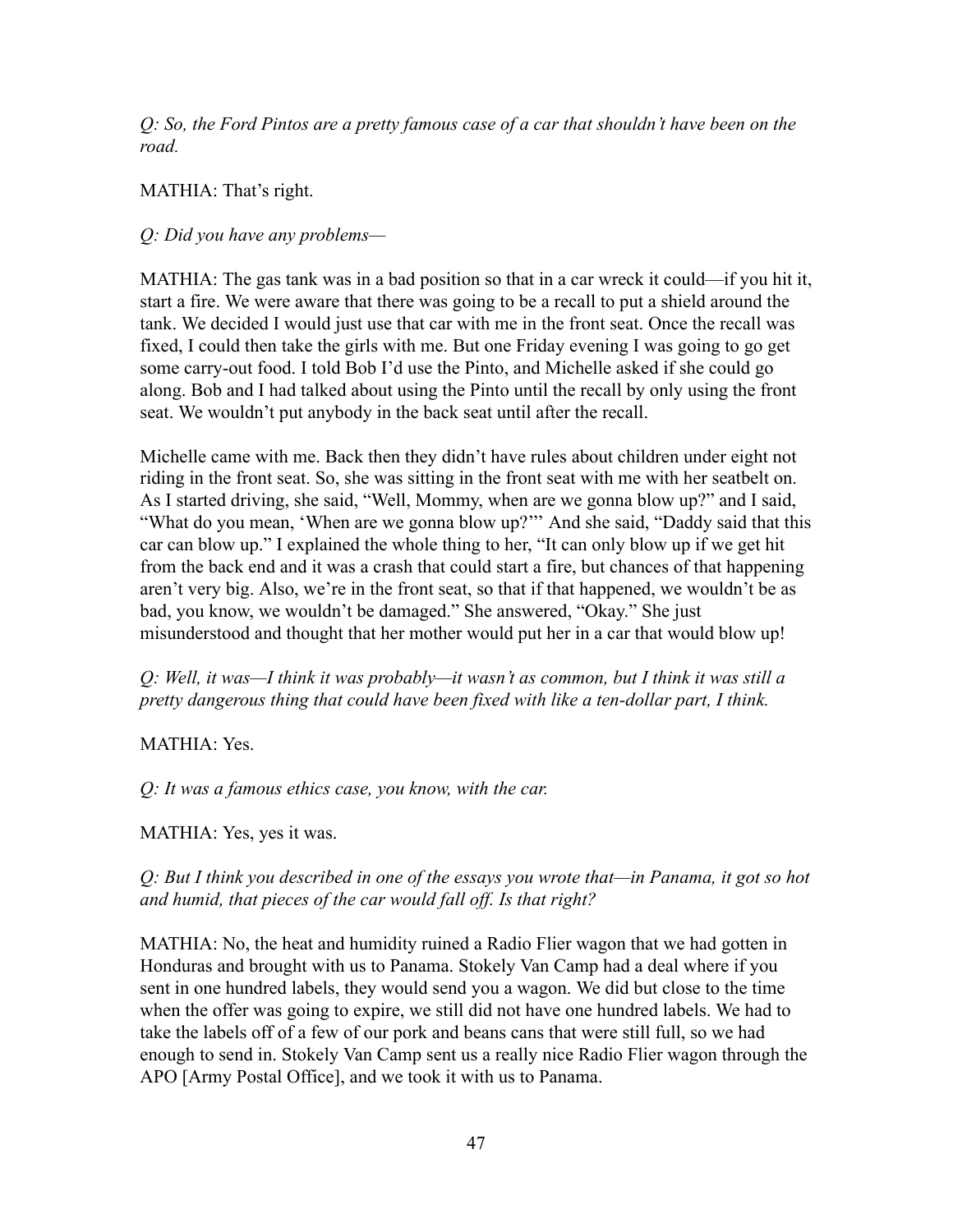*Q: So, the Ford Pintos are a pretty famous case of a car that shouldn't have been on the road.*

MATHIA: That's right.

*Q: Did you have any problems—*

MATHIA: The gas tank was in a bad position so that in a car wreck it could—if you hit it, start a fire. We were aware that there was going to be a recall to put a shield around the tank. We decided I would just use that car with me in the front seat. Once the recall was fixed, I could then take the girls with me. But one Friday evening I was going to go get some carry-out food. I told Bob I'd use the Pinto, and Michelle asked if she could go along. Bob and I had talked about using the Pinto until the recall by only using the front seat. We wouldn't put anybody in the back seat until after the recall.

Michelle came with me. Back then they didn't have rules about children under eight not riding in the front seat. So, she was sitting in the front seat with me with her seatbelt on. As I started driving, she said, "Well, Mommy, when are we gonna blow up?" and I said, "What do you mean, 'When are we gonna blow up?'" And she said, "Daddy said that this car can blow up." I explained the whole thing to her, "It can only blow up if we get hit from the back end and it was a crash that could start a fire, but chances of that happening aren't very big. Also, we're in the front seat, so that if that happened, we wouldn't be as bad, you know, we wouldn't be damaged." She answered, "Okay." She just misunderstood and thought that her mother would put her in a car that would blow up!

*Q: Well, it was—I think it was probably—it wasn't as common, but I think it was still a pretty dangerous thing that could have been fixed with like a ten-dollar part, I think.*

MATHIA: Yes.

*Q: It was a famous ethics case, you know, with the car.*

MATHIA: Yes, yes it was.

*Q: But I think you described in one of the essays you wrote that—in Panama, it got so hot and humid, that pieces of the car would fall off. Is that right?*

MATHIA: No, the heat and humidity ruined a Radio Flier wagon that we had gotten in Honduras and brought with us to Panama. Stokely Van Camp had a deal where if you sent in one hundred labels, they would send you a wagon. We did but close to the time when the offer was going to expire, we still did not have one hundred labels. We had to take the labels off of a few of our pork and beans cans that were still full, so we had enough to send in. Stokely Van Camp sent us a really nice Radio Flier wagon through the APO [Army Postal Office], and we took it with us to Panama.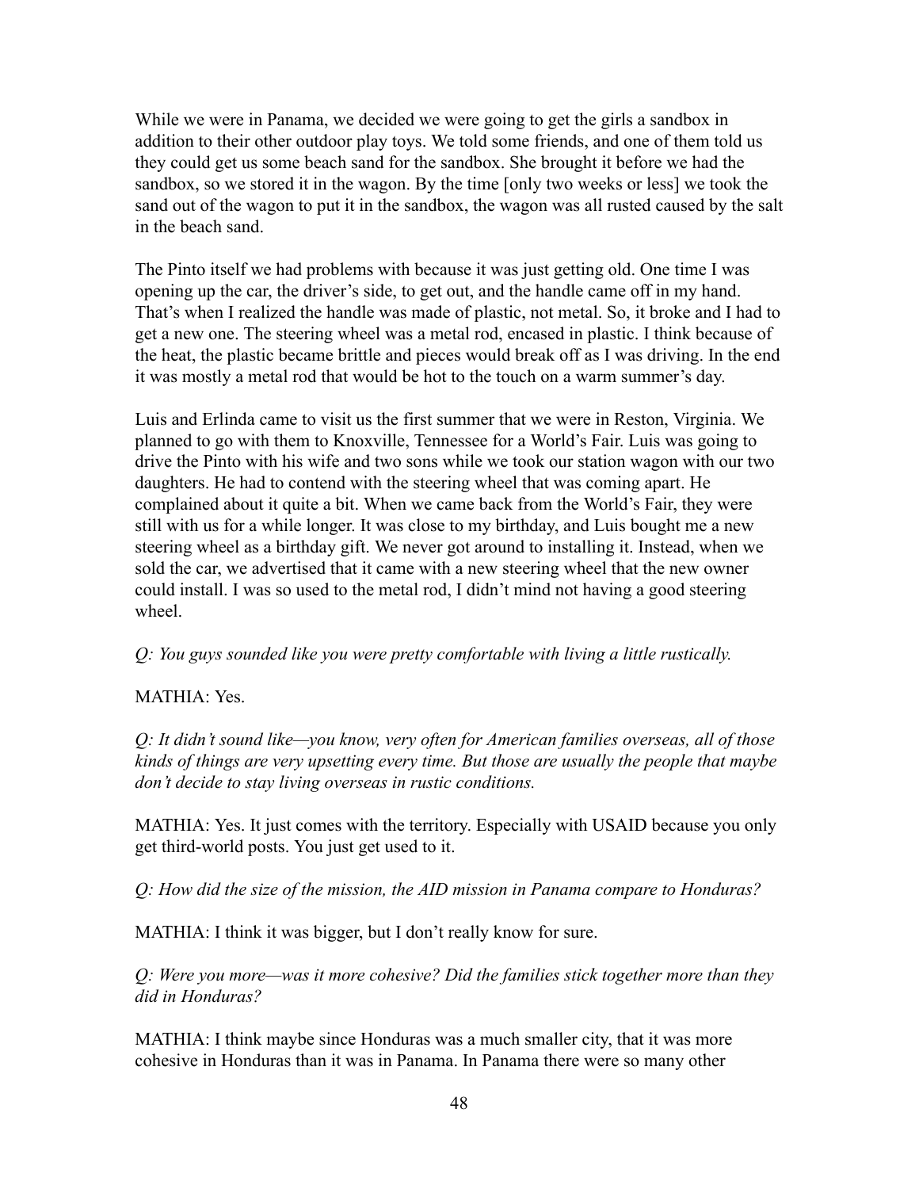While we were in Panama, we decided we were going to get the girls a sandbox in addition to their other outdoor play toys. We told some friends, and one of them told us they could get us some beach sand for the sandbox. She brought it before we had the sandbox, so we stored it in the wagon. By the time [only two weeks or less] we took the sand out of the wagon to put it in the sandbox, the wagon was all rusted caused by the salt in the beach sand.

The Pinto itself we had problems with because it was just getting old. One time I was opening up the car, the driver's side, to get out, and the handle came off in my hand. That's when I realized the handle was made of plastic, not metal. So, it broke and I had to get a new one. The steering wheel was a metal rod, encased in plastic. I think because of the heat, the plastic became brittle and pieces would break off as I was driving. In the end it was mostly a metal rod that would be hot to the touch on a warm summer's day.

Luis and Erlinda came to visit us the first summer that we were in Reston, Virginia. We planned to go with them to Knoxville, Tennessee for a World's Fair. Luis was going to drive the Pinto with his wife and two sons while we took our station wagon with our two daughters. He had to contend with the steering wheel that was coming apart. He complained about it quite a bit. When we came back from the World's Fair, they were still with us for a while longer. It was close to my birthday, and Luis bought me a new steering wheel as a birthday gift. We never got around to installing it. Instead, when we sold the car, we advertised that it came with a new steering wheel that the new owner could install. I was so used to the metal rod, I didn't mind not having a good steering wheel.

*Q: You guys sounded like you were pretty comfortable with living a little rustically.*

MATHIA: Yes.

*Q: It didn't sound like—you know, very often for American families overseas, all of those kinds of things are very upsetting every time. But those are usually the people that maybe don't decide to stay living overseas in rustic conditions.*

MATHIA: Yes. It just comes with the territory. Especially with USAID because you only get third-world posts. You just get used to it.

*Q: How did the size of the mission, the AID mission in Panama compare to Honduras?*

MATHIA: I think it was bigger, but I don't really know for sure.

*Q: Were you more—was it more cohesive? Did the families stick together more than they did in Honduras?*

MATHIA: I think maybe since Honduras was a much smaller city, that it was more cohesive in Honduras than it was in Panama. In Panama there were so many other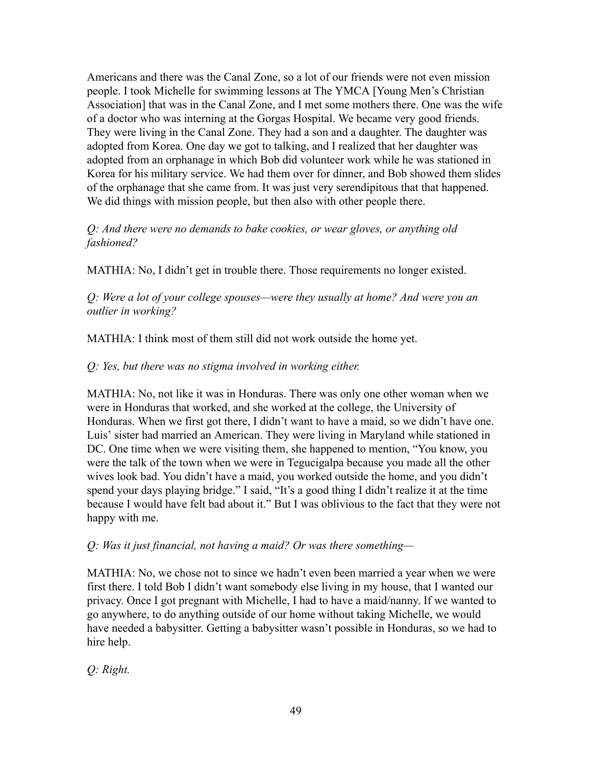Americans and there was the Canal Zone, so a lot of our friends were not even mission people. I took Michelle for swimming lessons at The YMCA [Young Men's Christian Association] that was in the Canal Zone, and I met some mothers there. One was the wife of a doctor who was interning at the Gorgas Hospital. We became very good friends. They were living in the Canal Zone. They had a son and a daughter. The daughter was adopted from Korea. One day we got to talking, and I realized that her daughter was adopted from an orphanage in which Bob did volunteer work while he was stationed in Korea for his military service. We had them over for dinner, and Bob showed them slides of the orphanage that she came from. It was just very serendipitous that that happened. We did things with mission people, but then also with other people there.

*Q: And there were no demands to bake cookies, or wear gloves, or anything old fashioned?*

MATHIA: No, I didn't get in trouble there. Those requirements no longer existed.

*Q: Were a lot of your college spouses—were they usually at home? And were you an outlier in working?*

MATHIA: I think most of them still did not work outside the home yet.

*Q: Yes, but there was no stigma involved in working either.*

MATHIA: No, not like it was in Honduras. There was only one other woman when we were in Honduras that worked, and she worked at the college, the University of Honduras. When we first got there, I didn't want to have a maid, so we didn't have one. Luis' sister had married an American. They were living in Maryland while stationed in DC. One time when we were visiting them, she happened to mention, "You know, you were the talk of the town when we were in Tegucigalpa because you made all the other wives look bad. You didn't have a maid, you worked outside the home, and you didn't spend your days playing bridge." I said, "It's a good thing I didn't realize it at the time because I would have felt bad about it." But I was oblivious to the fact that they were not happy with me.

*Q: Was it just financial, not having a maid? Or was there something—*

MATHIA: No, we chose not to since we hadn't even been married a year when we were first there. I told Bob I didn't want somebody else living in my house, that I wanted our privacy. Once I got pregnant with Michelle, I had to have a maid/nanny. If we wanted to go anywhere, to do anything outside of our home without taking Michelle, we would have needed a babysitter. Getting a babysitter wasn't possible in Honduras, so we had to hire help.

*Q: Right.*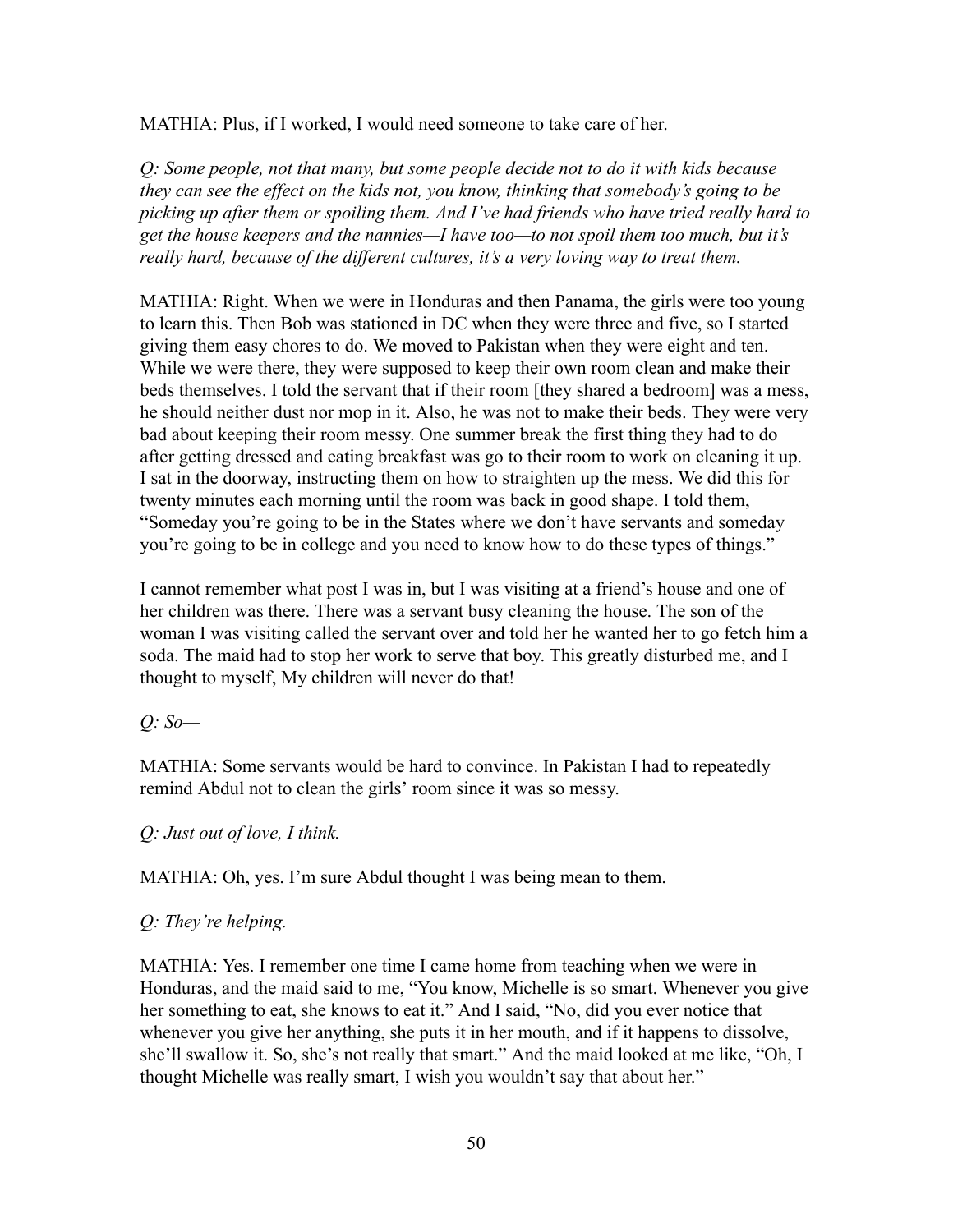MATHIA: Plus, if I worked, I would need someone to take care of her.

*Q: Some people, not that many, but some people decide not to do it with kids because they can see the effect on the kids not, you know, thinking that somebody's going to be picking up after them or spoiling them. And I've had friends who have tried really hard to get the house keepers and the nannies—I have too—to not spoil them too much, but it's really hard, because of the different cultures, it's a very loving way to treat them.*

MATHIA: Right. When we were in Honduras and then Panama, the girls were too young to learn this. Then Bob was stationed in DC when they were three and five, so I started giving them easy chores to do. We moved to Pakistan when they were eight and ten. While we were there, they were supposed to keep their own room clean and make their beds themselves. I told the servant that if their room [they shared a bedroom] was a mess, he should neither dust nor mop in it. Also, he was not to make their beds. They were very bad about keeping their room messy. One summer break the first thing they had to do after getting dressed and eating breakfast was go to their room to work on cleaning it up. I sat in the doorway, instructing them on how to straighten up the mess. We did this for twenty minutes each morning until the room was back in good shape. I told them, "Someday you're going to be in the States where we don't have servants and someday you're going to be in college and you need to know how to do these types of things."

I cannot remember what post I was in, but I was visiting at a friend's house and one of her children was there. There was a servant busy cleaning the house. The son of the woman I was visiting called the servant over and told her he wanted her to go fetch him a soda. The maid had to stop her work to serve that boy. This greatly disturbed me, and I thought to myself, My children will never do that!

*Q: So—*

MATHIA: Some servants would be hard to convince. In Pakistan I had to repeatedly remind Abdul not to clean the girls' room since it was so messy.

*Q: Just out of love, I think.*

MATHIA: Oh, yes. I'm sure Abdul thought I was being mean to them.

*Q: They're helping.*

MATHIA: Yes. I remember one time I came home from teaching when we were in Honduras, and the maid said to me, "You know, Michelle is so smart. Whenever you give her something to eat, she knows to eat it." And I said, "No, did you ever notice that whenever you give her anything, she puts it in her mouth, and if it happens to dissolve, she'll swallow it. So, she's not really that smart." And the maid looked at me like, "Oh, I thought Michelle was really smart, I wish you wouldn't say that about her."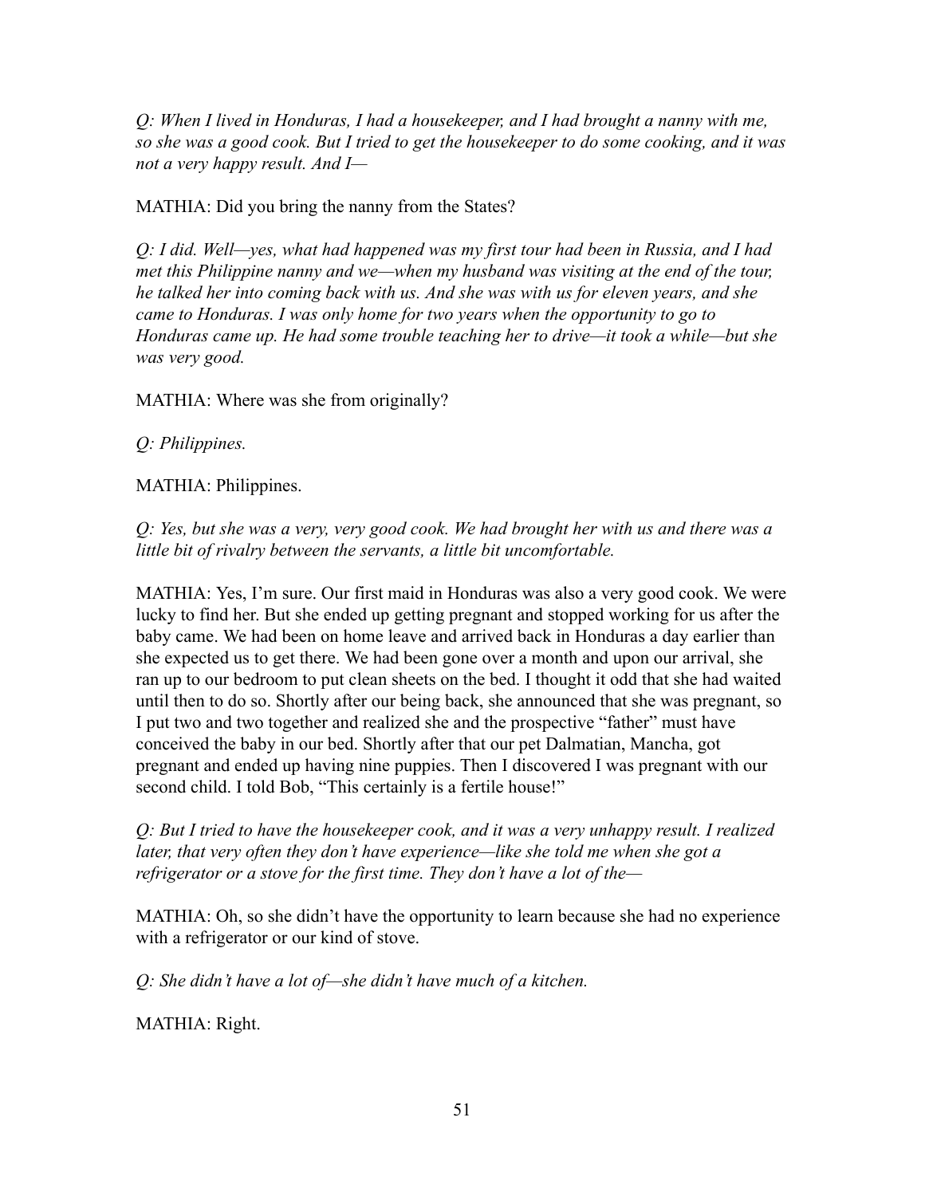*Q: When I lived in Honduras, I had a housekeeper, and I had brought a nanny with me, so she was a good cook. But I tried to get the housekeeper to do some cooking, and it was not a very happy result. And I—*

MATHIA: Did you bring the nanny from the States?

*Q: I did. Well—yes, what had happened was my first tour had been in Russia, and I had met this Philippine nanny and we—when my husband was visiting at the end of the tour, he talked her into coming back with us. And she was with us for eleven years, and she came to Honduras. I was only home for two years when the opportunity to go to Honduras came up. He had some trouble teaching her to drive—it took a while—but she was very good.*

MATHIA: Where was she from originally?

*Q: Philippines.*

MATHIA: Philippines.

*Q: Yes, but she was a very, very good cook. We had brought her with us and there was a little bit of rivalry between the servants, a little bit uncomfortable.*

MATHIA: Yes, I'm sure. Our first maid in Honduras was also a very good cook. We were lucky to find her. But she ended up getting pregnant and stopped working for us after the baby came. We had been on home leave and arrived back in Honduras a day earlier than she expected us to get there. We had been gone over a month and upon our arrival, she ran up to our bedroom to put clean sheets on the bed. I thought it odd that she had waited until then to do so. Shortly after our being back, she announced that she was pregnant, so I put two and two together and realized she and the prospective "father" must have conceived the baby in our bed. Shortly after that our pet Dalmatian, Mancha, got pregnant and ended up having nine puppies. Then I discovered I was pregnant with our second child. I told Bob, "This certainly is a fertile house!"

*Q: But I tried to have the housekeeper cook, and it was a very unhappy result. I realized later, that very often they don't have experience—like she told me when she got a refrigerator or a stove for the first time. They don't have a lot of the—*

MATHIA: Oh, so she didn't have the opportunity to learn because she had no experience with a refrigerator or our kind of stove.

*Q: She didn't have a lot of—she didn't have much of a kitchen.*

MATHIA: Right.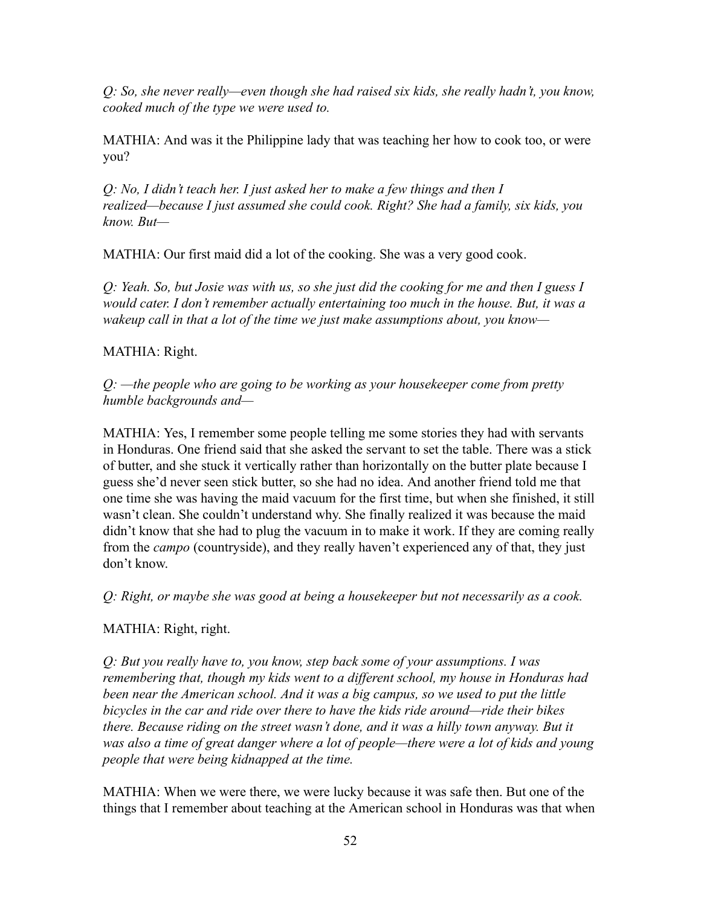*Q: So, she never really—even though she had raised six kids, she really hadn't, you know, cooked much of the type we were used to.*

MATHIA: And was it the Philippine lady that was teaching her how to cook too, or were you?

*Q: No, I didn't teach her. I just asked her to make a few things and then I realized—because I just assumed she could cook. Right? She had a family, six kids, you know. But—*

MATHIA: Our first maid did a lot of the cooking. She was a very good cook.

*Q: Yeah. So, but Josie was with us, so she just did the cooking for me and then I guess I would cater. I don't remember actually entertaining too much in the house. But, it was a wakeup call in that a lot of the time we just make assumptions about, you know—*

MATHIA: Right.

*Q: —the people who are going to be working as your housekeeper come from pretty humble backgrounds and—*

MATHIA: Yes, I remember some people telling me some stories they had with servants in Honduras. One friend said that she asked the servant to set the table. There was a stick of butter, and she stuck it vertically rather than horizontally on the butter plate because I guess she'd never seen stick butter, so she had no idea. And another friend told me that one time she was having the maid vacuum for the first time, but when she finished, it still wasn't clean. She couldn't understand why. She finally realized it was because the maid didn't know that she had to plug the vacuum in to make it work. If they are coming really from the *campo* (countryside), and they really haven't experienced any of that, they just don't know.

*Q: Right, or maybe she was good at being a housekeeper but not necessarily as a cook.*

MATHIA: Right, right.

*Q: But you really have to, you know, step back some of your assumptions. I was remembering that, though my kids went to a different school, my house in Honduras had been near the American school. And it was a big campus, so we used to put the little bicycles in the car and ride over there to have the kids ride around—ride their bikes there. Because riding on the street wasn't done, and it was a hilly town anyway. But it was also a time of great danger where a lot of people—there were a lot of kids and young people that were being kidnapped at the time.*

MATHIA: When we were there, we were lucky because it was safe then. But one of the things that I remember about teaching at the American school in Honduras was that when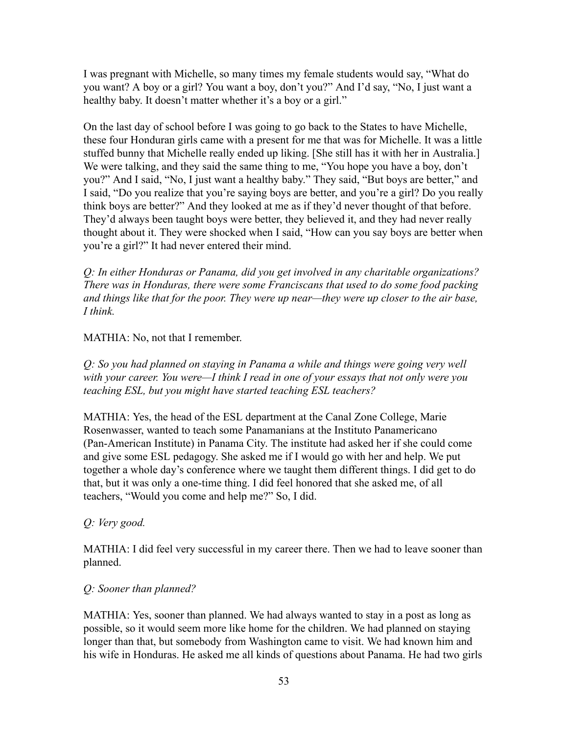I was pregnant with Michelle, so many times my female students would say, "What do you want? A boy or a girl? You want a boy, don't you?" And I'd say, "No, I just want a healthy baby. It doesn't matter whether it's a boy or a girl."

On the last day of school before I was going to go back to the States to have Michelle, these four Honduran girls came with a present for me that was for Michelle. It was a little stuffed bunny that Michelle really ended up liking. [She still has it with her in Australia.] We were talking, and they said the same thing to me, "You hope you have a boy, don't you?" And I said, "No, I just want a healthy baby." They said, "But boys are better," and I said, "Do you realize that you're saying boys are better, and you're a girl? Do you really think boys are better?" And they looked at me as if they'd never thought of that before. They'd always been taught boys were better, they believed it, and they had never really thought about it. They were shocked when I said, "How can you say boys are better when you're a girl?" It had never entered their mind.

*Q: In either Honduras or Panama, did you get involved in any charitable organizations? There was in Honduras, there were some Franciscans that used to do some food packing and things like that for the poor. They were up near—they were up closer to the air base, I think.*

MATHIA: No, not that I remember.

*Q: So you had planned on staying in Panama a while and things were going very well with your career. You were—I think I read in one of your essays that not only were you teaching ESL, but you might have started teaching ESL teachers?*

MATHIA: Yes, the head of the ESL department at the Canal Zone College, Marie Rosenwasser, wanted to teach some Panamanians at the Instituto Panamericano (Pan-American Institute) in Panama City. The institute had asked her if she could come and give some ESL pedagogy. She asked me if I would go with her and help. We put together a whole day's conference where we taught them different things. I did get to do that, but it was only a one-time thing. I did feel honored that she asked me, of all teachers, "Would you come and help me?" So, I did.

*Q: Very good.*

MATHIA: I did feel very successful in my career there. Then we had to leave sooner than planned.

*Q: Sooner than planned?*

MATHIA: Yes, sooner than planned. We had always wanted to stay in a post as long as possible, so it would seem more like home for the children. We had planned on staying longer than that, but somebody from Washington came to visit. We had known him and his wife in Honduras. He asked me all kinds of questions about Panama. He had two girls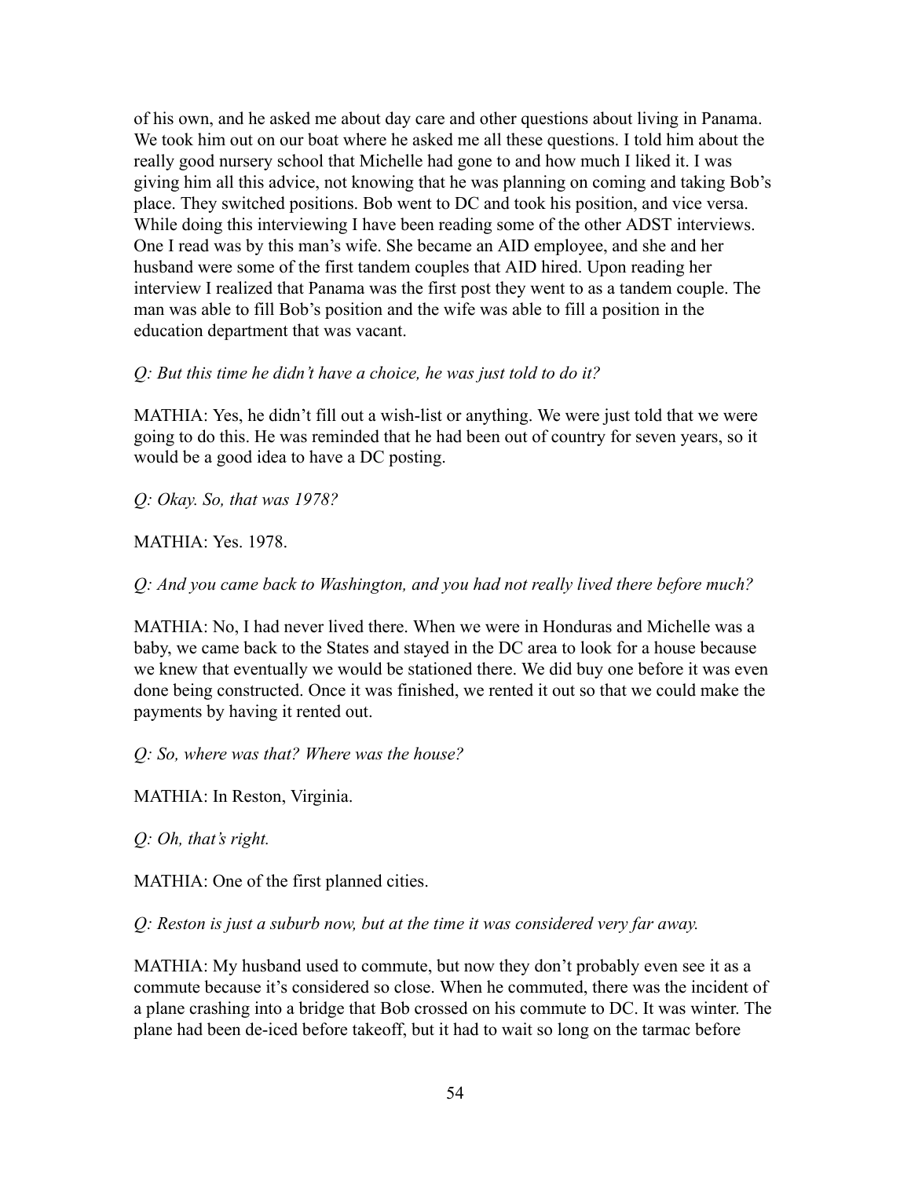of his own, and he asked me about day care and other questions about living in Panama. We took him out on our boat where he asked me all these questions. I told him about the really good nursery school that Michelle had gone to and how much I liked it. I was giving him all this advice, not knowing that he was planning on coming and taking Bob's place. They switched positions. Bob went to DC and took his position, and vice versa. While doing this interviewing I have been reading some of the other ADST interviews. One I read was by this man's wife. She became an AID employee, and she and her husband were some of the first tandem couples that AID hired. Upon reading her interview I realized that Panama was the first post they went to as a tandem couple. The man was able to fill Bob's position and the wife was able to fill a position in the education department that was vacant.

*Q: But this time he didn't have a choice, he was just told to do it?*

MATHIA: Yes, he didn't fill out a wish-list or anything. We were just told that we were going to do this. He was reminded that he had been out of country for seven years, so it would be a good idea to have a DC posting.

*Q: Okay. So, that was 1978?*

MATHIA: Yes. 1978.

*Q: And you came back to Washington, and you had not really lived there before much?*

MATHIA: No, I had never lived there. When we were in Honduras and Michelle was a baby, we came back to the States and stayed in the DC area to look for a house because we knew that eventually we would be stationed there. We did buy one before it was even done being constructed. Once it was finished, we rented it out so that we could make the payments by having it rented out.

*Q: So, where was that? Where was the house?*

MATHIA: In Reston, Virginia.

*Q: Oh, that's right.*

MATHIA: One of the first planned cities.

*Q: Reston is just a suburb now, but at the time it was considered very far away.*

MATHIA: My husband used to commute, but now they don't probably even see it as a commute because it's considered so close. When he commuted, there was the incident of a plane crashing into a bridge that Bob crossed on his commute to DC. It was winter. The plane had been de-iced before takeoff, but it had to wait so long on the tarmac before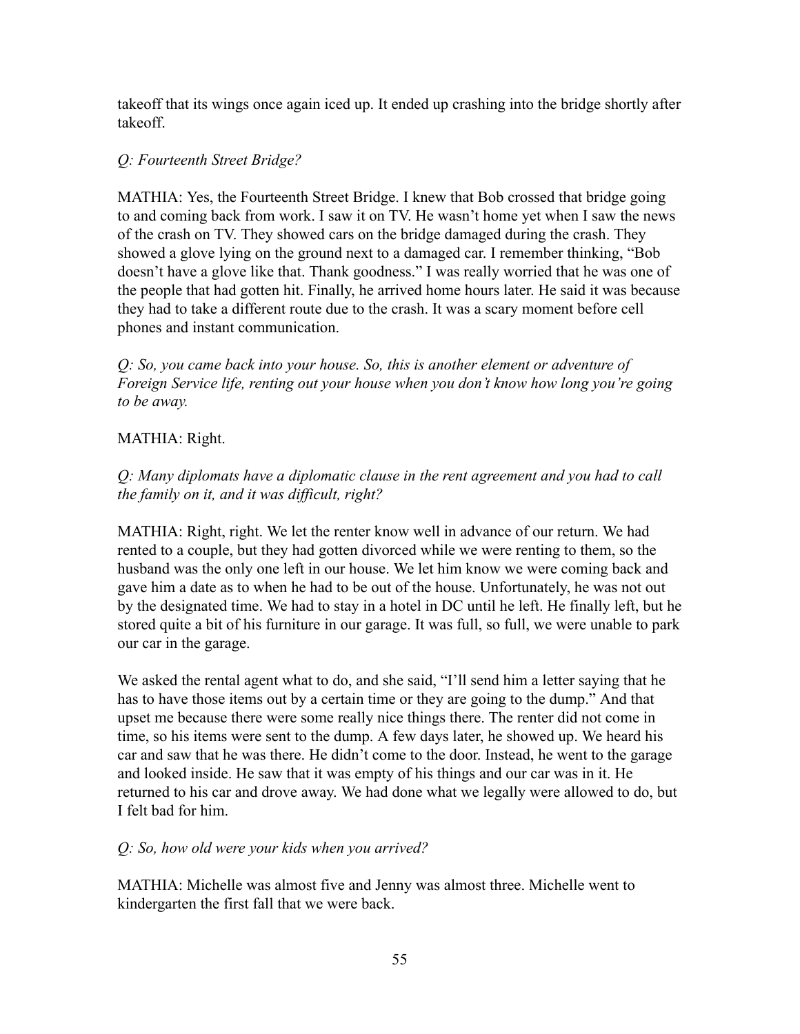takeoff that its wings once again iced up. It ended up crashing into the bridge shortly after takeoff.

*Q: Fourteenth Street Bridge?*

MATHIA: Yes, the Fourteenth Street Bridge. I knew that Bob crossed that bridge going to and coming back from work. I saw it on TV. He wasn't home yet when I saw the news of the crash on TV. They showed cars on the bridge damaged during the crash. They showed a glove lying on the ground next to a damaged car. I remember thinking, "Bob doesn't have a glove like that. Thank goodness." I was really worried that he was one of the people that had gotten hit. Finally, he arrived home hours later. He said it was because they had to take a different route due to the crash. It was a scary moment before cell phones and instant communication.

*Q: So, you came back into your house. So, this is another element or adventure of Foreign Service life, renting out your house when you don't know how long you're going to be away.*

MATHIA: Right.

*Q: Many diplomats have a diplomatic clause in the rent agreement and you had to call the family on it, and it was difficult, right?*

MATHIA: Right, right. We let the renter know well in advance of our return. We had rented to a couple, but they had gotten divorced while we were renting to them, so the husband was the only one left in our house. We let him know we were coming back and gave him a date as to when he had to be out of the house. Unfortunately, he was not out by the designated time. We had to stay in a hotel in DC until he left. He finally left, but he stored quite a bit of his furniture in our garage. It was full, so full, we were unable to park our car in the garage.

We asked the rental agent what to do, and she said, "I'll send him a letter saying that he has to have those items out by a certain time or they are going to the dump." And that upset me because there were some really nice things there. The renter did not come in time, so his items were sent to the dump. A few days later, he showed up. We heard his car and saw that he was there. He didn't come to the door. Instead, he went to the garage and looked inside. He saw that it was empty of his things and our car was in it. He returned to his car and drove away. We had done what we legally were allowed to do, but I felt bad for him.

*Q: So, how old were your kids when you arrived?*

MATHIA: Michelle was almost five and Jenny was almost three. Michelle went to kindergarten the first fall that we were back.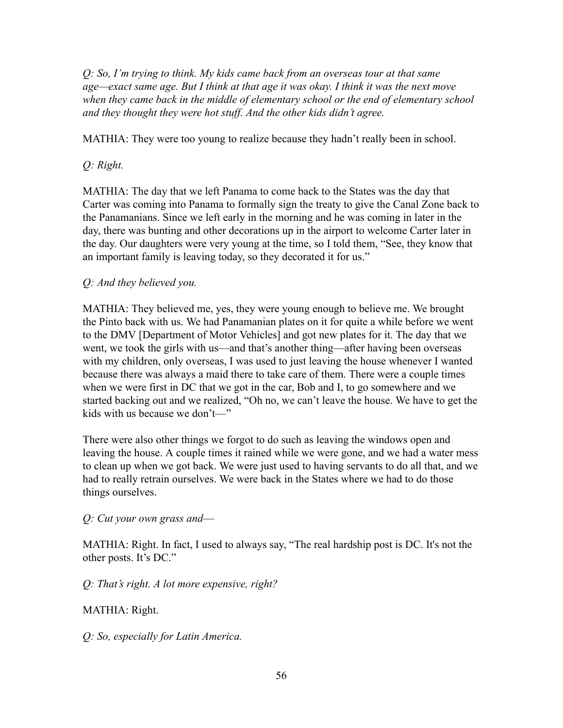*Q: So, I'm trying to think. My kids came back from an overseas tour at that same age—exact same age. But I think at that age it was okay. I think it was the next move when they came back in the middle of elementary school or the end of elementary school and they thought they were hot stuff. And the other kids didn't agree.*

MATHIA: They were too young to realize because they hadn't really been in school.

*Q: Right.*

MATHIA: The day that we left Panama to come back to the States was the day that Carter was coming into Panama to formally sign the treaty to give the Canal Zone back to the Panamanians. Since we left early in the morning and he was coming in later in the day, there was bunting and other decorations up in the airport to welcome Carter later in the day. Our daughters were very young at the time, so I told them, "See, they know that an important family is leaving today, so they decorated it for us."

*Q: And they believed you.*

MATHIA: They believed me, yes, they were young enough to believe me. We brought the Pinto back with us. We had Panamanian plates on it for quite a while before we went to the DMV [Department of Motor Vehicles] and got new plates for it. The day that we went, we took the girls with us—and that's another thing—after having been overseas with my children, only overseas, I was used to just leaving the house whenever I wanted because there was always a maid there to take care of them. There were a couple times when we were first in DC that we got in the car, Bob and I, to go somewhere and we started backing out and we realized, "Oh no, we can't leave the house. We have to get the kids with us because we don't—"

There were also other things we forgot to do such as leaving the windows open and leaving the house. A couple times it rained while we were gone, and we had a water mess to clean up when we got back. We were just used to having servants to do all that, and we had to really retrain ourselves. We were back in the States where we had to do those things ourselves.

*Q: Cut your own grass and—*

MATHIA: Right. In fact, I used to always say, "The real hardship post is DC. It's not the other posts. It's DC."

*Q: That's right. A lot more expensive, right?*

MATHIA: Right.

*Q: So, especially for Latin America.*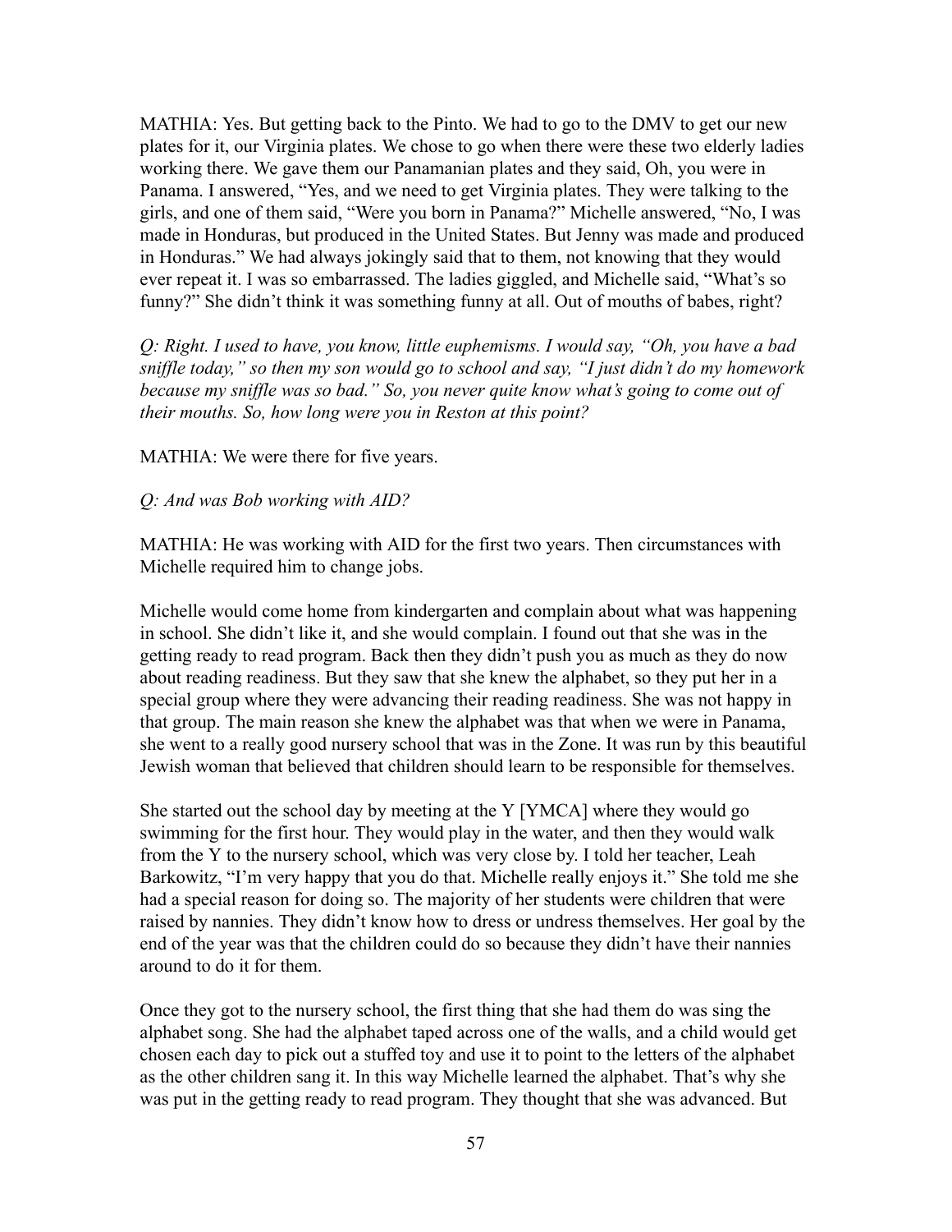MATHIA: Yes. But getting back to the Pinto. We had to go to the DMV to get our new plates for it, our Virginia plates. We chose to go when there were these two elderly ladies working there. We gave them our Panamanian plates and they said, Oh, you were in Panama. I answered, "Yes, and we need to get Virginia plates. They were talking to the girls, and one of them said, "Were you born in Panama?" Michelle answered, "No, I was made in Honduras, but produced in the United States. But Jenny was made and produced in Honduras." We had always jokingly said that to them, not knowing that they would ever repeat it. I was so embarrassed. The ladies giggled, and Michelle said, "What's so funny?" She didn't think it was something funny at all. Out of mouths of babes, right?

*Q: Right. I used to have, you know, little euphemisms. I would say, "Oh, you have a bad sniffle today," so then my son would go to school and say, "I just didn't do my homework because my sniffle was so bad." So, you never quite know what's going to come out of their mouths. So, how long were you in Reston at this point?*

MATHIA: We were there for five years.

*Q: And was Bob working with AID?*

MATHIA: He was working with AID for the first two years. Then circumstances with Michelle required him to change jobs.

Michelle would come home from kindergarten and complain about what was happening in school. She didn't like it, and she would complain. I found out that she was in the getting ready to read program. Back then they didn't push you as much as they do now about reading readiness. But they saw that she knew the alphabet, so they put her in a special group where they were advancing their reading readiness. She was not happy in that group. The main reason she knew the alphabet was that when we were in Panama, she went to a really good nursery school that was in the Zone. It was run by this beautiful Jewish woman that believed that children should learn to be responsible for themselves.

She started out the school day by meeting at the Y [YMCA] where they would go swimming for the first hour. They would play in the water, and then they would walk from the Y to the nursery school, which was very close by. I told her teacher, Leah Barkowitz, "I'm very happy that you do that. Michelle really enjoys it." She told me she had a special reason for doing so. The majority of her students were children that were raised by nannies. They didn't know how to dress or undress themselves. Her goal by the end of the year was that the children could do so because they didn't have their nannies around to do it for them.

Once they got to the nursery school, the first thing that she had them do was sing the alphabet song. She had the alphabet taped across one of the walls, and a child would get chosen each day to pick out a stuffed toy and use it to point to the letters of the alphabet as the other children sang it. In this way Michelle learned the alphabet. That's why she was put in the getting ready to read program. They thought that she was advanced. But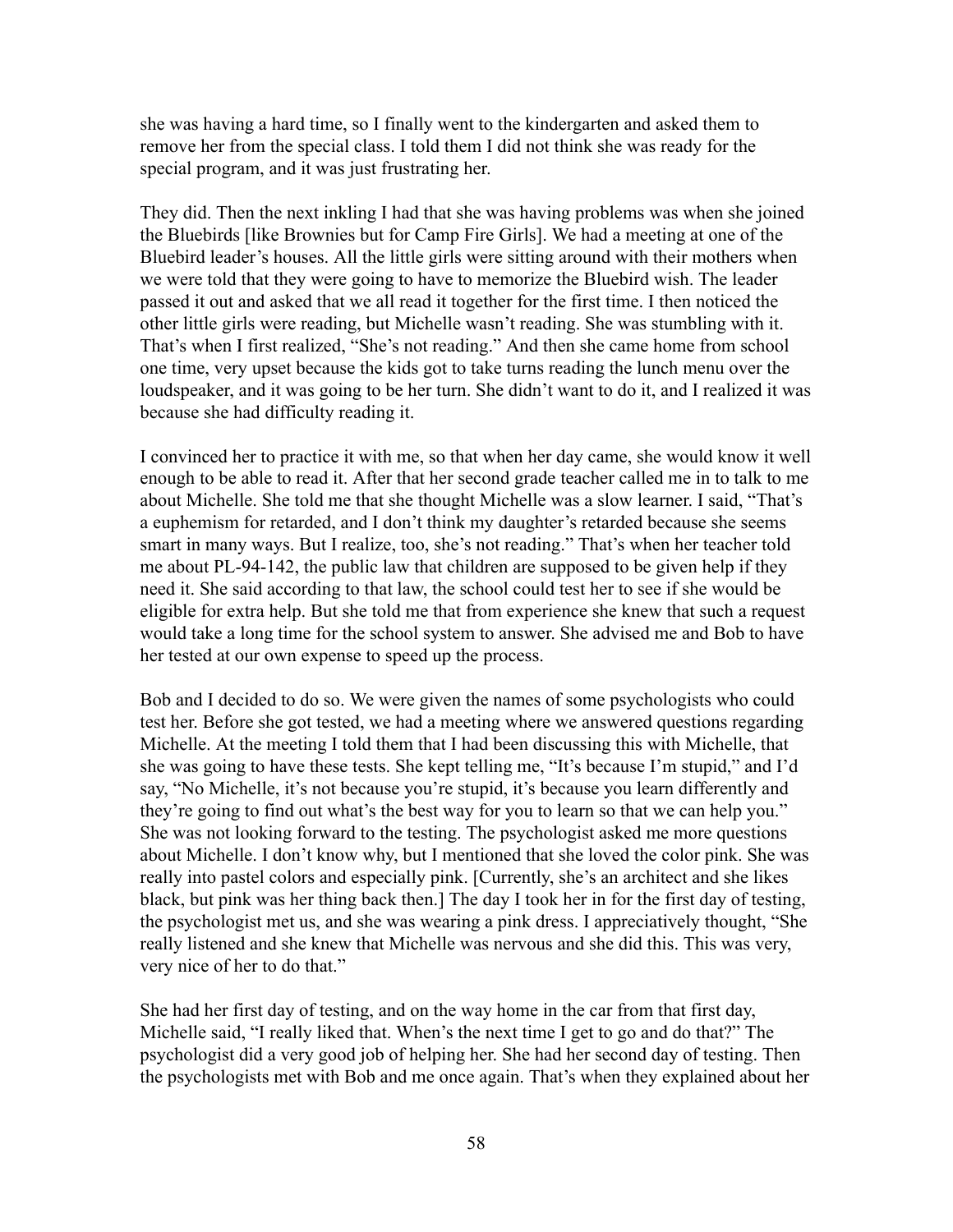she was having a hard time, so I finally went to the kindergarten and asked them to remove her from the special class. I told them I did not think she was ready for the special program, and it was just frustrating her.

They did. Then the next inkling I had that she was having problems was when she joined the Bluebirds [like Brownies but for Camp Fire Girls]. We had a meeting at one of the Bluebird leader's houses. All the little girls were sitting around with their mothers when we were told that they were going to have to memorize the Bluebird wish. The leader passed it out and asked that we all read it together for the first time. I then noticed the other little girls were reading, but Michelle wasn't reading. She was stumbling with it. That's when I first realized, "She's not reading." And then she came home from school one time, very upset because the kids got to take turns reading the lunch menu over the loudspeaker, and it was going to be her turn. She didn't want to do it, and I realized it was because she had difficulty reading it.

I convinced her to practice it with me, so that when her day came, she would know it well enough to be able to read it. After that her second grade teacher called me in to talk to me about Michelle. She told me that she thought Michelle was a slow learner. I said, "That's a euphemism for retarded, and I don't think my daughter's retarded because she seems smart in many ways. But I realize, too, she's not reading." That's when her teacher told me about PL-94-142, the public law that children are supposed to be given help if they need it. She said according to that law, the school could test her to see if she would be eligible for extra help. But she told me that from experience she knew that such a request would take a long time for the school system to answer. She advised me and Bob to have her tested at our own expense to speed up the process.

Bob and I decided to do so. We were given the names of some psychologists who could test her. Before she got tested, we had a meeting where we answered questions regarding Michelle. At the meeting I told them that I had been discussing this with Michelle, that she was going to have these tests. She kept telling me, "It's because I'm stupid," and I'd say, "No Michelle, it's not because you're stupid, it's because you learn differently and they're going to find out what's the best way for you to learn so that we can help you." She was not looking forward to the testing. The psychologist asked me more questions about Michelle. I don't know why, but I mentioned that she loved the color pink. She was really into pastel colors and especially pink. [Currently, she's an architect and she likes black, but pink was her thing back then.] The day I took her in for the first day of testing, the psychologist met us, and she was wearing a pink dress. I appreciatively thought, "She really listened and she knew that Michelle was nervous and she did this. This was very, very nice of her to do that."

She had her first day of testing, and on the way home in the car from that first day, Michelle said, "I really liked that. When's the next time I get to go and do that?" The psychologist did a very good job of helping her. She had her second day of testing. Then the psychologists met with Bob and me once again. That's when they explained about her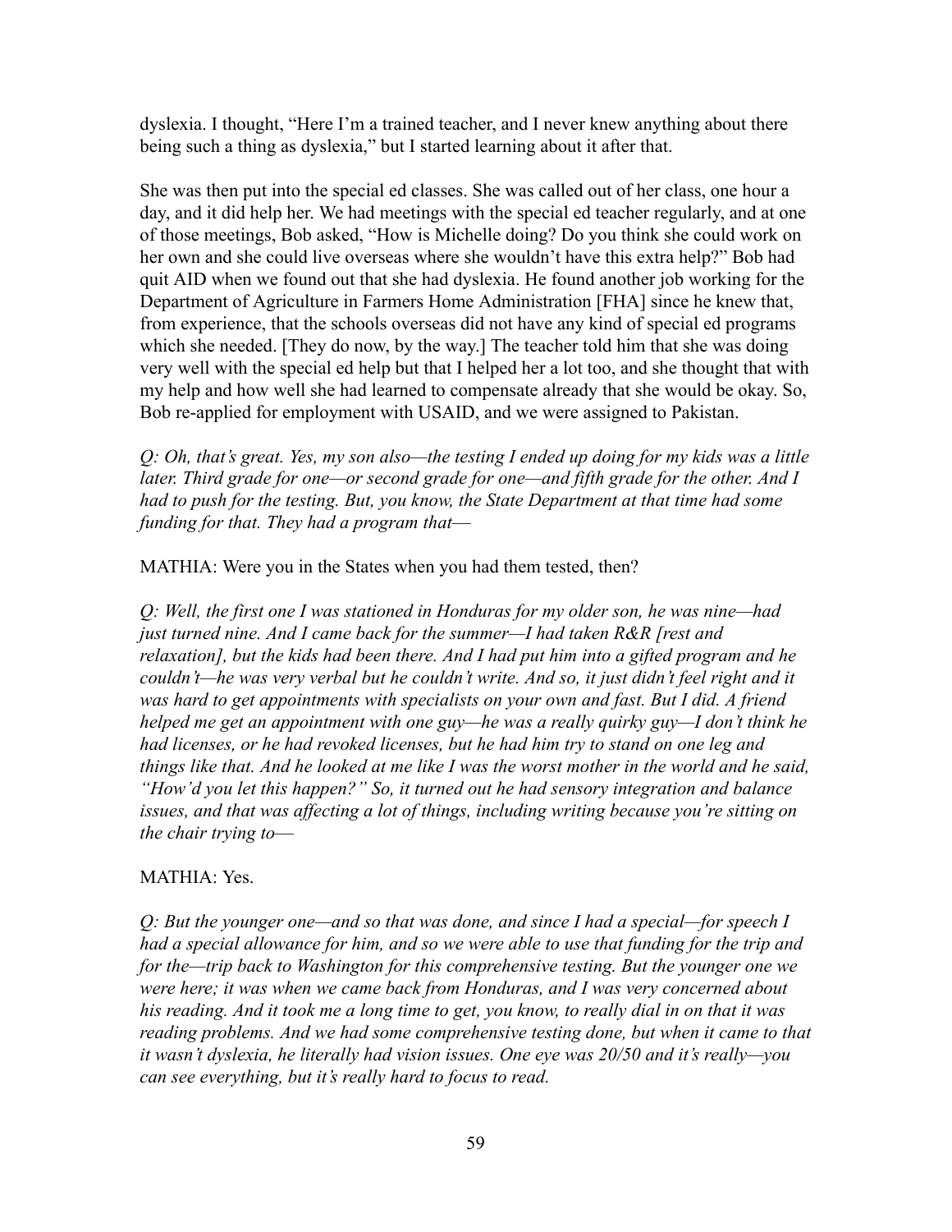dyslexia. I thought, "Here I'm a trained teacher, and I never knew anything about there being such a thing as dyslexia," but I started learning about it after that.

She was then put into the special ed classes. She was called out of her class, one hour a day, and it did help her. We had meetings with the special ed teacher regularly, and at one of those meetings, Bob asked, "How is Michelle doing? Do you think she could work on her own and she could live overseas where she wouldn't have this extra help?" Bob had quit AID when we found out that she had dyslexia. He found another job working for the Department of Agriculture in Farmers Home Administration [FHA] since he knew that, from experience, that the schools overseas did not have any kind of special ed programs which she needed. [They do now, by the way.] The teacher told him that she was doing very well with the special ed help but that I helped her a lot too, and she thought that with my help and how well she had learned to compensate already that she would be okay. So, Bob re-applied for employment with USAID, and we were assigned to Pakistan.

*Q: Oh, that's great. Yes, my son also—the testing I ended up doing for my kids was a little later. Third grade for one—or second grade for one—and fifth grade for the other. And I had to push for the testing. But, you know, the State Department at that time had some funding for that. They had a program that—*

MATHIA: Were you in the States when you had them tested, then?

*Q: Well, the first one I was stationed in Honduras for my older son, he was nine—had just turned nine. And I came back for the summer—I had taken R&R [rest and relaxation], but the kids had been there. And I had put him into a gifted program and he couldn't—he was very verbal but he couldn't write. And so, it just didn't feel right and it was hard to get appointments with specialists on your own and fast. But I did. A friend helped me get an appointment with one guy—he was a really quirky guy—I don't think he had licenses, or he had revoked licenses, but he had him try to stand on one leg and things like that. And he looked at me like I was the worst mother in the world and he said, "How'd you let this happen?" So, it turned out he had sensory integration and balance issues, and that was affecting a lot of things, including writing because you're sitting on the chair trying to—*

MATHIA: Yes.

*Q: But the younger one—and so that was done, and since I had a special—for speech I had a special allowance for him, and so we were able to use that funding for the trip and for the—trip back to Washington for this comprehensive testing. But the younger one we were here; it was when we came back from Honduras, and I was very concerned about his reading. And it took me a long time to get, you know, to really dial in on that it was reading problems. And we had some comprehensive testing done, but when it came to that it wasn't dyslexia, he literally had vision issues. One eye was 20/50 and it's really—you can see everything, but it's really hard to focus to read.*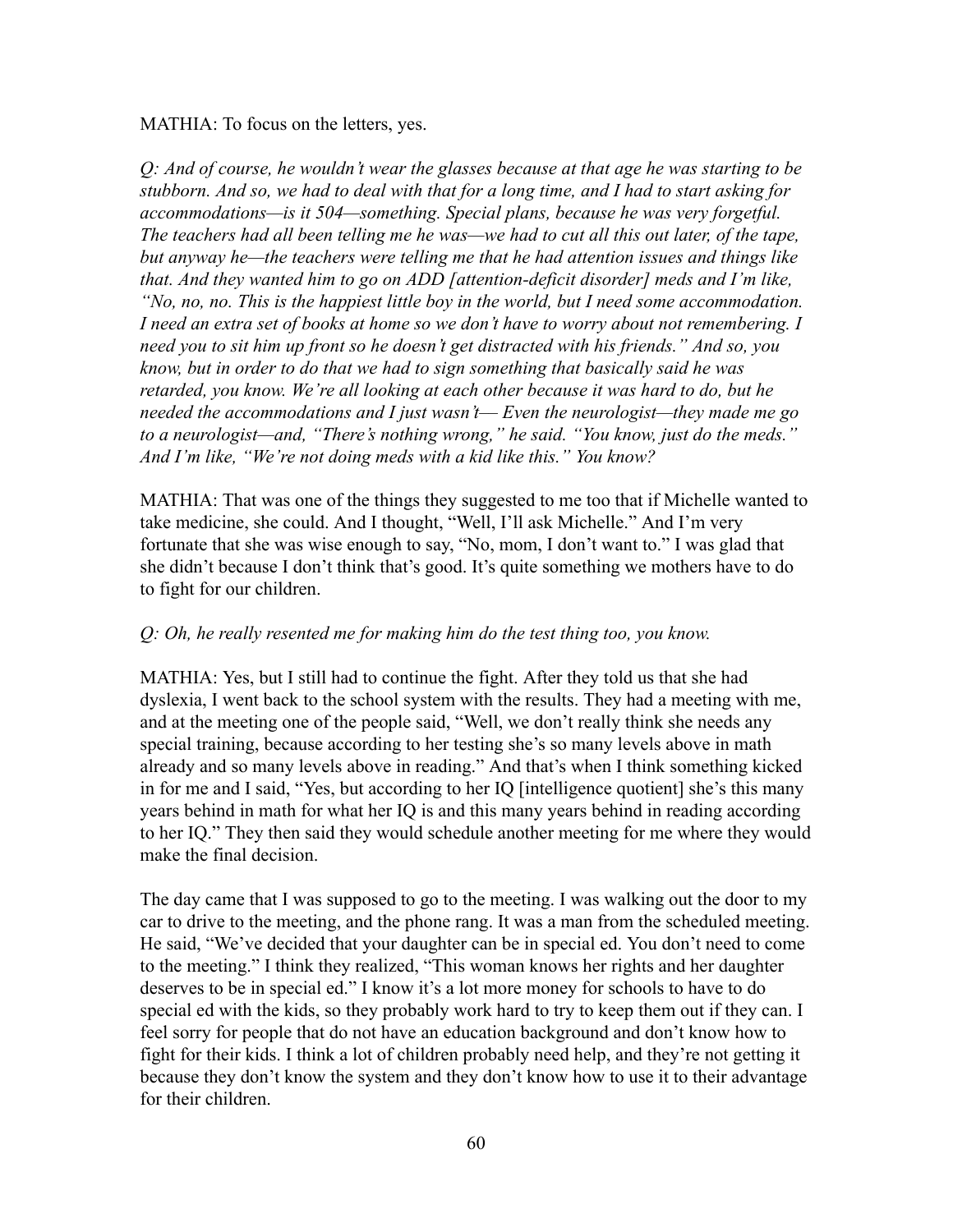MATHIA: To focus on the letters, yes.

*Q: And of course, he wouldn't wear the glasses because at that age he was starting to be stubborn. And so, we had to deal with that for a long time, and I had to start asking for accommodations—is it 504—something. Special plans, because he was very forgetful. The teachers had all been telling me he was—we had to cut all this out later, of the tape, but anyway he—the teachers were telling me that he had attention issues and things like that. And they wanted him to go on ADD [attention-deficit disorder] meds and I'm like, "No, no, no. This is the happiest little boy in the world, but I need some accommodation. I need an extra set of books at home so we don't have to worry about not remembering. I need you to sit him up front so he doesn't get distracted with his friends." And so, you know, but in order to do that we had to sign something that basically said he was retarded, you know. We're all looking at each other because it was hard to do, but he needed the accommodations and I just wasn't— Even the neurologist—they made me go to a neurologist—and, "There's nothing wrong," he said. "You know, just do the meds." And I'm like, "We're not doing meds with a kid like this." You know?*

MATHIA: That was one of the things they suggested to me too that if Michelle wanted to take medicine, she could. And I thought, "Well, I'll ask Michelle." And I'm very fortunate that she was wise enough to say, "No, mom, I don't want to." I was glad that she didn't because I don't think that's good. It's quite something we mothers have to do to fight for our children.

*Q: Oh, he really resented me for making him do the test thing too, you know.*

MATHIA: Yes, but I still had to continue the fight. After they told us that she had dyslexia, I went back to the school system with the results. They had a meeting with me, and at the meeting one of the people said, "Well, we don't really think she needs any special training, because according to her testing she's so many levels above in math already and so many levels above in reading." And that's when I think something kicked in for me and I said, "Yes, but according to her IQ [intelligence quotient] she's this many years behind in math for what her IQ is and this many years behind in reading according to her IQ." They then said they would schedule another meeting for me where they would make the final decision.

The day came that I was supposed to go to the meeting. I was walking out the door to my car to drive to the meeting, and the phone rang. It was a man from the scheduled meeting. He said, "We've decided that your daughter can be in special ed. You don't need to come to the meeting." I think they realized, "This woman knows her rights and her daughter deserves to be in special ed." I know it's a lot more money for schools to have to do special ed with the kids, so they probably work hard to try to keep them out if they can. I feel sorry for people that do not have an education background and don't know how to fight for their kids. I think a lot of children probably need help, and they're not getting it because they don't know the system and they don't know how to use it to their advantage for their children.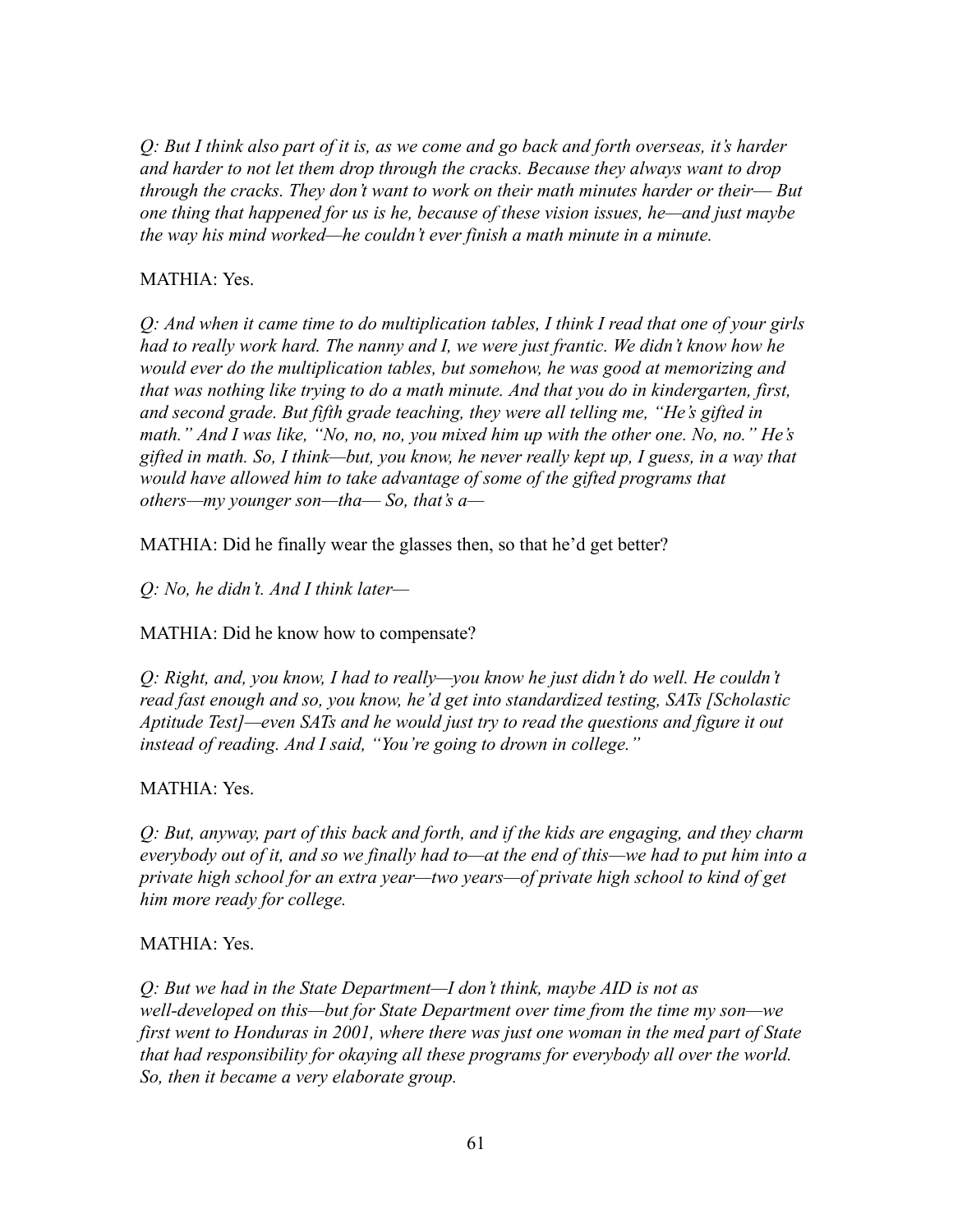*Q: But I think also part of it is, as we come and go back and forth overseas, it's harder and harder to not let them drop through the cracks. Because they always want to drop through the cracks. They don't want to work on their math minutes harder or their— But one thing that happened for us is he, because of these vision issues, he—and just maybe the way his mind worked—he couldn't ever finish a math minute in a minute.*

MATHIA: Yes.

*Q: And when it came time to do multiplication tables, I think I read that one of your girls had to really work hard. The nanny and I, we were just frantic. We didn't know how he would ever do the multiplication tables, but somehow, he was good at memorizing and that was nothing like trying to do a math minute. And that you do in kindergarten, first, and second grade. But fifth grade teaching, they were all telling me, "He's gifted in math." And I was like, "No, no, no, you mixed him up with the other one. No, no." He's gifted in math. So, I think—but, you know, he never really kept up, I guess, in a way that would have allowed him to take advantage of some of the gifted programs that others—my younger son—tha— So, that's a—*

MATHIA: Did he finally wear the glasses then, so that he'd get better?

*Q: No, he didn't. And I think later—*

MATHIA: Did he know how to compensate?

*Q: Right, and, you know, I had to really—you know he just didn't do well. He couldn't read fast enough and so, you know, he'd get into standardized testing, SATs [Scholastic Aptitude Test]—even SATs and he would just try to read the questions and figure it out instead of reading. And I said, "You're going to drown in college."*

MATHIA: Yes.

*Q: But, anyway, part of this back and forth, and if the kids are engaging, and they charm everybody out of it, and so we finally had to—at the end of this—we had to put him into a private high school for an extra year—two years—of private high school to kind of get him more ready for college.*

MATHIA: Yes.

*Q: But we had in the State Department—I don't think, maybe AID is not as well-developed on this—but for State Department over time from the time my son—we first went to Honduras in 2001, where there was just one woman in the med part of State that had responsibility for okaying all these programs for everybody all over the world. So, then it became a very elaborate group.*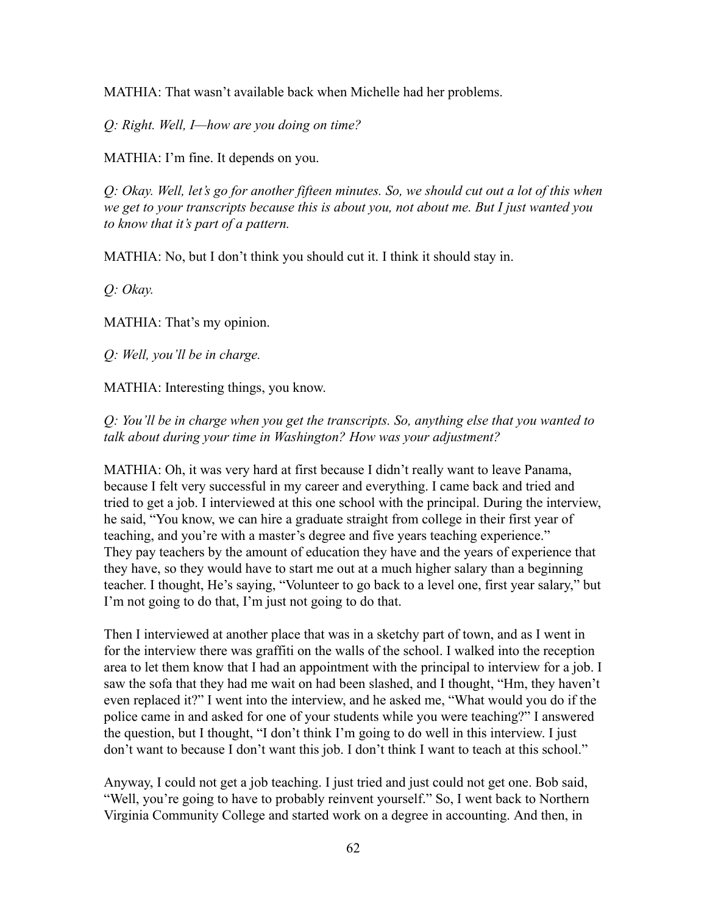MATHIA: That wasn't available back when Michelle had her problems.

*Q: Right. Well, I—how are you doing on time?*

MATHIA: I'm fine. It depends on you.

*Q: Okay. Well, let's go for another fifteen minutes. So, we should cut out a lot of this when we get to your transcripts because this is about you, not about me. But I just wanted you to know that it's part of a pattern.*

MATHIA: No, but I don't think you should cut it. I think it should stay in.

*Q: Okay.*

MATHIA: That's my opinion.

*Q: Well, you'll be in charge.*

MATHIA: Interesting things, you know.

*Q: You'll be in charge when you get the transcripts. So, anything else that you wanted to talk about during your time in Washington? How was your adjustment?*

MATHIA: Oh, it was very hard at first because I didn't really want to leave Panama, because I felt very successful in my career and everything. I came back and tried and tried to get a job. I interviewed at this one school with the principal. During the interview, he said, "You know, we can hire a graduate straight from college in their first year of teaching, and you're with a master's degree and five years teaching experience." They pay teachers by the amount of education they have and the years of experience that they have, so they would have to start me out at a much higher salary than a beginning teacher. I thought, He's saying, "Volunteer to go back to a level one, first year salary," but I'm not going to do that, I'm just not going to do that.

Then I interviewed at another place that was in a sketchy part of town, and as I went in for the interview there was graffiti on the walls of the school. I walked into the reception area to let them know that I had an appointment with the principal to interview for a job. I saw the sofa that they had me wait on had been slashed, and I thought, "Hm, they haven't even replaced it?" I went into the interview, and he asked me, "What would you do if the police came in and asked for one of your students while you were teaching?" I answered the question, but I thought, "I don't think I'm going to do well in this interview. I just don't want to because I don't want this job. I don't think I want to teach at this school."

Anyway, I could not get a job teaching. I just tried and just could not get one. Bob said, "Well, you're going to have to probably reinvent yourself." So, I went back to Northern Virginia Community College and started work on a degree in accounting. And then, in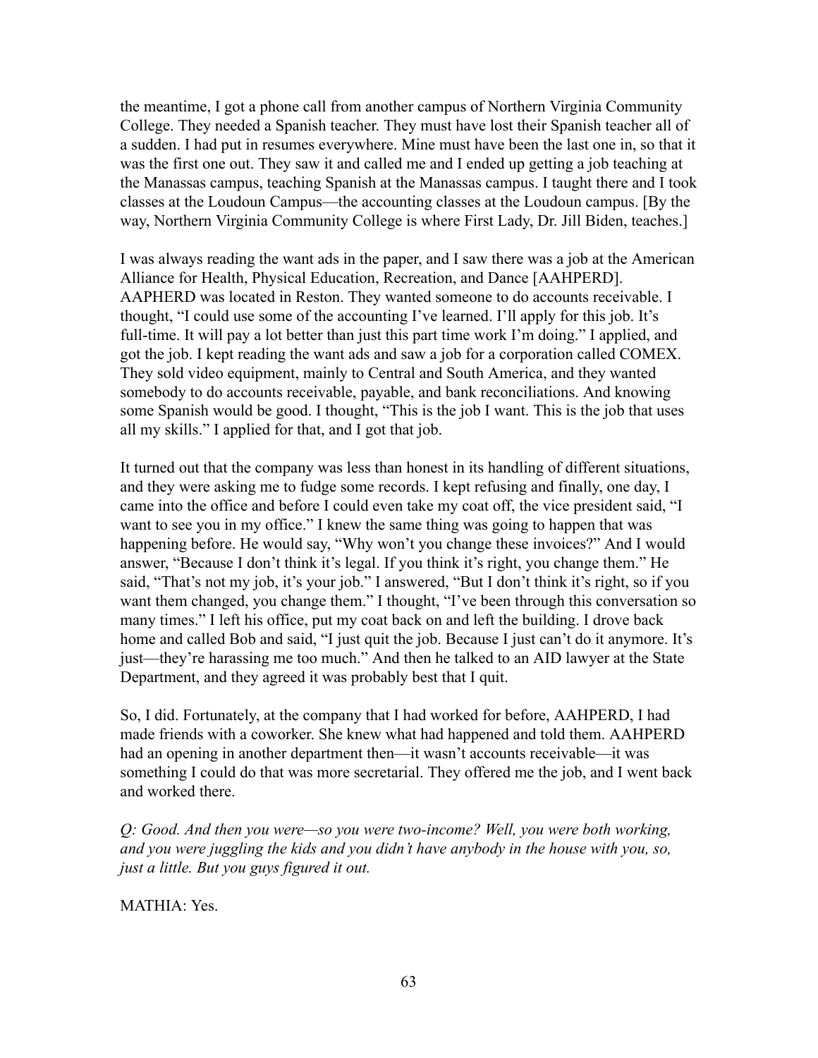the meantime, I got a phone call from another campus of Northern Virginia Community College. They needed a Spanish teacher. They must have lost their Spanish teacher all of a sudden. I had put in resumes everywhere. Mine must have been the last one in, so that it was the first one out. They saw it and called me and I ended up getting a job teaching at the Manassas campus, teaching Spanish at the Manassas campus. I taught there and I took classes at the Loudoun Campus—the accounting classes at the Loudoun campus. [By the way, Northern Virginia Community College is where First Lady, Dr. Jill Biden, teaches.]

I was always reading the want ads in the paper, and I saw there was a job at the American Alliance for Health, Physical Education, Recreation, and Dance [AAHPERD]. AAPHERD was located in Reston. They wanted someone to do accounts receivable. I thought, "I could use some of the accounting I've learned. I'll apply for this job. It's full-time. It will pay a lot better than just this part time work I'm doing." I applied, and got the job. I kept reading the want ads and saw a job for a corporation called COMEX. They sold video equipment, mainly to Central and South America, and they wanted somebody to do accounts receivable, payable, and bank reconciliations. And knowing some Spanish would be good. I thought, "This is the job I want. This is the job that uses all my skills." I applied for that, and I got that job.

It turned out that the company was less than honest in its handling of different situations, and they were asking me to fudge some records. I kept refusing and finally, one day, I came into the office and before I could even take my coat off, the vice president said, "I want to see you in my office." I knew the same thing was going to happen that was happening before. He would say, "Why won't you change these invoices?" And I would answer, "Because I don't think it's legal. If you think it's right, you change them." He said, "That's not my job, it's your job." I answered, "But I don't think it's right, so if you want them changed, you change them." I thought, "I've been through this conversation so many times." I left his office, put my coat back on and left the building. I drove back home and called Bob and said, "I just quit the job. Because I just can't do it anymore. It's just—they're harassing me too much." And then he talked to an AID lawyer at the State Department, and they agreed it was probably best that I quit.

So, I did. Fortunately, at the company that I had worked for before, AAHPERD, I had made friends with a coworker. She knew what had happened and told them. AAHPERD had an opening in another department then—it wasn't accounts receivable—it was something I could do that was more secretarial. They offered me the job, and I went back and worked there.

*Q: Good. And then you were—so you were two-income? Well, you were both working, and you were juggling the kids and you didn't have anybody in the house with you, so, just a little. But you guys figured it out.*

MATHIA: Yes.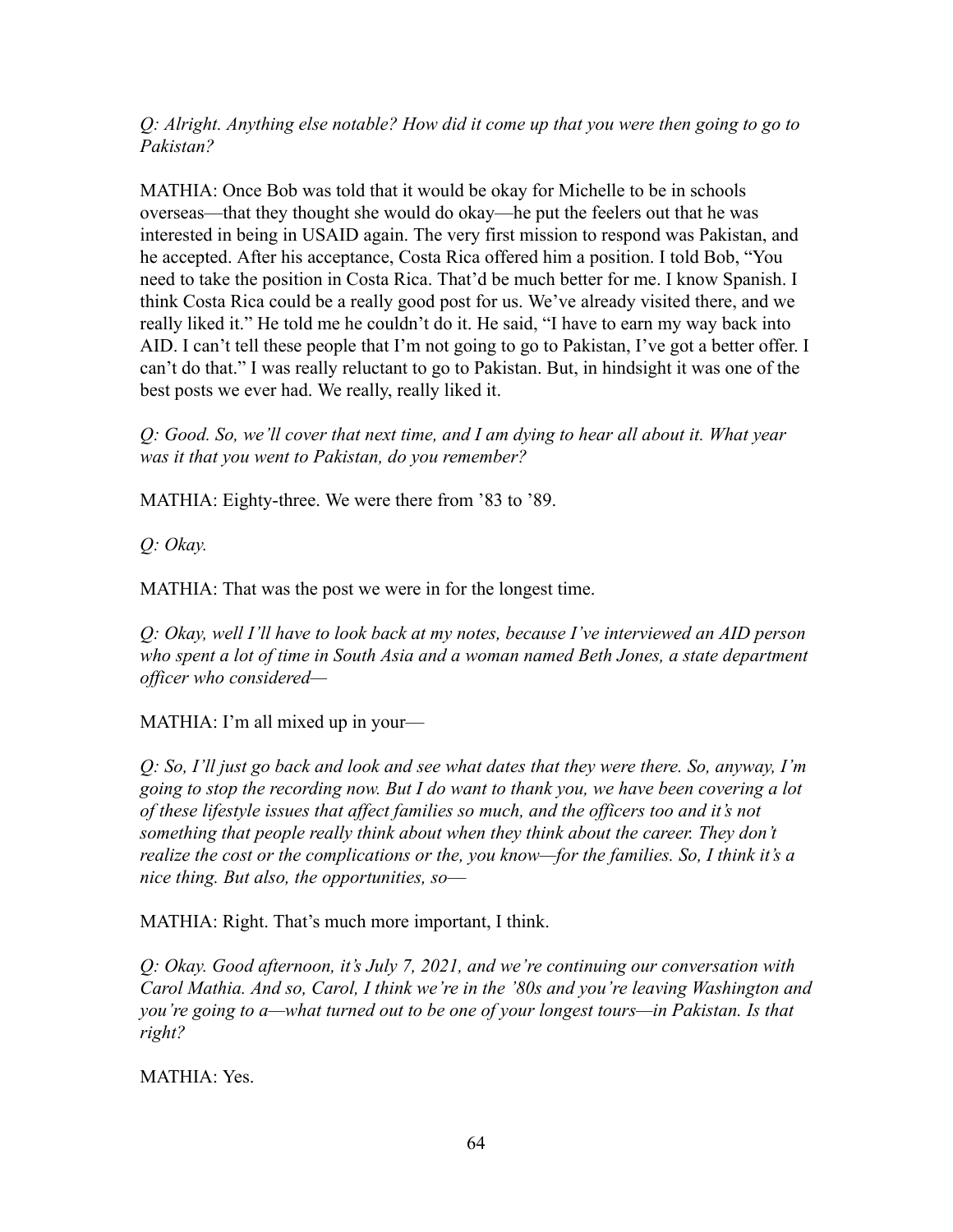*Q: Alright. Anything else notable? How did it come up that you were then going to go to Pakistan?*

MATHIA: Once Bob was told that it would be okay for Michelle to be in schools overseas—that they thought she would do okay—he put the feelers out that he was interested in being in USAID again. The very first mission to respond was Pakistan, and he accepted. After his acceptance, Costa Rica offered him a position. I told Bob, "You need to take the position in Costa Rica. That'd be much better for me. I know Spanish. I think Costa Rica could be a really good post for us. We've already visited there, and we really liked it." He told me he couldn't do it. He said, "I have to earn my way back into AID. I can't tell these people that I'm not going to go to Pakistan, I've got a better offer. I can't do that." I was really reluctant to go to Pakistan. But, in hindsight it was one of the best posts we ever had. We really, really liked it.

*Q: Good. So, we'll cover that next time, and I am dying to hear all about it. What year was it that you went to Pakistan, do you remember?*

MATHIA: Eighty-three. We were there from '83 to '89.

*Q: Okay.*

MATHIA: That was the post we were in for the longest time.

*Q: Okay, well I'll have to look back at my notes, because I've interviewed an AID person who spent a lot of time in South Asia and a woman named Beth Jones, a state department officer who considered—*

MATHIA: I'm all mixed up in your—

*Q: So, I'll just go back and look and see what dates that they were there. So, anyway, I'm going to stop the recording now. But I do want to thank you, we have been covering a lot of these lifestyle issues that affect families so much, and the officers too and it's not something that people really think about when they think about the career. They don't realize the cost or the complications or the, you know—for the families. So, I think it's a nice thing. But also, the opportunities, so—*

MATHIA: Right. That's much more important, I think.

*Q: Okay. Good afternoon, it's July 7, 2021, and we're continuing our conversation with Carol Mathia. And so, Carol, I think we're in the '80s and you're leaving Washington and you're going to a—what turned out to be one of your longest tours—in Pakistan. Is that right?*

MATHIA: Yes.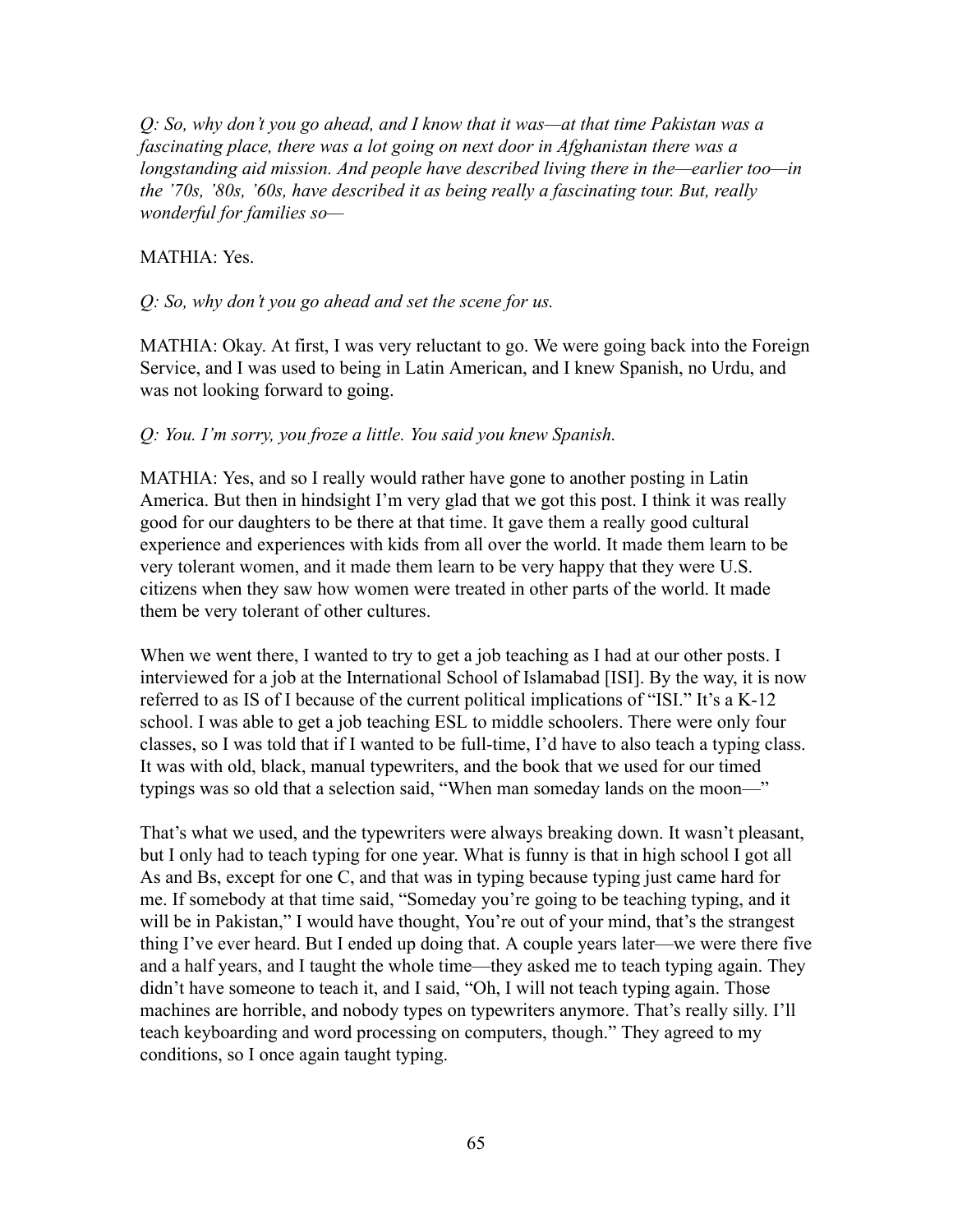*Q: So, why don't you go ahead, and I know that it was—at that time Pakistan was a fascinating place, there was a lot going on next door in Afghanistan there was a longstanding aid mission. And people have described living there in the—earlier too—in the '70s, '80s, '60s, have described it as being really a fascinating tour. But, really wonderful for families so—*

MATHIA: Yes.

*Q: So, why don't you go ahead and set the scene for us.*

MATHIA: Okay. At first, I was very reluctant to go. We were going back into the Foreign Service, and I was used to being in Latin American, and I knew Spanish, no Urdu, and was not looking forward to going.

*Q: You. I'm sorry, you froze a little. You said you knew Spanish.*

MATHIA: Yes, and so I really would rather have gone to another posting in Latin America. But then in hindsight I'm very glad that we got this post. I think it was really good for our daughters to be there at that time. It gave them a really good cultural experience and experiences with kids from all over the world. It made them learn to be very tolerant women, and it made them learn to be very happy that they were U.S. citizens when they saw how women were treated in other parts of the world. It made them be very tolerant of other cultures.

When we went there, I wanted to try to get a job teaching as I had at our other posts. I interviewed for a job at the International School of Islamabad [ISI]. By the way, it is now referred to as IS of I because of the current political implications of "ISI." It's a K-12 school. I was able to get a job teaching ESL to middle schoolers. There were only four classes, so I was told that if I wanted to be full-time, I'd have to also teach a typing class. It was with old, black, manual typewriters, and the book that we used for our timed typings was so old that a selection said, "When man someday lands on the moon—"

That's what we used, and the typewriters were always breaking down. It wasn't pleasant, but I only had to teach typing for one year. What is funny is that in high school I got all As and Bs, except for one C, and that was in typing because typing just came hard for me. If somebody at that time said, "Someday you're going to be teaching typing, and it will be in Pakistan," I would have thought, You're out of your mind, that's the strangest thing I've ever heard. But I ended up doing that. A couple years later—we were there five and a half years, and I taught the whole time—they asked me to teach typing again. They didn't have someone to teach it, and I said, "Oh, I will not teach typing again. Those machines are horrible, and nobody types on typewriters anymore. That's really silly. I'll teach keyboarding and word processing on computers, though." They agreed to my conditions, so I once again taught typing.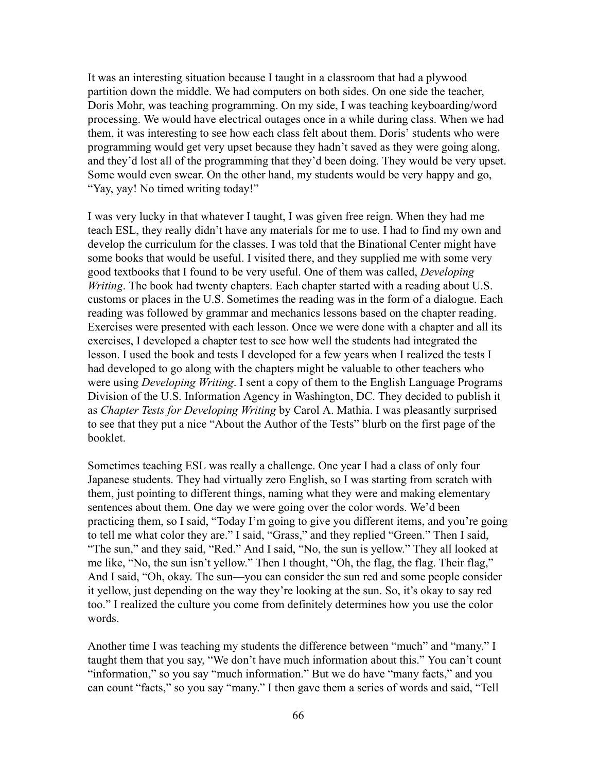It was an interesting situation because I taught in a classroom that had a plywood partition down the middle. We had computers on both sides. On one side the teacher, Doris Mohr, was teaching programming. On my side, I was teaching keyboarding/word processing. We would have electrical outages once in a while during class. When we had them, it was interesting to see how each class felt about them. Doris' students who were programming would get very upset because they hadn't saved as they were going along, and they'd lost all of the programming that they'd been doing. They would be very upset. Some would even swear. On the other hand, my students would be very happy and go, "Yay, yay! No timed writing today!"

I was very lucky in that whatever I taught, I was given free reign. When they had me teach ESL, they really didn't have any materials for me to use. I had to find my own and develop the curriculum for the classes. I was told that the Binational Center might have some books that would be useful. I visited there, and they supplied me with some very good textbooks that I found to be very useful. One of them was called, *Developing Writing*. The book had twenty chapters. Each chapter started with a reading about U.S. customs or places in the U.S. Sometimes the reading was in the form of a dialogue. Each reading was followed by grammar and mechanics lessons based on the chapter reading. Exercises were presented with each lesson. Once we were done with a chapter and all its exercises, I developed a chapter test to see how well the students had integrated the lesson. I used the book and tests I developed for a few years when I realized the tests I had developed to go along with the chapters might be valuable to other teachers who were using *Developing Writing*. I sent a copy of them to the English Language Programs Division of the U.S. Information Agency in Washington, DC. They decided to publish it as *Chapter Tests for Developing Writing* by Carol A. Mathia. I was pleasantly surprised to see that they put a nice "About the Author of the Tests" blurb on the first page of the booklet.

Sometimes teaching ESL was really a challenge. One year I had a class of only four Japanese students. They had virtually zero English, so I was starting from scratch with them, just pointing to different things, naming what they were and making elementary sentences about them. One day we were going over the color words. We'd been practicing them, so I said, "Today I'm going to give you different items, and you're going to tell me what color they are." I said, "Grass," and they replied "Green." Then I said, "The sun," and they said, "Red." And I said, "No, the sun is yellow." They all looked at me like, "No, the sun isn't yellow." Then I thought, "Oh, the flag, the flag. Their flag," And I said, "Oh, okay. The sun—you can consider the sun red and some people consider it yellow, just depending on the way they're looking at the sun. So, it's okay to say red too." I realized the culture you come from definitely determines how you use the color words.

Another time I was teaching my students the difference between "much" and "many." I taught them that you say, "We don't have much information about this." You can't count "information," so you say "much information." But we do have "many facts," and you can count "facts," so you say "many." I then gave them a series of words and said, "Tell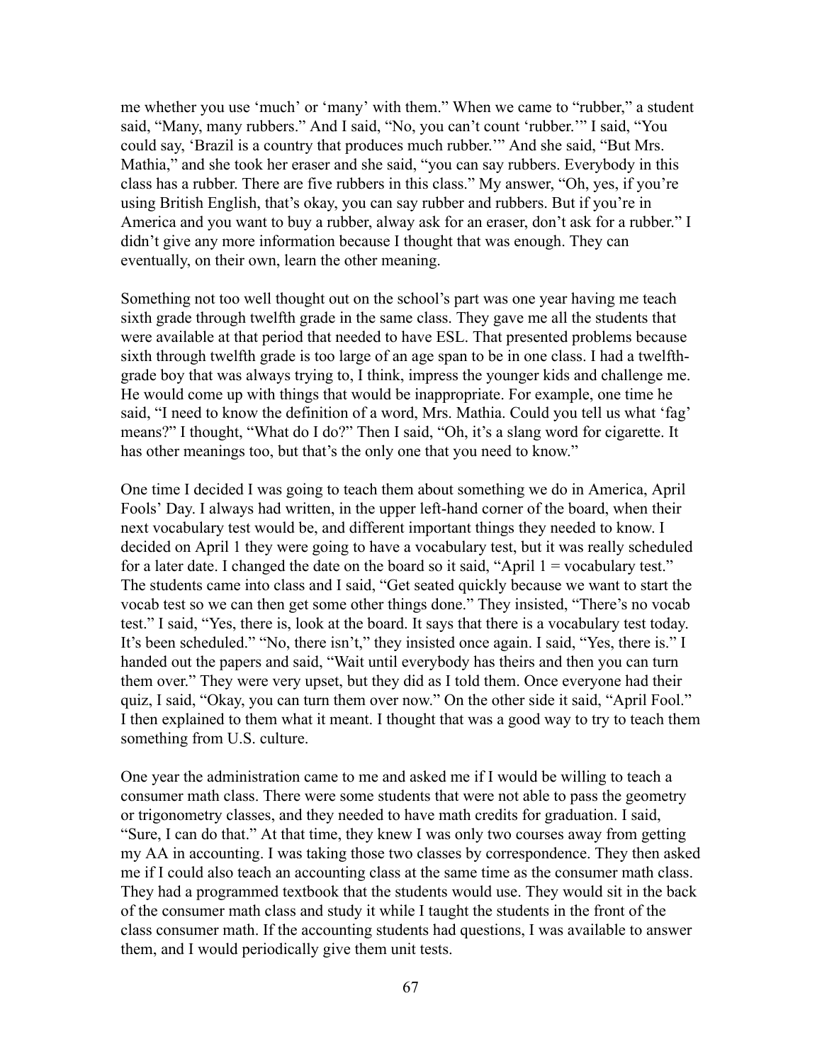me whether you use 'much' or 'many' with them." When we came to "rubber," a student said, "Many, many rubbers." And I said, "No, you can't count 'rubber.'" I said, "You could say, 'Brazil is a country that produces much rubber.'" And she said, "But Mrs. Mathia," and she took her eraser and she said, "you can say rubbers. Everybody in this class has a rubber. There are five rubbers in this class." My answer, "Oh, yes, if you're using British English, that's okay, you can say rubber and rubbers. But if you're in America and you want to buy a rubber, alway ask for an eraser, don't ask for a rubber." I didn't give any more information because I thought that was enough. They can eventually, on their own, learn the other meaning.

Something not too well thought out on the school's part was one year having me teach sixth grade through twelfth grade in the same class. They gave me all the students that were available at that period that needed to have ESL. That presented problems because sixth through twelfth grade is too large of an age span to be in one class. I had a twelfth-grade boy that was always trying to, I think, impress the younger kids and challenge me. He would come up with things that would be inappropriate. For example, one time he said, "I need to know the definition of a word, Mrs. Mathia. Could you tell us what 'fag' means?" I thought, "What do I do?" Then I said, "Oh, it's a slang word for cigarette. It has other meanings too, but that's the only one that you need to know."

One time I decided I was going to teach them about something we do in America, April Fools' Day. I always had written, in the upper left-hand corner of the board, when their next vocabulary test would be, and different important things they needed to know. I decided on April 1 they were going to have a vocabulary test, but it was really scheduled for a later date. I changed the date on the board so it said, "April 1 = vocabulary test." The students came into class and I said, "Get seated quickly because we want to start the vocab test so we can then get some other things done." They insisted, "There's no vocab test." I said, "Yes, there is, look at the board. It says that there is a vocabulary test today. It's been scheduled." "No, there isn't," they insisted once again. I said, "Yes, there is." I handed out the papers and said, "Wait until everybody has theirs and then you can turn them over." They were very upset, but they did as I told them. Once everyone had their quiz, I said, "Okay, you can turn them over now." On the other side it said, "April Fool." I then explained to them what it meant. I thought that was a good way to try to teach them something from U.S. culture.

One year the administration came to me and asked me if I would be willing to teach a consumer math class. There were some students that were not able to pass the geometry or trigonometry classes, and they needed to have math credits for graduation. I said, "Sure, I can do that." At that time, they knew I was only two courses away from getting my AA in accounting. I was taking those two classes by correspondence. They then asked me if I could also teach an accounting class at the same time as the consumer math class. They had a programmed textbook that the students would use. They would sit in the back of the consumer math class and study it while I taught the students in the front of the class consumer math. If the accounting students had questions, I was available to answer them, and I would periodically give them unit tests.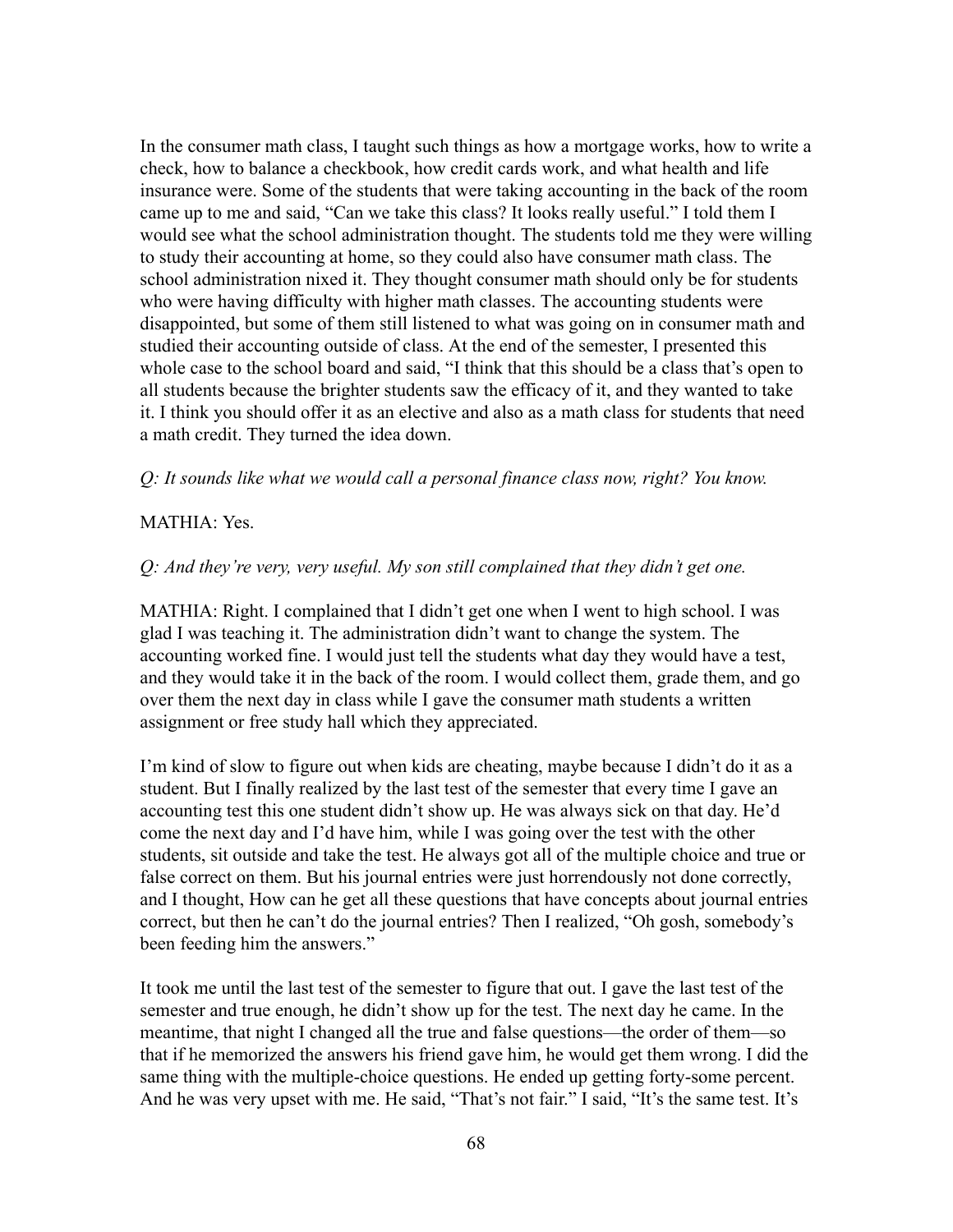In the consumer math class, I taught such things as how a mortgage works, how to write a check, how to balance a checkbook, how credit cards work, and what health and life insurance were. Some of the students that were taking accounting in the back of the room came up to me and said, "Can we take this class? It looks really useful." I told them I would see what the school administration thought. The students told me they were willing to study their accounting at home, so they could also have consumer math class. The school administration nixed it. They thought consumer math should only be for students who were having difficulty with higher math classes. The accounting students were disappointed, but some of them still listened to what was going on in consumer math and studied their accounting outside of class. At the end of the semester, I presented this whole case to the school board and said, "I think that this should be a class that's open to all students because the brighter students saw the efficacy of it, and they wanted to take it. I think you should offer it as an elective and also as a math class for students that need a math credit. They turned the idea down.

*Q: It sounds like what we would call a personal finance class now, right? You know.*

MATHIA: Yes.

*Q: And they're very, very useful. My son still complained that they didn't get one.*

MATHIA: Right. I complained that I didn't get one when I went to high school. I was glad I was teaching it. The administration didn't want to change the system. The accounting worked fine. I would just tell the students what day they would have a test, and they would take it in the back of the room. I would collect them, grade them, and go over them the next day in class while I gave the consumer math students a written assignment or free study hall which they appreciated.

I'm kind of slow to figure out when kids are cheating, maybe because I didn't do it as a student. But I finally realized by the last test of the semester that every time I gave an accounting test this one student didn't show up. He was always sick on that day. He'd come the next day and I'd have him, while I was going over the test with the other students, sit outside and take the test. He always got all of the multiple choice and true or false correct on them. But his journal entries were just horrendously not done correctly, and I thought, How can he get all these questions that have concepts about journal entries correct, but then he can't do the journal entries? Then I realized, "Oh gosh, somebody's been feeding him the answers."

It took me until the last test of the semester to figure that out. I gave the last test of the semester and true enough, he didn't show up for the test. The next day he came. In the meantime, that night I changed all the true and false questions—the order of them—so that if he memorized the answers his friend gave him, he would get them wrong. I did the same thing with the multiple-choice questions. He ended up getting forty-some percent. And he was very upset with me. He said, "That's not fair." I said, "It's the same test. It's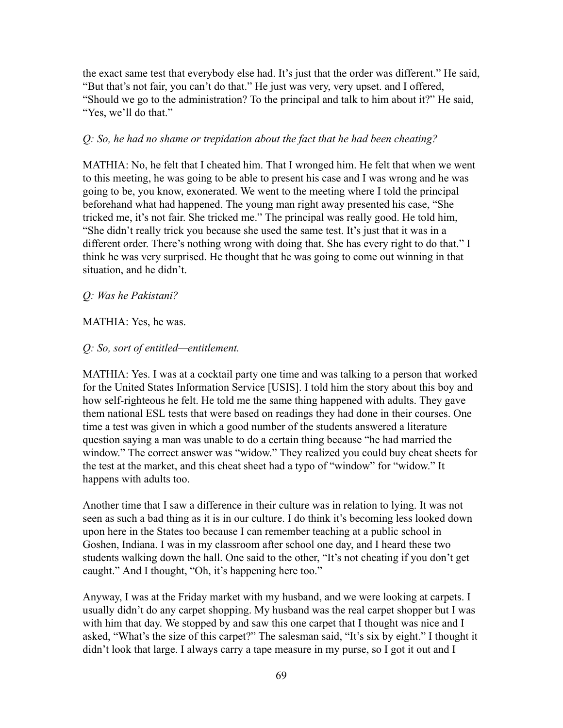the exact same test that everybody else had. It's just that the order was different." He said, "But that's not fair, you can't do that." He just was very, very upset. and I offered, "Should we go to the administration? To the principal and talk to him about it?" He said, "Yes, we'll do that."

*Q: So, he had no shame or trepidation about the fact that he had been cheating?*

MATHIA: No, he felt that I cheated him. That I wronged him. He felt that when we went to this meeting, he was going to be able to present his case and I was wrong and he was going to be, you know, exonerated. We went to the meeting where I told the principal beforehand what had happened. The young man right away presented his case, "She tricked me, it's not fair. She tricked me." The principal was really good. He told him, "She didn't really trick you because she used the same test. It's just that it was in a different order. There's nothing wrong with doing that. She has every right to do that." I think he was very surprised. He thought that he was going to come out winning in that situation, and he didn't.

*Q: Was he Pakistani?*

MATHIA: Yes, he was.

*Q: So, sort of entitled—entitlement.*

MATHIA: Yes. I was at a cocktail party one time and was talking to a person that worked for the United States Information Service [USIS]. I told him the story about this boy and how self-righteous he felt. He told me the same thing happened with adults. They gave them national ESL tests that were based on readings they had done in their courses. One time a test was given in which a good number of the students answered a literature question saying a man was unable to do a certain thing because "he had married the window." The correct answer was "widow." They realized you could buy cheat sheets for the test at the market, and this cheat sheet had a typo of "window" for "widow." It happens with adults too.

Another time that I saw a difference in their culture was in relation to lying. It was not seen as such a bad thing as it is in our culture. I do think it's becoming less looked down upon here in the States too because I can remember teaching at a public school in Goshen, Indiana. I was in my classroom after school one day, and I heard these two students walking down the hall. One said to the other, "It's not cheating if you don't get caught." And I thought, "Oh, it's happening here too."

Anyway, I was at the Friday market with my husband, and we were looking at carpets. I usually didn't do any carpet shopping. My husband was the real carpet shopper but I was with him that day. We stopped by and saw this one carpet that I thought was nice and I asked, "What's the size of this carpet?" The salesman said, "It's six by eight." I thought it didn't look that large. I always carry a tape measure in my purse, so I got it out and I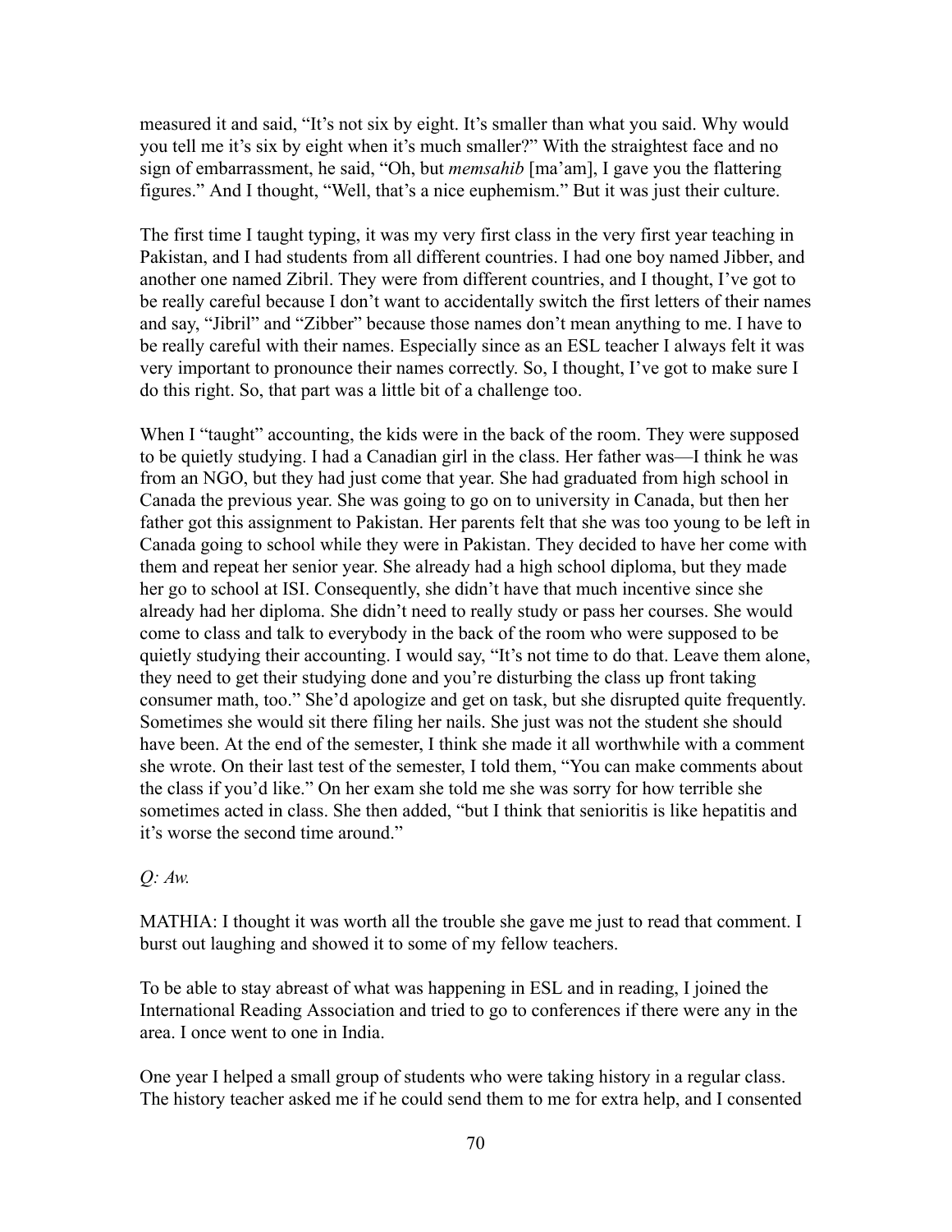measured it and said, "It's not six by eight. It's smaller than what you said. Why would you tell me it's six by eight when it's much smaller?" With the straightest face and no sign of embarrassment, he said, "Oh, but *memsahib* [ma'am], I gave you the flattering figures." And I thought, "Well, that's a nice euphemism." But it was just their culture.

The first time I taught typing, it was my very first class in the very first year teaching in Pakistan, and I had students from all different countries. I had one boy named Jibber, and another one named Zibril. They were from different countries, and I thought, I've got to be really careful because I don't want to accidentally switch the first letters of their names and say, "Jibril" and "Zibber" because those names don't mean anything to me. I have to be really careful with their names. Especially since as an ESL teacher I always felt it was very important to pronounce their names correctly. So, I thought, I've got to make sure I do this right. So, that part was a little bit of a challenge too.

When I "taught" accounting, the kids were in the back of the room. They were supposed to be quietly studying. I had a Canadian girl in the class. Her father was—I think he was from an NGO, but they had just come that year. She had graduated from high school in Canada the previous year. She was going to go on to university in Canada, but then her father got this assignment to Pakistan. Her parents felt that she was too young to be left in Canada going to school while they were in Pakistan. They decided to have her come with them and repeat her senior year. She already had a high school diploma, but they made her go to school at ISI. Consequently, she didn't have that much incentive since she already had her diploma. She didn't need to really study or pass her courses. She would come to class and talk to everybody in the back of the room who were supposed to be quietly studying their accounting. I would say, "It's not time to do that. Leave them alone, they need to get their studying done and you're disturbing the class up front taking consumer math, too." She'd apologize and get on task, but she disrupted quite frequently. Sometimes she would sit there filing her nails. She just was not the student she should have been. At the end of the semester, I think she made it all worthwhile with a comment she wrote. On their last test of the semester, I told them, "You can make comments about the class if you'd like." On her exam she told me she was sorry for how terrible she sometimes acted in class. She then added, "but I think that senioritis is like hepatitis and it's worse the second time around."

*Q: Aw.*

MATHIA: I thought it was worth all the trouble she gave me just to read that comment. I burst out laughing and showed it to some of my fellow teachers.

To be able to stay abreast of what was happening in ESL and in reading, I joined the International Reading Association and tried to go to conferences if there were any in the area. I once went to one in India.

One year I helped a small group of students who were taking history in a regular class. The history teacher asked me if he could send them to me for extra help, and I consented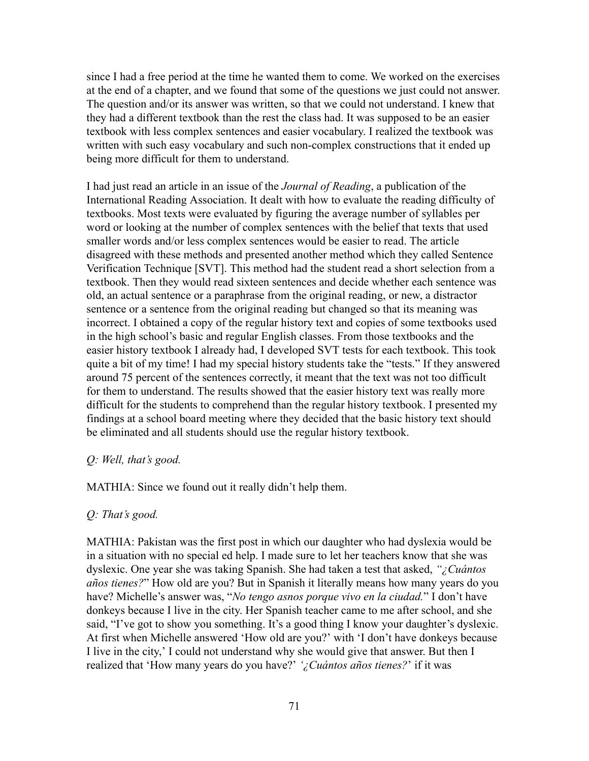since I had a free period at the time he wanted them to come. We worked on the exercises at the end of a chapter, and we found that some of the questions we just could not answer. The question and/or its answer was written, so that we could not understand. I knew that they had a different textbook than the rest the class had. It was supposed to be an easier textbook with less complex sentences and easier vocabulary. I realized the textbook was written with such easy vocabulary and such non-complex constructions that it ended up being more difficult for them to understand.

I had just read an article in an issue of the *Journal of Reading*, a publication of the International Reading Association. It dealt with how to evaluate the reading difficulty of textbooks. Most texts were evaluated by figuring the average number of syllables per word or looking at the number of complex sentences with the belief that texts that used smaller words and/or less complex sentences would be easier to read. The article disagreed with these methods and presented another method which they called Sentence Verification Technique [SVT]. This method had the student read a short selection from a textbook. Then they would read sixteen sentences and decide whether each sentence was old, an actual sentence or a paraphrase from the original reading, or new, a distractor sentence or a sentence from the original reading but changed so that its meaning was incorrect. I obtained a copy of the regular history text and copies of some textbooks used in the high school's basic and regular English classes. From those textbooks and the easier history textbook I already had, I developed SVT tests for each textbook. This took quite a bit of my time! I had my special history students take the "tests." If they answered around 75 percent of the sentences correctly, it meant that the text was not too difficult for them to understand. The results showed that the easier history text was really more difficult for the students to comprehend than the regular history textbook. I presented my findings at a school board meeting where they decided that the basic history text should be eliminated and all students should use the regular history textbook.

*Q: Well, that's good.*

MATHIA: Since we found out it really didn't help them.

*Q: That's good.*

MATHIA: Pakistan was the first post in which our daughter who had dyslexia would be in a situation with no special ed help. I made sure to let her teachers know that she was dyslexic. One year she was taking Spanish. She had taken a test that asked, *"¿Cuántos años tienes?"* How old are you? But in Spanish it literally means how many years do you have? Michelle's answer was, "*No tengo asnos porque vivo en la ciudad.*" I don't have donkeys because I live in the city. Her Spanish teacher came to me after school, and she said, "I've got to show you something. It's a good thing I know your daughter's dyslexic. At first when Michelle answered 'How old are you?' with 'I don't have donkeys because I live in the city,' I could not understand why she would give that answer. But then I realized that 'How many years do you have?' *'¿Cuántos años tienes?'* if it was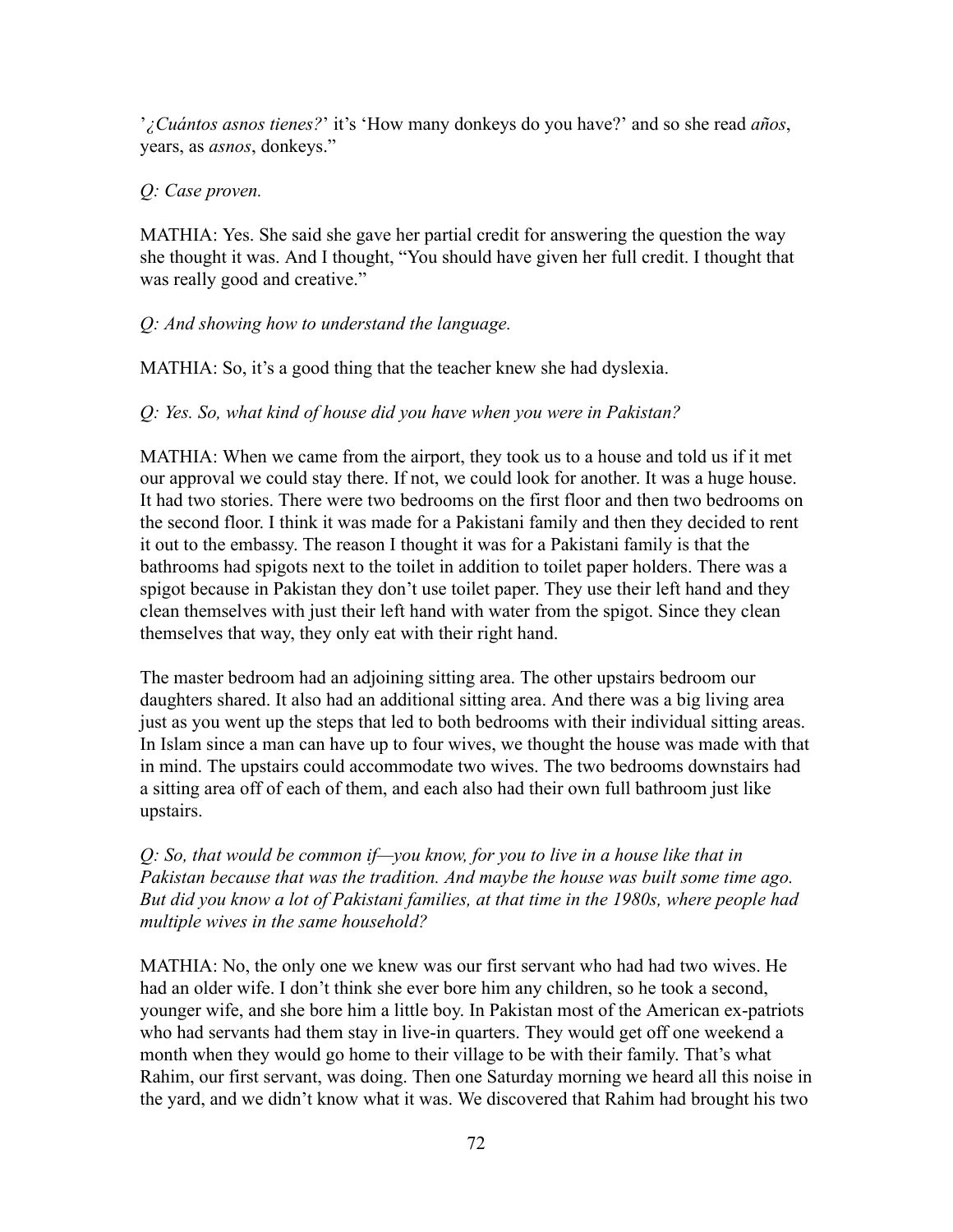'*¿Cuántos asnos tienes?*' it's 'How many donkeys do you have?' and so she read *años*, years, as *asnos*, donkeys."

*Q: Case proven.*

MATHIA: Yes. She said she gave her partial credit for answering the question the way she thought it was. And I thought, "You should have given her full credit. I thought that was really good and creative."

*Q: And showing how to understand the language.*

MATHIA: So, it's a good thing that the teacher knew she had dyslexia.

*Q: Yes. So, what kind of house did you have when you were in Pakistan?*

MATHIA: When we came from the airport, they took us to a house and told us if it met our approval we could stay there. If not, we could look for another. It was a huge house. It had two stories. There were two bedrooms on the first floor and then two bedrooms on the second floor. I think it was made for a Pakistani family and then they decided to rent it out to the embassy. The reason I thought it was for a Pakistani family is that the bathrooms had spigots next to the toilet in addition to toilet paper holders. There was a spigot because in Pakistan they don't use toilet paper. They use their left hand and they clean themselves with just their left hand with water from the spigot. Since they clean themselves that way, they only eat with their right hand.

The master bedroom had an adjoining sitting area. The other upstairs bedroom our daughters shared. It also had an additional sitting area. And there was a big living area just as you went up the steps that led to both bedrooms with their individual sitting areas. In Islam since a man can have up to four wives, we thought the house was made with that in mind. The upstairs could accommodate two wives. The two bedrooms downstairs had a sitting area off of each of them, and each also had their own full bathroom just like upstairs.

*Q: So, that would be common if—you know, for you to live in a house like that in Pakistan because that was the tradition. And maybe the house was built some time ago. But did you know a lot of Pakistani families, at that time in the 1980s, where people had multiple wives in the same household?*

MATHIA: No, the only one we knew was our first servant who had had two wives. He had an older wife. I don't think she ever bore him any children, so he took a second, younger wife, and she bore him a little boy. In Pakistan most of the American ex-patriots who had servants had them stay in live-in quarters. They would get off one weekend a month when they would go home to their village to be with their family. That's what Rahim, our first servant, was doing. Then one Saturday morning we heard all this noise in the yard, and we didn't know what it was. We discovered that Rahim had brought his two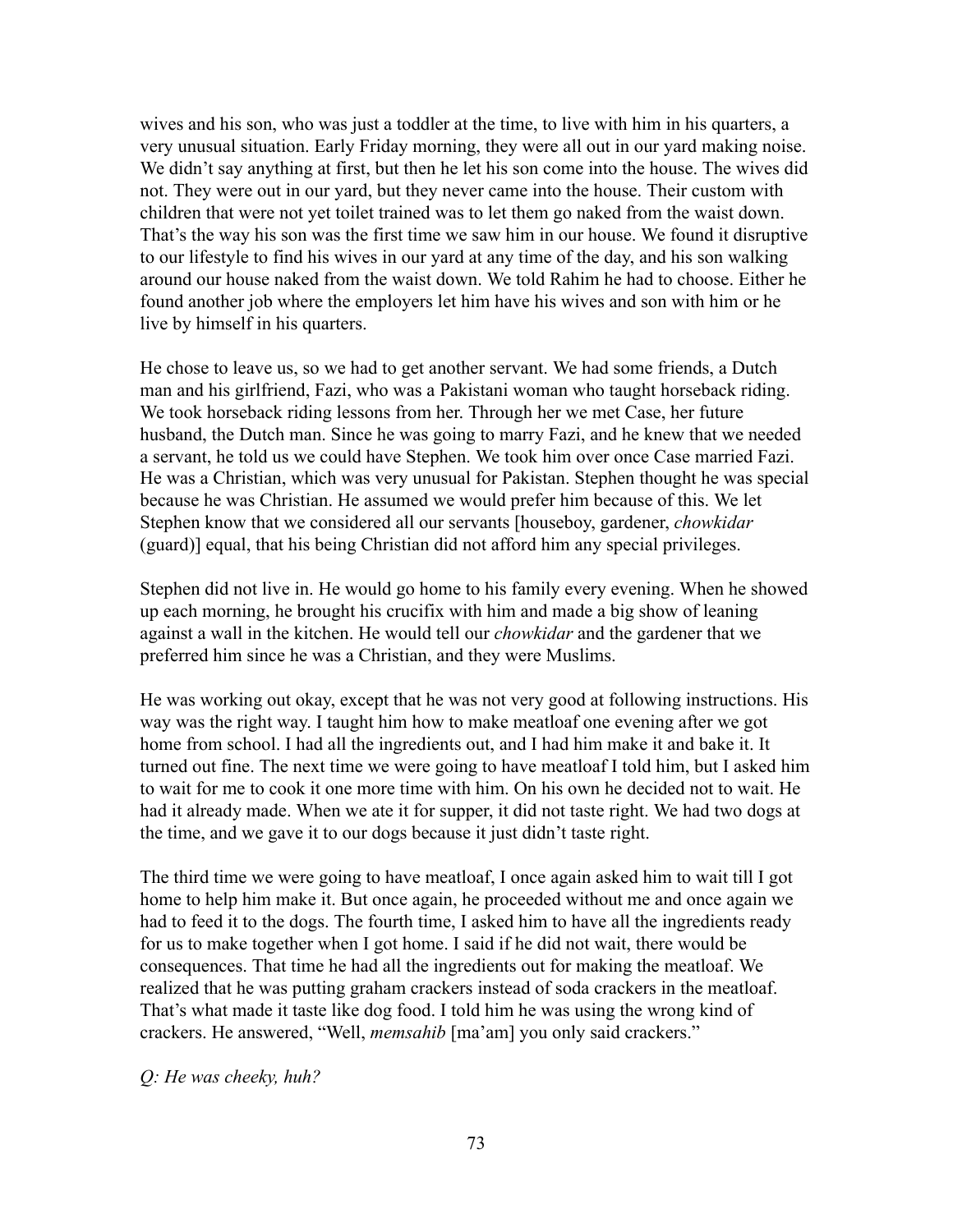wives and his son, who was just a toddler at the time, to live with him in his quarters, a very unusual situation. Early Friday morning, they were all out in our yard making noise. We didn't say anything at first, but then he let his son come into the house. The wives did not. They were out in our yard, but they never came into the house. Their custom with children that were not yet toilet trained was to let them go naked from the waist down. That's the way his son was the first time we saw him in our house. We found it disruptive to our lifestyle to find his wives in our yard at any time of the day, and his son walking around our house naked from the waist down. We told Rahim he had to choose. Either he found another job where the employers let him have his wives and son with him or he live by himself in his quarters.

He chose to leave us, so we had to get another servant. We had some friends, a Dutch man and his girlfriend, Fazi, who was a Pakistani woman who taught horseback riding. We took horseback riding lessons from her. Through her we met Case, her future husband, the Dutch man. Since he was going to marry Fazi, and he knew that we needed a servant, he told us we could have Stephen. We took him over once Case married Fazi. He was a Christian, which was very unusual for Pakistan. Stephen thought he was special because he was Christian. He assumed we would prefer him because of this. We let Stephen know that we considered all our servants [houseboy, gardener, *chowkidar* (guard)] equal, that his being Christian did not afford him any special privileges.

Stephen did not live in. He would go home to his family every evening. When he showed up each morning, he brought his crucifix with him and made a big show of leaning against a wall in the kitchen. He would tell our *chowkidar* and the gardener that we preferred him since he was a Christian, and they were Muslims.

He was working out okay, except that he was not very good at following instructions. His way was the right way. I taught him how to make meatloaf one evening after we got home from school. I had all the ingredients out, and I had him make it and bake it. It turned out fine. The next time we were going to have meatloaf I told him, but I asked him to wait for me to cook it one more time with him. On his own he decided not to wait. He had it already made. When we ate it for supper, it did not taste right. We had two dogs at the time, and we gave it to our dogs because it just didn't taste right.

The third time we were going to have meatloaf, I once again asked him to wait till I got home to help him make it. But once again, he proceeded without me and once again we had to feed it to the dogs. The fourth time, I asked him to have all the ingredients ready for us to make together when I got home. I said if he did not wait, there would be consequences. That time he had all the ingredients out for making the meatloaf. We realized that he was putting graham crackers instead of soda crackers in the meatloaf. That's what made it taste like dog food. I told him he was using the wrong kind of crackers. He answered, "Well, *memsahib* [ma'am] you only said crackers."

*Q: He was cheeky, huh?*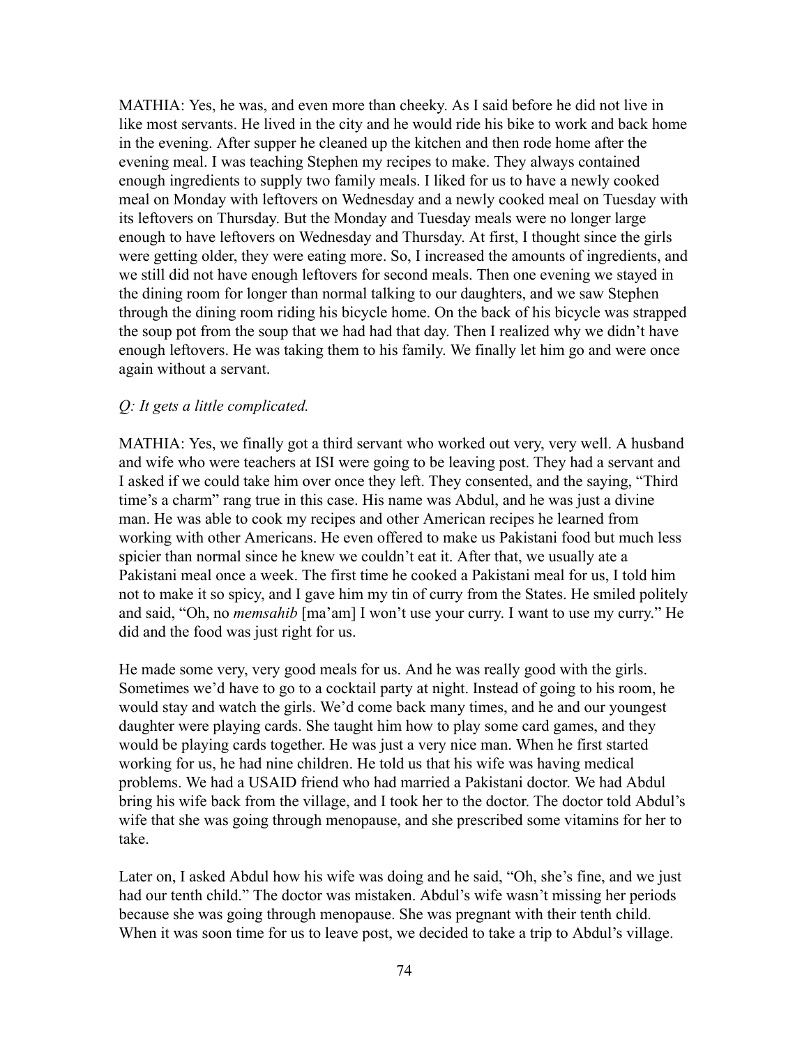MATHIA: Yes, he was, and even more than cheeky. As I said before he did not live in like most servants. He lived in the city and he would ride his bike to work and back home in the evening. After supper he cleaned up the kitchen and then rode home after the evening meal. I was teaching Stephen my recipes to make. They always contained enough ingredients to supply two family meals. I liked for us to have a newly cooked meal on Monday with leftovers on Wednesday and a newly cooked meal on Tuesday with its leftovers on Thursday. But the Monday and Tuesday meals were no longer large enough to have leftovers on Wednesday and Thursday. At first, I thought since the girls were getting older, they were eating more. So, I increased the amounts of ingredients, and we still did not have enough leftovers for second meals. Then one evening we stayed in the dining room for longer than normal talking to our daughters, and we saw Stephen through the dining room riding his bicycle home. On the back of his bicycle was strapped the soup pot from the soup that we had had that day. Then I realized why we didn't have enough leftovers. He was taking them to his family. We finally let him go and were once again without a servant.

*Q: It gets a little complicated.*

MATHIA: Yes, we finally got a third servant who worked out very, very well. A husband and wife who were teachers at ISI were going to be leaving post. They had a servant and I asked if we could take him over once they left. They consented, and the saying, "Third time's a charm" rang true in this case. His name was Abdul, and he was just a divine man. He was able to cook my recipes and other American recipes he learned from working with other Americans. He even offered to make us Pakistani food but much less spicier than normal since he knew we couldn't eat it. After that, we usually ate a Pakistani meal once a week. The first time he cooked a Pakistani meal for us, I told him not to make it so spicy, and I gave him my tin of curry from the States. He smiled politely and said, "Oh, no *memsahib* [ma'am] I won't use your curry. I want to use my curry." He did and the food was just right for us.

He made some very, very good meals for us. And he was really good with the girls. Sometimes we'd have to go to a cocktail party at night. Instead of going to his room, he would stay and watch the girls. We'd come back many times, and he and our youngest daughter were playing cards. She taught him how to play some card games, and they would be playing cards together. He was just a very nice man. When he first started working for us, he had nine children. He told us that his wife was having medical problems. We had a USAID friend who had married a Pakistani doctor. We had Abdul bring his wife back from the village, and I took her to the doctor. The doctor told Abdul's wife that she was going through menopause, and she prescribed some vitamins for her to take.

Later on, I asked Abdul how his wife was doing and he said, "Oh, she's fine, and we just had our tenth child." The doctor was mistaken. Abdul's wife wasn't missing her periods because she was going through menopause. She was pregnant with their tenth child. When it was soon time for us to leave post, we decided to take a trip to Abdul's village.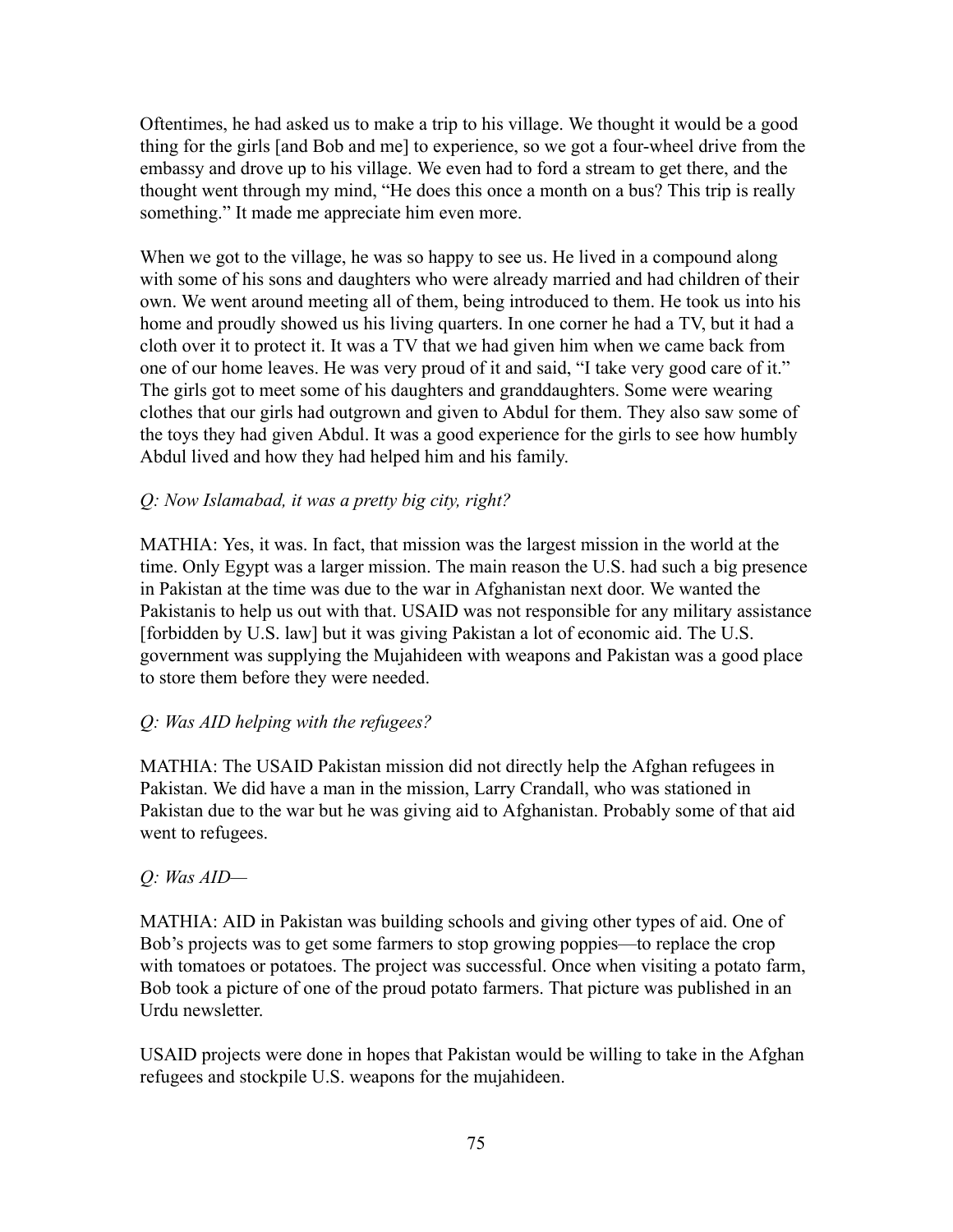Oftentimes, he had asked us to make a trip to his village. We thought it would be a good thing for the girls [and Bob and me] to experience, so we got a four-wheel drive from the embassy and drove up to his village. We even had to ford a stream to get there, and the thought went through my mind, "He does this once a month on a bus? This trip is really something." It made me appreciate him even more.

When we got to the village, he was so happy to see us. He lived in a compound along with some of his sons and daughters who were already married and had children of their own. We went around meeting all of them, being introduced to them. He took us into his home and proudly showed us his living quarters. In one corner he had a TV, but it had a cloth over it to protect it. It was a TV that we had given him when we came back from one of our home leaves. He was very proud of it and said, "I take very good care of it." The girls got to meet some of his daughters and granddaughters. Some were wearing clothes that our girls had outgrown and given to Abdul for them. They also saw some of the toys they had given Abdul. It was a good experience for the girls to see how humbly Abdul lived and how they had helped him and his family.

*Q: Now Islamabad, it was a pretty big city, right?*

MATHIA: Yes, it was. In fact, that mission was the largest mission in the world at the time. Only Egypt was a larger mission. The main reason the U.S. had such a big presence in Pakistan at the time was due to the war in Afghanistan next door. We wanted the Pakistanis to help us out with that. USAID was not responsible for any military assistance [forbidden by U.S. law] but it was giving Pakistan a lot of economic aid. The U.S. government was supplying the Mujahideen with weapons and Pakistan was a good place to store them before they were needed.

*Q: Was AID helping with the refugees?*

MATHIA: The USAID Pakistan mission did not directly help the Afghan refugees in Pakistan. We did have a man in the mission, Larry Crandall, who was stationed in Pakistan due to the war but he was giving aid to Afghanistan. Probably some of that aid went to refugees.

*Q: Was AID—*

MATHIA: AID in Pakistan was building schools and giving other types of aid. One of Bob's projects was to get some farmers to stop growing poppies—to replace the crop with tomatoes or potatoes. The project was successful. Once when visiting a potato farm, Bob took a picture of one of the proud potato farmers. That picture was published in an Urdu newsletter.

USAID projects were done in hopes that Pakistan would be willing to take in the Afghan refugees and stockpile U.S. weapons for the mujahideen.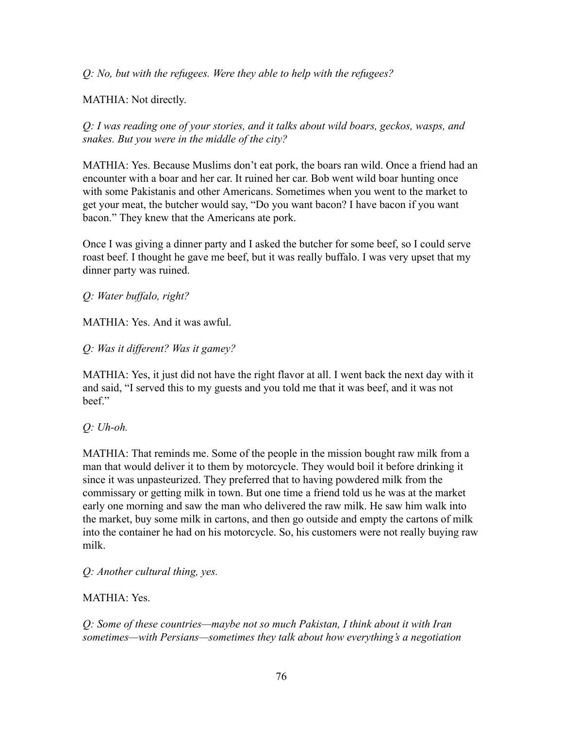*Q: No, but with the refugees. Were they able to help with the refugees?*

MATHIA: Not directly.

*Q: I was reading one of your stories, and it talks about wild boars, geckos, wasps, and snakes. But you were in the middle of the city?*

MATHIA: Yes. Because Muslims don't eat pork, the boars ran wild. Once a friend had an encounter with a boar and her car. It ruined her car. Bob went wild boar hunting once with some Pakistanis and other Americans. Sometimes when you went to the market to get your meat, the butcher would say, "Do you want bacon? I have bacon if you want bacon." They knew that the Americans ate pork.

Once I was giving a dinner party and I asked the butcher for some beef, so I could serve roast beef. I thought he gave me beef, but it was really buffalo. I was very upset that my dinner party was ruined.

*Q: Water buffalo, right?*

MATHIA: Yes. And it was awful.

*Q: Was it different? Was it gamey?*

MATHIA: Yes, it just did not have the right flavor at all. I went back the next day with it and said, "I served this to my guests and you told me that it was beef, and it was not beef."

*Q: Uh-oh.*

MATHIA: That reminds me. Some of the people in the mission bought raw milk from a man that would deliver it to them by motorcycle. They would boil it before drinking it since it was unpasteurized. They preferred that to having powdered milk from the commissary or getting milk in town. But one time a friend told us he was at the market early one morning and saw the man who delivered the raw milk. He saw him walk into the market, buy some milk in cartons, and then go outside and empty the cartons of milk into the container he had on his motorcycle. So, his customers were not really buying raw milk.

*Q: Another cultural thing, yes.*

MATHIA: Yes.

*Q: Some of these countries—maybe not so much Pakistan, I think about it with Iran sometimes—with Persians—sometimes they talk about how everything's a negotiation*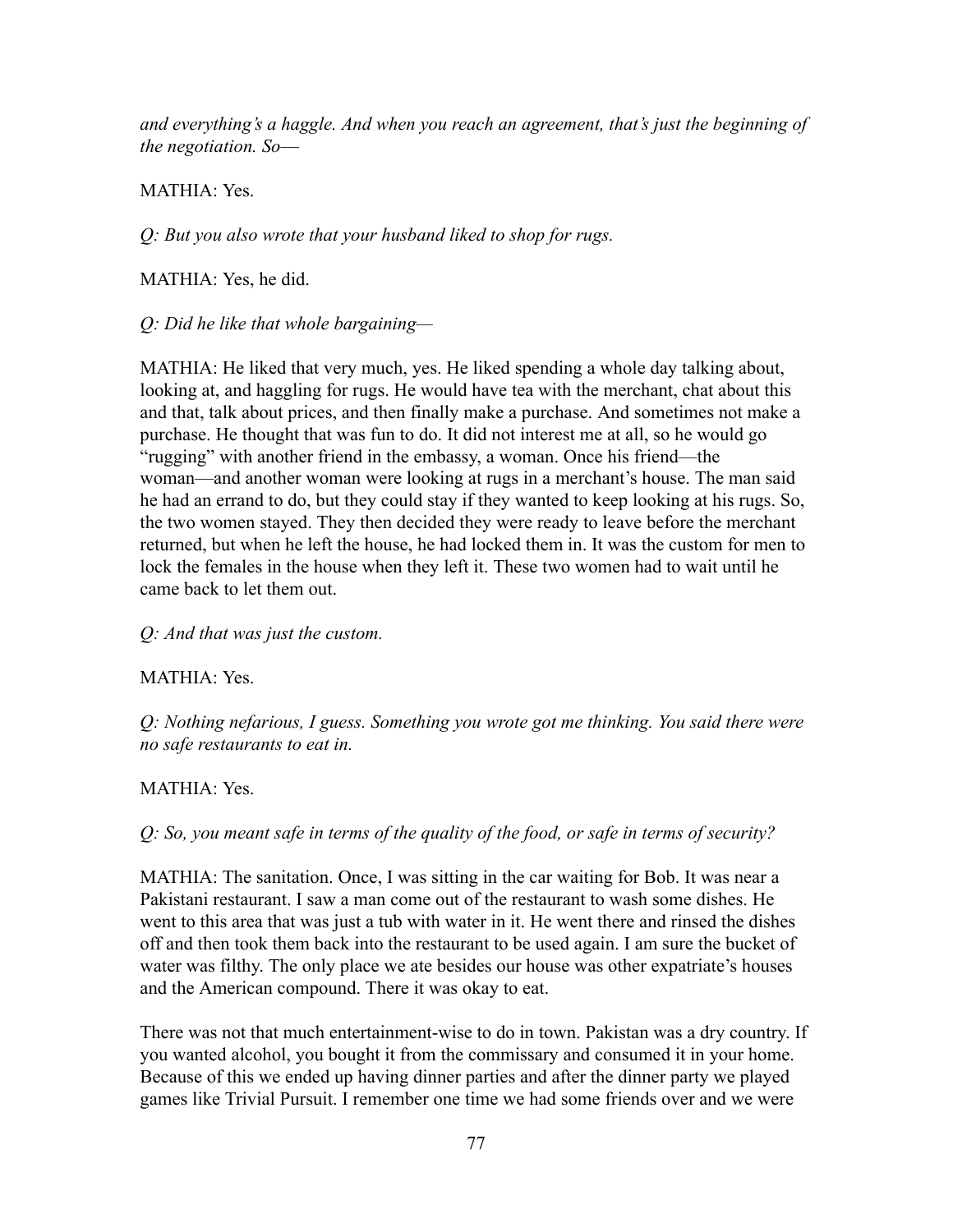*and everything's a haggle. And when you reach an agreement, that's just the beginning of the negotiation. So—*

MATHIA: Yes.

*Q: But you also wrote that your husband liked to shop for rugs.*

MATHIA: Yes, he did.

*Q: Did he like that whole bargaining—*

MATHIA: He liked that very much, yes. He liked spending a whole day talking about, looking at, and haggling for rugs. He would have tea with the merchant, chat about this and that, talk about prices, and then finally make a purchase. And sometimes not make a purchase. He thought that was fun to do. It did not interest me at all, so he would go "rugging" with another friend in the embassy, a woman. Once his friend—the woman—and another woman were looking at rugs in a merchant's house. The man said he had an errand to do, but they could stay if they wanted to keep looking at his rugs. So, the two women stayed. They then decided they were ready to leave before the merchant returned, but when he left the house, he had locked them in. It was the custom for men to lock the females in the house when they left it. These two women had to wait until he came back to let them out.

*Q: And that was just the custom.*

MATHIA: Yes.

*Q: Nothing nefarious, I guess. Something you wrote got me thinking. You said there were no safe restaurants to eat in.*

MATHIA: Yes.

*Q: So, you meant safe in terms of the quality of the food, or safe in terms of security?*

MATHIA: The sanitation. Once, I was sitting in the car waiting for Bob. It was near a Pakistani restaurant. I saw a man come out of the restaurant to wash some dishes. He went to this area that was just a tub with water in it. He went there and rinsed the dishes off and then took them back into the restaurant to be used again. I am sure the bucket of water was filthy. The only place we ate besides our house was other expatriate's houses and the American compound. There it was okay to eat.

There was not that much entertainment-wise to do in town. Pakistan was a dry country. If you wanted alcohol, you bought it from the commissary and consumed it in your home. Because of this we ended up having dinner parties and after the dinner party we played games like Trivial Pursuit. I remember one time we had some friends over and we were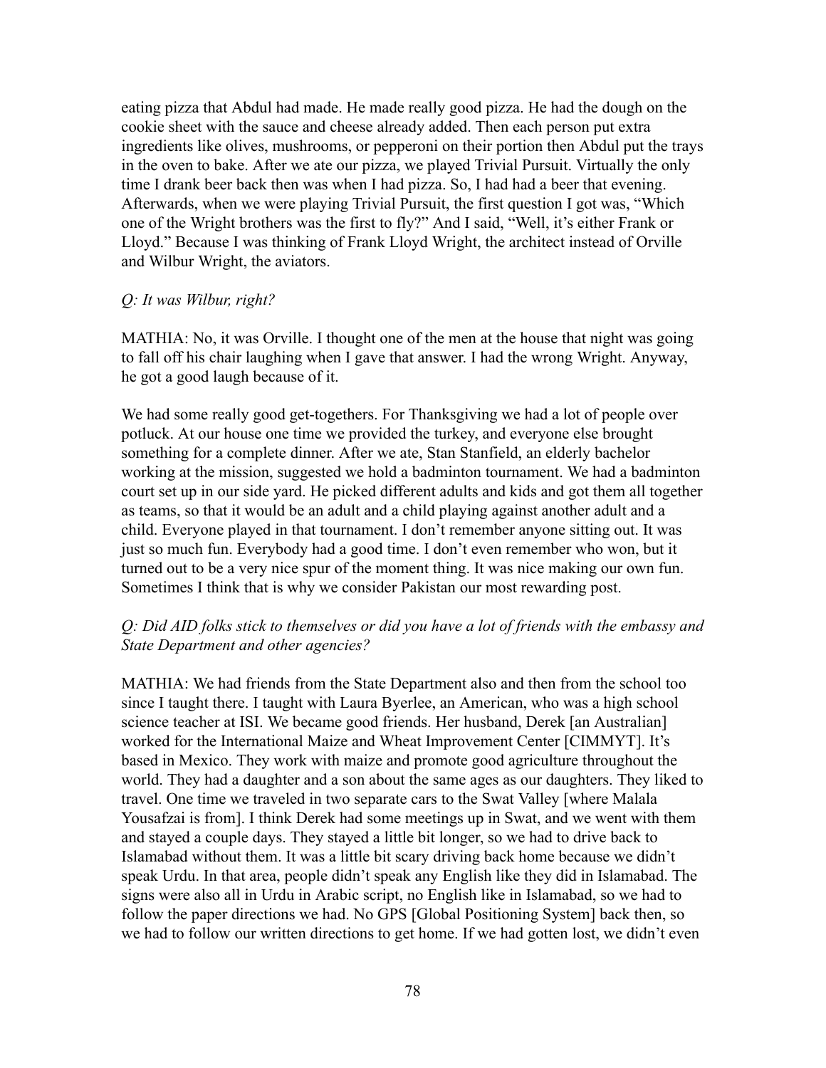eating pizza that Abdul had made. He made really good pizza. He had the dough on the cookie sheet with the sauce and cheese already added. Then each person put extra ingredients like olives, mushrooms, or pepperoni on their portion then Abdul put the trays in the oven to bake. After we ate our pizza, we played Trivial Pursuit. Virtually the only time I drank beer back then was when I had pizza. So, I had had a beer that evening. Afterwards, when we were playing Trivial Pursuit, the first question I got was, "Which one of the Wright brothers was the first to fly?" And I said, "Well, it's either Frank or Lloyd." Because I was thinking of Frank Lloyd Wright, the architect instead of Orville and Wilbur Wright, the aviators.

*Q: It was Wilbur, right?*

MATHIA: No, it was Orville. I thought one of the men at the house that night was going to fall off his chair laughing when I gave that answer. I had the wrong Wright. Anyway, he got a good laugh because of it.

We had some really good get-togethers. For Thanksgiving we had a lot of people over potluck. At our house one time we provided the turkey, and everyone else brought something for a complete dinner. After we ate, Stan Stanfield, an elderly bachelor working at the mission, suggested we hold a badminton tournament. We had a badminton court set up in our side yard. He picked different adults and kids and got them all together as teams, so that it would be an adult and a child playing against another adult and a child. Everyone played in that tournament. I don't remember anyone sitting out. It was just so much fun. Everybody had a good time. I don't even remember who won, but it turned out to be a very nice spur of the moment thing. It was nice making our own fun. Sometimes I think that is why we consider Pakistan our most rewarding post.

*Q: Did AID folks stick to themselves or did you have a lot of friends with the embassy and State Department and other agencies?*

MATHIA: We had friends from the State Department also and then from the school too since I taught there. I taught with Laura Byerlee, an American, who was a high school science teacher at ISI. We became good friends. Her husband, Derek [an Australian] worked for the International Maize and Wheat Improvement Center [CIMMYT]. It's based in Mexico. They work with maize and promote good agriculture throughout the world. They had a daughter and a son about the same ages as our daughters. They liked to travel. One time we traveled in two separate cars to the Swat Valley [where Malala Yousafzai is from]. I think Derek had some meetings up in Swat, and we went with them and stayed a couple days. They stayed a little bit longer, so we had to drive back to Islamabad without them. It was a little bit scary driving back home because we didn't speak Urdu. In that area, people didn't speak any English like they did in Islamabad. The signs were also all in Urdu in Arabic script, no English like in Islamabad, so we had to follow the paper directions we had. No GPS [Global Positioning System] back then, so we had to follow our written directions to get home. If we had gotten lost, we didn't even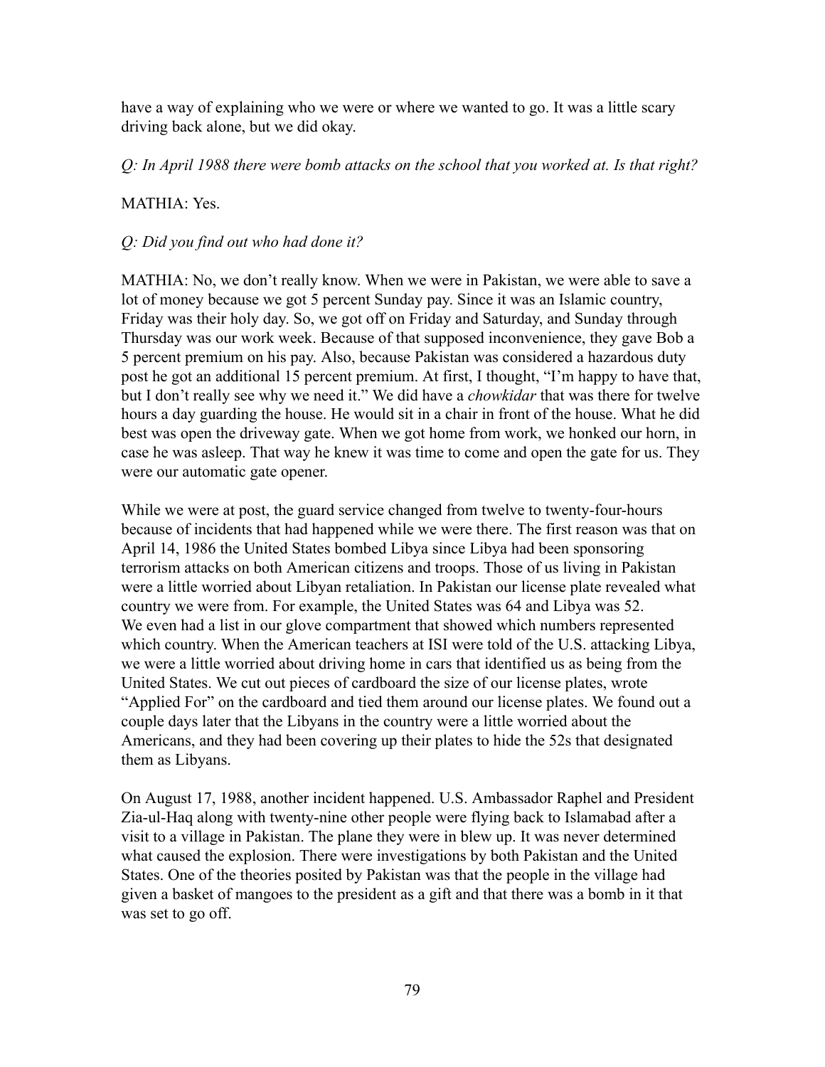have a way of explaining who we were or where we wanted to go. It was a little scary driving back alone, but we did okay.

*Q: In April 1988 there were bomb attacks on the school that you worked at. Is that right?*

MATHIA: Yes.

*Q: Did you find out who had done it?*

MATHIA: No, we don't really know. When we were in Pakistan, we were able to save a lot of money because we got 5 percent Sunday pay. Since it was an Islamic country, Friday was their holy day. So, we got off on Friday and Saturday, and Sunday through Thursday was our work week. Because of that supposed inconvenience, they gave Bob a 5 percent premium on his pay. Also, because Pakistan was considered a hazardous duty post he got an additional 15 percent premium. At first, I thought, "I'm happy to have that, but I don't really see why we need it." We did have a *chowkidar* that was there for twelve hours a day guarding the house. He would sit in a chair in front of the house. What he did best was open the driveway gate. When we got home from work, we honked our horn, in case he was asleep. That way he knew it was time to come and open the gate for us. They were our automatic gate opener.

While we were at post, the guard service changed from twelve to twenty-four-hours because of incidents that had happened while we were there. The first reason was that on April 14, 1986 the United States bombed Libya since Libya had been sponsoring terrorism attacks on both American citizens and troops. Those of us living in Pakistan were a little worried about Libyan retaliation. In Pakistan our license plate revealed what country we were from. For example, the United States was 64 and Libya was 52. We even had a list in our glove compartment that showed which numbers represented which country. When the American teachers at ISI were told of the U.S. attacking Libya, we were a little worried about driving home in cars that identified us as being from the United States. We cut out pieces of cardboard the size of our license plates, wrote "Applied For" on the cardboard and tied them around our license plates. We found out a couple days later that the Libyans in the country were a little worried about the Americans, and they had been covering up their plates to hide the 52s that designated them as Libyans.

On August 17, 1988, another incident happened. U.S. Ambassador Raphel and President Zia-ul-Haq along with twenty-nine other people were flying back to Islamabad after a visit to a village in Pakistan. The plane they were in blew up. It was never determined what caused the explosion. There were investigations by both Pakistan and the United States. One of the theories posited by Pakistan was that the people in the village had given a basket of mangoes to the president as a gift and that there was a bomb in it that was set to go off.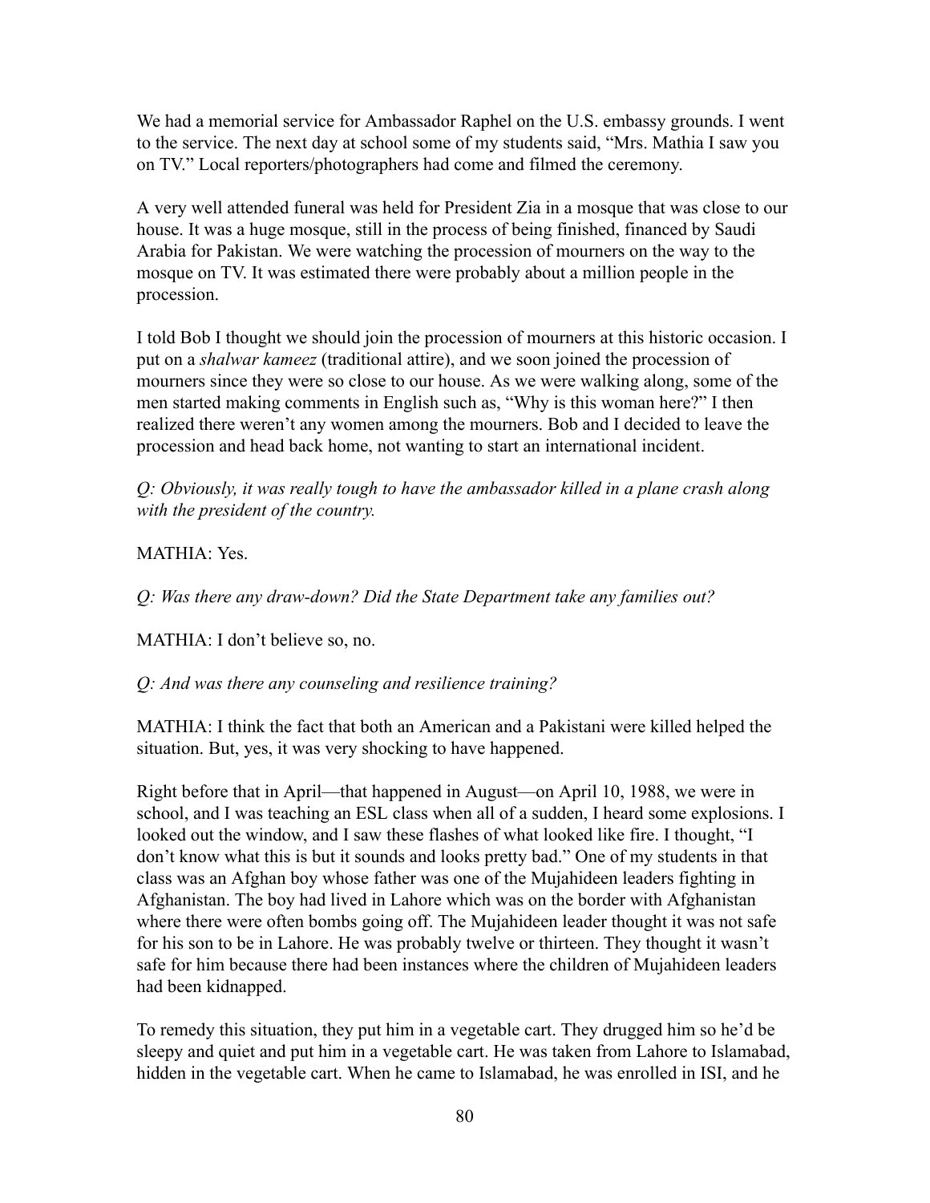We had a memorial service for Ambassador Raphel on the U.S. embassy grounds. I went to the service. The next day at school some of my students said, "Mrs. Mathia I saw you on TV." Local reporters/photographers had come and filmed the ceremony.

A very well attended funeral was held for President Zia in a mosque that was close to our house. It was a huge mosque, still in the process of being finished, financed by Saudi Arabia for Pakistan. We were watching the procession of mourners on the way to the mosque on TV. It was estimated there were probably about a million people in the procession.

I told Bob I thought we should join the procession of mourners at this historic occasion. I put on a *shalwar kameez* (traditional attire), and we soon joined the procession of mourners since they were so close to our house. As we were walking along, some of the men started making comments in English such as, "Why is this woman here?" I then realized there weren't any women among the mourners. Bob and I decided to leave the procession and head back home, not wanting to start an international incident.

*Q: Obviously, it was really tough to have the ambassador killed in a plane crash along with the president of the country.*

MATHIA: Yes.

*Q: Was there any draw-down? Did the State Department take any families out?*

MATHIA: I don't believe so, no.

*Q: And was there any counseling and resilience training?*

MATHIA: I think the fact that both an American and a Pakistani were killed helped the situation. But, yes, it was very shocking to have happened.

Right before that in April—that happened in August—on April 10, 1988, we were in school, and I was teaching an ESL class when all of a sudden, I heard some explosions. I looked out the window, and I saw these flashes of what looked like fire. I thought, "I don't know what this is but it sounds and looks pretty bad." One of my students in that class was an Afghan boy whose father was one of the Mujahideen leaders fighting in Afghanistan. The boy had lived in Lahore which was on the border with Afghanistan where there were often bombs going off. The Mujahideen leader thought it was not safe for his son to be in Lahore. He was probably twelve or thirteen. They thought it wasn't safe for him because there had been instances where the children of Mujahideen leaders had been kidnapped.

To remedy this situation, they put him in a vegetable cart. They drugged him so he'd be sleepy and quiet and put him in a vegetable cart. He was taken from Lahore to Islamabad, hidden in the vegetable cart. When he came to Islamabad, he was enrolled in ISI, and he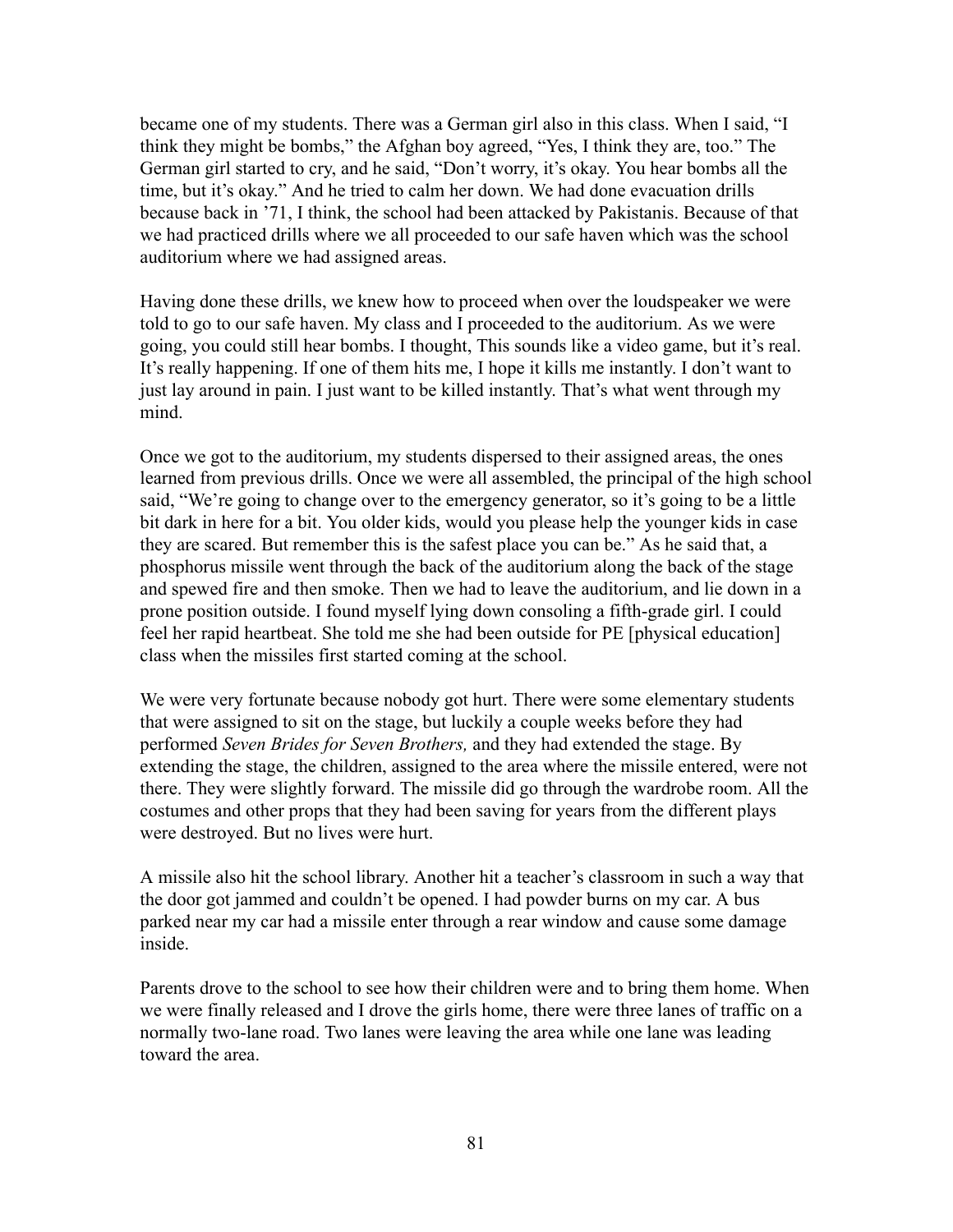became one of my students. There was a German girl also in this class. When I said, "I think they might be bombs," the Afghan boy agreed, "Yes, I think they are, too." The German girl started to cry, and he said, "Don't worry, it's okay. You hear bombs all the time, but it's okay." And he tried to calm her down. We had done evacuation drills because back in '71, I think, the school had been attacked by Pakistanis. Because of that we had practiced drills where we all proceeded to our safe haven which was the school auditorium where we had assigned areas.

Having done these drills, we knew how to proceed when over the loudspeaker we were told to go to our safe haven. My class and I proceeded to the auditorium. As we were going, you could still hear bombs. I thought, This sounds like a video game, but it's real. It's really happening. If one of them hits me, I hope it kills me instantly. I don't want to just lay around in pain. I just want to be killed instantly. That's what went through my mind.

Once we got to the auditorium, my students dispersed to their assigned areas, the ones learned from previous drills. Once we were all assembled, the principal of the high school said, "We're going to change over to the emergency generator, so it's going to be a little bit dark in here for a bit. You older kids, would you please help the younger kids in case they are scared. But remember this is the safest place you can be." As he said that, a phosphorus missile went through the back of the auditorium along the back of the stage and spewed fire and then smoke. Then we had to leave the auditorium, and lie down in a prone position outside. I found myself lying down consoling a fifth-grade girl. I could feel her rapid heartbeat. She told me she had been outside for PE [physical education] class when the missiles first started coming at the school.

We were very fortunate because nobody got hurt. There were some elementary students that were assigned to sit on the stage, but luckily a couple weeks before they had performed *Seven Brides for Seven Brothers,* and they had extended the stage. By extending the stage, the children, assigned to the area where the missile entered, were not there. They were slightly forward. The missile did go through the wardrobe room. All the costumes and other props that they had been saving for years from the different plays were destroyed. But no lives were hurt.

A missile also hit the school library. Another hit a teacher's classroom in such a way that the door got jammed and couldn't be opened. I had powder burns on my car. A bus parked near my car had a missile enter through a rear window and cause some damage inside.

Parents drove to the school to see how their children were and to bring them home. When we were finally released and I drove the girls home, there were three lanes of traffic on a normally two-lane road. Two lanes were leaving the area while one lane was leading toward the area.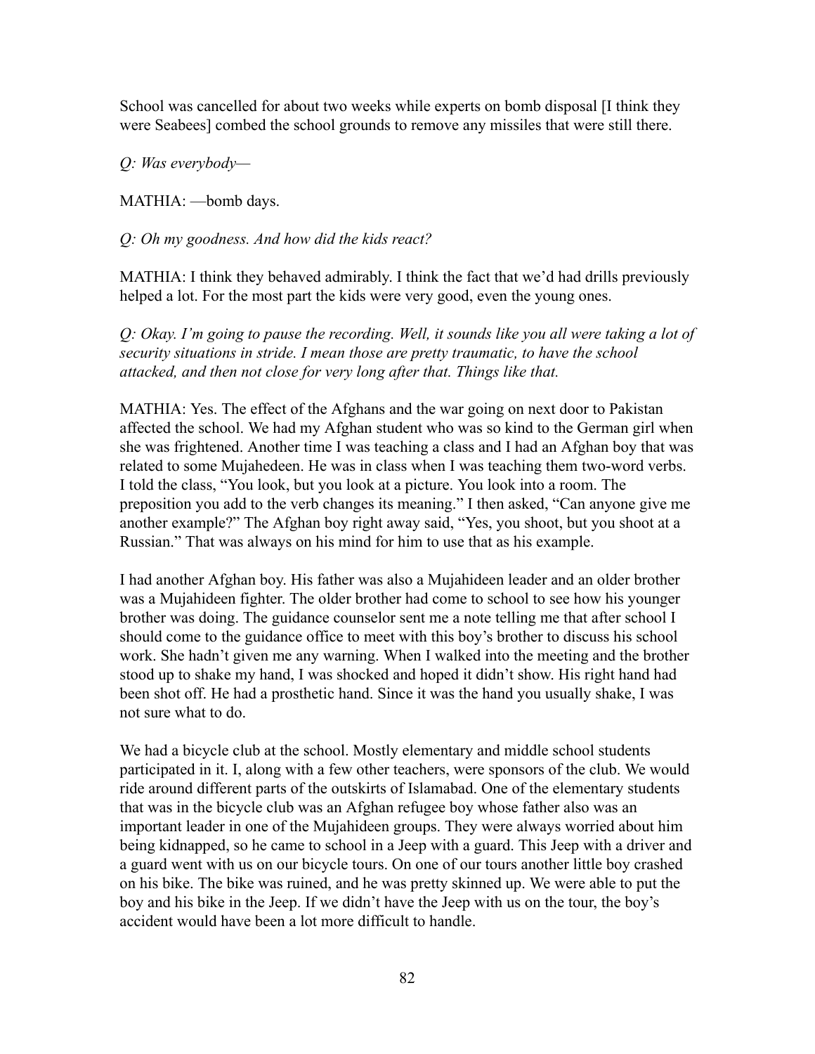School was cancelled for about two weeks while experts on bomb disposal [I think they were Seabees] combed the school grounds to remove any missiles that were still there.

*Q: Was everybody—*

MATHIA: —bomb days.

*Q: Oh my goodness. And how did the kids react?*

MATHIA: I think they behaved admirably. I think the fact that we'd had drills previously helped a lot. For the most part the kids were very good, even the young ones.

*Q: Okay. I'm going to pause the recording. Well, it sounds like you all were taking a lot of security situations in stride. I mean those are pretty traumatic, to have the school attacked, and then not close for very long after that. Things like that.*

MATHIA: Yes. The effect of the Afghans and the war going on next door to Pakistan affected the school. We had my Afghan student who was so kind to the German girl when she was frightened. Another time I was teaching a class and I had an Afghan boy that was related to some Mujahedeen. He was in class when I was teaching them two-word verbs. I told the class, "You look, but you look at a picture. You look into a room. The preposition you add to the verb changes its meaning." I then asked, "Can anyone give me another example?" The Afghan boy right away said, "Yes, you shoot, but you shoot at a Russian." That was always on his mind for him to use that as his example.

I had another Afghan boy. His father was also a Mujahideen leader and an older brother was a Mujahideen fighter. The older brother had come to school to see how his younger brother was doing. The guidance counselor sent me a note telling me that after school I should come to the guidance office to meet with this boy's brother to discuss his school work. She hadn't given me any warning. When I walked into the meeting and the brother stood up to shake my hand, I was shocked and hoped it didn't show. His right hand had been shot off. He had a prosthetic hand. Since it was the hand you usually shake, I was not sure what to do.

We had a bicycle club at the school. Mostly elementary and middle school students participated in it. I, along with a few other teachers, were sponsors of the club. We would ride around different parts of the outskirts of Islamabad. One of the elementary students that was in the bicycle club was an Afghan refugee boy whose father also was an important leader in one of the Mujahideen groups. They were always worried about him being kidnapped, so he came to school in a Jeep with a guard. This Jeep with a driver and a guard went with us on our bicycle tours. On one of our tours another little boy crashed on his bike. The bike was ruined, and he was pretty skinned up. We were able to put the boy and his bike in the Jeep. If we didn't have the Jeep with us on the tour, the boy's accident would have been a lot more difficult to handle.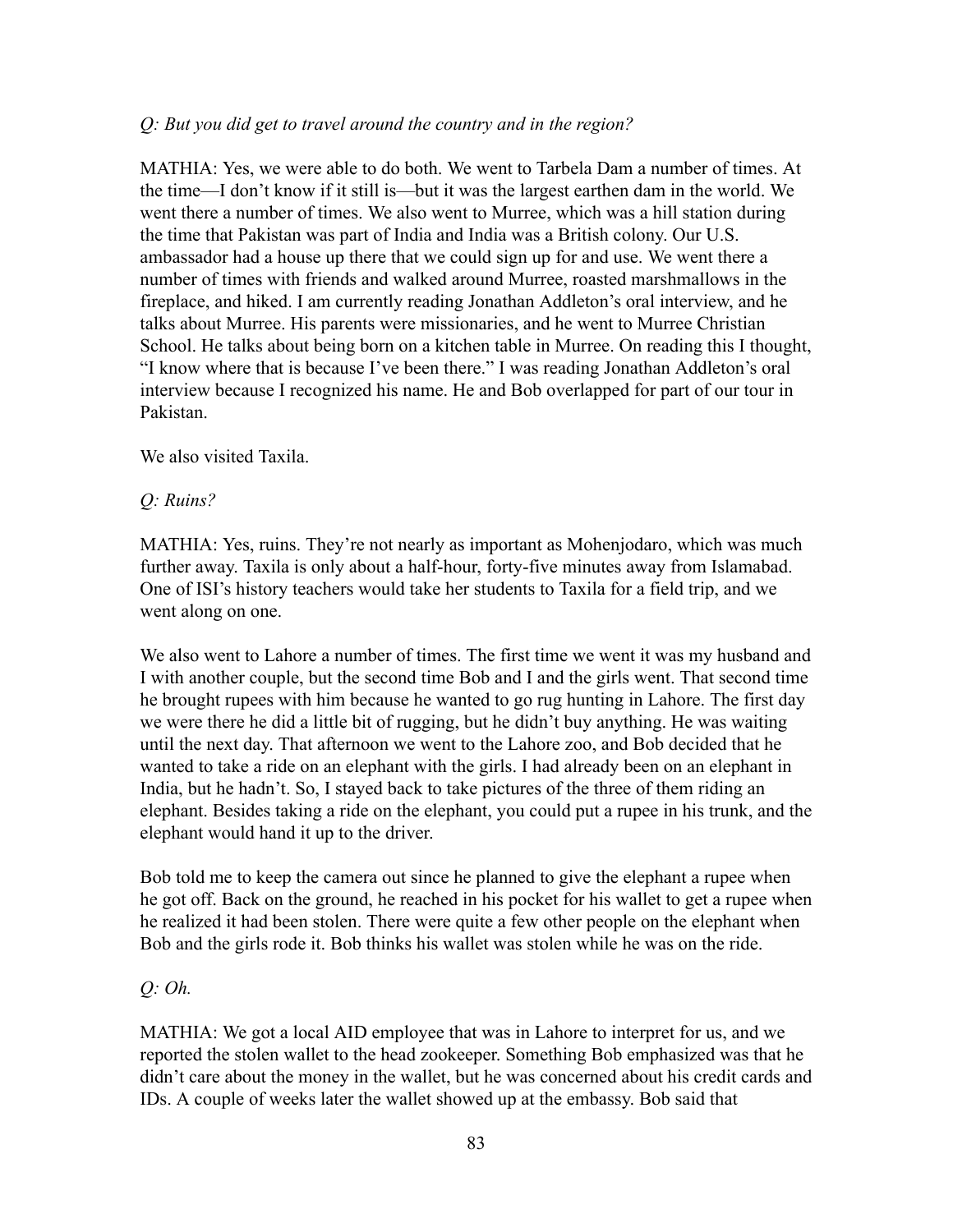*Q: But you did get to travel around the country and in the region?*

MATHIA: Yes, we were able to do both. We went to Tarbela Dam a number of times. At the time—I don't know if it still is—but it was the largest earthen dam in the world. We went there a number of times. We also went to Murree, which was a hill station during the time that Pakistan was part of India and India was a British colony. Our U.S. ambassador had a house up there that we could sign up for and use. We went there a number of times with friends and walked around Murree, roasted marshmallows in the fireplace, and hiked. I am currently reading Jonathan Addleton's oral interview, and he talks about Murree. His parents were missionaries, and he went to Murree Christian School. He talks about being born on a kitchen table in Murree. On reading this I thought, "I know where that is because I've been there." I was reading Jonathan Addleton's oral interview because I recognized his name. He and Bob overlapped for part of our tour in Pakistan.

We also visited Taxila.

*Q: Ruins?*

MATHIA: Yes, ruins. They're not nearly as important as Mohenjodaro, which was much further away. Taxila is only about a half-hour, forty-five minutes away from Islamabad. One of ISI's history teachers would take her students to Taxila for a field trip, and we went along on one.

We also went to Lahore a number of times. The first time we went it was my husband and I with another couple, but the second time Bob and I and the girls went. That second time he brought rupees with him because he wanted to go rug hunting in Lahore. The first day we were there he did a little bit of rugging, but he didn't buy anything. He was waiting until the next day. That afternoon we went to the Lahore zoo, and Bob decided that he wanted to take a ride on an elephant with the girls. I had already been on an elephant in India, but he hadn't. So, I stayed back to take pictures of the three of them riding an elephant. Besides taking a ride on the elephant, you could put a rupee in his trunk, and the elephant would hand it up to the driver.

Bob told me to keep the camera out since he planned to give the elephant a rupee when he got off. Back on the ground, he reached in his pocket for his wallet to get a rupee when he realized it had been stolen. There were quite a few other people on the elephant when Bob and the girls rode it. Bob thinks his wallet was stolen while he was on the ride.

*Q: Oh.*

MATHIA: We got a local AID employee that was in Lahore to interpret for us, and we reported the stolen wallet to the head zookeeper. Something Bob emphasized was that he didn't care about the money in the wallet, but he was concerned about his credit cards and IDs. A couple of weeks later the wallet showed up at the embassy. Bob said that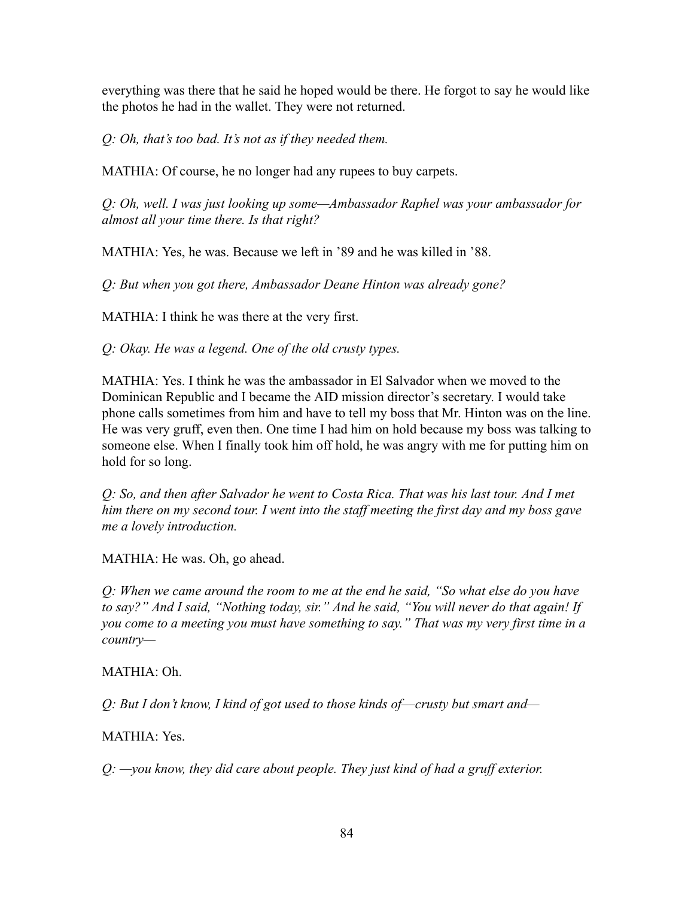everything was there that he said he hoped would be there. He forgot to say he would like the photos he had in the wallet. They were not returned.

*Q: Oh, that's too bad. It's not as if they needed them.*

MATHIA: Of course, he no longer had any rupees to buy carpets.

*Q: Oh, well. I was just looking up some—Ambassador Raphel was your ambassador for almost all your time there. Is that right?*

MATHIA: Yes, he was. Because we left in '89 and he was killed in '88.

*Q: But when you got there, Ambassador Deane Hinton was already gone?*

MATHIA: I think he was there at the very first.

*Q: Okay. He was a legend. One of the old crusty types.*

MATHIA: Yes. I think he was the ambassador in El Salvador when we moved to the Dominican Republic and I became the AID mission director's secretary. I would take phone calls sometimes from him and have to tell my boss that Mr. Hinton was on the line. He was very gruff, even then. One time I had him on hold because my boss was talking to someone else. When I finally took him off hold, he was angry with me for putting him on hold for so long.

*Q: So, and then after Salvador he went to Costa Rica. That was his last tour. And I met him there on my second tour. I went into the staff meeting the first day and my boss gave me a lovely introduction.*

MATHIA: He was. Oh, go ahead.

*Q: When we came around the room to me at the end he said, "So what else do you have to say?" And I said, "Nothing today, sir." And he said, "You will never do that again! If you come to a meeting you must have something to say." That was my very first time in a country—*

MATHIA: Oh.

*Q: But I don't know, I kind of got used to those kinds of—crusty but smart and—*

MATHIA: Yes.

*Q: —you know, they did care about people. They just kind of had a gruff exterior.*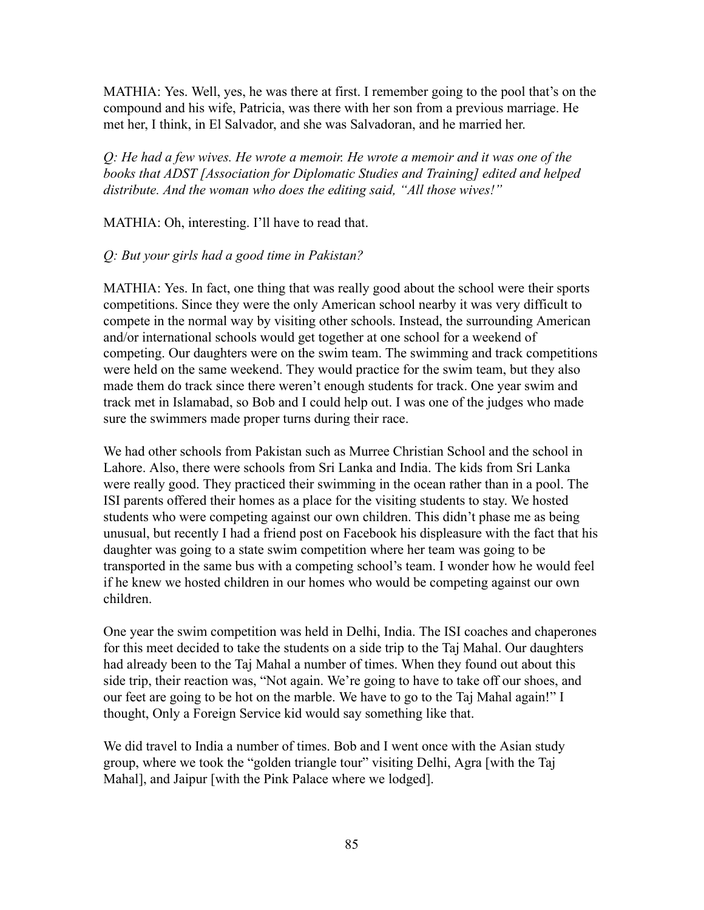MATHIA: Yes. Well, yes, he was there at first. I remember going to the pool that's on the compound and his wife, Patricia, was there with her son from a previous marriage. He met her, I think, in El Salvador, and she was Salvadoran, and he married her.

*Q: He had a few wives. He wrote a memoir. He wrote a memoir and it was one of the books that ADST [Association for Diplomatic Studies and Training] edited and helped distribute. And the woman who does the editing said, "All those wives!"*

MATHIA: Oh, interesting. I'll have to read that.

*Q: But your girls had a good time in Pakistan?*

MATHIA: Yes. In fact, one thing that was really good about the school were their sports competitions. Since they were the only American school nearby it was very difficult to compete in the normal way by visiting other schools. Instead, the surrounding American and/or international schools would get together at one school for a weekend of competing. Our daughters were on the swim team. The swimming and track competitions were held on the same weekend. They would practice for the swim team, but they also made them do track since there weren't enough students for track. One year swim and track met in Islamabad, so Bob and I could help out. I was one of the judges who made sure the swimmers made proper turns during their race.

We had other schools from Pakistan such as Murree Christian School and the school in Lahore. Also, there were schools from Sri Lanka and India. The kids from Sri Lanka were really good. They practiced their swimming in the ocean rather than in a pool. The ISI parents offered their homes as a place for the visiting students to stay. We hosted students who were competing against our own children. This didn't phase me as being unusual, but recently I had a friend post on Facebook his displeasure with the fact that his daughter was going to a state swim competition where her team was going to be transported in the same bus with a competing school's team. I wonder how he would feel if he knew we hosted children in our homes who would be competing against our own children.

One year the swim competition was held in Delhi, India. The ISI coaches and chaperones for this meet decided to take the students on a side trip to the Taj Mahal. Our daughters had already been to the Taj Mahal a number of times. When they found out about this side trip, their reaction was, "Not again. We're going to have to take off our shoes, and our feet are going to be hot on the marble. We have to go to the Taj Mahal again!" I thought, Only a Foreign Service kid would say something like that.

We did travel to India a number of times. Bob and I went once with the Asian study group, where we took the "golden triangle tour" visiting Delhi, Agra [with the Taj Mahal], and Jaipur [with the Pink Palace where we lodged].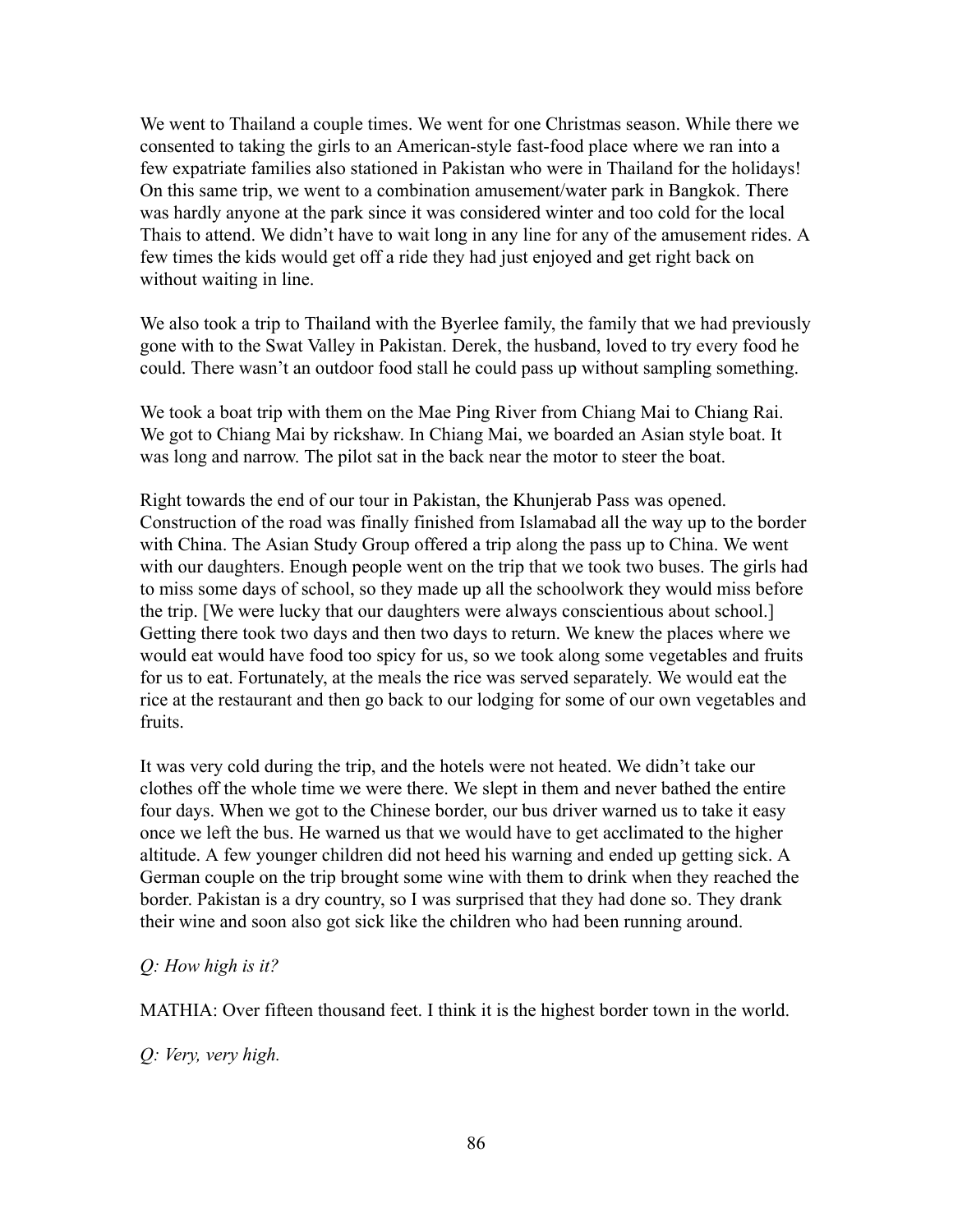We went to Thailand a couple times. We went for one Christmas season. While there we consented to taking the girls to an American-style fast-food place where we ran into a few expatriate families also stationed in Pakistan who were in Thailand for the holidays! On this same trip, we went to a combination amusement/water park in Bangkok. There was hardly anyone at the park since it was considered winter and too cold for the local Thais to attend. We didn't have to wait long in any line for any of the amusement rides. A few times the kids would get off a ride they had just enjoyed and get right back on without waiting in line.

We also took a trip to Thailand with the Byerlee family, the family that we had previously gone with to the Swat Valley in Pakistan. Derek, the husband, loved to try every food he could. There wasn't an outdoor food stall he could pass up without sampling something.

We took a boat trip with them on the Mae Ping River from Chiang Mai to Chiang Rai. We got to Chiang Mai by rickshaw. In Chiang Mai, we boarded an Asian style boat. It was long and narrow. The pilot sat in the back near the motor to steer the boat.

Right towards the end of our tour in Pakistan, the Khunjerab Pass was opened. Construction of the road was finally finished from Islamabad all the way up to the border with China. The Asian Study Group offered a trip along the pass up to China. We went with our daughters. Enough people went on the trip that we took two buses. The girls had to miss some days of school, so they made up all the schoolwork they would miss before the trip. [We were lucky that our daughters were always conscientious about school.] Getting there took two days and then two days to return. We knew the places where we would eat would have food too spicy for us, so we took along some vegetables and fruits for us to eat. Fortunately, at the meals the rice was served separately. We would eat the rice at the restaurant and then go back to our lodging for some of our own vegetables and fruits.

It was very cold during the trip, and the hotels were not heated. We didn't take our clothes off the whole time we were there. We slept in them and never bathed the entire four days. When we got to the Chinese border, our bus driver warned us to take it easy once we left the bus. He warned us that we would have to get acclimated to the higher altitude. A few younger children did not heed his warning and ended up getting sick. A German couple on the trip brought some wine with them to drink when they reached the border. Pakistan is a dry country, so I was surprised that they had done so. They drank their wine and soon also got sick like the children who had been running around.

*Q: How high is it?*

MATHIA: Over fifteen thousand feet. I think it is the highest border town in the world.

*Q: Very, very high.*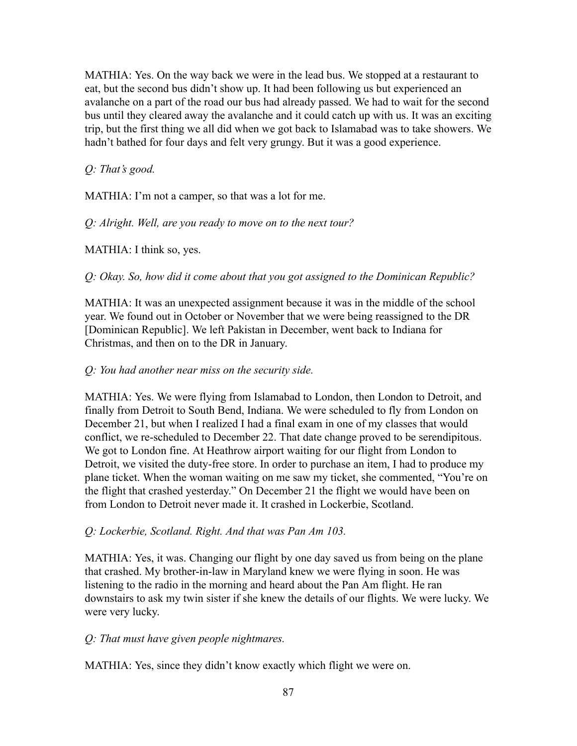MATHIA: Yes. On the way back we were in the lead bus. We stopped at a restaurant to eat, but the second bus didn't show up. It had been following us but experienced an avalanche on a part of the road our bus had already passed. We had to wait for the second bus until they cleared away the avalanche and it could catch up with us. It was an exciting trip, but the first thing we all did when we got back to Islamabad was to take showers. We hadn't bathed for four days and felt very grungy. But it was a good experience.

*Q: That's good.*

MATHIA: I'm not a camper, so that was a lot for me.

*Q: Alright. Well, are you ready to move on to the next tour?*

MATHIA: I think so, yes.

*Q: Okay. So, how did it come about that you got assigned to the Dominican Republic?*

MATHIA: It was an unexpected assignment because it was in the middle of the school year. We found out in October or November that we were being reassigned to the DR [Dominican Republic]. We left Pakistan in December, went back to Indiana for Christmas, and then on to the DR in January.

*Q: You had another near miss on the security side.*

MATHIA: Yes. We were flying from Islamabad to London, then London to Detroit, and finally from Detroit to South Bend, Indiana. We were scheduled to fly from London on December 21, but when I realized I had a final exam in one of my classes that would conflict, we re-scheduled to December 22. That date change proved to be serendipitous. We got to London fine. At Heathrow airport waiting for our flight from London to Detroit, we visited the duty-free store. In order to purchase an item, I had to produce my plane ticket. When the woman waiting on me saw my ticket, she commented, "You're on the flight that crashed yesterday." On December 21 the flight we would have been on from London to Detroit never made it. It crashed in Lockerbie, Scotland.

*Q: Lockerbie, Scotland. Right. And that was Pan Am 103.*

MATHIA: Yes, it was. Changing our flight by one day saved us from being on the plane that crashed. My brother-in-law in Maryland knew we were flying in soon. He was listening to the radio in the morning and heard about the Pan Am flight. He ran downstairs to ask my twin sister if she knew the details of our flights. We were lucky. We were very lucky.

*Q: That must have given people nightmares.*

MATHIA: Yes, since they didn't know exactly which flight we were on.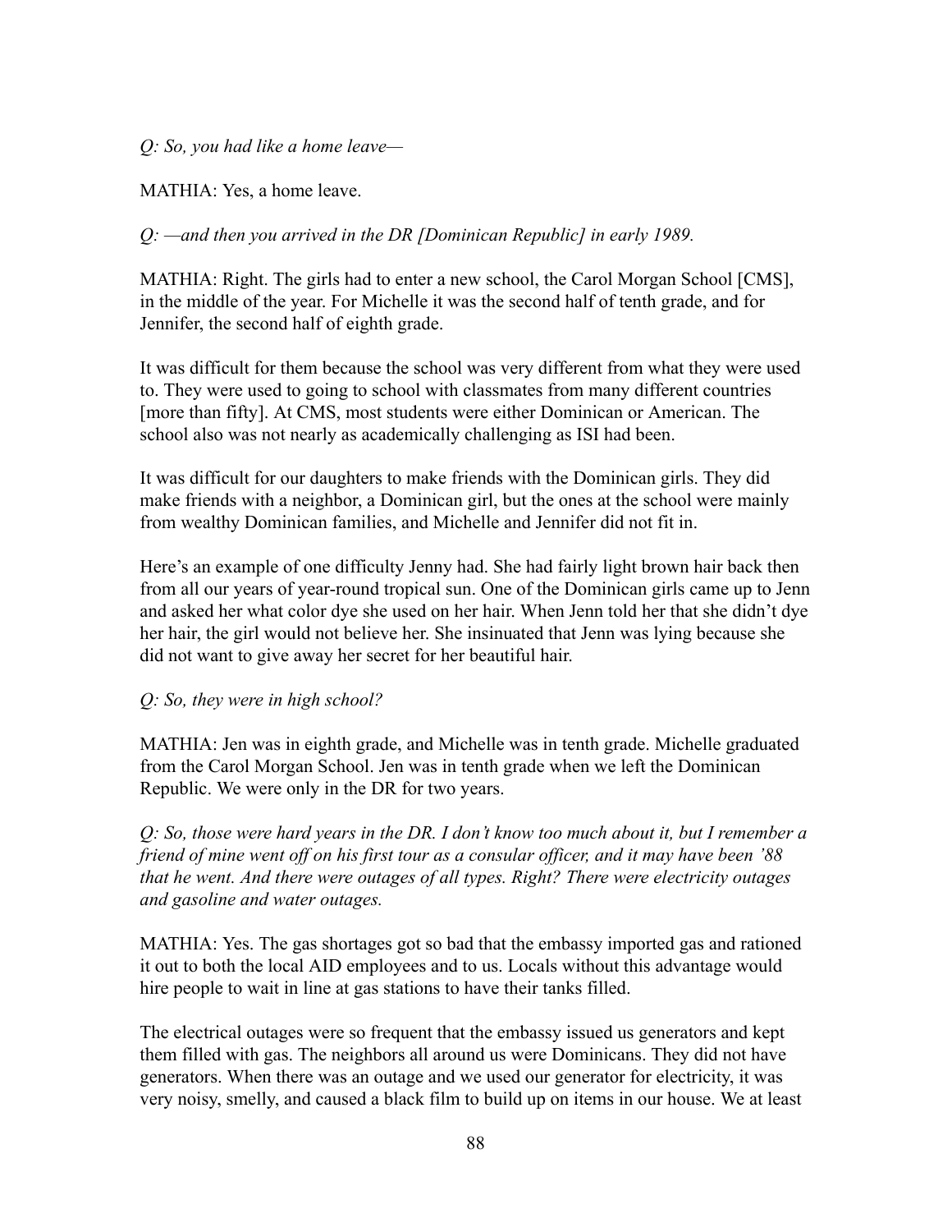*Q: So, you had like a home leave—*

MATHIA: Yes, a home leave.

*Q: —and then you arrived in the DR [Dominican Republic] in early 1989.*

MATHIA: Right. The girls had to enter a new school, the Carol Morgan School [CMS], in the middle of the year. For Michelle it was the second half of tenth grade, and for Jennifer, the second half of eighth grade.

It was difficult for them because the school was very different from what they were used to. They were used to going to school with classmates from many different countries [more than fifty]. At CMS, most students were either Dominican or American. The school also was not nearly as academically challenging as ISI had been.

It was difficult for our daughters to make friends with the Dominican girls. They did make friends with a neighbor, a Dominican girl, but the ones at the school were mainly from wealthy Dominican families, and Michelle and Jennifer did not fit in.

Here's an example of one difficulty Jenny had. She had fairly light brown hair back then from all our years of year-round tropical sun. One of the Dominican girls came up to Jenn and asked her what color dye she used on her hair. When Jenn told her that she didn't dye her hair, the girl would not believe her. She insinuated that Jenn was lying because she did not want to give away her secret for her beautiful hair.

*Q: So, they were in high school?*

MATHIA: Jen was in eighth grade, and Michelle was in tenth grade. Michelle graduated from the Carol Morgan School. Jen was in tenth grade when we left the Dominican Republic. We were only in the DR for two years.

*Q: So, those were hard years in the DR. I don't know too much about it, but I remember a friend of mine went off on his first tour as a consular officer, and it may have been '88 that he went. And there were outages of all types. Right? There were electricity outages and gasoline and water outages.*

MATHIA: Yes. The gas shortages got so bad that the embassy imported gas and rationed it out to both the local AID employees and to us. Locals without this advantage would hire people to wait in line at gas stations to have their tanks filled.

The electrical outages were so frequent that the embassy issued us generators and kept them filled with gas. The neighbors all around us were Dominicans. They did not have generators. When there was an outage and we used our generator for electricity, it was very noisy, smelly, and caused a black film to build up on items in our house. We at least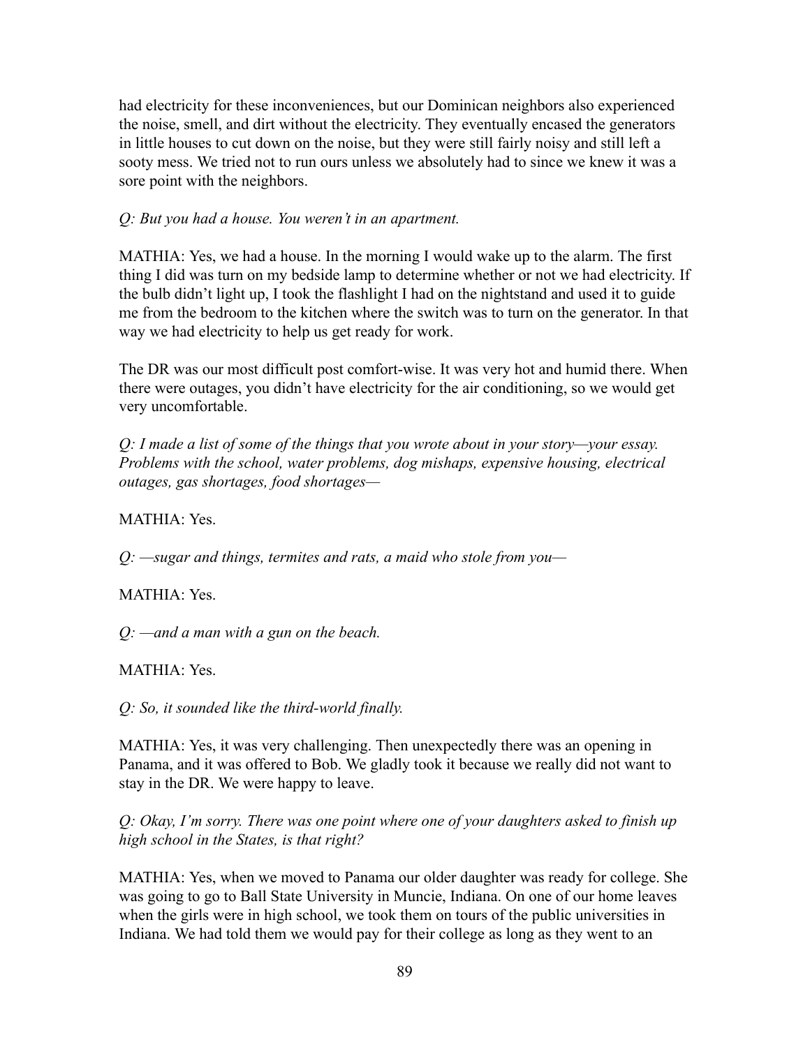had electricity for these inconveniences, but our Dominican neighbors also experienced the noise, smell, and dirt without the electricity. They eventually encased the generators in little houses to cut down on the noise, but they were still fairly noisy and still left a sooty mess. We tried not to run ours unless we absolutely had to since we knew it was a sore point with the neighbors.

*Q: But you had a house. You weren't in an apartment.*

MATHIA: Yes, we had a house. In the morning I would wake up to the alarm. The first thing I did was turn on my bedside lamp to determine whether or not we had electricity. If the bulb didn't light up, I took the flashlight I had on the nightstand and used it to guide me from the bedroom to the kitchen where the switch was to turn on the generator. In that way we had electricity to help us get ready for work.

The DR was our most difficult post comfort-wise. It was very hot and humid there. When there were outages, you didn't have electricity for the air conditioning, so we would get very uncomfortable.

*Q: I made a list of some of the things that you wrote about in your story—your essay. Problems with the school, water problems, dog mishaps, expensive housing, electrical outages, gas shortages, food shortages—*

MATHIA: Yes.

*Q: —sugar and things, termites and rats, a maid who stole from you—*

MATHIA: Yes.

*Q: —and a man with a gun on the beach.*

MATHIA: Yes.

*Q: So, it sounded like the third-world finally.*

MATHIA: Yes, it was very challenging. Then unexpectedly there was an opening in Panama, and it was offered to Bob. We gladly took it because we really did not want to stay in the DR. We were happy to leave.

*Q: Okay, I'm sorry. There was one point where one of your daughters asked to finish up high school in the States, is that right?*

MATHIA: Yes, when we moved to Panama our older daughter was ready for college. She was going to go to Ball State University in Muncie, Indiana. On one of our home leaves when the girls were in high school, we took them on tours of the public universities in Indiana. We had told them we would pay for their college as long as they went to an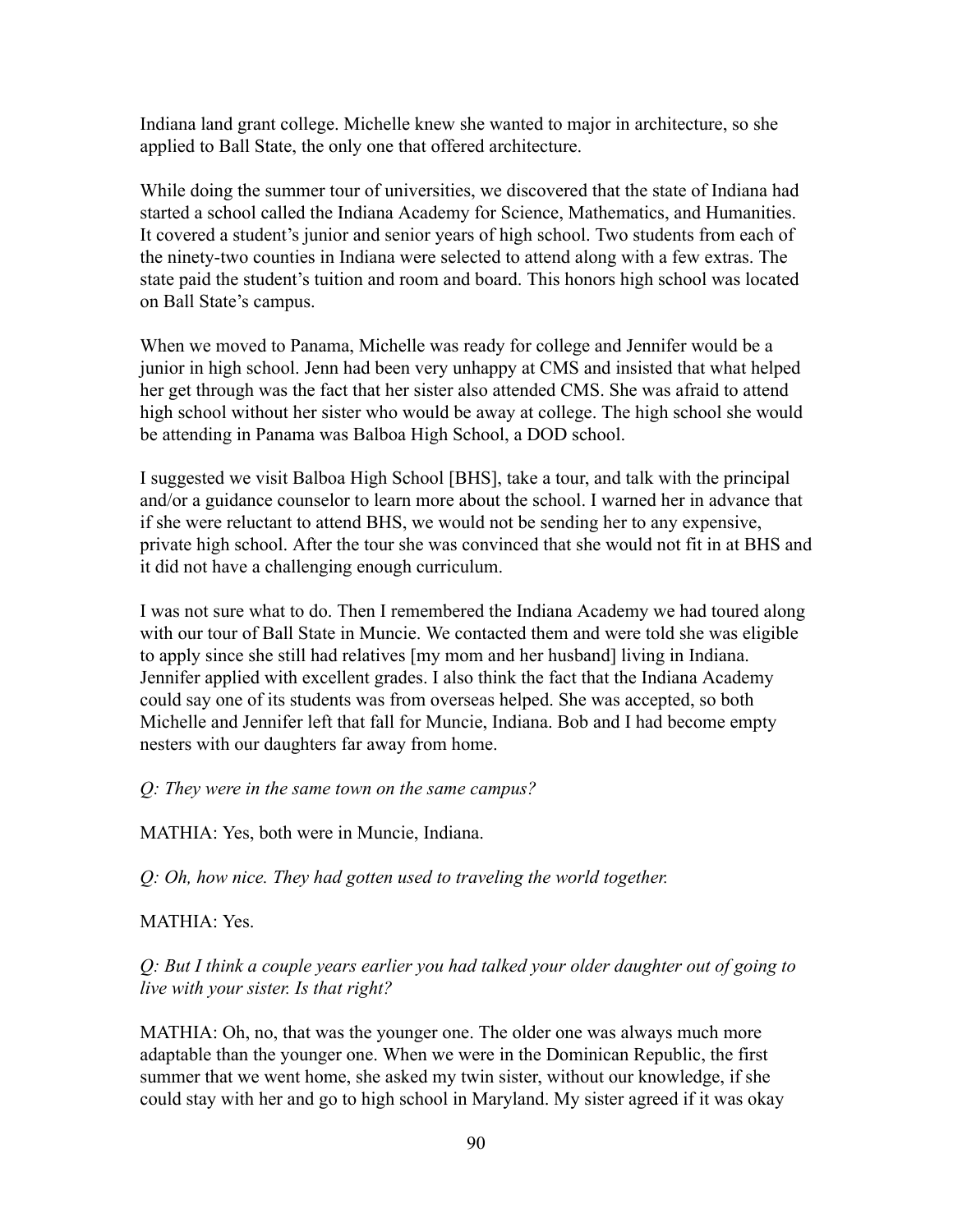Indiana land grant college. Michelle knew she wanted to major in architecture, so she applied to Ball State, the only one that offered architecture.

While doing the summer tour of universities, we discovered that the state of Indiana had started a school called the Indiana Academy for Science, Mathematics, and Humanities. It covered a student's junior and senior years of high school. Two students from each of the ninety-two counties in Indiana were selected to attend along with a few extras. The state paid the student's tuition and room and board. This honors high school was located on Ball State's campus.

When we moved to Panama, Michelle was ready for college and Jennifer would be a junior in high school. Jenn had been very unhappy at CMS and insisted that what helped her get through was the fact that her sister also attended CMS. She was afraid to attend high school without her sister who would be away at college. The high school she would be attending in Panama was Balboa High School, a DOD school.

I suggested we visit Balboa High School [BHS], take a tour, and talk with the principal and/or a guidance counselor to learn more about the school. I warned her in advance that if she were reluctant to attend BHS, we would not be sending her to any expensive, private high school. After the tour she was convinced that she would not fit in at BHS and it did not have a challenging enough curriculum.

I was not sure what to do. Then I remembered the Indiana Academy we had toured along with our tour of Ball State in Muncie. We contacted them and were told she was eligible to apply since she still had relatives [my mom and her husband] living in Indiana. Jennifer applied with excellent grades. I also think the fact that the Indiana Academy could say one of its students was from overseas helped. She was accepted, so both Michelle and Jennifer left that fall for Muncie, Indiana. Bob and I had become empty nesters with our daughters far away from home.

*Q: They were in the same town on the same campus?*

MATHIA: Yes, both were in Muncie, Indiana.

*Q: Oh, how nice. They had gotten used to traveling the world together.*

MATHIA: Yes.

*Q: But I think a couple years earlier you had talked your older daughter out of going to live with your sister. Is that right?*

MATHIA: Oh, no, that was the younger one. The older one was always much more adaptable than the younger one. When we were in the Dominican Republic, the first summer that we went home, she asked my twin sister, without our knowledge, if she could stay with her and go to high school in Maryland. My sister agreed if it was okay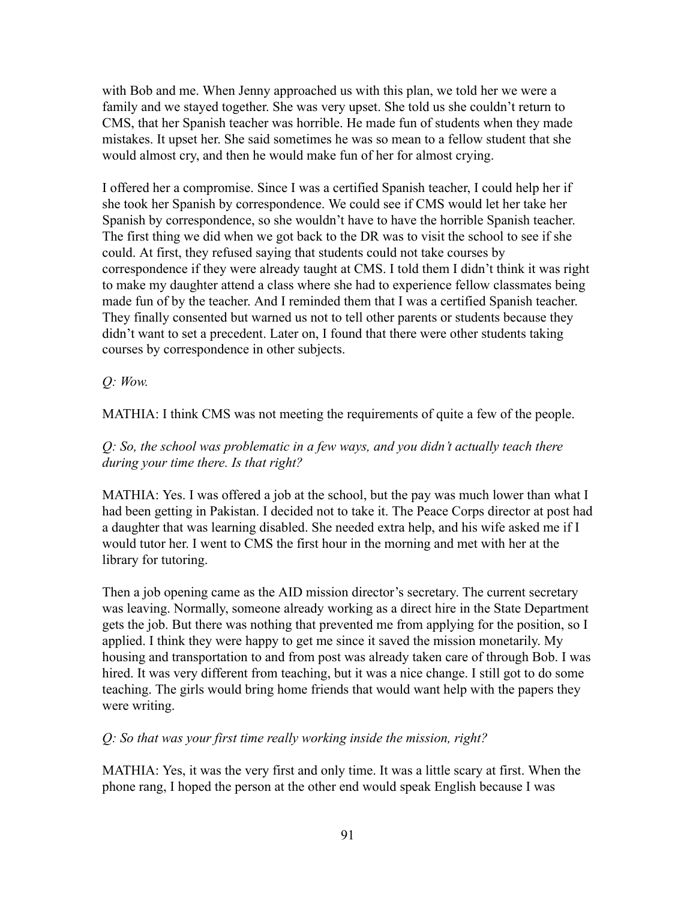with Bob and me. When Jenny approached us with this plan, we told her we were a family and we stayed together. She was very upset. She told us she couldn't return to CMS, that her Spanish teacher was horrible. He made fun of students when they made mistakes. It upset her. She said sometimes he was so mean to a fellow student that she would almost cry, and then he would make fun of her for almost crying.

I offered her a compromise. Since I was a certified Spanish teacher, I could help her if she took her Spanish by correspondence. We could see if CMS would let her take her Spanish by correspondence, so she wouldn't have to have the horrible Spanish teacher. The first thing we did when we got back to the DR was to visit the school to see if she could. At first, they refused saying that students could not take courses by correspondence if they were already taught at CMS. I told them I didn't think it was right to make my daughter attend a class where she had to experience fellow classmates being made fun of by the teacher. And I reminded them that I was a certified Spanish teacher. They finally consented but warned us not to tell other parents or students because they didn't want to set a precedent. Later on, I found that there were other students taking courses by correspondence in other subjects.

*Q: Wow.*

MATHIA: I think CMS was not meeting the requirements of quite a few of the people.

*Q: So, the school was problematic in a few ways, and you didn't actually teach there during your time there. Is that right?*

MATHIA: Yes. I was offered a job at the school, but the pay was much lower than what I had been getting in Pakistan. I decided not to take it. The Peace Corps director at post had a daughter that was learning disabled. She needed extra help, and his wife asked me if I would tutor her. I went to CMS the first hour in the morning and met with her at the library for tutoring.

Then a job opening came as the AID mission director's secretary. The current secretary was leaving. Normally, someone already working as a direct hire in the State Department gets the job. But there was nothing that prevented me from applying for the position, so I applied. I think they were happy to get me since it saved the mission monetarily. My housing and transportation to and from post was already taken care of through Bob. I was hired. It was very different from teaching, but it was a nice change. I still got to do some teaching. The girls would bring home friends that would want help with the papers they were writing.

*Q: So that was your first time really working inside the mission, right?*

MATHIA: Yes, it was the very first and only time. It was a little scary at first. When the phone rang, I hoped the person at the other end would speak English because I was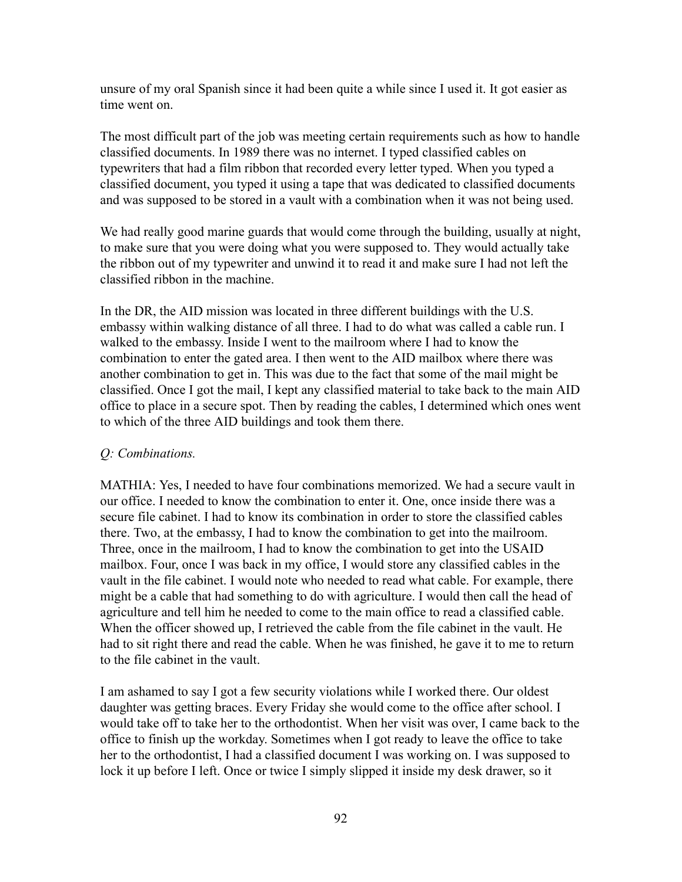unsure of my oral Spanish since it had been quite a while since I used it. It got easier as time went on.

The most difficult part of the job was meeting certain requirements such as how to handle classified documents. In 1989 there was no internet. I typed classified cables on typewriters that had a film ribbon that recorded every letter typed. When you typed a classified document, you typed it using a tape that was dedicated to classified documents and was supposed to be stored in a vault with a combination when it was not being used.

We had really good marine guards that would come through the building, usually at night, to make sure that you were doing what you were supposed to. They would actually take the ribbon out of my typewriter and unwind it to read it and make sure I had not left the classified ribbon in the machine.

In the DR, the AID mission was located in three different buildings with the U.S. embassy within walking distance of all three. I had to do what was called a cable run. I walked to the embassy. Inside I went to the mailroom where I had to know the combination to enter the gated area. I then went to the AID mailbox where there was another combination to get in. This was due to the fact that some of the mail might be classified. Once I got the mail, I kept any classified material to take back to the main AID office to place in a secure spot. Then by reading the cables, I determined which ones went to which of the three AID buildings and took them there.

*Q: Combinations.*

MATHIA: Yes, I needed to have four combinations memorized. We had a secure vault in our office. I needed to know the combination to enter it. One, once inside there was a secure file cabinet. I had to know its combination in order to store the classified cables there. Two, at the embassy, I had to know the combination to get into the mailroom. Three, once in the mailroom, I had to know the combination to get into the USAID mailbox. Four, once I was back in my office, I would store any classified cables in the vault in the file cabinet. I would note who needed to read what cable. For example, there might be a cable that had something to do with agriculture. I would then call the head of agriculture and tell him he needed to come to the main office to read a classified cable. When the officer showed up, I retrieved the cable from the file cabinet in the vault. He had to sit right there and read the cable. When he was finished, he gave it to me to return to the file cabinet in the vault.

I am ashamed to say I got a few security violations while I worked there. Our oldest daughter was getting braces. Every Friday she would come to the office after school. I would take off to take her to the orthodontist. When her visit was over, I came back to the office to finish up the workday. Sometimes when I got ready to leave the office to take her to the orthodontist, I had a classified document I was working on. I was supposed to lock it up before I left. Once or twice I simply slipped it inside my desk drawer, so it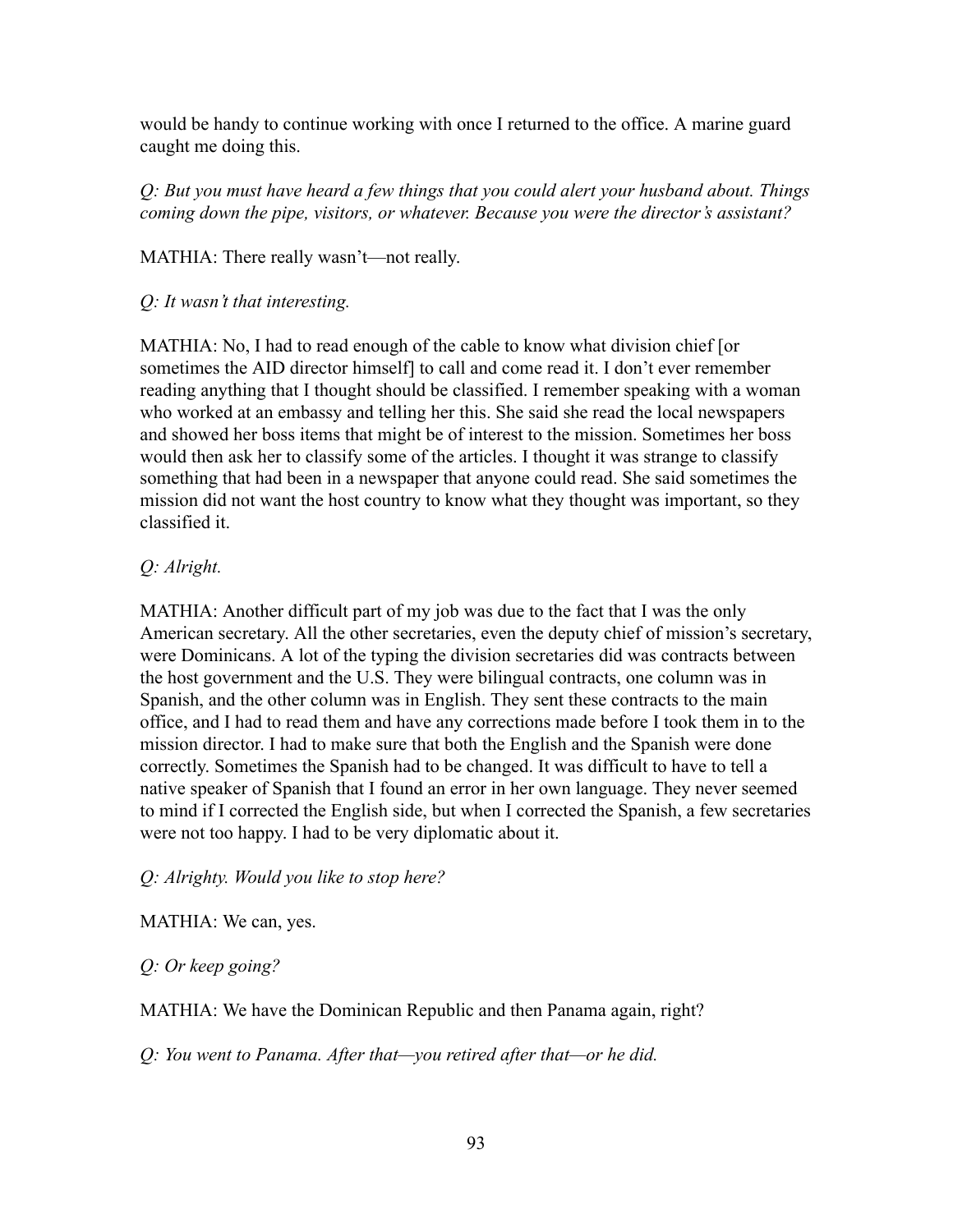would be handy to continue working with once I returned to the office. A marine guard caught me doing this.

*Q: But you must have heard a few things that you could alert your husband about. Things coming down the pipe, visitors, or whatever. Because you were the director's assistant?*

MATHIA: There really wasn't—not really.

*Q: It wasn't that interesting.*

MATHIA: No, I had to read enough of the cable to know what division chief [or sometimes the AID director himself] to call and come read it. I don't ever remember reading anything that I thought should be classified. I remember speaking with a woman who worked at an embassy and telling her this. She said she read the local newspapers and showed her boss items that might be of interest to the mission. Sometimes her boss would then ask her to classify some of the articles. I thought it was strange to classify something that had been in a newspaper that anyone could read. She said sometimes the mission did not want the host country to know what they thought was important, so they classified it.

*Q: Alright.*

MATHIA: Another difficult part of my job was due to the fact that I was the only American secretary. All the other secretaries, even the deputy chief of mission's secretary, were Dominicans. A lot of the typing the division secretaries did was contracts between the host government and the U.S. They were bilingual contracts, one column was in Spanish, and the other column was in English. They sent these contracts to the main office, and I had to read them and have any corrections made before I took them in to the mission director. I had to make sure that both the English and the Spanish were done correctly. Sometimes the Spanish had to be changed. It was difficult to have to tell a native speaker of Spanish that I found an error in her own language. They never seemed to mind if I corrected the English side, but when I corrected the Spanish, a few secretaries were not too happy. I had to be very diplomatic about it.

*Q: Alrighty. Would you like to stop here?*

MATHIA: We can, yes.

*Q: Or keep going?*

MATHIA: We have the Dominican Republic and then Panama again, right?

*Q: You went to Panama. After that—you retired after that—or he did.*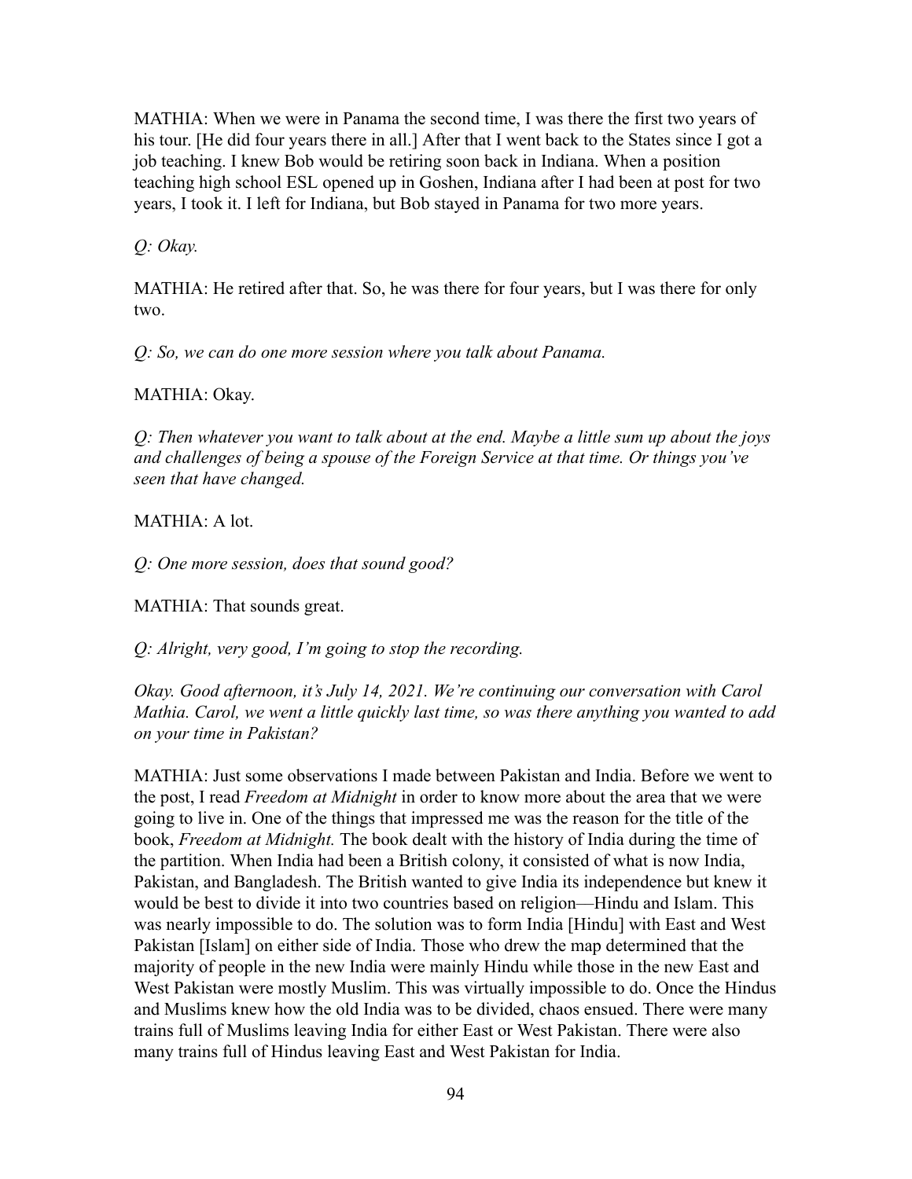MATHIA: When we were in Panama the second time, I was there the first two years of his tour. [He did four years there in all.] After that I went back to the States since I got a job teaching. I knew Bob would be retiring soon back in Indiana. When a position teaching high school ESL opened up in Goshen, Indiana after I had been at post for two years, I took it. I left for Indiana, but Bob stayed in Panama for two more years.

*Q: Okay.*

MATHIA: He retired after that. So, he was there for four years, but I was there for only two.

*Q: So, we can do one more session where you talk about Panama.*

MATHIA: Okay.

*Q: Then whatever you want to talk about at the end. Maybe a little sum up about the joys and challenges of being a spouse of the Foreign Service at that time. Or things you've seen that have changed.*

MATHIA: A lot.

*Q: One more session, does that sound good?*

MATHIA: That sounds great.

*Q: Alright, very good, I'm going to stop the recording.*

*Okay. Good afternoon, it's July 14, 2021. We're continuing our conversation with Carol Mathia. Carol, we went a little quickly last time, so was there anything you wanted to add on your time in Pakistan?*

MATHIA: Just some observations I made between Pakistan and India. Before we went to the post, I read *Freedom at Midnight* in order to know more about the area that we were going to live in. One of the things that impressed me was the reason for the title of the book, *Freedom at Midnight.* The book dealt with the history of India during the time of the partition. When India had been a British colony, it consisted of what is now India, Pakistan, and Bangladesh. The British wanted to give India its independence but knew it would be best to divide it into two countries based on religion—Hindu and Islam. This was nearly impossible to do. The solution was to form India [Hindu] with East and West Pakistan [Islam] on either side of India. Those who drew the map determined that the majority of people in the new India were mainly Hindu while those in the new East and West Pakistan were mostly Muslim. This was virtually impossible to do. Once the Hindus and Muslims knew how the old India was to be divided, chaos ensued. There were many trains full of Muslims leaving India for either East or West Pakistan. There were also many trains full of Hindus leaving East and West Pakistan for India.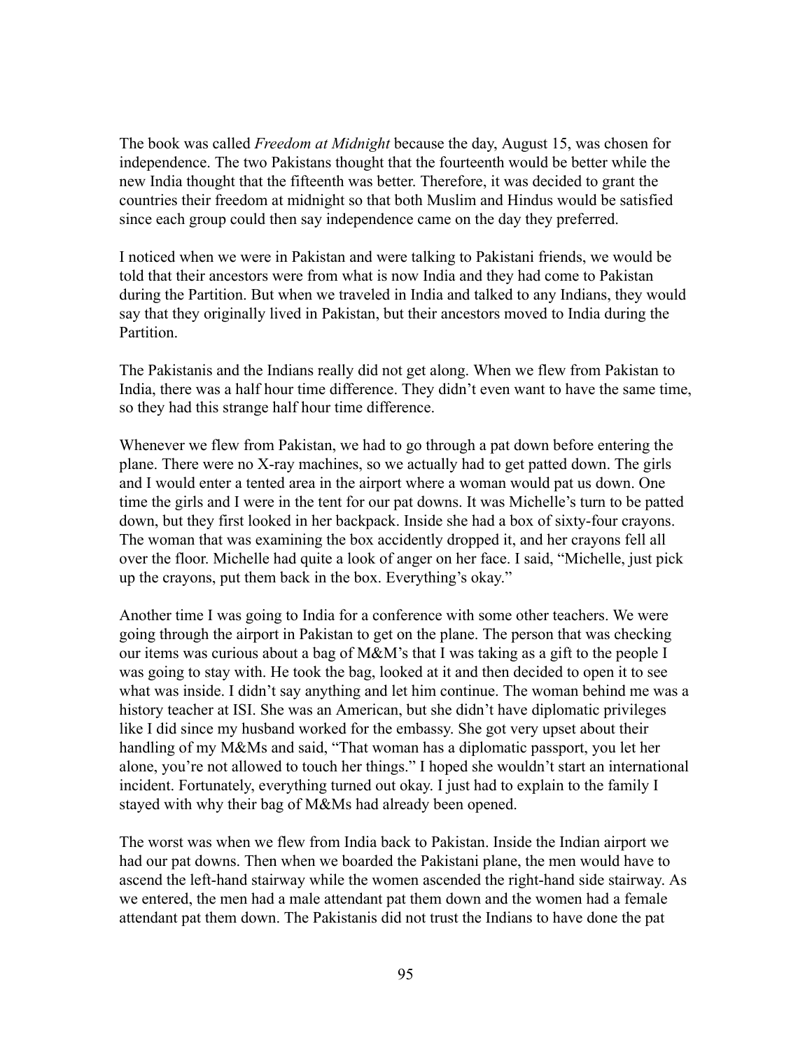The book was called *Freedom at Midnight* because the day, August 15, was chosen for independence. The two Pakistans thought that the fourteenth would be better while the new India thought that the fifteenth was better. Therefore, it was decided to grant the countries their freedom at midnight so that both Muslim and Hindus would be satisfied since each group could then say independence came on the day they preferred.

I noticed when we were in Pakistan and were talking to Pakistani friends, we would be told that their ancestors were from what is now India and they had come to Pakistan during the Partition. But when we traveled in India and talked to any Indians, they would say that they originally lived in Pakistan, but their ancestors moved to India during the Partition.

The Pakistanis and the Indians really did not get along. When we flew from Pakistan to India, there was a half hour time difference. They didn't even want to have the same time, so they had this strange half hour time difference.

Whenever we flew from Pakistan, we had to go through a pat down before entering the plane. There were no X-ray machines, so we actually had to get patted down. The girls and I would enter a tented area in the airport where a woman would pat us down. One time the girls and I were in the tent for our pat downs. It was Michelle's turn to be patted down, but they first looked in her backpack. Inside she had a box of sixty-four crayons. The woman that was examining the box accidently dropped it, and her crayons fell all over the floor. Michelle had quite a look of anger on her face. I said, "Michelle, just pick up the crayons, put them back in the box. Everything's okay."

Another time I was going to India for a conference with some other teachers. We were going through the airport in Pakistan to get on the plane. The person that was checking our items was curious about a bag of M&M's that I was taking as a gift to the people I was going to stay with. He took the bag, looked at it and then decided to open it to see what was inside. I didn't say anything and let him continue. The woman behind me was a history teacher at ISI. She was an American, but she didn't have diplomatic privileges like I did since my husband worked for the embassy. She got very upset about their handling of my M&Ms and said, "That woman has a diplomatic passport, you let her alone, you're not allowed to touch her things." I hoped she wouldn't start an international incident. Fortunately, everything turned out okay. I just had to explain to the family I stayed with why their bag of M&Ms had already been opened.

The worst was when we flew from India back to Pakistan. Inside the Indian airport we had our pat downs. Then when we boarded the Pakistani plane, the men would have to ascend the left-hand stairway while the women ascended the right-hand side stairway. As we entered, the men had a male attendant pat them down and the women had a female attendant pat them down. The Pakistanis did not trust the Indians to have done the pat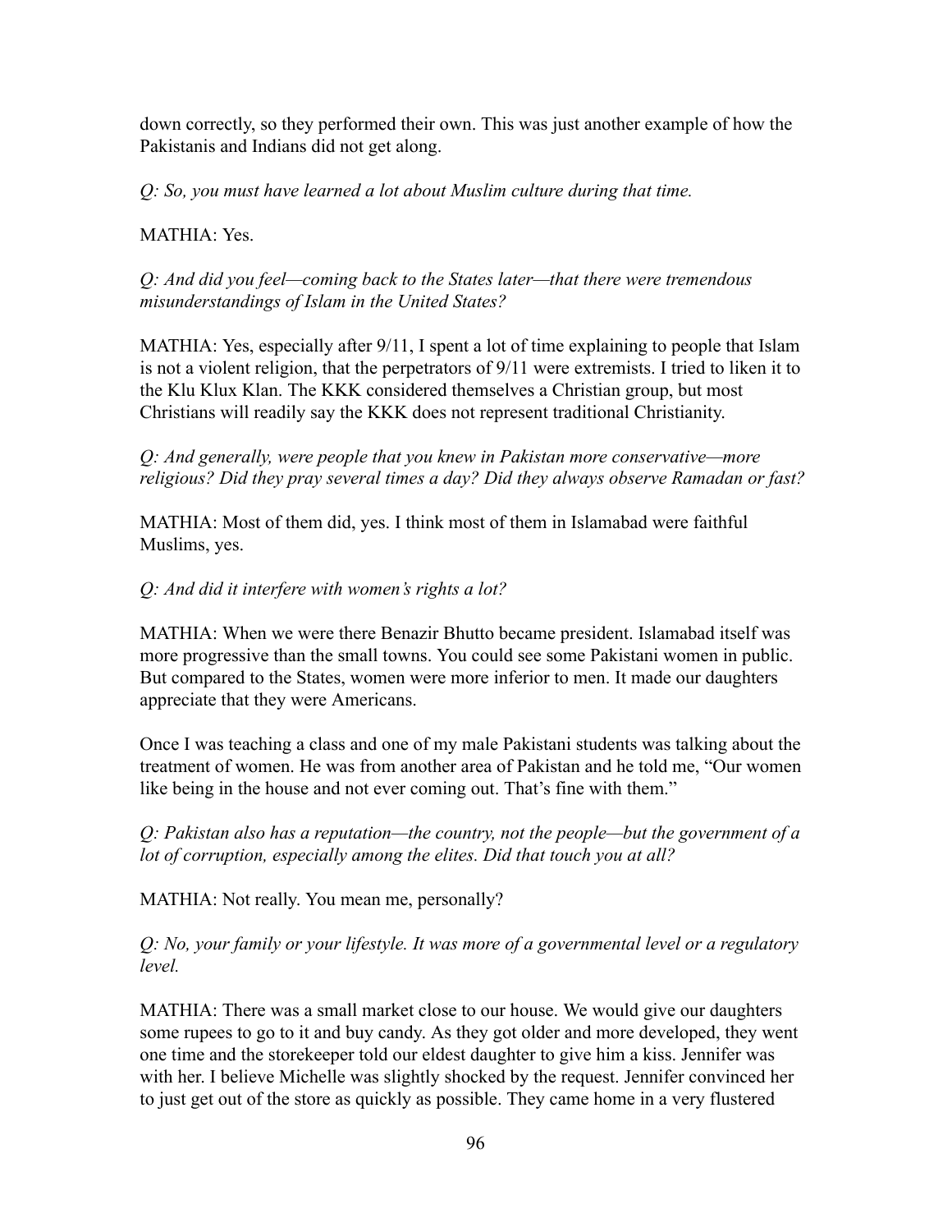down correctly, so they performed their own. This was just another example of how the Pakistanis and Indians did not get along.

*Q: So, you must have learned a lot about Muslim culture during that time.*

MATHIA: Yes.

*Q: And did you feel—coming back to the States later—that there were tremendous misunderstandings of Islam in the United States?*

MATHIA: Yes, especially after 9/11, I spent a lot of time explaining to people that Islam is not a violent religion, that the perpetrators of 9/11 were extremists. I tried to liken it to the Klu Klux Klan. The KKK considered themselves a Christian group, but most Christians will readily say the KKK does not represent traditional Christianity.

*Q: And generally, were people that you knew in Pakistan more conservative—more religious? Did they pray several times a day? Did they always observe Ramadan or fast?*

MATHIA: Most of them did, yes. I think most of them in Islamabad were faithful Muslims, yes.

*Q: And did it interfere with women's rights a lot?*

MATHIA: When we were there Benazir Bhutto became president. Islamabad itself was more progressive than the small towns. You could see some Pakistani women in public. But compared to the States, women were more inferior to men. It made our daughters appreciate that they were Americans.

Once I was teaching a class and one of my male Pakistani students was talking about the treatment of women. He was from another area of Pakistan and he told me, "Our women like being in the house and not ever coming out. That's fine with them."

*Q: Pakistan also has a reputation—the country, not the people—but the government of a lot of corruption, especially among the elites. Did that touch you at all?*

MATHIA: Not really. You mean me, personally?

*Q: No, your family or your lifestyle. It was more of a governmental level or a regulatory level.*

MATHIA: There was a small market close to our house. We would give our daughters some rupees to go to it and buy candy. As they got older and more developed, they went one time and the storekeeper told our eldest daughter to give him a kiss. Jennifer was with her. I believe Michelle was slightly shocked by the request. Jennifer convinced her to just get out of the store as quickly as possible. They came home in a very flustered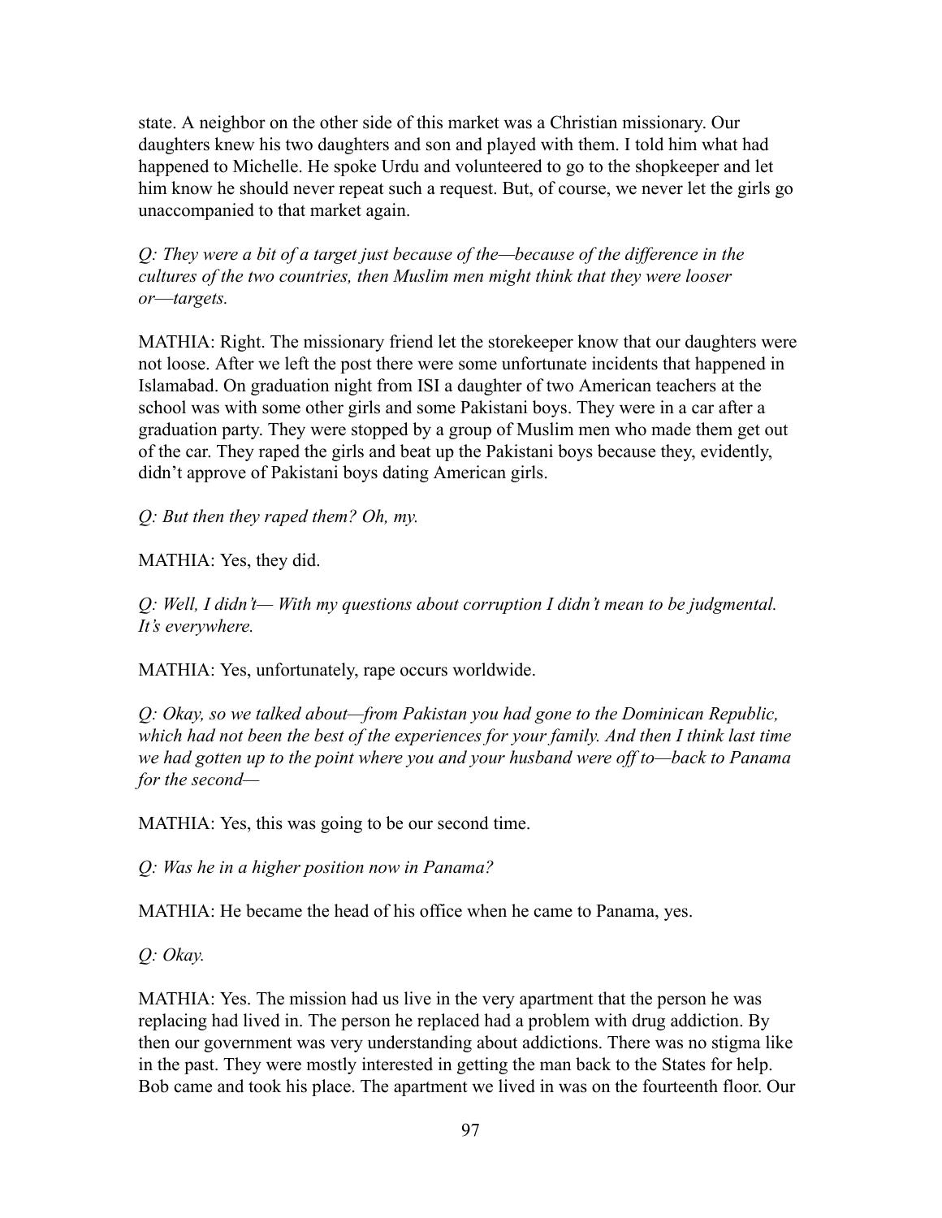state. A neighbor on the other side of this market was a Christian missionary. Our daughters knew his two daughters and son and played with them. I told him what had happened to Michelle. He spoke Urdu and volunteered to go to the shopkeeper and let him know he should never repeat such a request. But, of course, we never let the girls go unaccompanied to that market again.

*Q: They were a bit of a target just because of the—because of the difference in the cultures of the two countries, then Muslim men might think that they were looser or—targets.*

MATHIA: Right. The missionary friend let the storekeeper know that our daughters were not loose. After we left the post there were some unfortunate incidents that happened in Islamabad. On graduation night from ISI a daughter of two American teachers at the school was with some other girls and some Pakistani boys. They were in a car after a graduation party. They were stopped by a group of Muslim men who made them get out of the car. They raped the girls and beat up the Pakistani boys because they, evidently, didn't approve of Pakistani boys dating American girls.

*Q: But then they raped them? Oh, my.*

MATHIA: Yes, they did.

*Q: Well, I didn't— With my questions about corruption I didn't mean to be judgmental. It's everywhere.*

MATHIA: Yes, unfortunately, rape occurs worldwide.

*Q: Okay, so we talked about—from Pakistan you had gone to the Dominican Republic, which had not been the best of the experiences for your family. And then I think last time we had gotten up to the point where you and your husband were off to—back to Panama for the second—*

MATHIA: Yes, this was going to be our second time.

*Q: Was he in a higher position now in Panama?*

MATHIA: He became the head of his office when he came to Panama, yes.

*Q: Okay.*

MATHIA: Yes. The mission had us live in the very apartment that the person he was replacing had lived in. The person he replaced had a problem with drug addiction. By then our government was very understanding about addictions. There was no stigma like in the past. They were mostly interested in getting the man back to the States for help. Bob came and took his place. The apartment we lived in was on the fourteenth floor. Our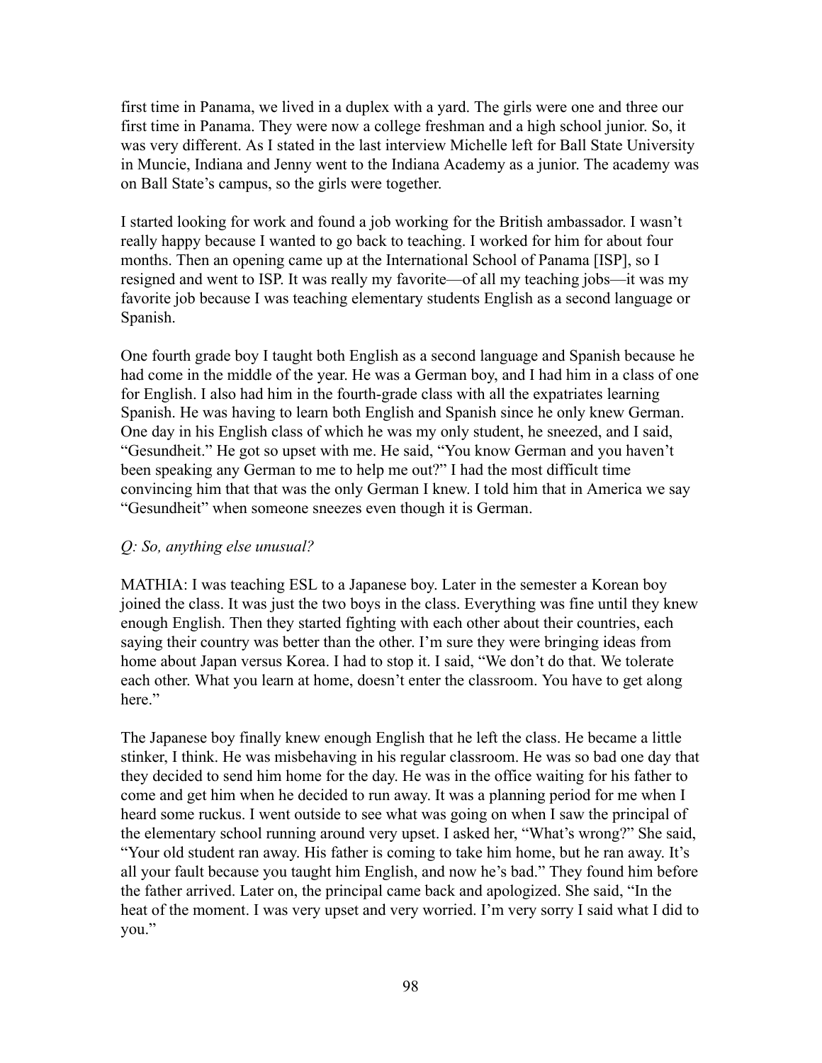first time in Panama, we lived in a duplex with a yard. The girls were one and three our first time in Panama. They were now a college freshman and a high school junior. So, it was very different. As I stated in the last interview Michelle left for Ball State University in Muncie, Indiana and Jenny went to the Indiana Academy as a junior. The academy was on Ball State's campus, so the girls were together.

I started looking for work and found a job working for the British ambassador. I wasn't really happy because I wanted to go back to teaching. I worked for him for about four months. Then an opening came up at the International School of Panama [ISP], so I resigned and went to ISP. It was really my favorite—of all my teaching jobs—it was my favorite job because I was teaching elementary students English as a second language or Spanish.

One fourth grade boy I taught both English as a second language and Spanish because he had come in the middle of the year. He was a German boy, and I had him in a class of one for English. I also had him in the fourth-grade class with all the expatriates learning Spanish. He was having to learn both English and Spanish since he only knew German. One day in his English class of which he was my only student, he sneezed, and I said, "Gesundheit." He got so upset with me. He said, "You know German and you haven't been speaking any German to me to help me out?" I had the most difficult time convincing him that that was the only German I knew. I told him that in America we say "Gesundheit" when someone sneezes even though it is German.

*Q: So, anything else unusual?*

MATHIA: I was teaching ESL to a Japanese boy. Later in the semester a Korean boy joined the class. It was just the two boys in the class. Everything was fine until they knew enough English. Then they started fighting with each other about their countries, each saying their country was better than the other. I'm sure they were bringing ideas from home about Japan versus Korea. I had to stop it. I said, "We don't do that. We tolerate each other. What you learn at home, doesn't enter the classroom. You have to get along here."

The Japanese boy finally knew enough English that he left the class. He became a little stinker, I think. He was misbehaving in his regular classroom. He was so bad one day that they decided to send him home for the day. He was in the office waiting for his father to come and get him when he decided to run away. It was a planning period for me when I heard some ruckus. I went outside to see what was going on when I saw the principal of the elementary school running around very upset. I asked her, "What's wrong?" She said, "Your old student ran away. His father is coming to take him home, but he ran away. It's all your fault because you taught him English, and now he's bad." They found him before the father arrived. Later on, the principal came back and apologized. She said, "In the heat of the moment. I was very upset and very worried. I'm very sorry I said what I did to you."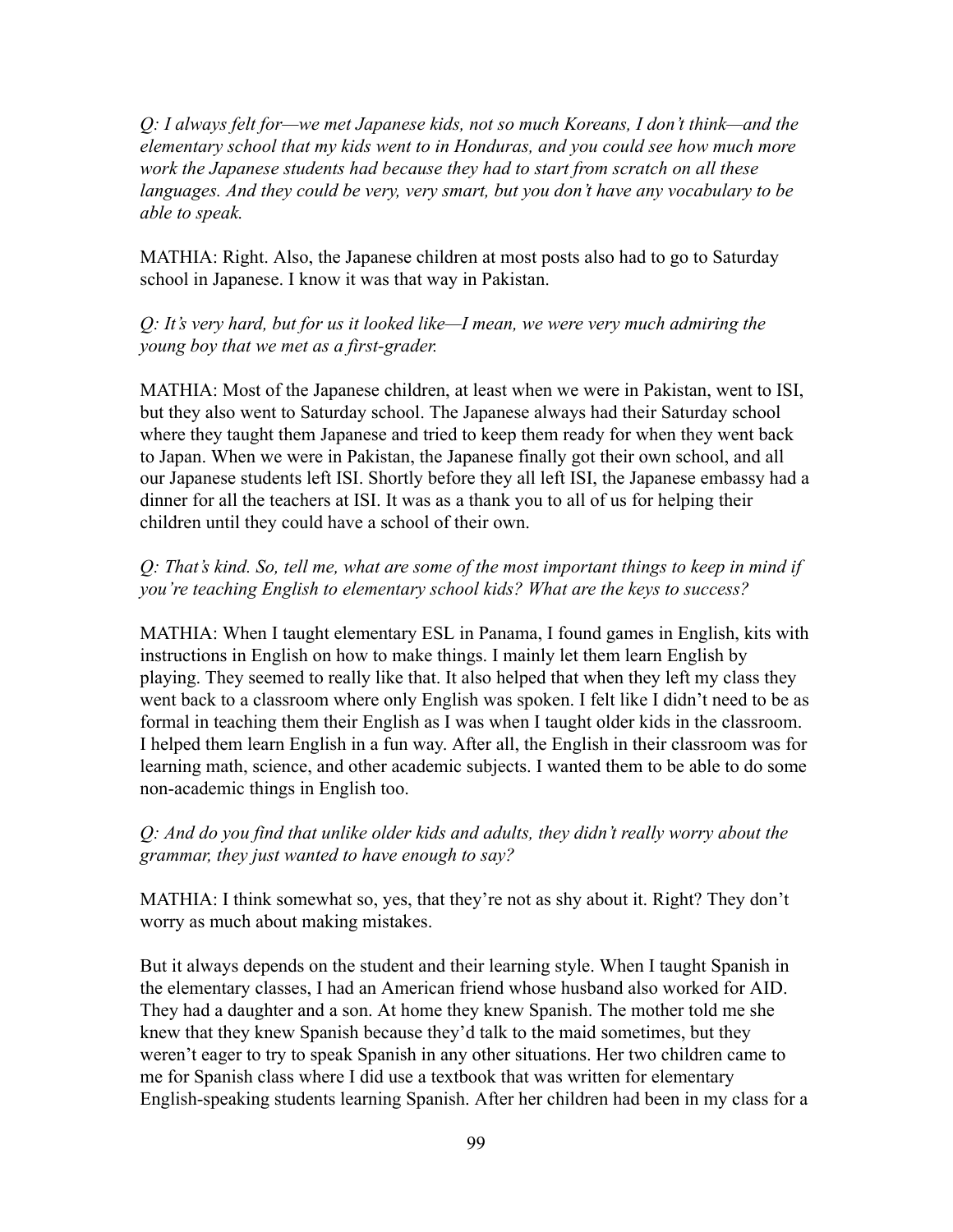*Q: I always felt for—we met Japanese kids, not so much Koreans, I don't think—and the elementary school that my kids went to in Honduras, and you could see how much more work the Japanese students had because they had to start from scratch on all these languages. And they could be very, very smart, but you don't have any vocabulary to be able to speak.*

MATHIA: Right. Also, the Japanese children at most posts also had to go to Saturday school in Japanese. I know it was that way in Pakistan.

*Q: It's very hard, but for us it looked like—I mean, we were very much admiring the young boy that we met as a first-grader.*

MATHIA: Most of the Japanese children, at least when we were in Pakistan, went to ISI, but they also went to Saturday school. The Japanese always had their Saturday school where they taught them Japanese and tried to keep them ready for when they went back to Japan. When we were in Pakistan, the Japanese finally got their own school, and all our Japanese students left ISI. Shortly before they all left ISI, the Japanese embassy had a dinner for all the teachers at ISI. It was as a thank you to all of us for helping their children until they could have a school of their own.

*Q: That's kind. So, tell me, what are some of the most important things to keep in mind if you're teaching English to elementary school kids? What are the keys to success?*

MATHIA: When I taught elementary ESL in Panama, I found games in English, kits with instructions in English on how to make things. I mainly let them learn English by playing. They seemed to really like that. It also helped that when they left my class they went back to a classroom where only English was spoken. I felt like I didn't need to be as formal in teaching them their English as I was when I taught older kids in the classroom. I helped them learn English in a fun way. After all, the English in their classroom was for learning math, science, and other academic subjects. I wanted them to be able to do some non-academic things in English too.

*Q: And do you find that unlike older kids and adults, they didn't really worry about the grammar, they just wanted to have enough to say?*

MATHIA: I think somewhat so, yes, that they're not as shy about it. Right? They don't worry as much about making mistakes.

But it always depends on the student and their learning style. When I taught Spanish in the elementary classes, I had an American friend whose husband also worked for AID. They had a daughter and a son. At home they knew Spanish. The mother told me she knew that they knew Spanish because they'd talk to the maid sometimes, but they weren't eager to try to speak Spanish in any other situations. Her two children came to me for Spanish class where I did use a textbook that was written for elementary English-speaking students learning Spanish. After her children had been in my class for a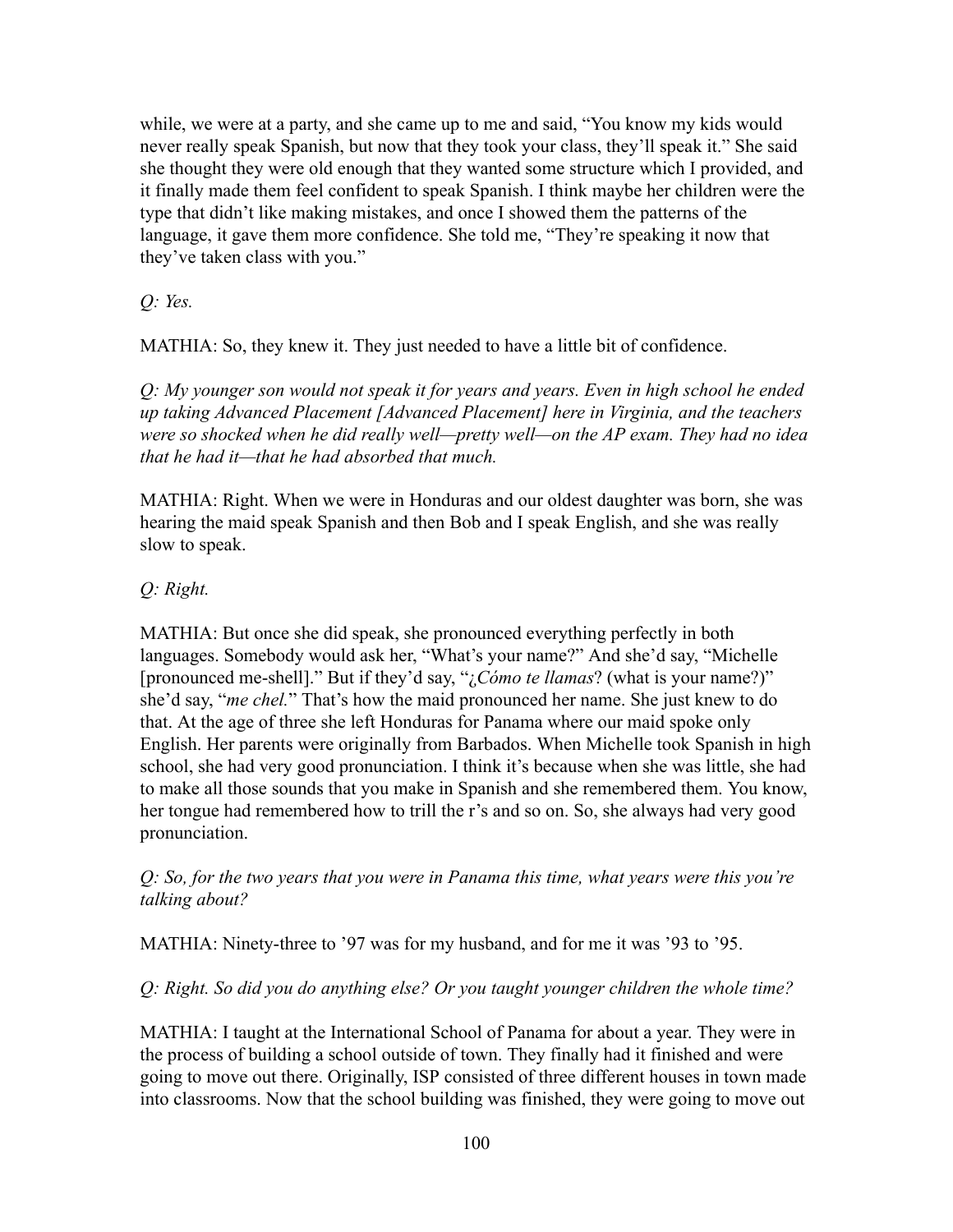while, we were at a party, and she came up to me and said, "You know my kids would never really speak Spanish, but now that they took your class, they'll speak it." She said she thought they were old enough that they wanted some structure which I provided, and it finally made them feel confident to speak Spanish. I think maybe her children were the type that didn't like making mistakes, and once I showed them the patterns of the language, it gave them more confidence. She told me, "They're speaking it now that they've taken class with you."

*Q: Yes.*

MATHIA: So, they knew it. They just needed to have a little bit of confidence.

*Q: My younger son would not speak it for years and years. Even in high school he ended up taking Advanced Placement [Advanced Placement] here in Virginia, and the teachers were so shocked when he did really well—pretty well—on the AP exam. They had no idea that he had it—that he had absorbed that much.*

MATHIA: Right. When we were in Honduras and our oldest daughter was born, she was hearing the maid speak Spanish and then Bob and I speak English, and she was really slow to speak.

*Q: Right.*

MATHIA: But once she did speak, she pronounced everything perfectly in both languages. Somebody would ask her, "What's your name?" And she'd say, "Michelle [pronounced me-shell]." But if they'd say, "*¿Cómo te llamas*? (what is your name?)" she'd say, "*me chel.*" That's how the maid pronounced her name. She just knew to do that. At the age of three she left Honduras for Panama where our maid spoke only English. Her parents were originally from Barbados. When Michelle took Spanish in high school, she had very good pronunciation. I think it's because when she was little, she had to make all those sounds that you make in Spanish and she remembered them. You know, her tongue had remembered how to trill the r's and so on. So, she always had very good pronunciation.

*Q: So, for the two years that you were in Panama this time, what years were this you're talking about?*

MATHIA: Ninety-three to '97 was for my husband, and for me it was '93 to '95.

*Q: Right. So did you do anything else? Or you taught younger children the whole time?*

MATHIA: I taught at the International School of Panama for about a year. They were in the process of building a school outside of town. They finally had it finished and were going to move out there. Originally, ISP consisted of three different houses in town made into classrooms. Now that the school building was finished, they were going to move out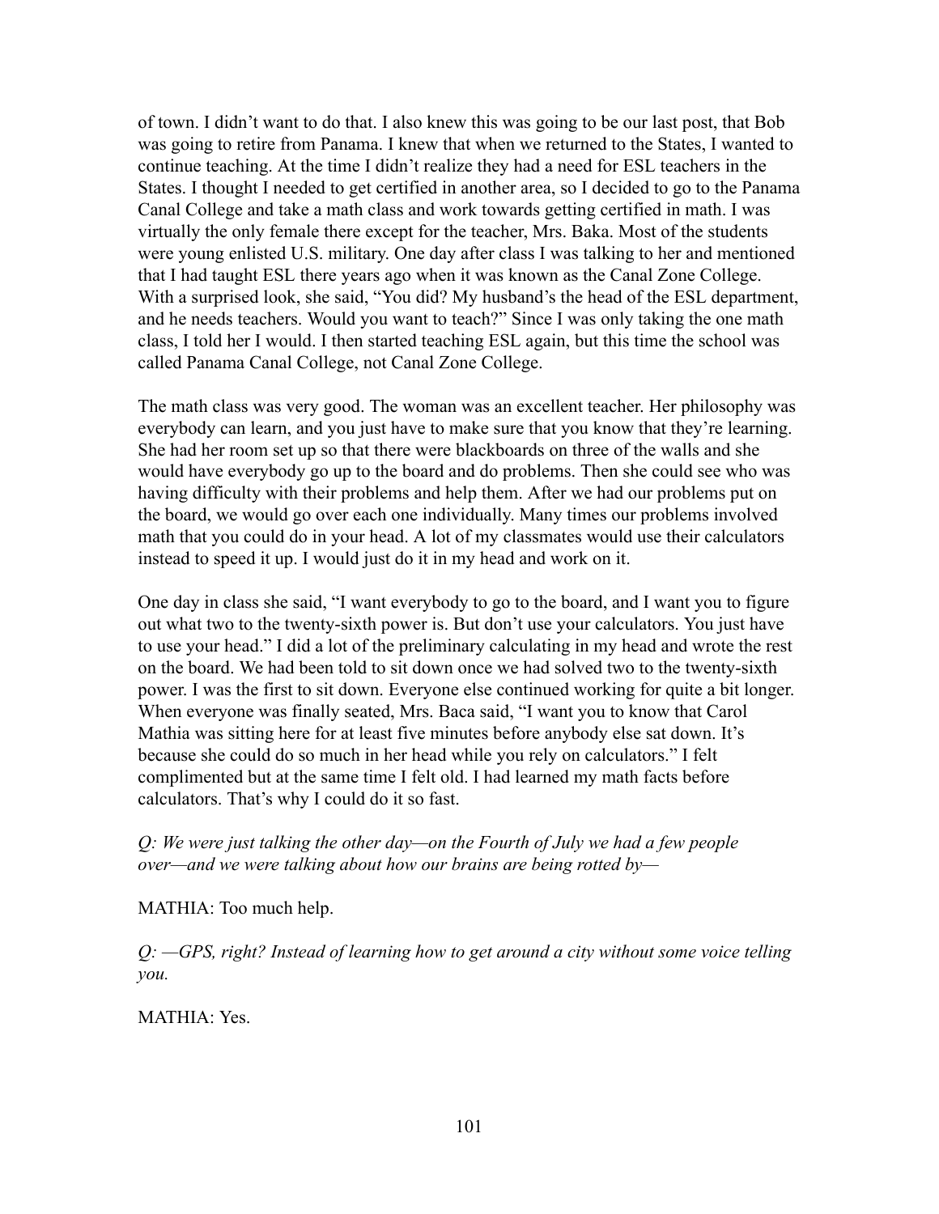of town. I didn't want to do that. I also knew this was going to be our last post, that Bob was going to retire from Panama. I knew that when we returned to the States, I wanted to continue teaching. At the time I didn't realize they had a need for ESL teachers in the States. I thought I needed to get certified in another area, so I decided to go to the Panama Canal College and take a math class and work towards getting certified in math. I was virtually the only female there except for the teacher, Mrs. Baka. Most of the students were young enlisted U.S. military. One day after class I was talking to her and mentioned that I had taught ESL there years ago when it was known as the Canal Zone College. With a surprised look, she said, "You did? My husband's the head of the ESL department, and he needs teachers. Would you want to teach?" Since I was only taking the one math class, I told her I would. I then started teaching ESL again, but this time the school was called Panama Canal College, not Canal Zone College.

The math class was very good. The woman was an excellent teacher. Her philosophy was everybody can learn, and you just have to make sure that you know that they're learning. She had her room set up so that there were blackboards on three of the walls and she would have everybody go up to the board and do problems. Then she could see who was having difficulty with their problems and help them. After we had our problems put on the board, we would go over each one individually. Many times our problems involved math that you could do in your head. A lot of my classmates would use their calculators instead to speed it up. I would just do it in my head and work on it.

One day in class she said, "I want everybody to go to the board, and I want you to figure out what two to the twenty-sixth power is. But don't use your calculators. You just have to use your head." I did a lot of the preliminary calculating in my head and wrote the rest on the board. We had been told to sit down once we had solved two to the twenty-sixth power. I was the first to sit down. Everyone else continued working for quite a bit longer. When everyone was finally seated, Mrs. Baca said, "I want you to know that Carol Mathia was sitting here for at least five minutes before anybody else sat down. It's because she could do so much in her head while you rely on calculators." I felt complimented but at the same time I felt old. I had learned my math facts before calculators. That's why I could do it so fast.

*Q: We were just talking the other day—on the Fourth of July we had a few people over—and we were talking about how our brains are being rotted by—*

MATHIA: Too much help.

*Q: —GPS, right? Instead of learning how to get around a city without some voice telling you.*

MATHIA: Yes.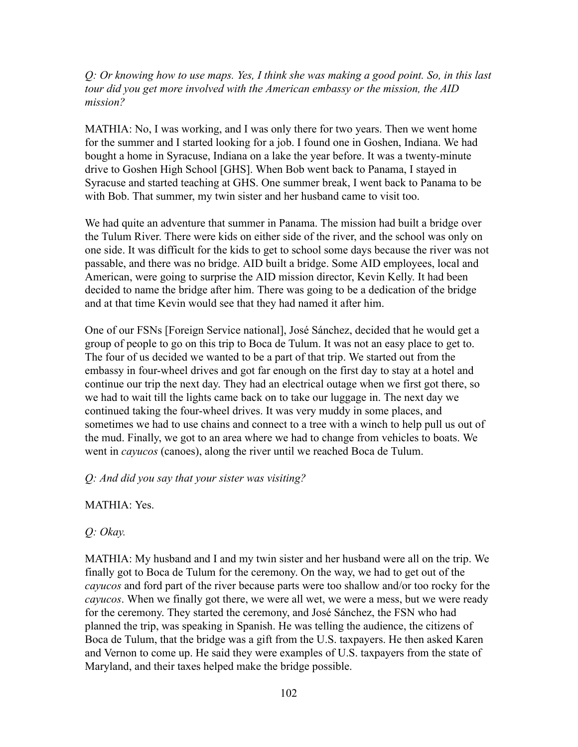*Q: Or knowing how to use maps. Yes, I think she was making a good point. So, in this last tour did you get more involved with the American embassy or the mission, the AID mission?*

MATHIA: No, I was working, and I was only there for two years. Then we went home for the summer and I started looking for a job. I found one in Goshen, Indiana. We had bought a home in Syracuse, Indiana on a lake the year before. It was a twenty-minute drive to Goshen High School [GHS]. When Bob went back to Panama, I stayed in Syracuse and started teaching at GHS. One summer break, I went back to Panama to be with Bob. That summer, my twin sister and her husband came to visit too.

We had quite an adventure that summer in Panama. The mission had built a bridge over the Tulum River. There were kids on either side of the river, and the school was only on one side. It was difficult for the kids to get to school some days because the river was not passable, and there was no bridge. AID built a bridge. Some AID employees, local and American, were going to surprise the AID mission director, Kevin Kelly. It had been decided to name the bridge after him. There was going to be a dedication of the bridge and at that time Kevin would see that they had named it after him.

One of our FSNs [Foreign Service national], José Sánchez, decided that he would get a group of people to go on this trip to Boca de Tulum. It was not an easy place to get to. The four of us decided we wanted to be a part of that trip. We started out from the embassy in four-wheel drives and got far enough on the first day to stay at a hotel and continue our trip the next day. They had an electrical outage when we first got there, so we had to wait till the lights came back on to take our luggage in. The next day we continued taking the four-wheel drives. It was very muddy in some places, and sometimes we had to use chains and connect to a tree with a winch to help pull us out of the mud. Finally, we got to an area where we had to change from vehicles to boats. We went in *cayucos* (canoes), along the river until we reached Boca de Tulum.

*Q: And did you say that your sister was visiting?*

MATHIA: Yes.

*Q: Okay.*

MATHIA: My husband and I and my twin sister and her husband were all on the trip. We finally got to Boca de Tulum for the ceremony. On the way, we had to get out of the *cayucos* and ford part of the river because parts were too shallow and/or too rocky for the *cayucos*. When we finally got there, we were all wet, we were a mess, but we were ready for the ceremony. They started the ceremony, and José Sánchez, the FSN who had planned the trip, was speaking in Spanish. He was telling the audience, the citizens of Boca de Tulum, that the bridge was a gift from the U.S. taxpayers. He then asked Karen and Vernon to come up. He said they were examples of U.S. taxpayers from the state of Maryland, and their taxes helped make the bridge possible.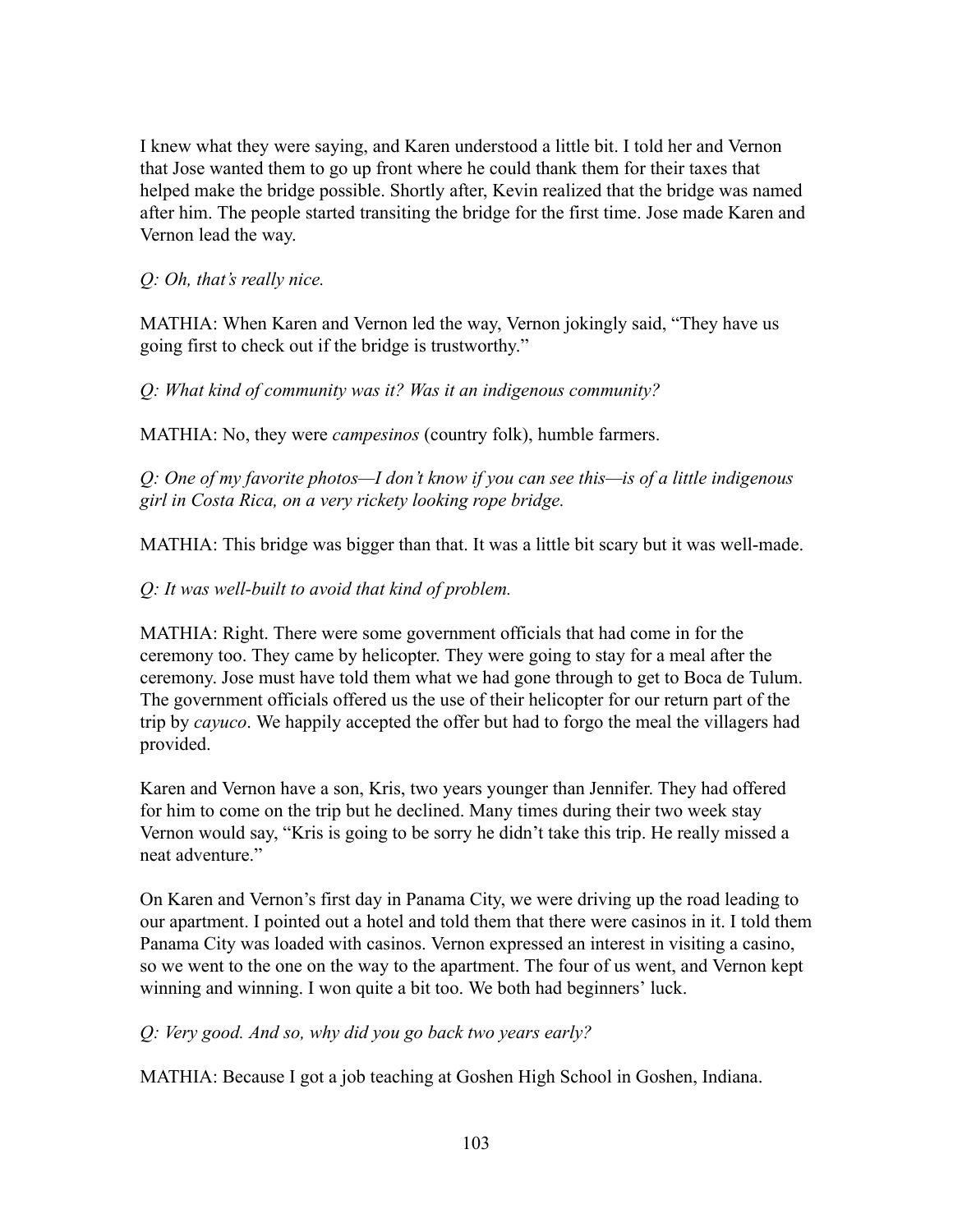I knew what they were saying, and Karen understood a little bit. I told her and Vernon that Jose wanted them to go up front where he could thank them for their taxes that helped make the bridge possible. Shortly after, Kevin realized that the bridge was named after him. The people started transiting the bridge for the first time. Jose made Karen and Vernon lead the way.

*Q: Oh, that's really nice.*

MATHIA: When Karen and Vernon led the way, Vernon jokingly said, "They have us going first to check out if the bridge is trustworthy."

*Q: What kind of community was it? Was it an indigenous community?*

MATHIA: No, they were *campesinos* (country folk), humble farmers.

*Q: One of my favorite photos—I don't know if you can see this—is of a little indigenous girl in Costa Rica, on a very rickety looking rope bridge.*

MATHIA: This bridge was bigger than that. It was a little bit scary but it was well-made.

*Q: It was well-built to avoid that kind of problem.*

MATHIA: Right. There were some government officials that had come in for the ceremony too. They came by helicopter. They were going to stay for a meal after the ceremony. Jose must have told them what we had gone through to get to Boca de Tulum. The government officials offered us the use of their helicopter for our return part of the trip by *cayuco*. We happily accepted the offer but had to forgo the meal the villagers had provided.

Karen and Vernon have a son, Kris, two years younger than Jennifer. They had offered for him to come on the trip but he declined. Many times during their two week stay Vernon would say, "Kris is going to be sorry he didn't take this trip. He really missed a neat adventure."

On Karen and Vernon's first day in Panama City, we were driving up the road leading to our apartment. I pointed out a hotel and told them that there were casinos in it. I told them Panama City was loaded with casinos. Vernon expressed an interest in visiting a casino, so we went to the one on the way to the apartment. The four of us went, and Vernon kept winning and winning. I won quite a bit too. We both had beginners' luck.

*Q: Very good. And so, why did you go back two years early?*

MATHIA: Because I got a job teaching at Goshen High School in Goshen, Indiana.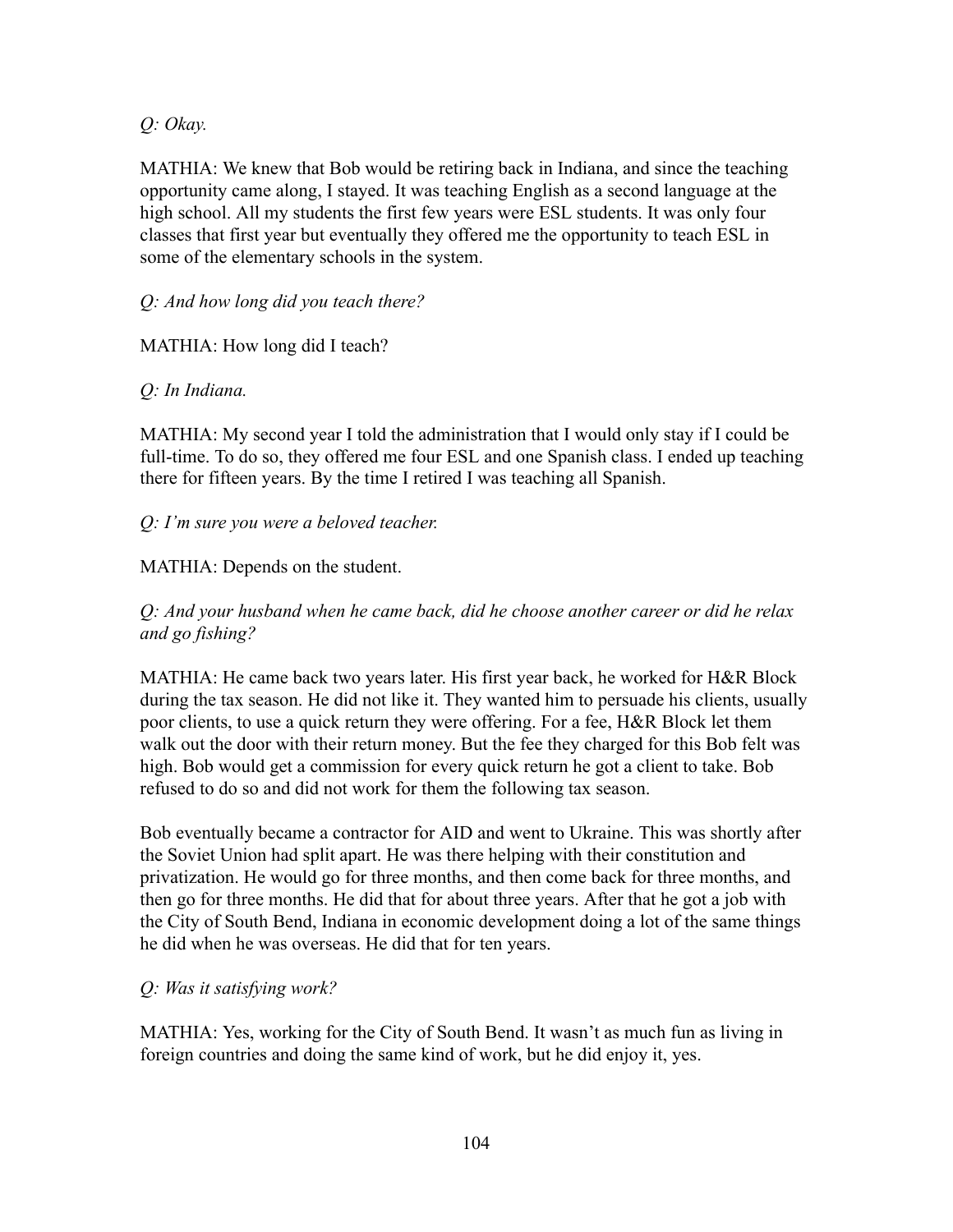*Q: Okay.*

MATHIA: We knew that Bob would be retiring back in Indiana, and since the teaching opportunity came along, I stayed. It was teaching English as a second language at the high school. All my students the first few years were ESL students. It was only four classes that first year but eventually they offered me the opportunity to teach ESL in some of the elementary schools in the system.

*Q: And how long did you teach there?*

MATHIA: How long did I teach?

*Q: In Indiana.*

MATHIA: My second year I told the administration that I would only stay if I could be full-time. To do so, they offered me four ESL and one Spanish class. I ended up teaching there for fifteen years. By the time I retired I was teaching all Spanish.

*Q: I'm sure you were a beloved teacher.*

MATHIA: Depends on the student.

*Q: And your husband when he came back, did he choose another career or did he relax and go fishing?*

MATHIA: He came back two years later. His first year back, he worked for H&R Block during the tax season. He did not like it. They wanted him to persuade his clients, usually poor clients, to use a quick return they were offering. For a fee, H&R Block let them walk out the door with their return money. But the fee they charged for this Bob felt was high. Bob would get a commission for every quick return he got a client to take. Bob refused to do so and did not work for them the following tax season.

Bob eventually became a contractor for AID and went to Ukraine. This was shortly after the Soviet Union had split apart. He was there helping with their constitution and privatization. He would go for three months, and then come back for three months, and then go for three months. He did that for about three years. After that he got a job with the City of South Bend, Indiana in economic development doing a lot of the same things he did when he was overseas. He did that for ten years.

*Q: Was it satisfying work?*

MATHIA: Yes, working for the City of South Bend. It wasn't as much fun as living in foreign countries and doing the same kind of work, but he did enjoy it, yes.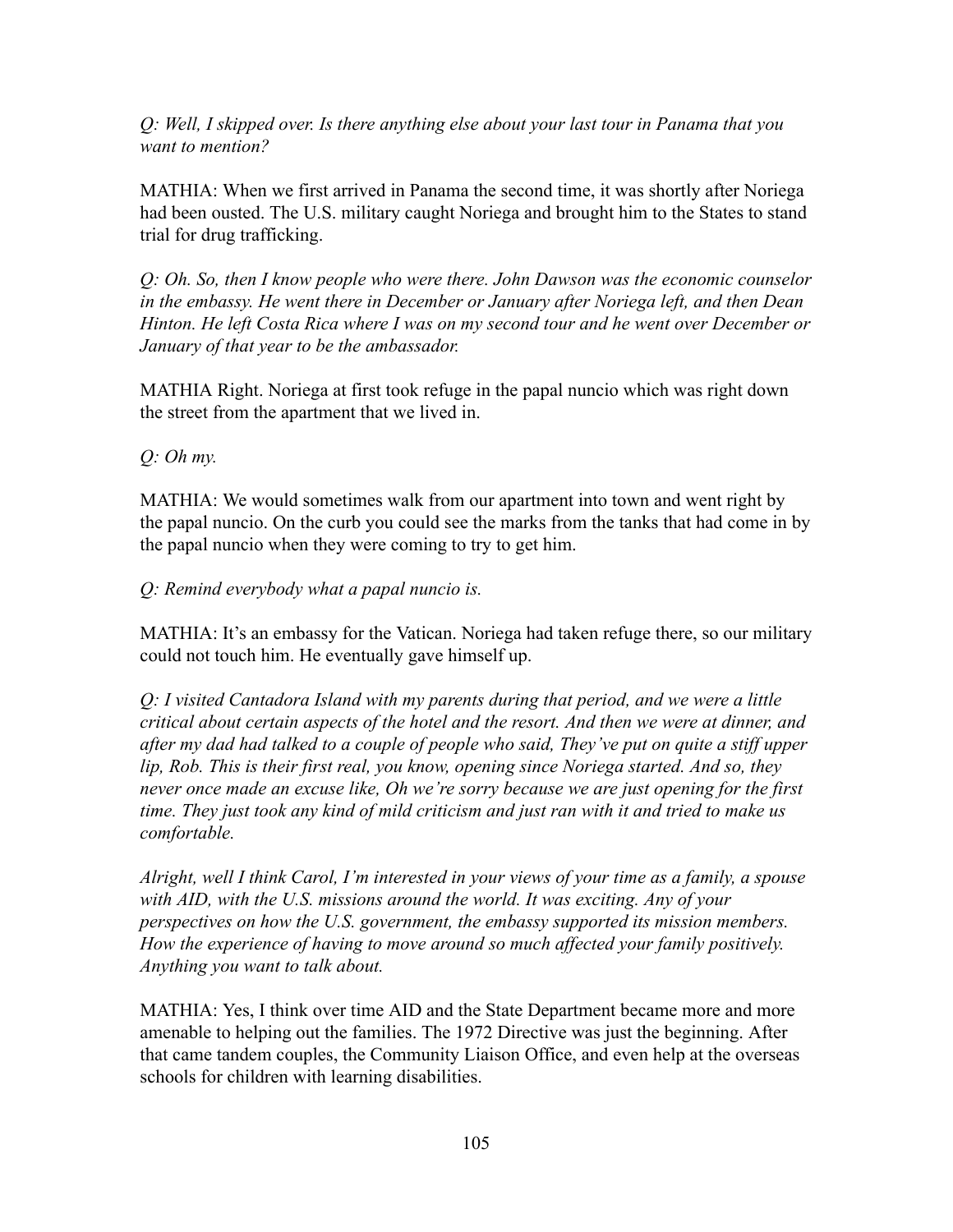*Q: Well, I skipped over. Is there anything else about your last tour in Panama that you want to mention?*

MATHIA: When we first arrived in Panama the second time, it was shortly after Noriega had been ousted. The U.S. military caught Noriega and brought him to the States to stand trial for drug trafficking.

*Q: Oh. So, then I know people who were there. John Dawson was the economic counselor in the embassy. He went there in December or January after Noriega left, and then Dean Hinton. He left Costa Rica where I was on my second tour and he went over December or January of that year to be the ambassador.*

MATHIA Right. Noriega at first took refuge in the papal nuncio which was right down the street from the apartment that we lived in.

*Q: Oh my.*

MATHIA: We would sometimes walk from our apartment into town and went right by the papal nuncio. On the curb you could see the marks from the tanks that had come in by the papal nuncio when they were coming to try to get him.

*Q: Remind everybody what a papal nuncio is.*

MATHIA: It's an embassy for the Vatican. Noriega had taken refuge there, so our military could not touch him. He eventually gave himself up.

*Q: I visited Cantadora Island with my parents during that period, and we were a little critical about certain aspects of the hotel and the resort. And then we were at dinner, and after my dad had talked to a couple of people who said, They've put on quite a stiff upper lip, Rob. This is their first real, you know, opening since Noriega started. And so, they never once made an excuse like, Oh we're sorry because we are just opening for the first time. They just took any kind of mild criticism and just ran with it and tried to make us comfortable.*

*Alright, well I think Carol, I'm interested in your views of your time as a family, a spouse with AID, with the U.S. missions around the world. It was exciting. Any of your perspectives on how the U.S. government, the embassy supported its mission members. How the experience of having to move around so much affected your family positively. Anything you want to talk about.*

MATHIA: Yes, I think over time AID and the State Department became more and more amenable to helping out the families. The 1972 Directive was just the beginning. After that came tandem couples, the Community Liaison Office, and even help at the overseas schools for children with learning disabilities.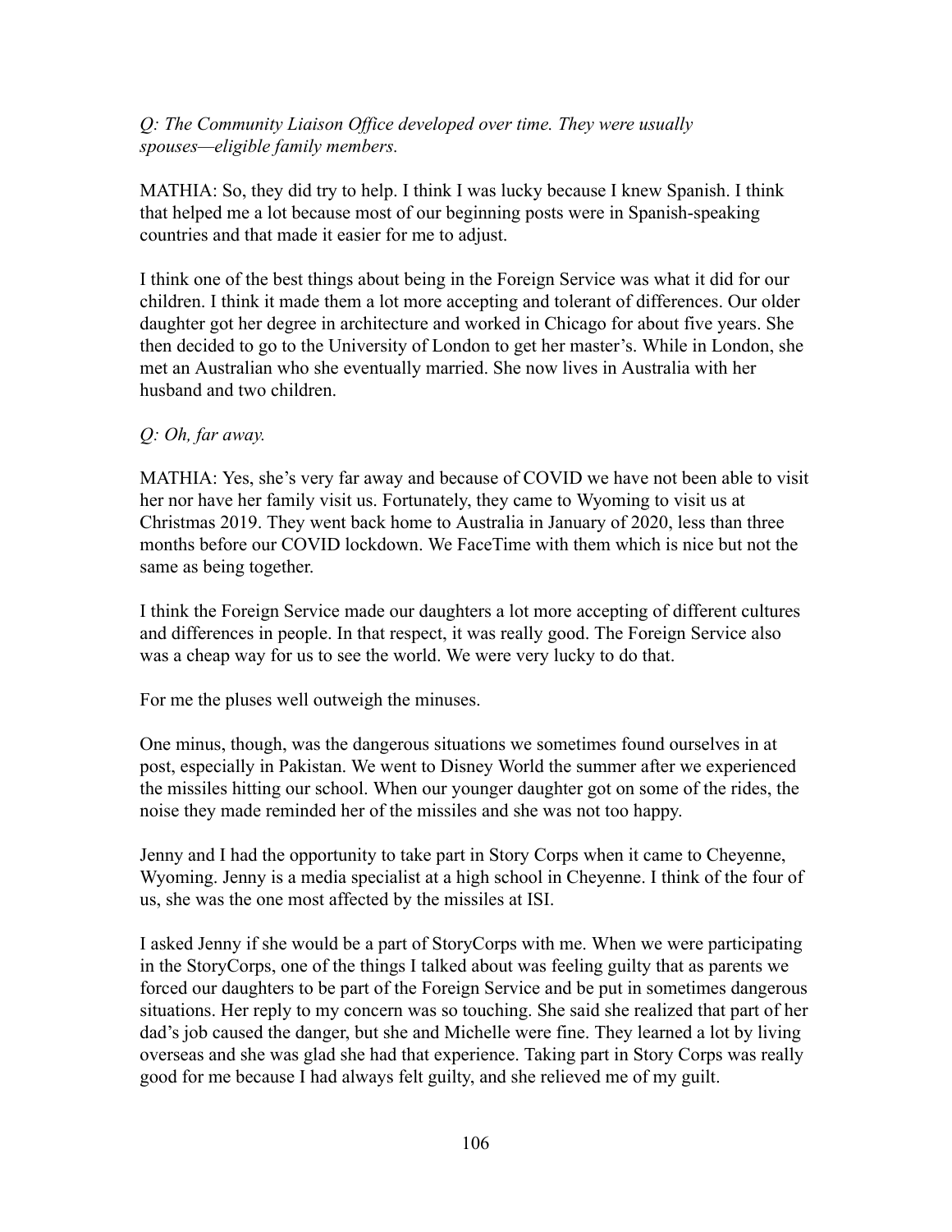*Q: The Community Liaison Office developed over time. They were usually spouses—eligible family members.*

MATHIA: So, they did try to help. I think I was lucky because I knew Spanish. I think that helped me a lot because most of our beginning posts were in Spanish-speaking countries and that made it easier for me to adjust.

I think one of the best things about being in the Foreign Service was what it did for our children. I think it made them a lot more accepting and tolerant of differences. Our older daughter got her degree in architecture and worked in Chicago for about five years. She then decided to go to the University of London to get her master's. While in London, she met an Australian who she eventually married. She now lives in Australia with her husband and two children.

*Q: Oh, far away.*

MATHIA: Yes, she's very far away and because of COVID we have not been able to visit her nor have her family visit us. Fortunately, they came to Wyoming to visit us at Christmas 2019. They went back home to Australia in January of 2020, less than three months before our COVID lockdown. We FaceTime with them which is nice but not the same as being together.

I think the Foreign Service made our daughters a lot more accepting of different cultures and differences in people. In that respect, it was really good. The Foreign Service also was a cheap way for us to see the world. We were very lucky to do that.

For me the pluses well outweigh the minuses.

One minus, though, was the dangerous situations we sometimes found ourselves in at post, especially in Pakistan. We went to Disney World the summer after we experienced the missiles hitting our school. When our younger daughter got on some of the rides, the noise they made reminded her of the missiles and she was not too happy.

Jenny and I had the opportunity to take part in Story Corps when it came to Cheyenne, Wyoming. Jenny is a media specialist at a high school in Cheyenne. I think of the four of us, she was the one most affected by the missiles at ISI.

I asked Jenny if she would be a part of StoryCorps with me. When we were participating in the StoryCorps, one of the things I talked about was feeling guilty that as parents we forced our daughters to be part of the Foreign Service and be put in sometimes dangerous situations. Her reply to my concern was so touching. She said she realized that part of her dad's job caused the danger, but she and Michelle were fine. They learned a lot by living overseas and she was glad she had that experience. Taking part in Story Corps was really good for me because I had always felt guilty, and she relieved me of my guilt.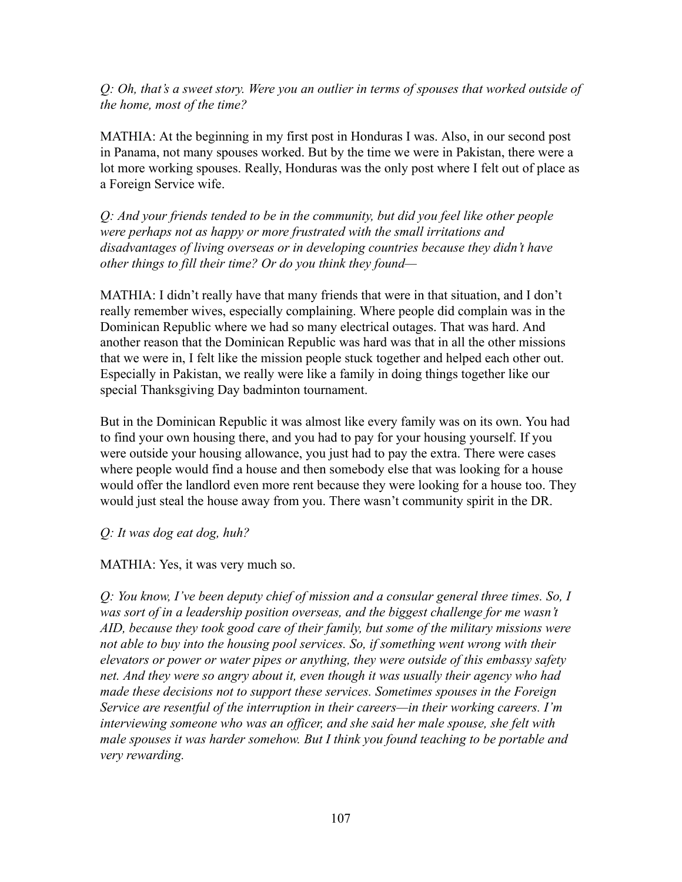*Q: Oh, that's a sweet story. Were you an outlier in terms of spouses that worked outside of the home, most of the time?*

MATHIA: At the beginning in my first post in Honduras I was. Also, in our second post in Panama, not many spouses worked. But by the time we were in Pakistan, there were a lot more working spouses. Really, Honduras was the only post where I felt out of place as a Foreign Service wife.

*Q: And your friends tended to be in the community, but did you feel like other people were perhaps not as happy or more frustrated with the small irritations and disadvantages of living overseas or in developing countries because they didn't have other things to fill their time? Or do you think they found—*

MATHIA: I didn't really have that many friends that were in that situation, and I don't really remember wives, especially complaining. Where people did complain was in the Dominican Republic where we had so many electrical outages. That was hard. And another reason that the Dominican Republic was hard was that in all the other missions that we were in, I felt like the mission people stuck together and helped each other out. Especially in Pakistan, we really were like a family in doing things together like our special Thanksgiving Day badminton tournament.

But in the Dominican Republic it was almost like every family was on its own. You had to find your own housing there, and you had to pay for your housing yourself. If you were outside your housing allowance, you just had to pay the extra. There were cases where people would find a house and then somebody else that was looking for a house would offer the landlord even more rent because they were looking for a house too. They would just steal the house away from you. There wasn't community spirit in the DR.

*Q: It was dog eat dog, huh?*

MATHIA: Yes, it was very much so.

*Q: You know, I've been deputy chief of mission and a consular general three times. So, I was sort of in a leadership position overseas, and the biggest challenge for me wasn't AID, because they took good care of their family, but some of the military missions were not able to buy into the housing pool services. So, if something went wrong with their elevators or power or water pipes or anything, they were outside of this embassy safety net. And they were so angry about it, even though it was usually their agency who had made these decisions not to support these services. Sometimes spouses in the Foreign Service are resentful of the interruption in their careers—in their working careers. I'm interviewing someone who was an officer, and she said her male spouse, she felt with male spouses it was harder somehow. But I think you found teaching to be portable and very rewarding.*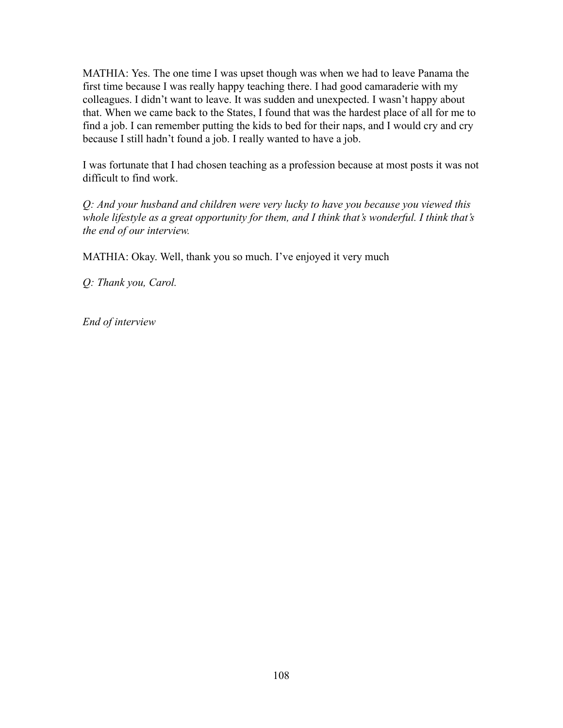MATHIA: Yes. The one time I was upset though was when we had to leave Panama the first time because I was really happy teaching there. I had good camaraderie with my colleagues. I didn't want to leave. It was sudden and unexpected. I wasn't happy about that. When we came back to the States, I found that was the hardest place of all for me to find a job. I can remember putting the kids to bed for their naps, and I would cry and cry because I still hadn't found a job. I really wanted to have a job.

I was fortunate that I had chosen teaching as a profession because at most posts it was not difficult to find work.

*Q: And your husband and children were very lucky to have you because you viewed this whole lifestyle as a great opportunity for them, and I think that's wonderful. I think that's the end of our interview.*

MATHIA: Okay. Well, thank you so much. I've enjoyed it very much

*Q: Thank you, Carol.*

*End of interview*